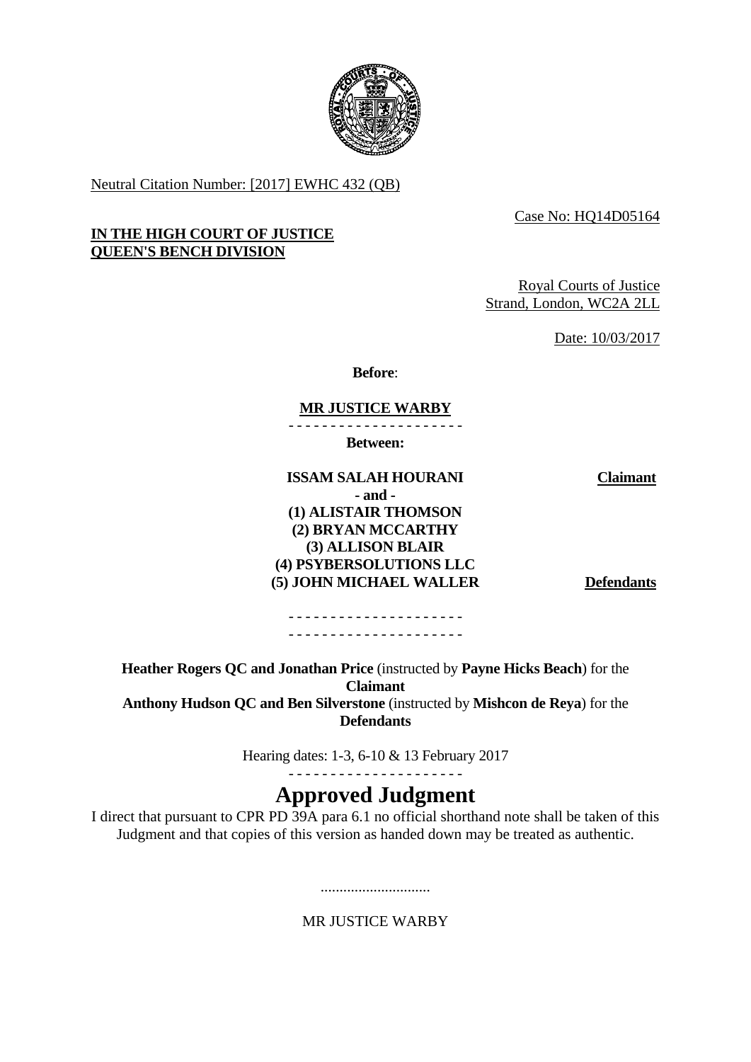Neutral Citation Number: [2017] EWHC 432 (QB)

Case No: HQ14D05164

**IN THE HIGH COURT OF JUSTICE**
**QUEEN'S BENCH DIVISION**

Royal Courts of Justice
Strand, London, WC2A 2LL

Date: 10/03/2017

**Before**:

**MR JUSTICE WARBY**

- - - - - - - - - - - - - - - - - - - - -

**Between:**

| | |
|---|---|
| **ISSAM SALAH HOURANI** | **Claimant** |
| **- and -** | |
| **(1) ALISTAIR THOMSON** | |
| **(2) BRYAN MCCARTHY** | |
| **(3) ALLISON BLAIR** | |
| **(4) PSYBERSOLUTIONS LLC** | |
| **(5) JOHN MICHAEL WALLER** | **Defendants** |

- - - - - - - - - - - - - - - - - - - - -
- - - - - - - - - - - - - - - - - - - - -

**Heather Rogers QC and Jonathan Price** (instructed by **Payne Hicks Beach**) for the **Claimant**
**Anthony Hudson QC and Ben Silverstone** (instructed by **Mishcon de Reya**) for the **Defendants**

Hearing dates: 1-3, 6-10 & 13 February 2017

- - - - - - - - - - - - - - - - - - - - -

# Approved Judgment

I direct that pursuant to CPR PD 39A para 6.1 no official shorthand note shall be taken of this Judgment and that copies of this version as handed down may be treated as authentic.

.............................

MR JUSTICE WARBY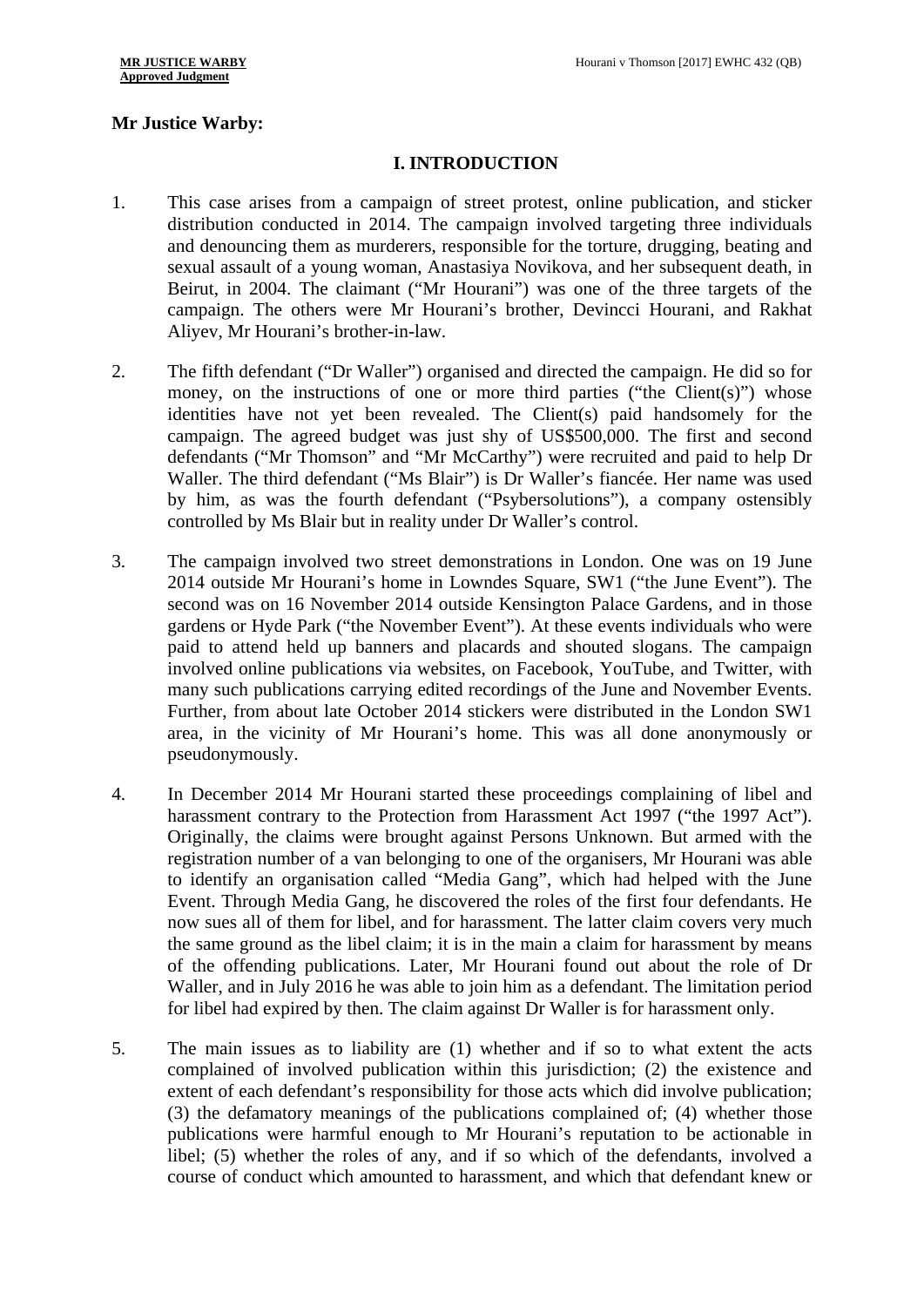**Mr Justice Warby:**

## I. INTRODUCTION

1. This case arises from a campaign of street protest, online publication, and sticker distribution conducted in 2014. The campaign involved targeting three individuals and denouncing them as murderers, responsible for the torture, drugging, beating and sexual assault of a young woman, Anastasiya Novikova, and her subsequent death, in Beirut, in 2004. The claimant ("Mr Hourani") was one of the three targets of the campaign. The others were Mr Hourani's brother, Devincci Hourani, and Rakhat Aliyev, Mr Hourani's brother-in-law.

2. The fifth defendant ("Dr Waller") organised and directed the campaign. He did so for money, on the instructions of one or more third parties ("the Client(s)") whose identities have not yet been revealed. The Client(s) paid handsomely for the campaign. The agreed budget was just shy of US$500,000. The first and second defendants ("Mr Thomson" and "Mr McCarthy") were recruited and paid to help Dr Waller. The third defendant ("Ms Blair") is Dr Waller's fiancée. Her name was used by him, as was the fourth defendant ("Psybersolutions"), a company ostensibly controlled by Ms Blair but in reality under Dr Waller's control.

3. The campaign involved two street demonstrations in London. One was on 19 June 2014 outside Mr Hourani's home in Lowndes Square, SW1 ("the June Event"). The second was on 16 November 2014 outside Kensington Palace Gardens, and in those gardens or Hyde Park ("the November Event"). At these events individuals who were paid to attend held up banners and placards and shouted slogans. The campaign involved online publications via websites, on Facebook, YouTube, and Twitter, with many such publications carrying edited recordings of the June and November Events. Further, from about late October 2014 stickers were distributed in the London SW1 area, in the vicinity of Mr Hourani's home. This was all done anonymously or pseudonymously.

4. In December 2014 Mr Hourani started these proceedings complaining of libel and harassment contrary to the Protection from Harassment Act 1997 ("the 1997 Act"). Originally, the claims were brought against Persons Unknown. But armed with the registration number of a van belonging to one of the organisers, Mr Hourani was able to identify an organisation called "Media Gang", which had helped with the June Event. Through Media Gang, he discovered the roles of the first four defendants. He now sues all of them for libel, and for harassment. The latter claim covers very much the same ground as the libel claim; it is in the main a claim for harassment by means of the offending publications. Later, Mr Hourani found out about the role of Dr Waller, and in July 2016 he was able to join him as a defendant. The limitation period for libel had expired by then. The claim against Dr Waller is for harassment only.

5. The main issues as to liability are (1) whether and if so to what extent the acts complained of involved publication within this jurisdiction; (2) the existence and extent of each defendant's responsibility for those acts which did involve publication; (3) the defamatory meanings of the publications complained of; (4) whether those publications were harmful enough to Mr Hourani's reputation to be actionable in libel; (5) whether the roles of any, and if so which of the defendants, involved a course of conduct which amounted to harassment, and which that defendant knew or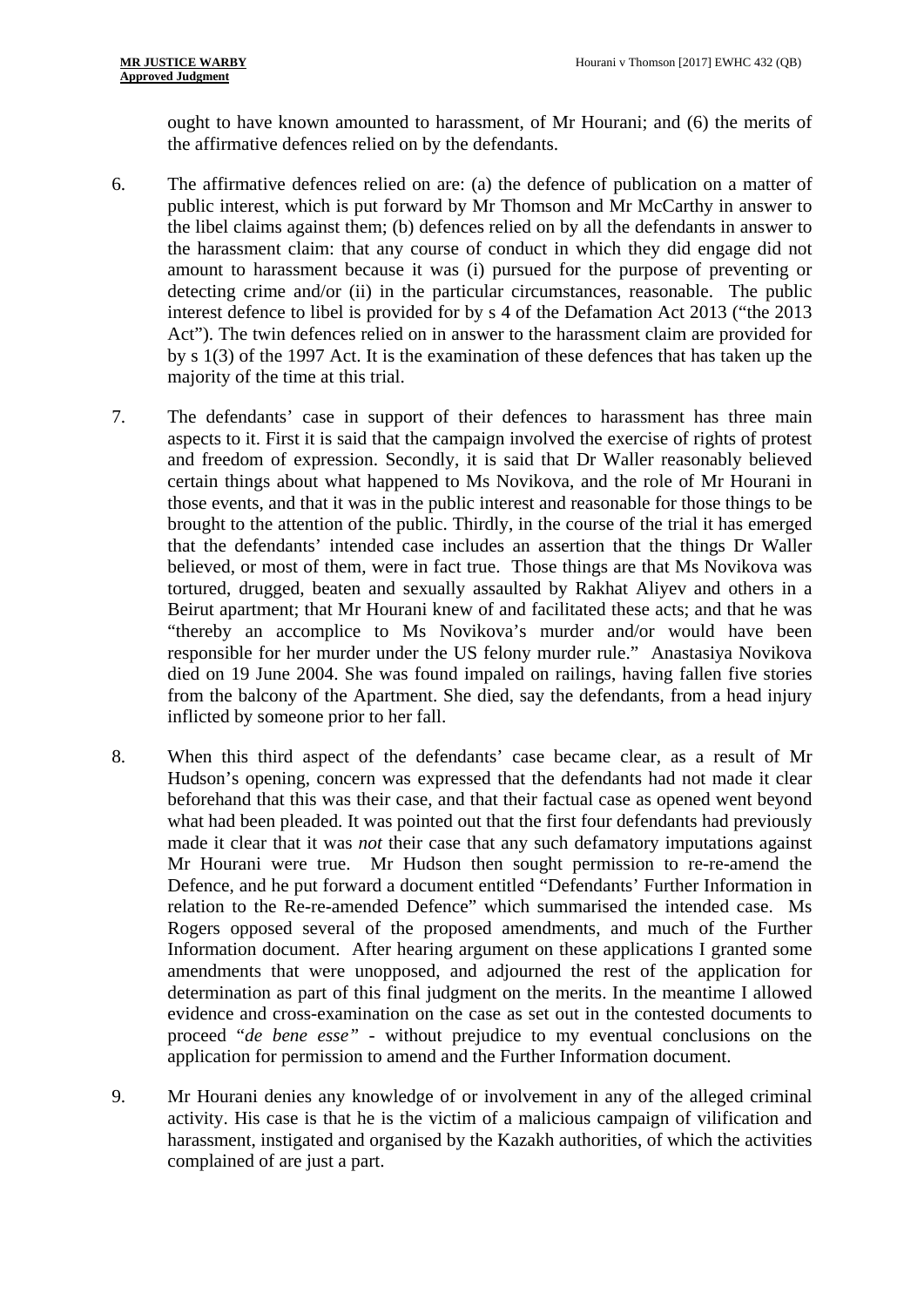ought to have known amounted to harassment, of Mr Hourani; and (6) the merits of the affirmative defences relied on by the defendants.

6. The affirmative defences relied on are: (a) the defence of publication on a matter of public interest, which is put forward by Mr Thomson and Mr McCarthy in answer to the libel claims against them; (b) defences relied on by all the defendants in answer to the harassment claim: that any course of conduct in which they did engage did not amount to harassment because it was (i) pursued for the purpose of preventing or detecting crime and/or (ii) in the particular circumstances, reasonable. The public interest defence to libel is provided for by s 4 of the Defamation Act 2013 ("the 2013 Act"). The twin defences relied on in answer to the harassment claim are provided for by s 1(3) of the 1997 Act. It is the examination of these defences that has taken up the majority of the time at this trial.

7. The defendants' case in support of their defences to harassment has three main aspects to it. First it is said that the campaign involved the exercise of rights of protest and freedom of expression. Secondly, it is said that Dr Waller reasonably believed certain things about what happened to Ms Novikova, and the role of Mr Hourani in those events, and that it was in the public interest and reasonable for those things to be brought to the attention of the public. Thirdly, in the course of the trial it has emerged that the defendants' intended case includes an assertion that the things Dr Waller believed, or most of them, were in fact true. Those things are that Ms Novikova was tortured, drugged, beaten and sexually assaulted by Rakhat Aliyev and others in a Beirut apartment; that Mr Hourani knew of and facilitated these acts; and that he was "thereby an accomplice to Ms Novikova's murder and/or would have been responsible for her murder under the US felony murder rule." Anastasiya Novikova died on 19 June 2004. She was found impaled on railings, having fallen five stories from the balcony of the Apartment. She died, say the defendants, from a head injury inflicted by someone prior to her fall.

8. When this third aspect of the defendants' case became clear, as a result of Mr Hudson's opening, concern was expressed that the defendants had not made it clear beforehand that this was their case, and that their factual case as opened went beyond what had been pleaded. It was pointed out that the first four defendants had previously made it clear that it was *not* their case that any such defamatory imputations against Mr Hourani were true. Mr Hudson then sought permission to re-re-amend the Defence, and he put forward a document entitled "Defendants' Further Information in relation to the Re-re-amended Defence" which summarised the intended case. Ms Rogers opposed several of the proposed amendments, and much of the Further Information document. After hearing argument on these applications I granted some amendments that were unopposed, and adjourned the rest of the application for determination as part of this final judgment on the merits. In the meantime I allowed evidence and cross-examination on the case as set out in the contested documents to proceed "*de bene esse*" - without prejudice to my eventual conclusions on the application for permission to amend and the Further Information document.

9. Mr Hourani denies any knowledge of or involvement in any of the alleged criminal activity. His case is that he is the victim of a malicious campaign of vilification and harassment, instigated and organised by the Kazakh authorities, of which the activities complained of are just a part.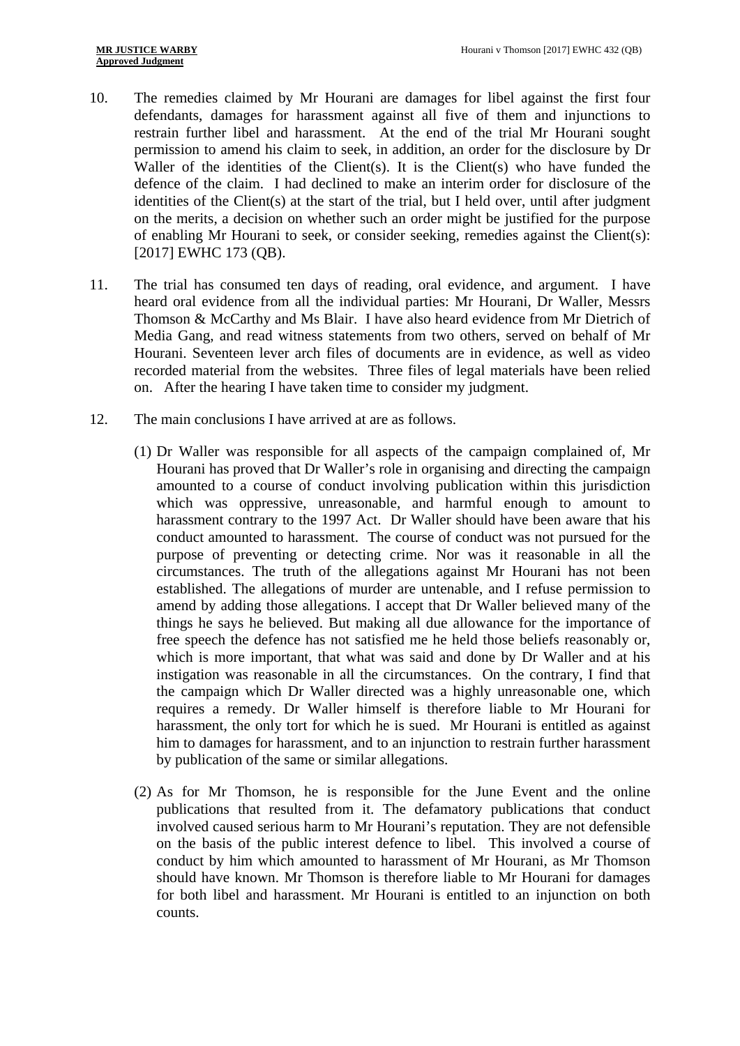10. The remedies claimed by Mr Hourani are damages for libel against the first four defendants, damages for harassment against all five of them and injunctions to restrain further libel and harassment. At the end of the trial Mr Hourani sought permission to amend his claim to seek, in addition, an order for the disclosure by Dr Waller of the identities of the Client(s). It is the Client(s) who have funded the defence of the claim. I had declined to make an interim order for disclosure of the identities of the Client(s) at the start of the trial, but I held over, until after judgment on the merits, a decision on whether such an order might be justified for the purpose of enabling Mr Hourani to seek, or consider seeking, remedies against the Client(s): [2017] EWHC 173 (QB).

11. The trial has consumed ten days of reading, oral evidence, and argument. I have heard oral evidence from all the individual parties: Mr Hourani, Dr Waller, Messrs Thomson & McCarthy and Ms Blair. I have also heard evidence from Mr Dietrich of Media Gang, and read witness statements from two others, served on behalf of Mr Hourani. Seventeen lever arch files of documents are in evidence, as well as video recorded material from the websites. Three files of legal materials have been relied on. After the hearing I have taken time to consider my judgment.

12. The main conclusions I have arrived at are as follows.

    (1) Dr Waller was responsible for all aspects of the campaign complained of, Mr Hourani has proved that Dr Waller's role in organising and directing the campaign amounted to a course of conduct involving publication within this jurisdiction which was oppressive, unreasonable, and harmful enough to amount to harassment contrary to the 1997 Act. Dr Waller should have been aware that his conduct amounted to harassment. The course of conduct was not pursued for the purpose of preventing or detecting crime. Nor was it reasonable in all the circumstances. The truth of the allegations against Mr Hourani has not been established. The allegations of murder are untenable, and I refuse permission to amend by adding those allegations. I accept that Dr Waller believed many of the things he says he believed. But making all due allowance for the importance of free speech the defence has not satisfied me he held those beliefs reasonably or, which is more important, that what was said and done by Dr Waller and at his instigation was reasonable in all the circumstances. On the contrary, I find that the campaign which Dr Waller directed was a highly unreasonable one, which requires a remedy. Dr Waller himself is therefore liable to Mr Hourani for harassment, the only tort for which he is sued. Mr Hourani is entitled as against him to damages for harassment, and to an injunction to restrain further harassment by publication of the same or similar allegations.

    (2) As for Mr Thomson, he is responsible for the June Event and the online publications that resulted from it. The defamatory publications that conduct involved caused serious harm to Mr Hourani's reputation. They are not defensible on the basis of the public interest defence to libel. This involved a course of conduct by him which amounted to harassment of Mr Hourani, as Mr Thomson should have known. Mr Thomson is therefore liable to Mr Hourani for damages for both libel and harassment. Mr Hourani is entitled to an injunction on both counts.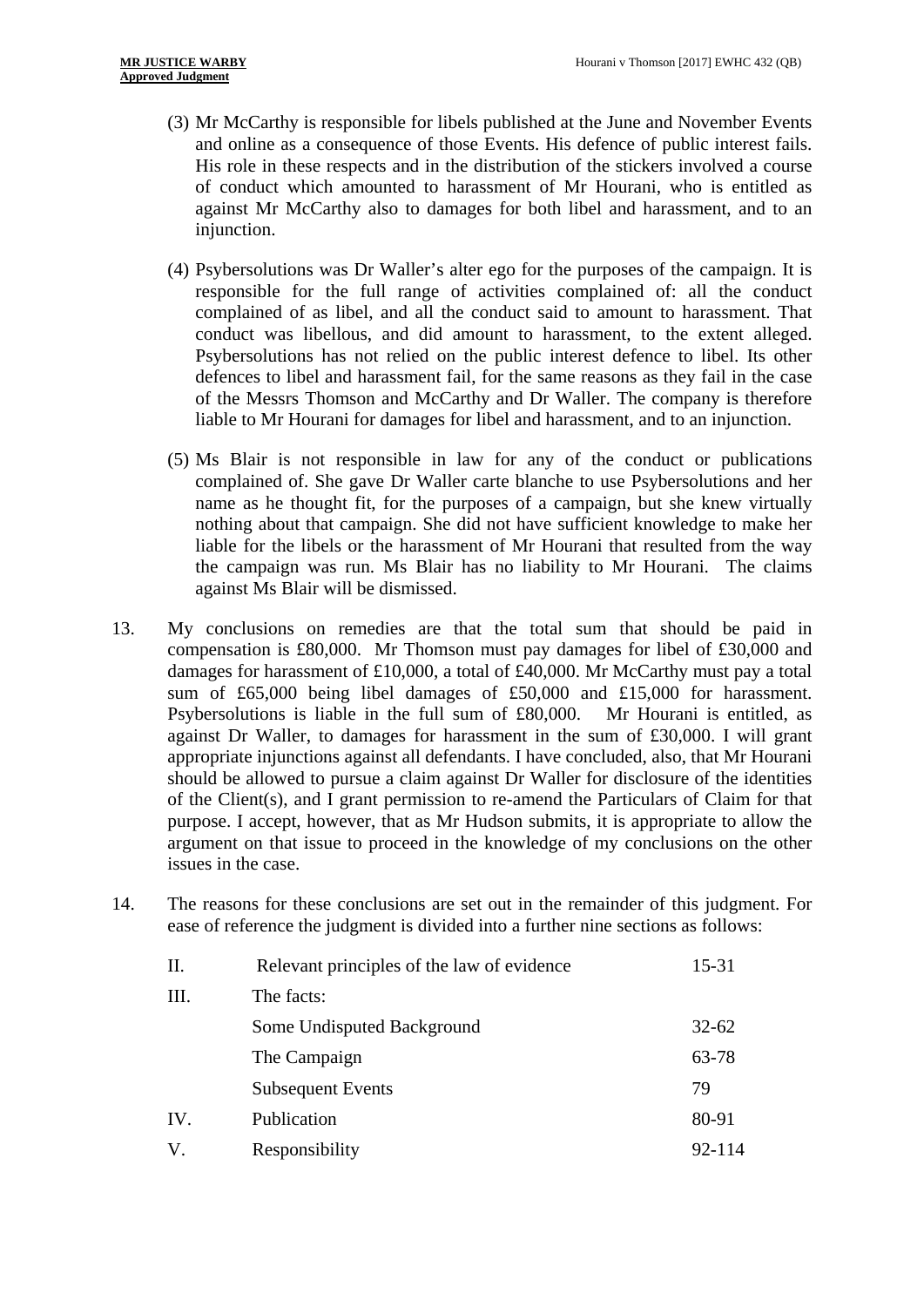(3) Mr McCarthy is responsible for libels published at the June and November Events and online as a consequence of those Events. His defence of public interest fails. His role in these respects and in the distribution of the stickers involved a course of conduct which amounted to harassment of Mr Hourani, who is entitled as against Mr McCarthy also to damages for both libel and harassment, and to an injunction.

(4) Psybersolutions was Dr Waller's alter ego for the purposes of the campaign. It is responsible for the full range of activities complained of: all the conduct complained of as libel, and all the conduct said to amount to harassment. That conduct was libellous, and did amount to harassment, to the extent alleged. Psybersolutions has not relied on the public interest defence to libel. Its other defences to libel and harassment fail, for the same reasons as they fail in the case of the Messrs Thomson and McCarthy and Dr Waller. The company is therefore liable to Mr Hourani for damages for libel and harassment, and to an injunction.

(5) Ms Blair is not responsible in law for any of the conduct or publications complained of. She gave Dr Waller carte blanche to use Psybersolutions and her name as he thought fit, for the purposes of a campaign, but she knew virtually nothing about that campaign. She did not have sufficient knowledge to make her liable for the libels or the harassment of Mr Hourani that resulted from the way the campaign was run. Ms Blair has no liability to Mr Hourani. The claims against Ms Blair will be dismissed.

13. My conclusions on remedies are that the total sum that should be paid in compensation is £80,000. Mr Thomson must pay damages for libel of £30,000 and damages for harassment of £10,000, a total of £40,000. Mr McCarthy must pay a total sum of £65,000 being libel damages of £50,000 and £15,000 for harassment. Psybersolutions is liable in the full sum of £80,000. Mr Hourani is entitled, as against Dr Waller, to damages for harassment in the sum of £30,000. I will grant appropriate injunctions against all defendants. I have concluded, also, that Mr Hourani should be allowed to pursue a claim against Dr Waller for disclosure of the identities of the Client(s), and I grant permission to re-amend the Particulars of Claim for that purpose. I accept, however, that as Mr Hudson submits, it is appropriate to allow the argument on that issue to proceed in the knowledge of my conclusions on the other issues in the case.

14. The reasons for these conclusions are set out in the remainder of this judgment. For ease of reference the judgment is divided into a further nine sections as follows:

| | | |
|---|---|---|
| II. | Relevant principles of the law of evidence | 15-31 |
| III. | The facts: | |
| | Some Undisputed Background | 32-62 |
| | The Campaign | 63-78 |
| | Subsequent Events | 79 |
| IV. | Publication | 80-91 |
| V. | Responsibility | 92-114 |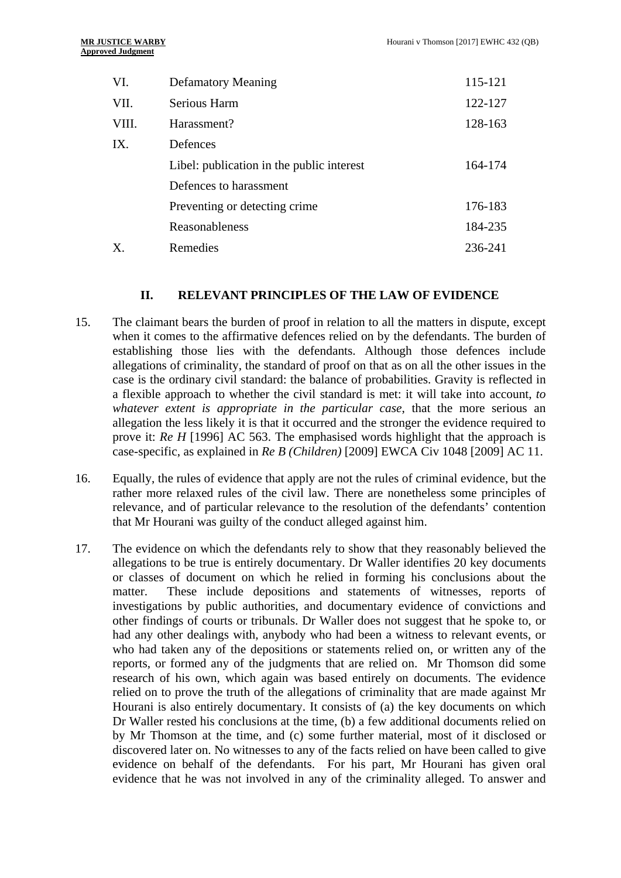| | | |
|---|---|---|
| VI. | Defamatory Meaning | 115-121 |
| VII. | Serious Harm | 122-127 |
| VIII. | Harassment? | 128-163 |
| IX. | Defences | |
| | Libel: publication in the public interest | 164-174 |
| | Defences to harassment | |
| | Preventing or detecting crime | 176-183 |
| | Reasonableness | 184-235 |
| X. | Remedies | 236-241 |

## II. RELEVANT PRINCIPLES OF THE LAW OF EVIDENCE

15. The claimant bears the burden of proof in relation to all the matters in dispute, except when it comes to the affirmative defences relied on by the defendants. The burden of establishing those lies with the defendants. Although those defences include allegations of criminality, the standard of proof on that as on all the other issues in the case is the ordinary civil standard: the balance of probabilities. Gravity is reflected in a flexible approach to whether the civil standard is met: it will take into account, *to whatever extent is appropriate in the particular case*, that the more serious an allegation the less likely it is that it occurred and the stronger the evidence required to prove it: *Re H* [1996] AC 563. The emphasised words highlight that the approach is case-specific, as explained in *Re B (Children)* [2009] EWCA Civ 1048 [2009] AC 11.

16. Equally, the rules of evidence that apply are not the rules of criminal evidence, but the rather more relaxed rules of the civil law. There are nonetheless some principles of relevance, and of particular relevance to the resolution of the defendants' contention that Mr Hourani was guilty of the conduct alleged against him.

17. The evidence on which the defendants rely to show that they reasonably believed the allegations to be true is entirely documentary. Dr Waller identifies 20 key documents or classes of document on which he relied in forming his conclusions about the matter. These include depositions and statements of witnesses, reports of investigations by public authorities, and documentary evidence of convictions and other findings of courts or tribunals. Dr Waller does not suggest that he spoke to, or had any other dealings with, anybody who had been a witness to relevant events, or who had taken any of the depositions or statements relied on, or written any of the reports, or formed any of the judgments that are relied on. Mr Thomson did some research of his own, which again was based entirely on documents. The evidence relied on to prove the truth of the allegations of criminality that are made against Mr Hourani is also entirely documentary. It consists of (a) the key documents on which Dr Waller rested his conclusions at the time, (b) a few additional documents relied on by Mr Thomson at the time, and (c) some further material, most of it disclosed or discovered later on. No witnesses to any of the facts relied on have been called to give evidence on behalf of the defendants. For his part, Mr Hourani has given oral evidence that he was not involved in any of the criminality alleged. To answer and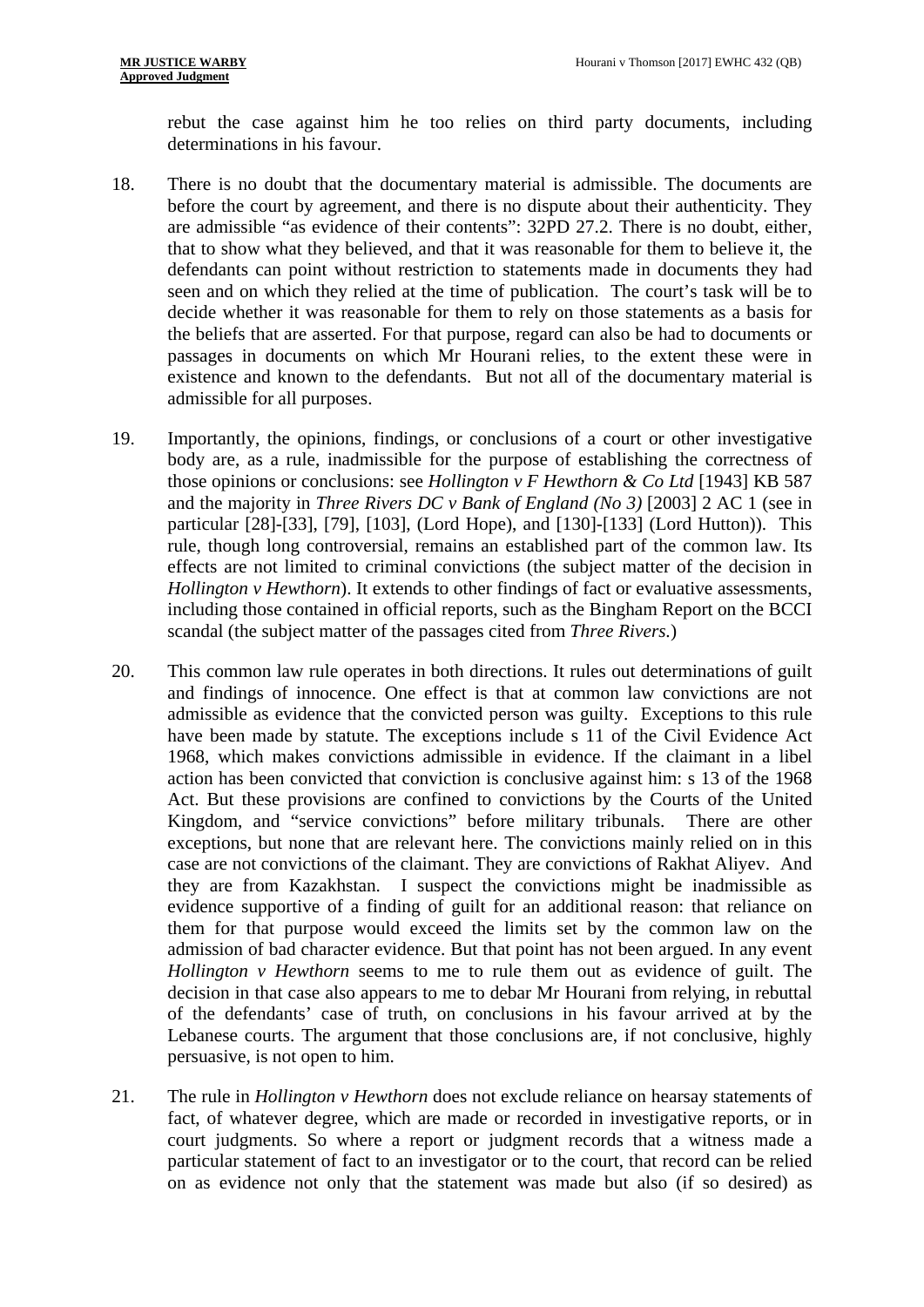rebut the case against him he too relies on third party documents, including determinations in his favour.

18. There is no doubt that the documentary material is admissible. The documents are before the court by agreement, and there is no dispute about their authenticity. They are admissible "as evidence of their contents": 32PD 27.2. There is no doubt, either, that to show what they believed, and that it was reasonable for them to believe it, the defendants can point without restriction to statements made in documents they had seen and on which they relied at the time of publication. The court's task will be to decide whether it was reasonable for them to rely on those statements as a basis for the beliefs that are asserted. For that purpose, regard can also be had to documents or passages in documents on which Mr Hourani relies, to the extent these were in existence and known to the defendants. But not all of the documentary material is admissible for all purposes.

19. Importantly, the opinions, findings, or conclusions of a court or other investigative body are, as a rule, inadmissible for the purpose of establishing the correctness of those opinions or conclusions: see *Hollington v F Hewthorn & Co Ltd* [1943] KB 587 and the majority in *Three Rivers DC v Bank of England (No 3)* [2003] 2 AC 1 (see in particular [28]-[33], [79], [103], (Lord Hope), and [130]-[133] (Lord Hutton)). This rule, though long controversial, remains an established part of the common law. Its effects are not limited to criminal convictions (the subject matter of the decision in *Hollington v Hewthorn*). It extends to other findings of fact or evaluative assessments, including those contained in official reports, such as the Bingham Report on the BCCI scandal (the subject matter of the passages cited from *Three Rivers.*)

20. This common law rule operates in both directions. It rules out determinations of guilt and findings of innocence. One effect is that at common law convictions are not admissible as evidence that the convicted person was guilty. Exceptions to this rule have been made by statute. The exceptions include s 11 of the Civil Evidence Act 1968, which makes convictions admissible in evidence. If the claimant in a libel action has been convicted that conviction is conclusive against him: s 13 of the 1968 Act. But these provisions are confined to convictions by the Courts of the United Kingdom, and "service convictions" before military tribunals. There are other exceptions, but none that are relevant here. The convictions mainly relied on in this case are not convictions of the claimant. They are convictions of Rakhat Aliyev. And they are from Kazakhstan. I suspect the convictions might be inadmissible as evidence supportive of a finding of guilt for an additional reason: that reliance on them for that purpose would exceed the limits set by the common law on the admission of bad character evidence. But that point has not been argued. In any event *Hollington v Hewthorn* seems to me to rule them out as evidence of guilt. The decision in that case also appears to me to debar Mr Hourani from relying, in rebuttal of the defendants' case of truth, on conclusions in his favour arrived at by the Lebanese courts. The argument that those conclusions are, if not conclusive, highly persuasive, is not open to him.

21. The rule in *Hollington v Hewthorn* does not exclude reliance on hearsay statements of fact, of whatever degree, which are made or recorded in investigative reports, or in court judgments. So where a report or judgment records that a witness made a particular statement of fact to an investigator or to the court, that record can be relied on as evidence not only that the statement was made but also (if so desired) as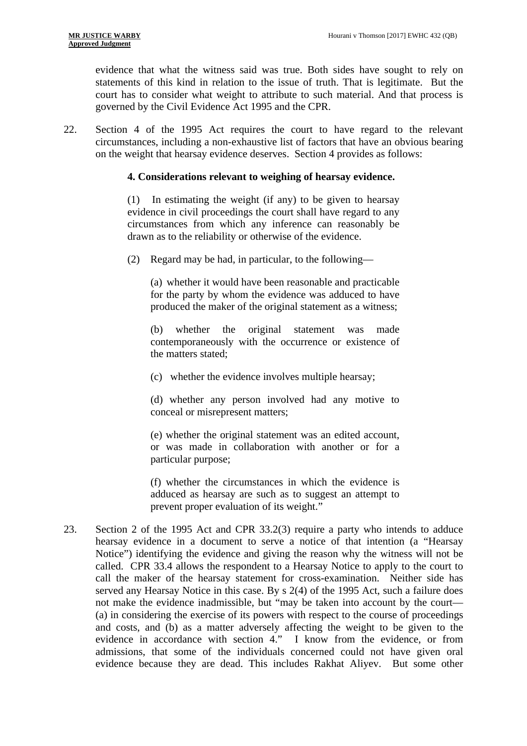evidence that what the witness said was true. Both sides have sought to rely on statements of this kind in relation to the issue of truth. That is legitimate. But the court has to consider what weight to attribute to such material. And that process is governed by the Civil Evidence Act 1995 and the CPR.

22. Section 4 of the 1995 Act requires the court to have regard to the relevant circumstances, including a non-exhaustive list of factors that have an obvious bearing on the weight that hearsay evidence deserves. Section 4 provides as follows:

> **4. Considerations relevant to weighing of hearsay evidence.**
>
> (1) In estimating the weight (if any) to be given to hearsay evidence in civil proceedings the court shall have regard to any circumstances from which any inference can reasonably be drawn as to the reliability or otherwise of the evidence.
>
> (2) Regard may be had, in particular, to the following—
>
> > (a) whether it would have been reasonable and practicable for the party by whom the evidence was adduced to have produced the maker of the original statement as a witness;
> >
> > (b) whether the original statement was made contemporaneously with the occurrence or existence of the matters stated;
> >
> > (c) whether the evidence involves multiple hearsay;
> >
> > (d) whether any person involved had any motive to conceal or misrepresent matters;
> >
> > (e) whether the original statement was an edited account, or was made in collaboration with another or for a particular purpose;
> >
> > (f) whether the circumstances in which the evidence is adduced as hearsay are such as to suggest an attempt to prevent proper evaluation of its weight."

23. Section 2 of the 1995 Act and CPR 33.2(3) require a party who intends to adduce hearsay evidence in a document to serve a notice of that intention (a "Hearsay Notice") identifying the evidence and giving the reason why the witness will not be called. CPR 33.4 allows the respondent to a Hearsay Notice to apply to the court to call the maker of the hearsay statement for cross-examination. Neither side has served any Hearsay Notice in this case. By s 2(4) of the 1995 Act, such a failure does not make the evidence inadmissible, but "may be taken into account by the court—(a) in considering the exercise of its powers with respect to the course of proceedings and costs, and (b) as a matter adversely affecting the weight to be given to the evidence in accordance with section 4." I know from the evidence, or from admissions, that some of the individuals concerned could not have given oral evidence because they are dead. This includes Rakhat Aliyev. But some other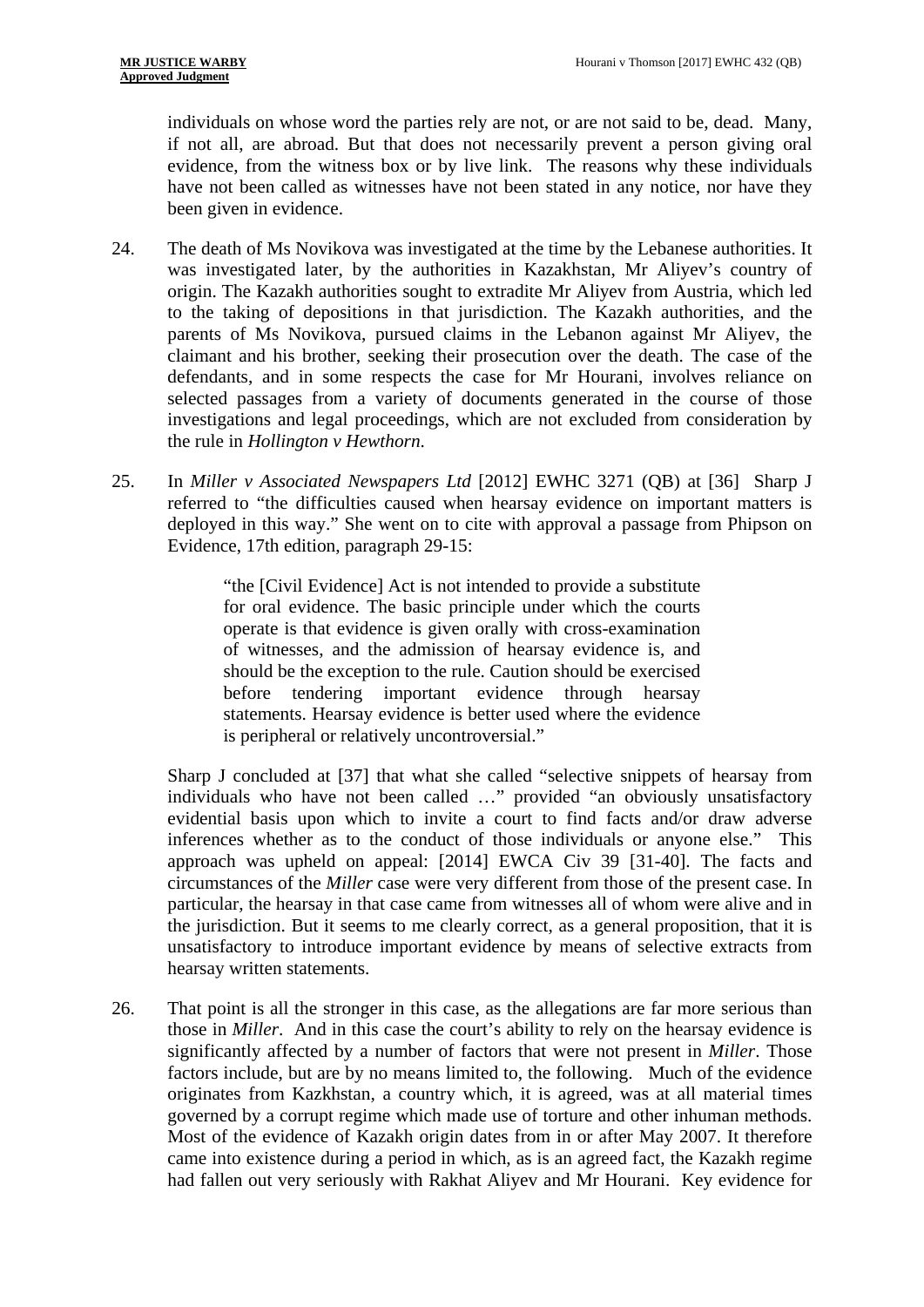individuals on whose word the parties rely are not, or are not said to be, dead. Many, if not all, are abroad. But that does not necessarily prevent a person giving oral evidence, from the witness box or by live link. The reasons why these individuals have not been called as witnesses have not been stated in any notice, nor have they been given in evidence.

24. The death of Ms Novikova was investigated at the time by the Lebanese authorities. It was investigated later, by the authorities in Kazakhstan, Mr Aliyev's country of origin. The Kazakh authorities sought to extradite Mr Aliyev from Austria, which led to the taking of depositions in that jurisdiction. The Kazakh authorities, and the parents of Ms Novikova, pursued claims in the Lebanon against Mr Aliyev, the claimant and his brother, seeking their prosecution over the death. The case of the defendants, and in some respects the case for Mr Hourani, involves reliance on selected passages from a variety of documents generated in the course of those investigations and legal proceedings, which are not excluded from consideration by the rule in *Hollington v Hewthorn*.

25. In *Miller v Associated Newspapers Ltd* [2012] EWHC 3271 (QB) at [36] Sharp J referred to "the difficulties caused when hearsay evidence on important matters is deployed in this way." She went on to cite with approval a passage from Phipson on Evidence, 17th edition, paragraph 29-15:

> "the [Civil Evidence] Act is not intended to provide a substitute for oral evidence. The basic principle under which the courts operate is that evidence is given orally with cross-examination of witnesses, and the admission of hearsay evidence is, and should be the exception to the rule. Caution should be exercised before tendering important evidence through hearsay statements. Hearsay evidence is better used where the evidence is peripheral or relatively uncontroversial."

Sharp J concluded at [37] that what she called "selective snippets of hearsay from individuals who have not been called …" provided "an obviously unsatisfactory evidential basis upon which to invite a court to find facts and/or draw adverse inferences whether as to the conduct of those individuals or anyone else." This approach was upheld on appeal: [2014] EWCA Civ 39 [31-40]. The facts and circumstances of the *Miller* case were very different from those of the present case. In particular, the hearsay in that case came from witnesses all of whom were alive and in the jurisdiction. But it seems to me clearly correct, as a general proposition, that it is unsatisfactory to introduce important evidence by means of selective extracts from hearsay written statements.

26. That point is all the stronger in this case, as the allegations are far more serious than those in *Miller*. And in this case the court's ability to rely on the hearsay evidence is significantly affected by a number of factors that were not present in *Miller*. Those factors include, but are by no means limited to, the following. Much of the evidence originates from Kazkhstan, a country which, it is agreed, was at all material times governed by a corrupt regime which made use of torture and other inhuman methods. Most of the evidence of Kazakh origin dates from in or after May 2007. It therefore came into existence during a period in which, as is an agreed fact, the Kazakh regime had fallen out very seriously with Rakhat Aliyev and Mr Hourani. Key evidence for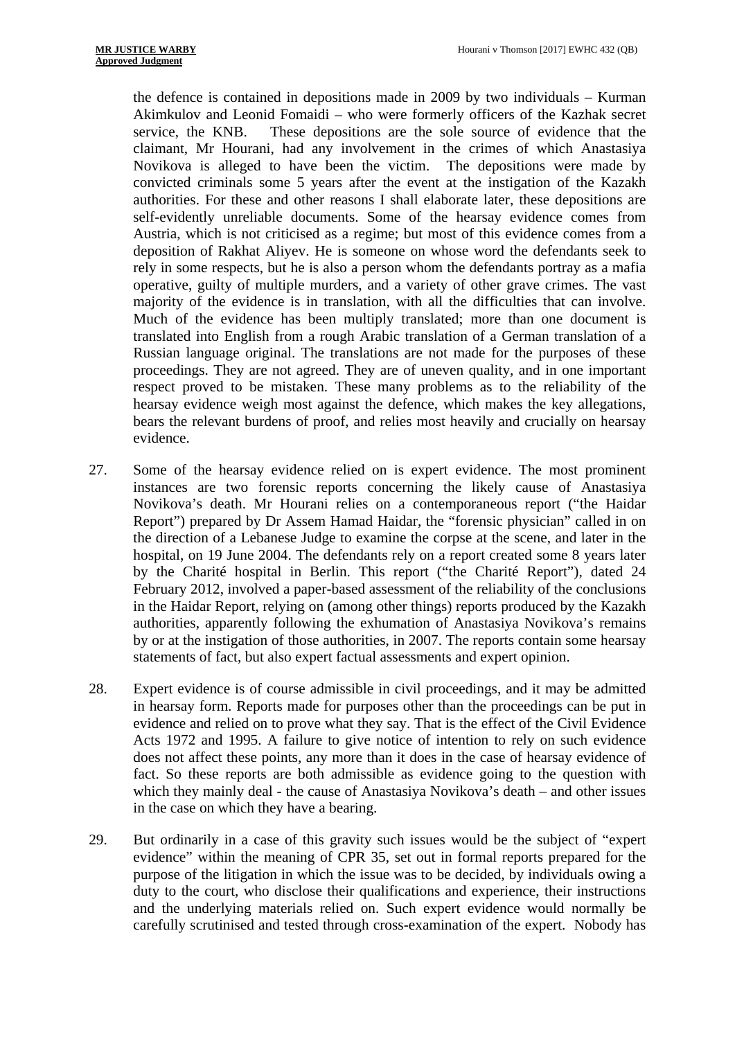the defence is contained in depositions made in 2009 by two individuals – Kurman Akimkulov and Leonid Fomaidi – who were formerly officers of the Kazhak secret service, the KNB. These depositions are the sole source of evidence that the claimant, Mr Hourani, had any involvement in the crimes of which Anastasiya Novikova is alleged to have been the victim. The depositions were made by convicted criminals some 5 years after the event at the instigation of the Kazakh authorities. For these and other reasons I shall elaborate later, these depositions are self-evidently unreliable documents. Some of the hearsay evidence comes from Austria, which is not criticised as a regime; but most of this evidence comes from a deposition of Rakhat Aliyev. He is someone on whose word the defendants seek to rely in some respects, but he is also a person whom the defendants portray as a mafia operative, guilty of multiple murders, and a variety of other grave crimes. The vast majority of the evidence is in translation, with all the difficulties that can involve. Much of the evidence has been multiply translated; more than one document is translated into English from a rough Arabic translation of a German translation of a Russian language original. The translations are not made for the purposes of these proceedings. They are not agreed. They are of uneven quality, and in one important respect proved to be mistaken. These many problems as to the reliability of the hearsay evidence weigh most against the defence, which makes the key allegations, bears the relevant burdens of proof, and relies most heavily and crucially on hearsay evidence.

27. Some of the hearsay evidence relied on is expert evidence. The most prominent instances are two forensic reports concerning the likely cause of Anastasiya Novikova's death. Mr Hourani relies on a contemporaneous report ("the Haidar Report") prepared by Dr Assem Hamad Haidar, the "forensic physician" called in on the direction of a Lebanese Judge to examine the corpse at the scene, and later in the hospital, on 19 June 2004. The defendants rely on a report created some 8 years later by the Charité hospital in Berlin. This report ("the Charité Report"), dated 24 February 2012, involved a paper-based assessment of the reliability of the conclusions in the Haidar Report, relying on (among other things) reports produced by the Kazakh authorities, apparently following the exhumation of Anastasiya Novikova's remains by or at the instigation of those authorities, in 2007. The reports contain some hearsay statements of fact, but also expert factual assessments and expert opinion.

28. Expert evidence is of course admissible in civil proceedings, and it may be admitted in hearsay form. Reports made for purposes other than the proceedings can be put in evidence and relied on to prove what they say. That is the effect of the Civil Evidence Acts 1972 and 1995. A failure to give notice of intention to rely on such evidence does not affect these points, any more than it does in the case of hearsay evidence of fact. So these reports are both admissible as evidence going to the question with which they mainly deal - the cause of Anastasiya Novikova's death – and other issues in the case on which they have a bearing.

29. But ordinarily in a case of this gravity such issues would be the subject of "expert evidence" within the meaning of CPR 35, set out in formal reports prepared for the purpose of the litigation in which the issue was to be decided, by individuals owing a duty to the court, who disclose their qualifications and experience, their instructions and the underlying materials relied on. Such expert evidence would normally be carefully scrutinised and tested through cross-examination of the expert. Nobody has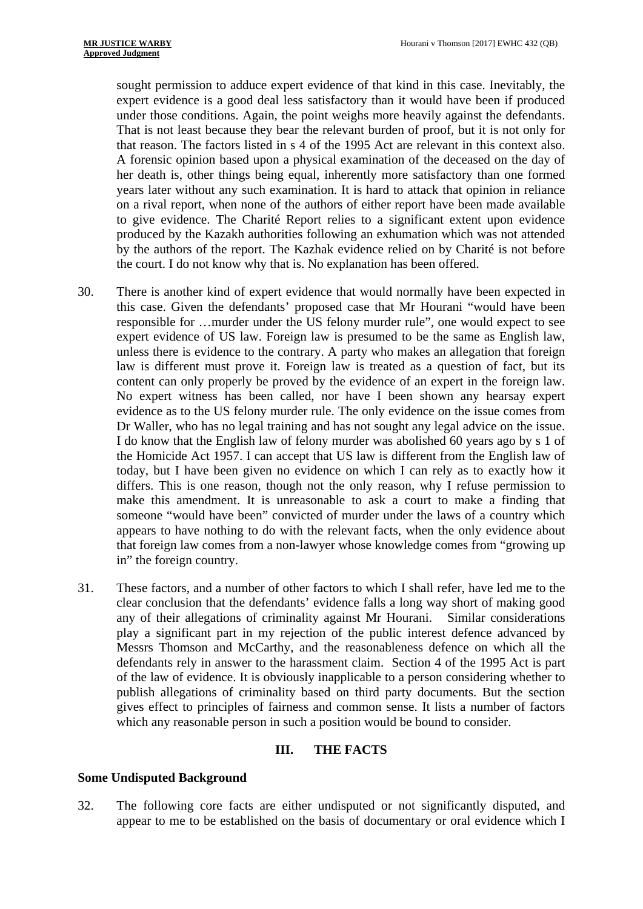sought permission to adduce expert evidence of that kind in this case. Inevitably, the expert evidence is a good deal less satisfactory than it would have been if produced under those conditions. Again, the point weighs more heavily against the defendants. That is not least because they bear the relevant burden of proof, but it is not only for that reason. The factors listed in s 4 of the 1995 Act are relevant in this context also. A forensic opinion based upon a physical examination of the deceased on the day of her death is, other things being equal, inherently more satisfactory than one formed years later without any such examination. It is hard to attack that opinion in reliance on a rival report, when none of the authors of either report have been made available to give evidence. The Charité Report relies to a significant extent upon evidence produced by the Kazakh authorities following an exhumation which was not attended by the authors of the report. The Kazhak evidence relied on by Charité is not before the court. I do not know why that is. No explanation has been offered.

30. There is another kind of expert evidence that would normally have been expected in this case. Given the defendants' proposed case that Mr Hourani "would have been responsible for …murder under the US felony murder rule", one would expect to see expert evidence of US law. Foreign law is presumed to be the same as English law, unless there is evidence to the contrary. A party who makes an allegation that foreign law is different must prove it. Foreign law is treated as a question of fact, but its content can only properly be proved by the evidence of an expert in the foreign law. No expert witness has been called, nor have I been shown any hearsay expert evidence as to the US felony murder rule. The only evidence on the issue comes from Dr Waller, who has no legal training and has not sought any legal advice on the issue. I do know that the English law of felony murder was abolished 60 years ago by s 1 of the Homicide Act 1957. I can accept that US law is different from the English law of today, but I have been given no evidence on which I can rely as to exactly how it differs. This is one reason, though not the only reason, why I refuse permission to make this amendment. It is unreasonable to ask a court to make a finding that someone "would have been" convicted of murder under the laws of a country which appears to have nothing to do with the relevant facts, when the only evidence about that foreign law comes from a non-lawyer whose knowledge comes from "growing up in" the foreign country.

31. These factors, and a number of other factors to which I shall refer, have led me to the clear conclusion that the defendants' evidence falls a long way short of making good any of their allegations of criminality against Mr Hourani. Similar considerations play a significant part in my rejection of the public interest defence advanced by Messrs Thomson and McCarthy, and the reasonableness defence on which all the defendants rely in answer to the harassment claim. Section 4 of the 1995 Act is part of the law of evidence. It is obviously inapplicable to a person considering whether to publish allegations of criminality based on third party documents. But the section gives effect to principles of fairness and common sense. It lists a number of factors which any reasonable person in such a position would be bound to consider.

## III. THE FACTS

### Some Undisputed Background

32. The following core facts are either undisputed or not significantly disputed, and appear to me to be established on the basis of documentary or oral evidence which I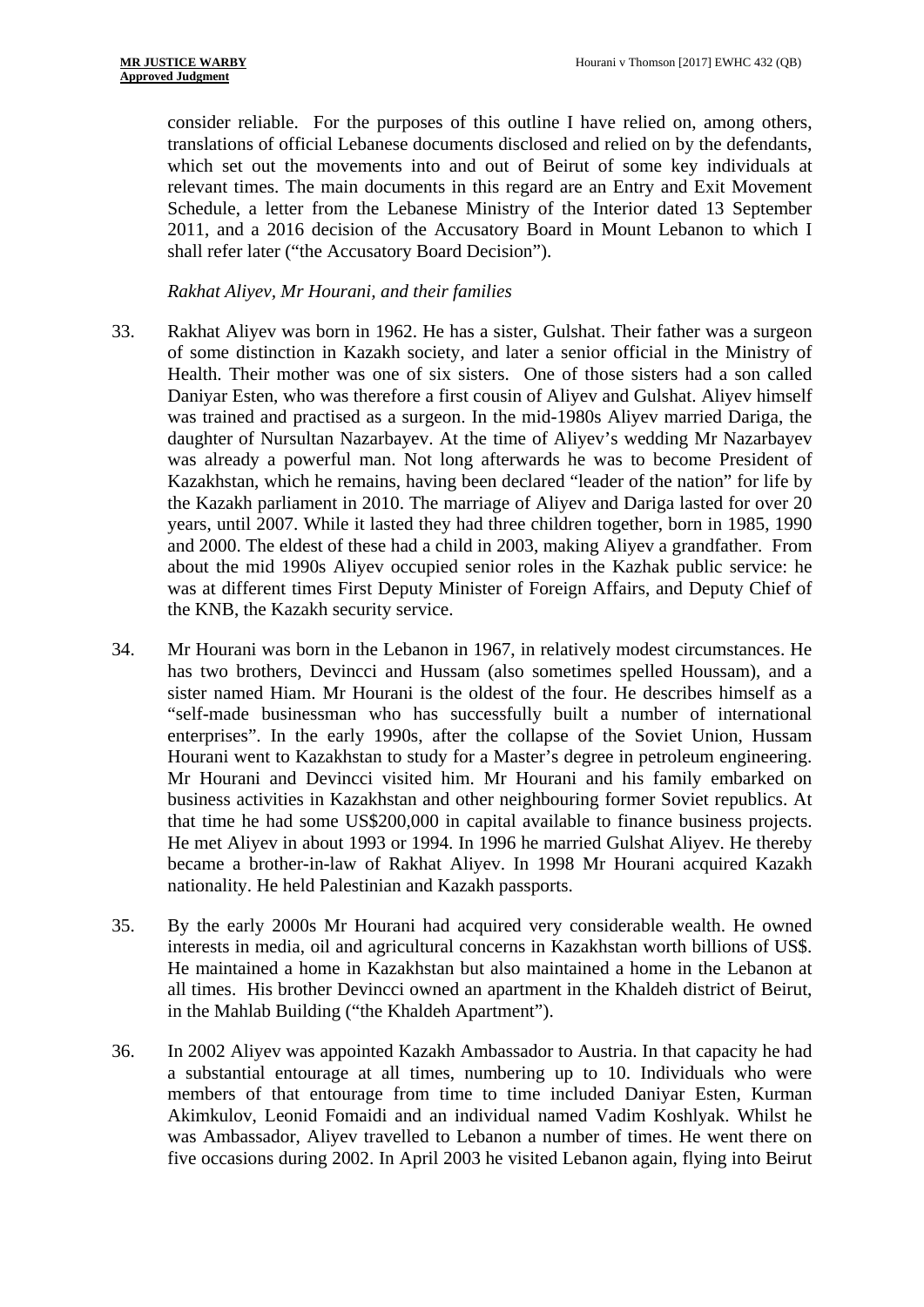consider reliable. For the purposes of this outline I have relied on, among others, translations of official Lebanese documents disclosed and relied on by the defendants, which set out the movements into and out of Beirut of some key individuals at relevant times. The main documents in this regard are an Entry and Exit Movement Schedule, a letter from the Lebanese Ministry of the Interior dated 13 September 2011, and a 2016 decision of the Accusatory Board in Mount Lebanon to which I shall refer later ("the Accusatory Board Decision").

*Rakhat Aliyev, Mr Hourani, and their families*

33. Rakhat Aliyev was born in 1962. He has a sister, Gulshat. Their father was a surgeon of some distinction in Kazakh society, and later a senior official in the Ministry of Health. Their mother was one of six sisters. One of those sisters had a son called Daniyar Esten, who was therefore a first cousin of Aliyev and Gulshat. Aliyev himself was trained and practised as a surgeon. In the mid-1980s Aliyev married Dariga, the daughter of Nursultan Nazarbayev. At the time of Aliyev's wedding Mr Nazarbayev was already a powerful man. Not long afterwards he was to become President of Kazakhstan, which he remains, having been declared "leader of the nation" for life by the Kazakh parliament in 2010. The marriage of Aliyev and Dariga lasted for over 20 years, until 2007. While it lasted they had three children together, born in 1985, 1990 and 2000. The eldest of these had a child in 2003, making Aliyev a grandfather. From about the mid 1990s Aliyev occupied senior roles in the Kazhak public service: he was at different times First Deputy Minister of Foreign Affairs, and Deputy Chief of the KNB, the Kazakh security service.

34. Mr Hourani was born in the Lebanon in 1967, in relatively modest circumstances. He has two brothers, Devincci and Hussam (also sometimes spelled Houssam), and a sister named Hiam. Mr Hourani is the oldest of the four. He describes himself as a "self-made businessman who has successfully built a number of international enterprises". In the early 1990s, after the collapse of the Soviet Union, Hussam Hourani went to Kazakhstan to study for a Master's degree in petroleum engineering. Mr Hourani and Devincci visited him. Mr Hourani and his family embarked on business activities in Kazakhstan and other neighbouring former Soviet republics. At that time he had some US$200,000 in capital available to finance business projects. He met Aliyev in about 1993 or 1994. In 1996 he married Gulshat Aliyev. He thereby became a brother-in-law of Rakhat Aliyev. In 1998 Mr Hourani acquired Kazakh nationality. He held Palestinian and Kazakh passports.

35. By the early 2000s Mr Hourani had acquired very considerable wealth. He owned interests in media, oil and agricultural concerns in Kazakhstan worth billions of US$. He maintained a home in Kazakhstan but also maintained a home in the Lebanon at all times. His brother Devincci owned an apartment in the Khaldeh district of Beirut, in the Mahlab Building ("the Khaldeh Apartment").

36. In 2002 Aliyev was appointed Kazakh Ambassador to Austria. In that capacity he had a substantial entourage at all times, numbering up to 10. Individuals who were members of that entourage from time to time included Daniyar Esten, Kurman Akimkulov, Leonid Fomaidi and an individual named Vadim Koshlyak. Whilst he was Ambassador, Aliyev travelled to Lebanon a number of times. He went there on five occasions during 2002. In April 2003 he visited Lebanon again, flying into Beirut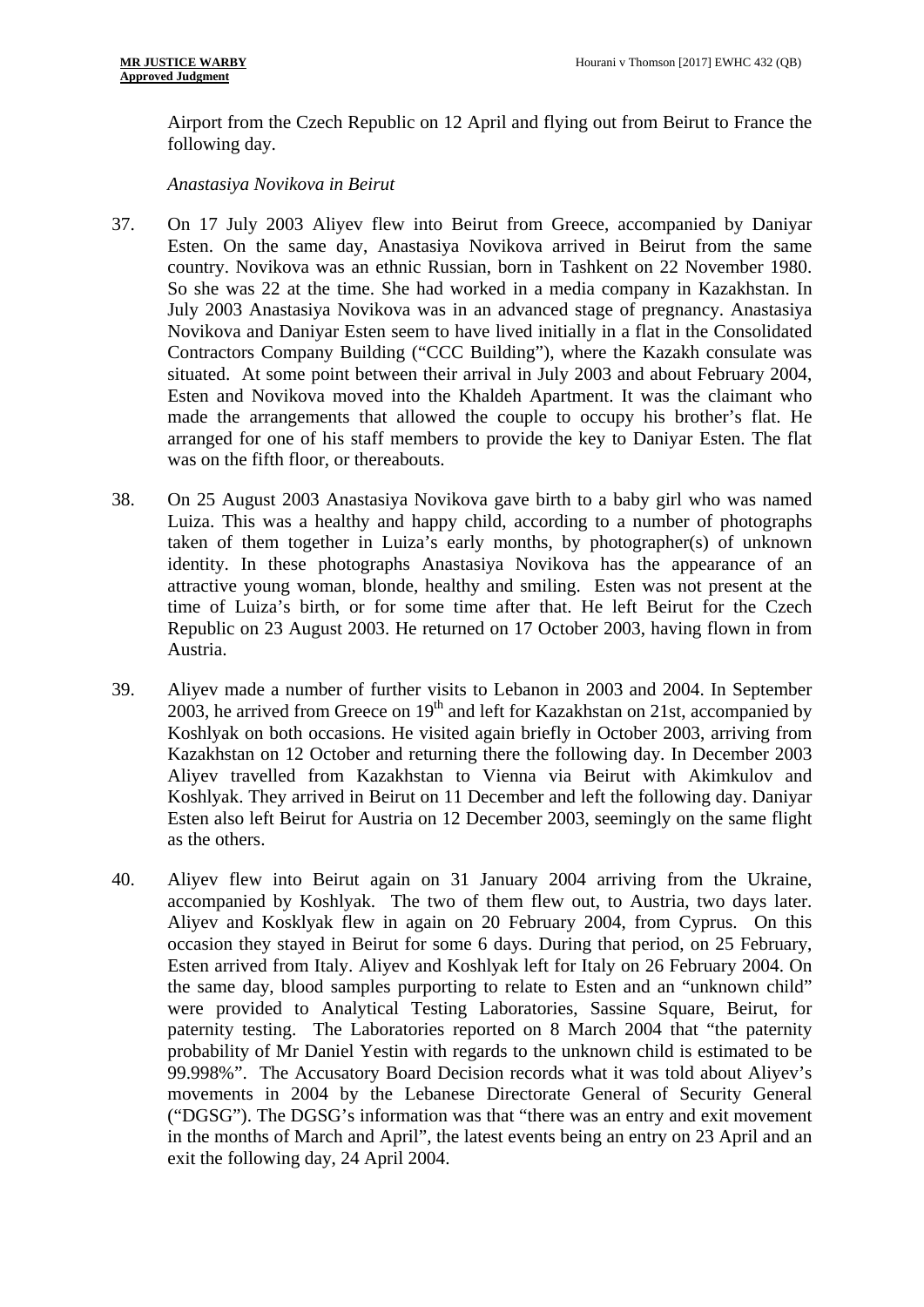Airport from the Czech Republic on 12 April and flying out from Beirut to France the following day.

*Anastasiya Novikova in Beirut*

37. On 17 July 2003 Aliyev flew into Beirut from Greece, accompanied by Daniyar Esten. On the same day, Anastasiya Novikova arrived in Beirut from the same country. Novikova was an ethnic Russian, born in Tashkent on 22 November 1980. So she was 22 at the time. She had worked in a media company in Kazakhstan. In July 2003 Anastasiya Novikova was in an advanced stage of pregnancy. Anastasiya Novikova and Daniyar Esten seem to have lived initially in a flat in the Consolidated Contractors Company Building ("CCC Building"), where the Kazakh consulate was situated. At some point between their arrival in July 2003 and about February 2004, Esten and Novikova moved into the Khaldeh Apartment. It was the claimant who made the arrangements that allowed the couple to occupy his brother's flat. He arranged for one of his staff members to provide the key to Daniyar Esten. The flat was on the fifth floor, or thereabouts.

38. On 25 August 2003 Anastasiya Novikova gave birth to a baby girl who was named Luiza. This was a healthy and happy child, according to a number of photographs taken of them together in Luiza's early months, by photographer(s) of unknown identity. In these photographs Anastasiya Novikova has the appearance of an attractive young woman, blonde, healthy and smiling. Esten was not present at the time of Luiza's birth, or for some time after that. He left Beirut for the Czech Republic on 23 August 2003. He returned on 17 October 2003, having flown in from Austria.

39. Aliyev made a number of further visits to Lebanon in 2003 and 2004. In September 2003, he arrived from Greece on 19th and left for Kazakhstan on 21st, accompanied by Koshlyak on both occasions. He visited again briefly in October 2003, arriving from Kazakhstan on 12 October and returning there the following day. In December 2003 Aliyev travelled from Kazakhstan to Vienna via Beirut with Akimkulov and Koshlyak. They arrived in Beirut on 11 December and left the following day. Daniyar Esten also left Beirut for Austria on 12 December 2003, seemingly on the same flight as the others.

40. Aliyev flew into Beirut again on 31 January 2004 arriving from the Ukraine, accompanied by Koshlyak. The two of them flew out, to Austria, two days later. Aliyev and Kosklyak flew in again on 20 February 2004, from Cyprus. On this occasion they stayed in Beirut for some 6 days. During that period, on 25 February, Esten arrived from Italy. Aliyev and Koshlyak left for Italy on 26 February 2004. On the same day, blood samples purporting to relate to Esten and an "unknown child" were provided to Analytical Testing Laboratories, Sassine Square, Beirut, for paternity testing. The Laboratories reported on 8 March 2004 that "the paternity probability of Mr Daniel Yestin with regards to the unknown child is estimated to be 99.998%". The Accusatory Board Decision records what it was told about Aliyev's movements in 2004 by the Lebanese Directorate General of Security General ("DGSG"). The DGSG's information was that "there was an entry and exit movement in the months of March and April", the latest events being an entry on 23 April and an exit the following day, 24 April 2004.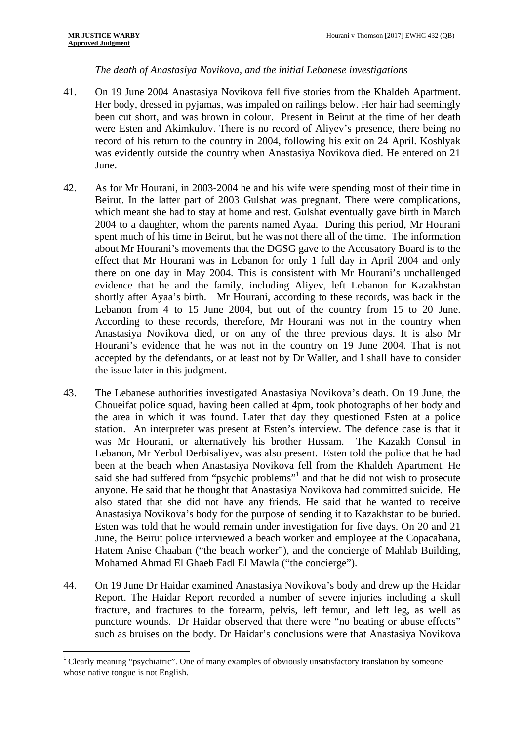*The death of Anastasiya Novikova, and the initial Lebanese investigations*

41. On 19 June 2004 Anastasiya Novikova fell five stories from the Khaldeh Apartment. Her body, dressed in pyjamas, was impaled on railings below. Her hair had seemingly been cut short, and was brown in colour. Present in Beirut at the time of her death were Esten and Akimkulov. There is no record of Aliyev's presence, there being no record of his return to the country in 2004, following his exit on 24 April. Koshlyak was evidently outside the country when Anastasiya Novikova died. He entered on 21 June.

42. As for Mr Hourani, in 2003-2004 he and his wife were spending most of their time in Beirut. In the latter part of 2003 Gulshat was pregnant. There were complications, which meant she had to stay at home and rest. Gulshat eventually gave birth in March 2004 to a daughter, whom the parents named Ayaa. During this period, Mr Hourani spent much of his time in Beirut, but he was not there all of the time. The information about Mr Hourani's movements that the DGSG gave to the Accusatory Board is to the effect that Mr Hourani was in Lebanon for only 1 full day in April 2004 and only there on one day in May 2004. This is consistent with Mr Hourani's unchallenged evidence that he and the family, including Aliyev, left Lebanon for Kazakhstan shortly after Ayaa's birth. Mr Hourani, according to these records, was back in the Lebanon from 4 to 15 June 2004, but out of the country from 15 to 20 June. According to these records, therefore, Mr Hourani was not in the country when Anastasiya Novikova died, or on any of the three previous days. It is also Mr Hourani's evidence that he was not in the country on 19 June 2004. That is not accepted by the defendants, or at least not by Dr Waller, and I shall have to consider the issue later in this judgment.

43. The Lebanese authorities investigated Anastasiya Novikova's death. On 19 June, the Choueifat police squad, having been called at 4pm, took photographs of her body and the area in which it was found. Later that day they questioned Esten at a police station. An interpreter was present at Esten's interview. The defence case is that it was Mr Hourani, or alternatively his brother Hussam. The Kazakh Consul in Lebanon, Mr Yerbol Derbisaliyev, was also present. Esten told the police that he had been at the beach when Anastasiya Novikova fell from the Khaldeh Apartment. He said she had suffered from "psychic problems"[1] and that he did not wish to prosecute anyone. He said that he thought that Anastasiya Novikova had committed suicide. He also stated that she did not have any friends. He said that he wanted to receive Anastasiya Novikova's body for the purpose of sending it to Kazakhstan to be buried. Esten was told that he would remain under investigation for five days. On 20 and 21 June, the Beirut police interviewed a beach worker and employee at the Copacabana, Hatem Anise Chaaban ("the beach worker"), and the concierge of Mahlab Building, Mohamed Ahmad El Ghaeb Fadl El Mawla ("the concierge").

44. On 19 June Dr Haidar examined Anastasiya Novikova's body and drew up the Haidar Report. The Haidar Report recorded a number of severe injuries including a skull fracture, and fractures to the forearm, pelvis, left femur, and left leg, as well as puncture wounds. Dr Haidar observed that there were "no beating or abuse effects" such as bruises on the body. Dr Haidar's conclusions were that Anastasiya Novikova

---

[1] Clearly meaning "psychiatric". One of many examples of obviously unsatisfactory translation by someone whose native tongue is not English.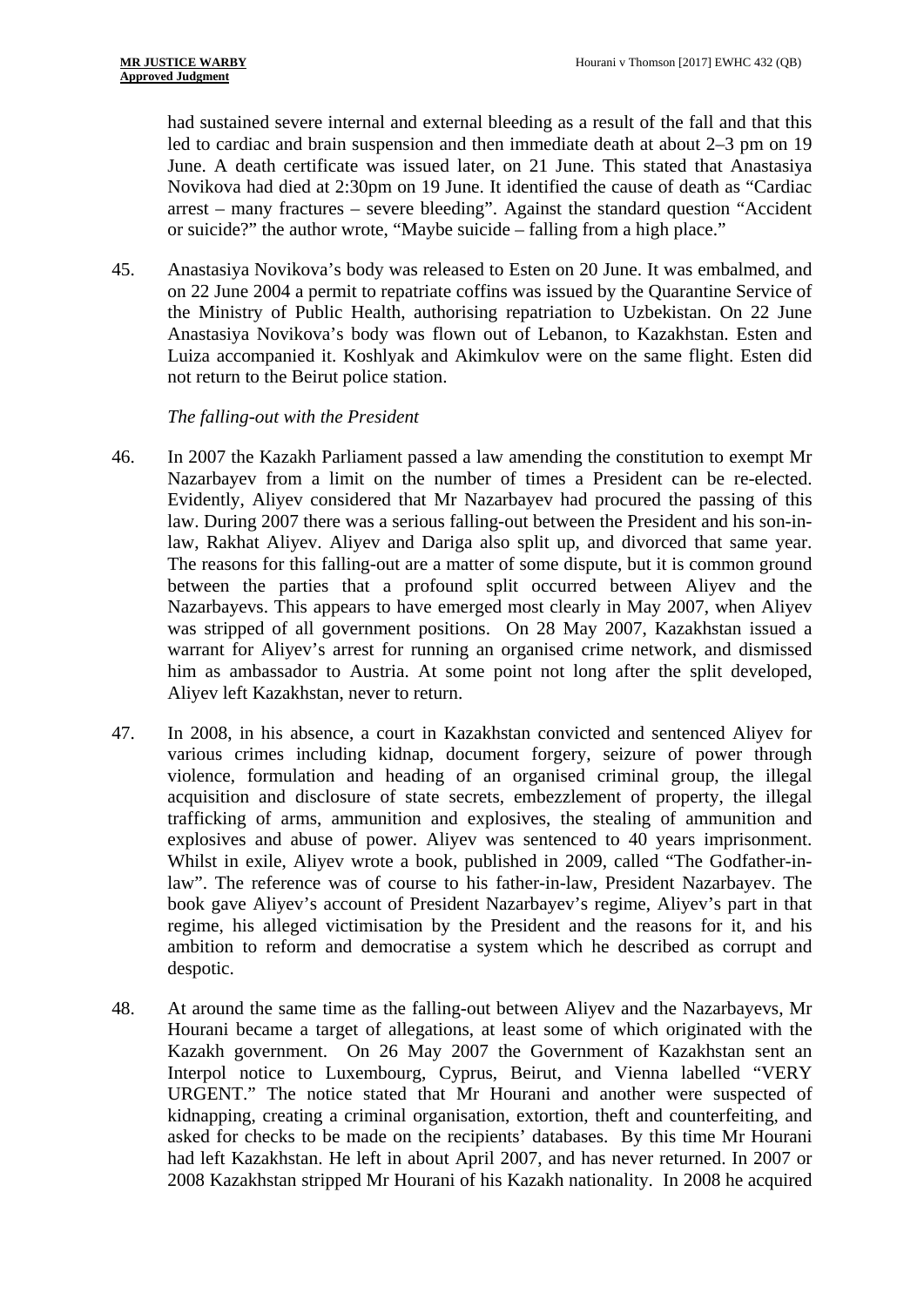had sustained severe internal and external bleeding as a result of the fall and that this led to cardiac and brain suspension and then immediate death at about 2–3 pm on 19 June. A death certificate was issued later, on 21 June. This stated that Anastasiya Novikova had died at 2:30pm on 19 June. It identified the cause of death as "Cardiac arrest – many fractures – severe bleeding". Against the standard question "Accident or suicide?" the author wrote, "Maybe suicide – falling from a high place."

45. Anastasiya Novikova's body was released to Esten on 20 June. It was embalmed, and on 22 June 2004 a permit to repatriate coffins was issued by the Quarantine Service of the Ministry of Public Health, authorising repatriation to Uzbekistan. On 22 June Anastasiya Novikova's body was flown out of Lebanon, to Kazakhstan. Esten and Luiza accompanied it. Koshlyak and Akimkulov were on the same flight. Esten did not return to the Beirut police station.

*The falling-out with the President*

46. In 2007 the Kazakh Parliament passed a law amending the constitution to exempt Mr Nazarbayev from a limit on the number of times a President can be re-elected. Evidently, Aliyev considered that Mr Nazarbayev had procured the passing of this law. During 2007 there was a serious falling-out between the President and his son-in-law, Rakhat Aliyev. Aliyev and Dariga also split up, and divorced that same year. The reasons for this falling-out are a matter of some dispute, but it is common ground between the parties that a profound split occurred between Aliyev and the Nazarbayevs. This appears to have emerged most clearly in May 2007, when Aliyev was stripped of all government positions. On 28 May 2007, Kazakhstan issued a warrant for Aliyev's arrest for running an organised crime network, and dismissed him as ambassador to Austria. At some point not long after the split developed, Aliyev left Kazakhstan, never to return.

47. In 2008, in his absence, a court in Kazakhstan convicted and sentenced Aliyev for various crimes including kidnap, document forgery, seizure of power through violence, formulation and heading of an organised criminal group, the illegal acquisition and disclosure of state secrets, embezzlement of property, the illegal trafficking of arms, ammunition and explosives, the stealing of ammunition and explosives and abuse of power. Aliyev was sentenced to 40 years imprisonment. Whilst in exile, Aliyev wrote a book, published in 2009, called "The Godfather-in-law". The reference was of course to his father-in-law, President Nazarbayev. The book gave Aliyev's account of President Nazarbayev's regime, Aliyev's part in that regime, his alleged victimisation by the President and the reasons for it, and his ambition to reform and democratise a system which he described as corrupt and despotic.

48. At around the same time as the falling-out between Aliyev and the Nazarbayevs, Mr Hourani became a target of allegations, at least some of which originated with the Kazakh government. On 26 May 2007 the Government of Kazakhstan sent an Interpol notice to Luxembourg, Cyprus, Beirut, and Vienna labelled "VERY URGENT." The notice stated that Mr Hourani and another were suspected of kidnapping, creating a criminal organisation, extortion, theft and counterfeiting, and asked for checks to be made on the recipients' databases. By this time Mr Hourani had left Kazakhstan. He left in about April 2007, and has never returned. In 2007 or 2008 Kazakhstan stripped Mr Hourani of his Kazakh nationality. In 2008 he acquired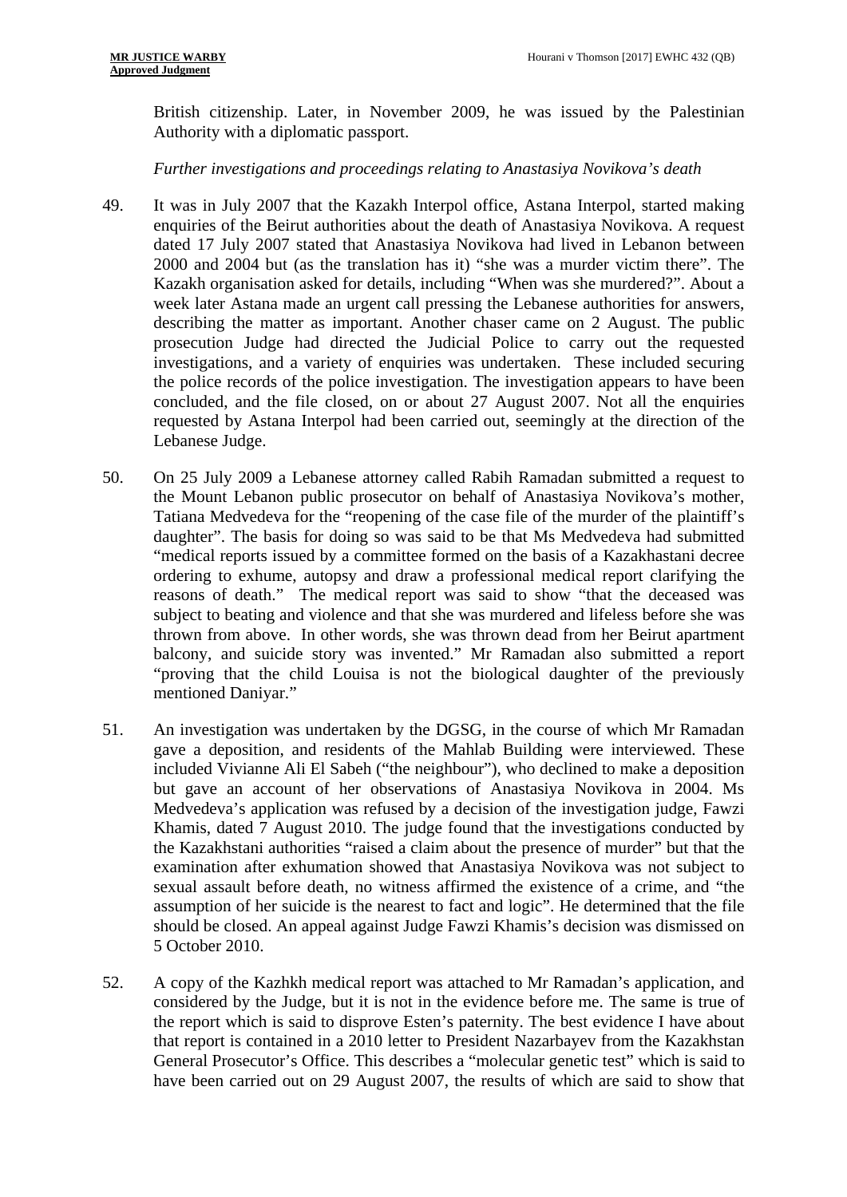British citizenship. Later, in November 2009, he was issued by the Palestinian Authority with a diplomatic passport.

*Further investigations and proceedings relating to Anastasiya Novikova's death*

49. It was in July 2007 that the Kazakh Interpol office, Astana Interpol, started making enquiries of the Beirut authorities about the death of Anastasiya Novikova. A request dated 17 July 2007 stated that Anastasiya Novikova had lived in Lebanon between 2000 and 2004 but (as the translation has it) "she was a murder victim there". The Kazakh organisation asked for details, including "When was she murdered?". About a week later Astana made an urgent call pressing the Lebanese authorities for answers, describing the matter as important. Another chaser came on 2 August. The public prosecution Judge had directed the Judicial Police to carry out the requested investigations, and a variety of enquiries was undertaken. These included securing the police records of the police investigation. The investigation appears to have been concluded, and the file closed, on or about 27 August 2007. Not all the enquiries requested by Astana Interpol had been carried out, seemingly at the direction of the Lebanese Judge.

50. On 25 July 2009 a Lebanese attorney called Rabih Ramadan submitted a request to the Mount Lebanon public prosecutor on behalf of Anastasiya Novikova's mother, Tatiana Medvedeva for the "reopening of the case file of the murder of the plaintiff's daughter". The basis for doing so was said to be that Ms Medvedeva had submitted "medical reports issued by a committee formed on the basis of a Kazakhastani decree ordering to exhume, autopsy and draw a professional medical report clarifying the reasons of death." The medical report was said to show "that the deceased was subject to beating and violence and that she was murdered and lifeless before she was thrown from above. In other words, she was thrown dead from her Beirut apartment balcony, and suicide story was invented." Mr Ramadan also submitted a report "proving that the child Louisa is not the biological daughter of the previously mentioned Daniyar."

51. An investigation was undertaken by the DGSG, in the course of which Mr Ramadan gave a deposition, and residents of the Mahlab Building were interviewed. These included Vivianne Ali El Sabeh ("the neighbour"), who declined to make a deposition but gave an account of her observations of Anastasiya Novikova in 2004. Ms Medvedeva's application was refused by a decision of the investigation judge, Fawzi Khamis, dated 7 August 2010. The judge found that the investigations conducted by the Kazakhstani authorities "raised a claim about the presence of murder" but that the examination after exhumation showed that Anastasiya Novikova was not subject to sexual assault before death, no witness affirmed the existence of a crime, and "the assumption of her suicide is the nearest to fact and logic". He determined that the file should be closed. An appeal against Judge Fawzi Khamis's decision was dismissed on 5 October 2010.

52. A copy of the Kazhkh medical report was attached to Mr Ramadan's application, and considered by the Judge, but it is not in the evidence before me. The same is true of the report which is said to disprove Esten's paternity. The best evidence I have about that report is contained in a 2010 letter to President Nazarbayev from the Kazakhstan General Prosecutor's Office. This describes a "molecular genetic test" which is said to have been carried out on 29 August 2007, the results of which are said to show that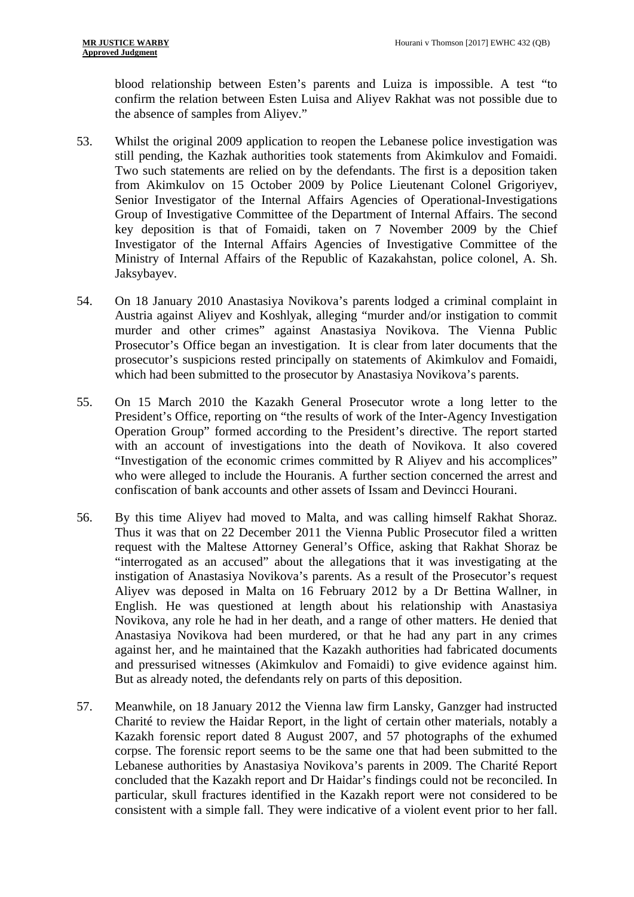blood relationship between Esten's parents and Luiza is impossible. A test "to confirm the relation between Esten Luisa and Aliyev Rakhat was not possible due to the absence of samples from Aliyev."

53. Whilst the original 2009 application to reopen the Lebanese police investigation was still pending, the Kazhak authorities took statements from Akimkulov and Fomaidi. Two such statements are relied on by the defendants. The first is a deposition taken from Akimkulov on 15 October 2009 by Police Lieutenant Colonel Grigoriyev, Senior Investigator of the Internal Affairs Agencies of Operational-Investigations Group of Investigative Committee of the Department of Internal Affairs. The second key deposition is that of Fomaidi, taken on 7 November 2009 by the Chief Investigator of the Internal Affairs Agencies of Investigative Committee of the Ministry of Internal Affairs of the Republic of Kazakahstan, police colonel, A. Sh. Jaksybayev.

54. On 18 January 2010 Anastasiya Novikova's parents lodged a criminal complaint in Austria against Aliyev and Koshlyak, alleging "murder and/or instigation to commit murder and other crimes" against Anastasiya Novikova. The Vienna Public Prosecutor's Office began an investigation. It is clear from later documents that the prosecutor's suspicions rested principally on statements of Akimkulov and Fomaidi, which had been submitted to the prosecutor by Anastasiya Novikova's parents.

55. On 15 March 2010 the Kazakh General Prosecutor wrote a long letter to the President's Office, reporting on "the results of work of the Inter-Agency Investigation Operation Group" formed according to the President's directive. The report started with an account of investigations into the death of Novikova. It also covered "Investigation of the economic crimes committed by R Aliyev and his accomplices" who were alleged to include the Houranis. A further section concerned the arrest and confiscation of bank accounts and other assets of Issam and Devincci Hourani.

56. By this time Aliyev had moved to Malta, and was calling himself Rakhat Shoraz. Thus it was that on 22 December 2011 the Vienna Public Prosecutor filed a written request with the Maltese Attorney General's Office, asking that Rakhat Shoraz be "interrogated as an accused" about the allegations that it was investigating at the instigation of Anastasiya Novikova's parents. As a result of the Prosecutor's request Aliyev was deposed in Malta on 16 February 2012 by a Dr Bettina Wallner, in English. He was questioned at length about his relationship with Anastasiya Novikova, any role he had in her death, and a range of other matters. He denied that Anastasiya Novikova had been murdered, or that he had any part in any crimes against her, and he maintained that the Kazakh authorities had fabricated documents and pressurised witnesses (Akimkulov and Fomaidi) to give evidence against him. But as already noted, the defendants rely on parts of this deposition.

57. Meanwhile, on 18 January 2012 the Vienna law firm Lansky, Ganzger had instructed Charité to review the Haidar Report, in the light of certain other materials, notably a Kazakh forensic report dated 8 August 2007, and 57 photographs of the exhumed corpse. The forensic report seems to be the same one that had been submitted to the Lebanese authorities by Anastasiya Novikova's parents in 2009. The Charité Report concluded that the Kazakh report and Dr Haidar's findings could not be reconciled. In particular, skull fractures identified in the Kazakh report were not considered to be consistent with a simple fall. They were indicative of a violent event prior to her fall.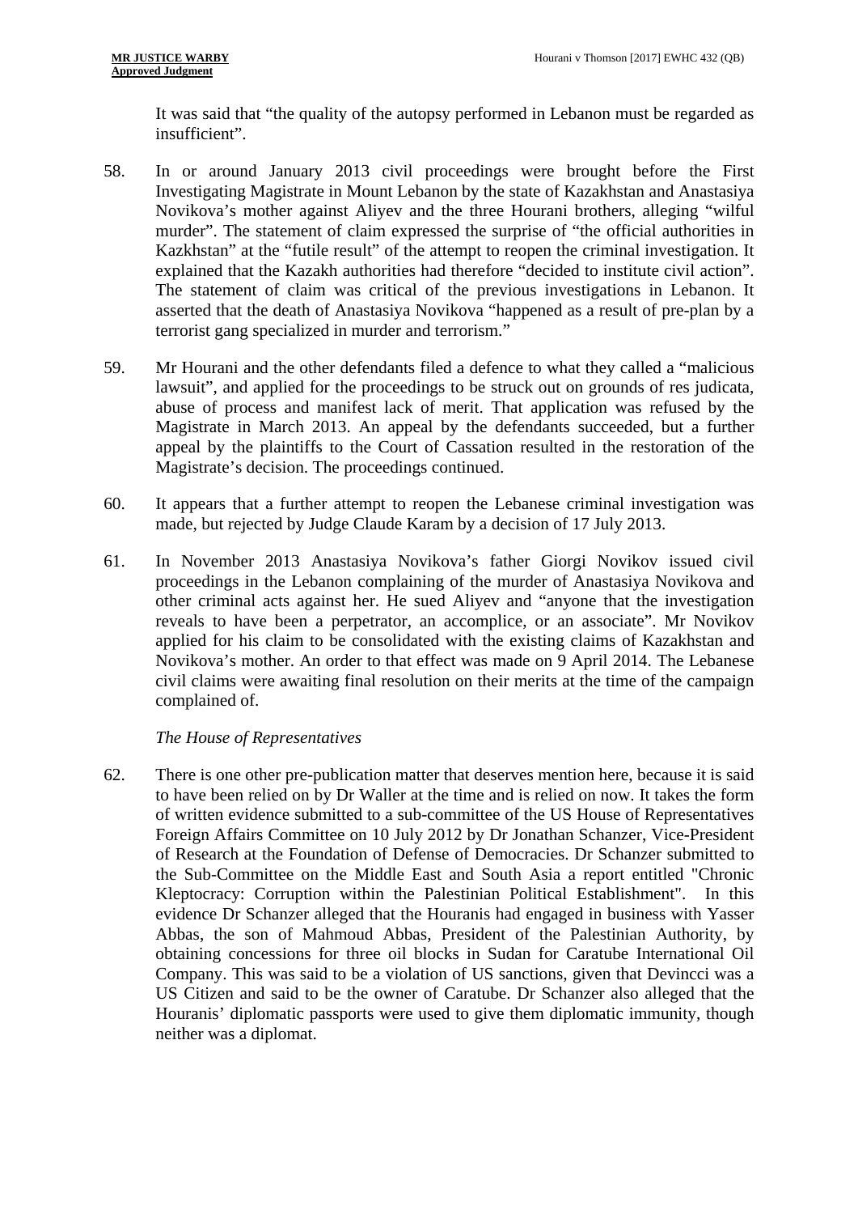It was said that "the quality of the autopsy performed in Lebanon must be regarded as insufficient".

58. In or around January 2013 civil proceedings were brought before the First Investigating Magistrate in Mount Lebanon by the state of Kazakhstan and Anastasiya Novikova's mother against Aliyev and the three Hourani brothers, alleging "wilful murder". The statement of claim expressed the surprise of "the official authorities in Kazkhstan" at the "futile result" of the attempt to reopen the criminal investigation. It explained that the Kazakh authorities had therefore "decided to institute civil action". The statement of claim was critical of the previous investigations in Lebanon. It asserted that the death of Anastasiya Novikova "happened as a result of pre-plan by a terrorist gang specialized in murder and terrorism."

59. Mr Hourani and the other defendants filed a defence to what they called a "malicious lawsuit", and applied for the proceedings to be struck out on grounds of res judicata, abuse of process and manifest lack of merit. That application was refused by the Magistrate in March 2013. An appeal by the defendants succeeded, but a further appeal by the plaintiffs to the Court of Cassation resulted in the restoration of the Magistrate's decision. The proceedings continued.

60. It appears that a further attempt to reopen the Lebanese criminal investigation was made, but rejected by Judge Claude Karam by a decision of 17 July 2013.

61. In November 2013 Anastasiya Novikova's father Giorgi Novikov issued civil proceedings in the Lebanon complaining of the murder of Anastasiya Novikova and other criminal acts against her. He sued Aliyev and "anyone that the investigation reveals to have been a perpetrator, an accomplice, or an associate". Mr Novikov applied for his claim to be consolidated with the existing claims of Kazakhstan and Novikova's mother. An order to that effect was made on 9 April 2014. The Lebanese civil claims were awaiting final resolution on their merits at the time of the campaign complained of.

*The House of Representatives*

62. There is one other pre-publication matter that deserves mention here, because it is said to have been relied on by Dr Waller at the time and is relied on now. It takes the form of written evidence submitted to a sub-committee of the US House of Representatives Foreign Affairs Committee on 10 July 2012 by Dr Jonathan Schanzer, Vice-President of Research at the Foundation of Defense of Democracies. Dr Schanzer submitted to the Sub-Committee on the Middle East and South Asia a report entitled "Chronic Kleptocracy: Corruption within the Palestinian Political Establishment". In this evidence Dr Schanzer alleged that the Houranis had engaged in business with Yasser Abbas, the son of Mahmoud Abbas, President of the Palestinian Authority, by obtaining concessions for three oil blocks in Sudan for Caratube International Oil Company. This was said to be a violation of US sanctions, given that Devincci was a US Citizen and said to be the owner of Caratube. Dr Schanzer also alleged that the Houranis' diplomatic passports were used to give them diplomatic immunity, though neither was a diplomat.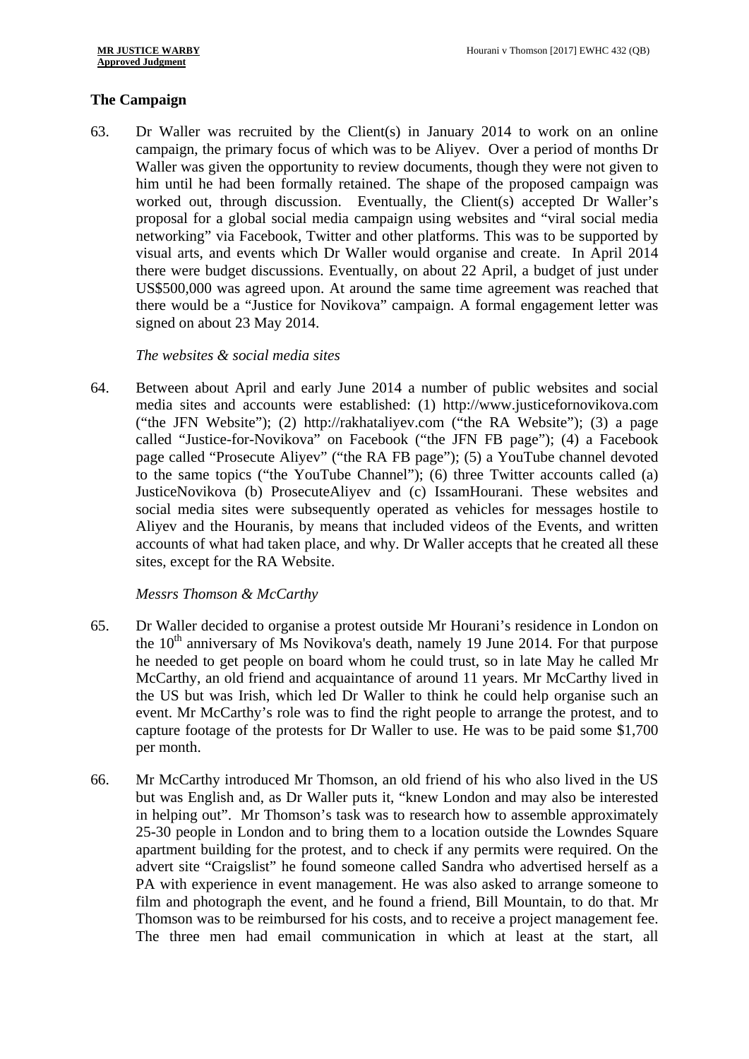## The Campaign

63. Dr Waller was recruited by the Client(s) in January 2014 to work on an online campaign, the primary focus of which was to be Aliyev. Over a period of months Dr Waller was given the opportunity to review documents, though they were not given to him until he had been formally retained. The shape of the proposed campaign was worked out, through discussion. Eventually, the Client(s) accepted Dr Waller's proposal for a global social media campaign using websites and "viral social media networking" via Facebook, Twitter and other platforms. This was to be supported by visual arts, and events which Dr Waller would organise and create. In April 2014 there were budget discussions. Eventually, on about 22 April, a budget of just under US$500,000 was agreed upon. At around the same time agreement was reached that there would be a "Justice for Novikova" campaign. A formal engagement letter was signed on about 23 May 2014.

*The websites & social media sites*

64. Between about April and early June 2014 a number of public websites and social media sites and accounts were established: (1) http://www.justicefornovikova.com ("the JFN Website"); (2) http://rakhataliyev.com ("the RA Website"); (3) a page called "Justice-for-Novikova" on Facebook ("the JFN FB page"); (4) a Facebook page called "Prosecute Aliyev" ("the RA FB page"); (5) a YouTube channel devoted to the same topics ("the YouTube Channel"); (6) three Twitter accounts called (a) JusticeNovikova (b) ProsecuteAliyev and (c) IssamHourani. These websites and social media sites were subsequently operated as vehicles for messages hostile to Aliyev and the Houranis, by means that included videos of the Events, and written accounts of what had taken place, and why. Dr Waller accepts that he created all these sites, except for the RA Website.

*Messrs Thomson & McCarthy*

65. Dr Waller decided to organise a protest outside Mr Hourani's residence in London on the 10th anniversary of Ms Novikova's death, namely 19 June 2014. For that purpose he needed to get people on board whom he could trust, so in late May he called Mr McCarthy, an old friend and acquaintance of around 11 years. Mr McCarthy lived in the US but was Irish, which led Dr Waller to think he could help organise such an event. Mr McCarthy's role was to find the right people to arrange the protest, and to capture footage of the protests for Dr Waller to use. He was to be paid some $1,700 per month.

66. Mr McCarthy introduced Mr Thomson, an old friend of his who also lived in the US but was English and, as Dr Waller puts it, "knew London and may also be interested in helping out". Mr Thomson's task was to research how to assemble approximately 25-30 people in London and to bring them to a location outside the Lowndes Square apartment building for the protest, and to check if any permits were required. On the advert site "Craigslist" he found someone called Sandra who advertised herself as a PA with experience in event management. He was also asked to arrange someone to film and photograph the event, and he found a friend, Bill Mountain, to do that. Mr Thomson was to be reimbursed for his costs, and to receive a project management fee. The three men had email communication in which at least at the start, all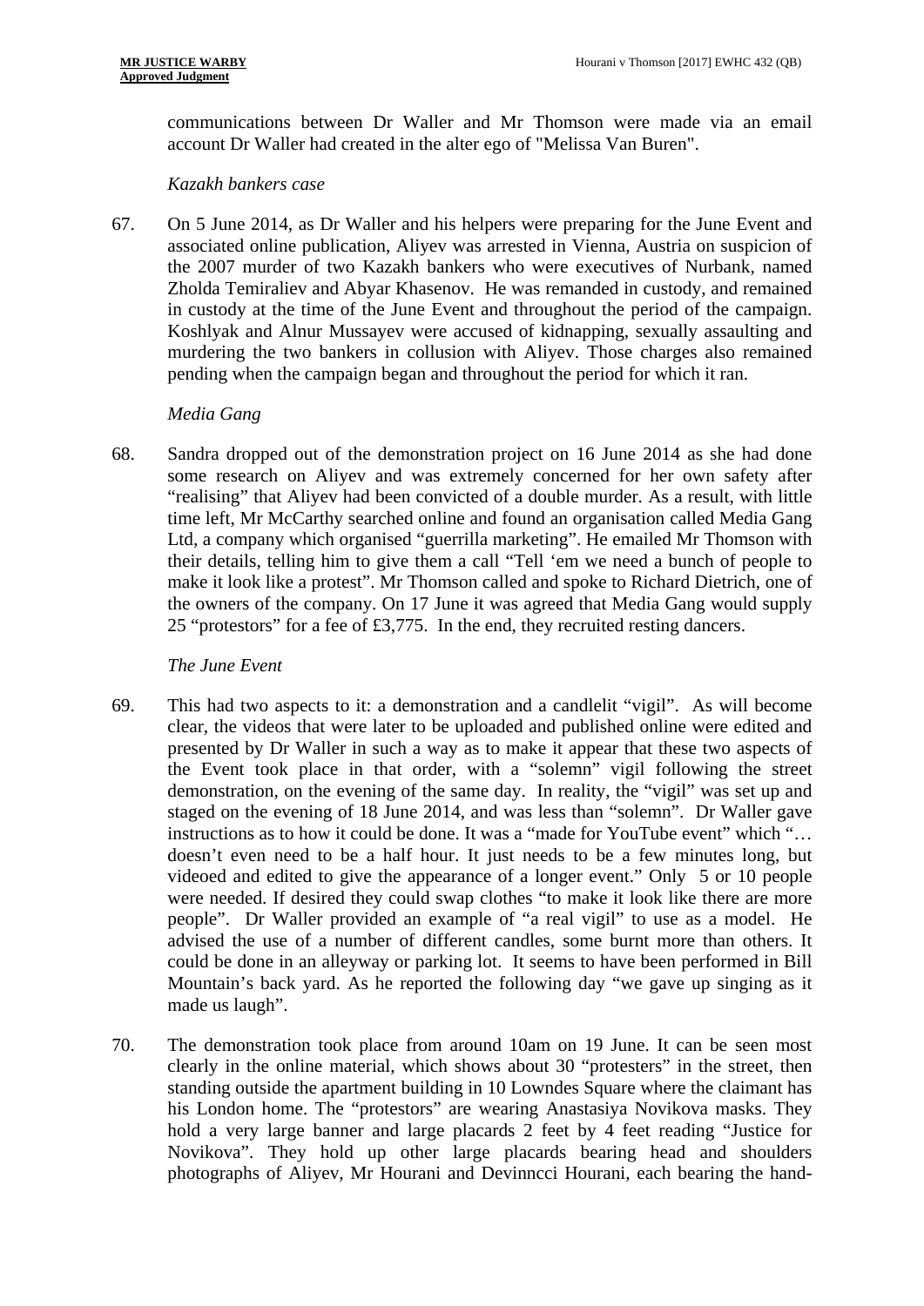communications between Dr Waller and Mr Thomson were made via an email account Dr Waller had created in the alter ego of "Melissa Van Buren".

*Kazakh bankers case*

67. On 5 June 2014, as Dr Waller and his helpers were preparing for the June Event and associated online publication, Aliyev was arrested in Vienna, Austria on suspicion of the 2007 murder of two Kazakh bankers who were executives of Nurbank, named Zholda Temiraliev and Abyar Khasenov. He was remanded in custody, and remained in custody at the time of the June Event and throughout the period of the campaign. Koshlyak and Alnur Mussayev were accused of kidnapping, sexually assaulting and murdering the two bankers in collusion with Aliyev. Those charges also remained pending when the campaign began and throughout the period for which it ran.

*Media Gang*

68. Sandra dropped out of the demonstration project on 16 June 2014 as she had done some research on Aliyev and was extremely concerned for her own safety after "realising" that Aliyev had been convicted of a double murder. As a result, with little time left, Mr McCarthy searched online and found an organisation called Media Gang Ltd, a company which organised "guerrilla marketing". He emailed Mr Thomson with their details, telling him to give them a call "Tell 'em we need a bunch of people to make it look like a protest". Mr Thomson called and spoke to Richard Dietrich, one of the owners of the company. On 17 June it was agreed that Media Gang would supply 25 "protestors" for a fee of £3,775. In the end, they recruited resting dancers.

*The June Event*

69. This had two aspects to it: a demonstration and a candlelit "vigil". As will become clear, the videos that were later to be uploaded and published online were edited and presented by Dr Waller in such a way as to make it appear that these two aspects of the Event took place in that order, with a "solemn" vigil following the street demonstration, on the evening of the same day. In reality, the "vigil" was set up and staged on the evening of 18 June 2014, and was less than "solemn". Dr Waller gave instructions as to how it could be done. It was a "made for YouTube event" which "… doesn't even need to be a half hour. It just needs to be a few minutes long, but videoed and edited to give the appearance of a longer event." Only 5 or 10 people were needed. If desired they could swap clothes "to make it look like there are more people". Dr Waller provided an example of "a real vigil" to use as a model. He advised the use of a number of different candles, some burnt more than others. It could be done in an alleyway or parking lot. It seems to have been performed in Bill Mountain's back yard. As he reported the following day "we gave up singing as it made us laugh".

70. The demonstration took place from around 10am on 19 June. It can be seen most clearly in the online material, which shows about 30 "protesters" in the street, then standing outside the apartment building in 10 Lowndes Square where the claimant has his London home. The "protestors" are wearing Anastasiya Novikova masks. They hold a very large banner and large placards 2 feet by 4 feet reading "Justice for Novikova". They hold up other large placards bearing head and shoulders photographs of Aliyev, Mr Hourani and Devinncci Hourani, each bearing the hand-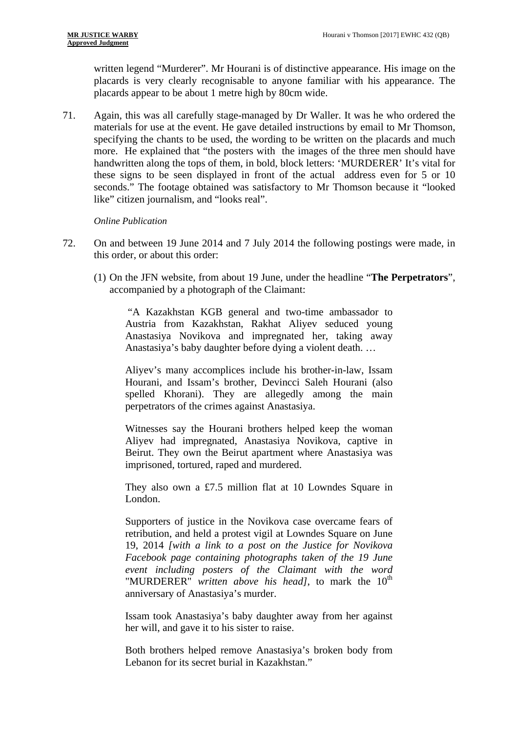written legend "Murderer". Mr Hourani is of distinctive appearance. His image on the placards is very clearly recognisable to anyone familiar with his appearance. The placards appear to be about 1 metre high by 80cm wide.

71. Again, this was all carefully stage-managed by Dr Waller. It was he who ordered the materials for use at the event. He gave detailed instructions by email to Mr Thomson, specifying the chants to be used, the wording to be written on the placards and much more. He explained that "the posters with the images of the three men should have handwritten along the tops of them, in bold, block letters: 'MURDERER' It's vital for these signs to be seen displayed in front of the actual address even for 5 or 10 seconds." The footage obtained was satisfactory to Mr Thomson because it "looked like" citizen journalism, and "looks real".

*Online Publication*

72. On and between 19 June 2014 and 7 July 2014 the following postings were made, in this order, or about this order:

(1) On the JFN website, from about 19 June, under the headline "**The Perpetrators**", accompanied by a photograph of the Claimant:

> "A Kazakhstan KGB general and two-time ambassador to Austria from Kazakhstan, Rakhat Aliyev seduced young Anastasiya Novikova and impregnated her, taking away Anastasiya's baby daughter before dying a violent death. …
>
> Aliyev's many accomplices include his brother-in-law, Issam Hourani, and Issam's brother, Devincci Saleh Hourani (also spelled Khorani). They are allegedly among the main perpetrators of the crimes against Anastasiya.
>
> Witnesses say the Hourani brothers helped keep the woman Aliyev had impregnated, Anastasiya Novikova, captive in Beirut. They own the Beirut apartment where Anastasiya was imprisoned, tortured, raped and murdered.
>
> They also own a £7.5 million flat at 10 Lowndes Square in London.
>
> Supporters of justice in the Novikova case overcame fears of retribution, and held a protest vigil at Lowndes Square on June 19, 2014 *[with a link to a post on the Justice for Novikova Facebook page containing photographs taken of the 19 June event including posters of the Claimant with the word* "MURDERER" *written above his head]*, to mark the 10th anniversary of Anastasiya's murder.
>
> Issam took Anastasiya's baby daughter away from her against her will, and gave it to his sister to raise.
>
> Both brothers helped remove Anastasiya's broken body from Lebanon for its secret burial in Kazakhstan."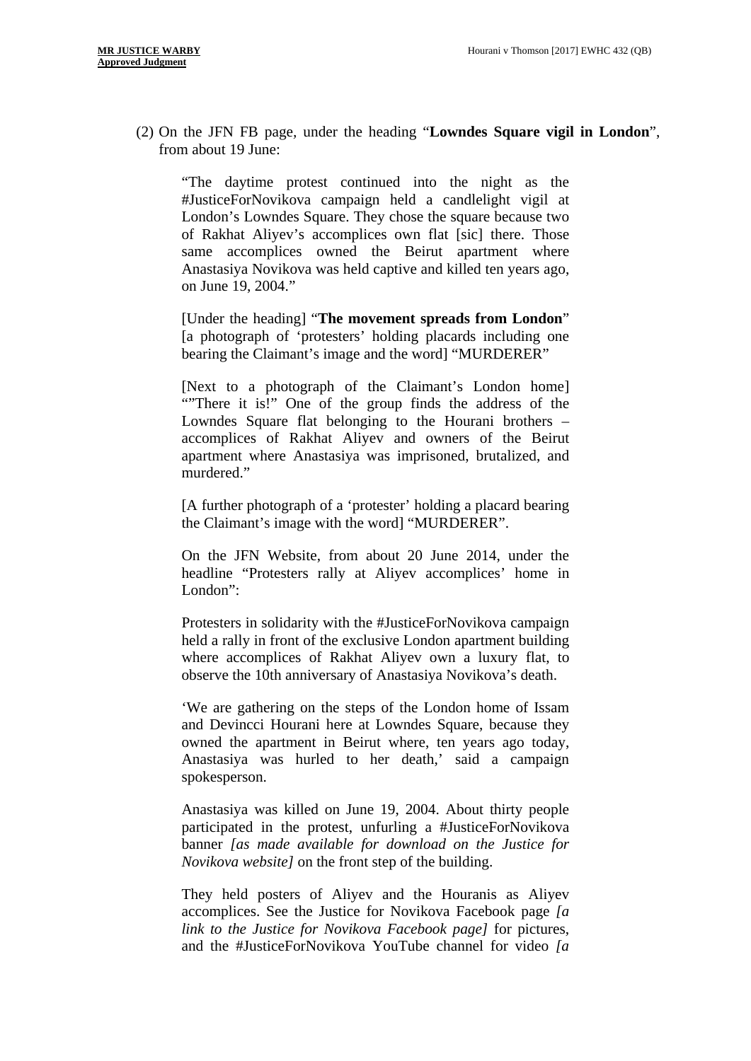(2) On the JFN FB page, under the heading "**Lowndes Square vigil in London**", from about 19 June:

> "The daytime protest continued into the night as the #JusticeForNovikova campaign held a candlelight vigil at London's Lowndes Square. They chose the square because two of Rakhat Aliyev's accomplices own flat [sic] there. Those same accomplices owned the Beirut apartment where Anastasiya Novikova was held captive and killed ten years ago, on June 19, 2004."
>
> [Under the heading] "**The movement spreads from London**" [a photograph of 'protesters' holding placards including one bearing the Claimant's image and the word] "MURDERER"
>
> [Next to a photograph of the Claimant's London home] ""There it is!" One of the group finds the address of the Lowndes Square flat belonging to the Hourani brothers – accomplices of Rakhat Aliyev and owners of the Beirut apartment where Anastasiya was imprisoned, brutalized, and murdered."
>
> [A further photograph of a 'protester' holding a placard bearing the Claimant's image with the word] "MURDERER".
>
> On the JFN Website, from about 20 June 2014, under the headline "Protesters rally at Aliyev accomplices' home in London":
>
> Protesters in solidarity with the #JusticeForNovikova campaign held a rally in front of the exclusive London apartment building where accomplices of Rakhat Aliyev own a luxury flat, to observe the 10th anniversary of Anastasiya Novikova's death.
>
> 'We are gathering on the steps of the London home of Issam and Devincci Hourani here at Lowndes Square, because they owned the apartment in Beirut where, ten years ago today, Anastasiya was hurled to her death,' said a campaign spokesperson.
>
> Anastasiya was killed on June 19, 2004. About thirty people participated in the protest, unfurling a #JusticeForNovikova banner *[as made available for download on the Justice for Novikova website]* on the front step of the building.
>
> They held posters of Aliyev and the Houranis as Aliyev accomplices. See the Justice for Novikova Facebook page *[a link to the Justice for Novikova Facebook page]* for pictures, and the #JusticeForNovikova YouTube channel for video *[a*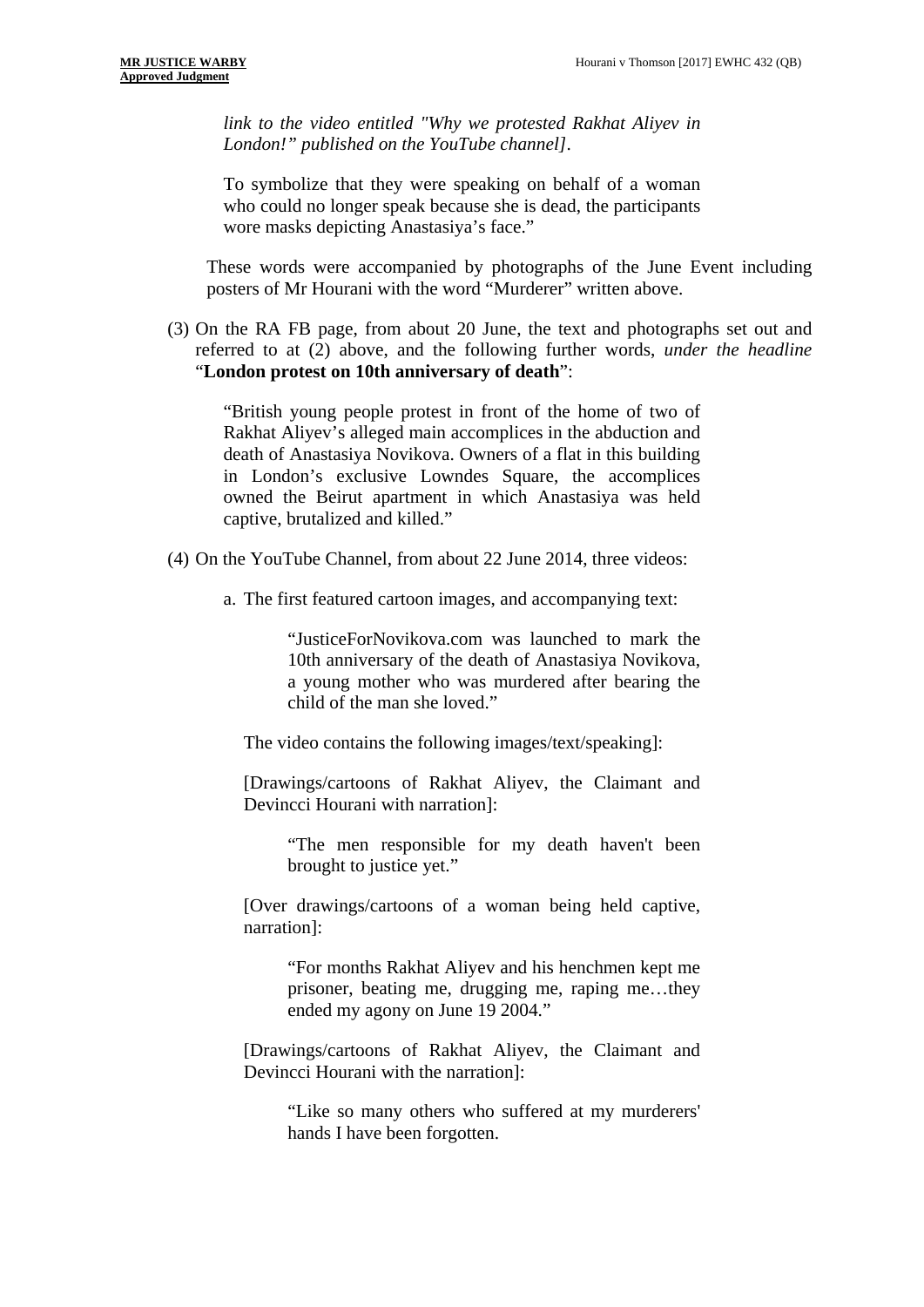*link to the video entitled "Why we protested Rakhat Aliyev in London!" published on the YouTube channel]*.

> To symbolize that they were speaking on behalf of a woman who could no longer speak because she is dead, the participants wore masks depicting Anastasiya's face."

These words were accompanied by photographs of the June Event including posters of Mr Hourani with the word "Murderer" written above.

(3) On the RA FB page, from about 20 June, the text and photographs set out and referred to at (2) above, and the following further words, *under the headline* "**London protest on 10th anniversary of death**":

> "British young people protest in front of the home of two of Rakhat Aliyev's alleged main accomplices in the abduction and death of Anastasiya Novikova. Owners of a flat in this building in London's exclusive Lowndes Square, the accomplices owned the Beirut apartment in which Anastasiya was held captive, brutalized and killed."

(4) On the YouTube Channel, from about 22 June 2014, three videos:

a. The first featured cartoon images, and accompanying text:

> "JusticeForNovikova.com was launched to mark the 10th anniversary of the death of Anastasiya Novikova, a young mother who was murdered after bearing the child of the man she loved."

The video contains the following images/text/speaking]:

[Drawings/cartoons of Rakhat Aliyev, the Claimant and Devincci Hourani with narration]:

> "The men responsible for my death haven't been brought to justice yet."

[Over drawings/cartoons of a woman being held captive, narration]:

> "For months Rakhat Aliyev and his henchmen kept me prisoner, beating me, drugging me, raping me…they ended my agony on June 19 2004."

[Drawings/cartoons of Rakhat Aliyev, the Claimant and Devincci Hourani with the narration]:

> "Like so many others who suffered at my murderers' hands I have been forgotten.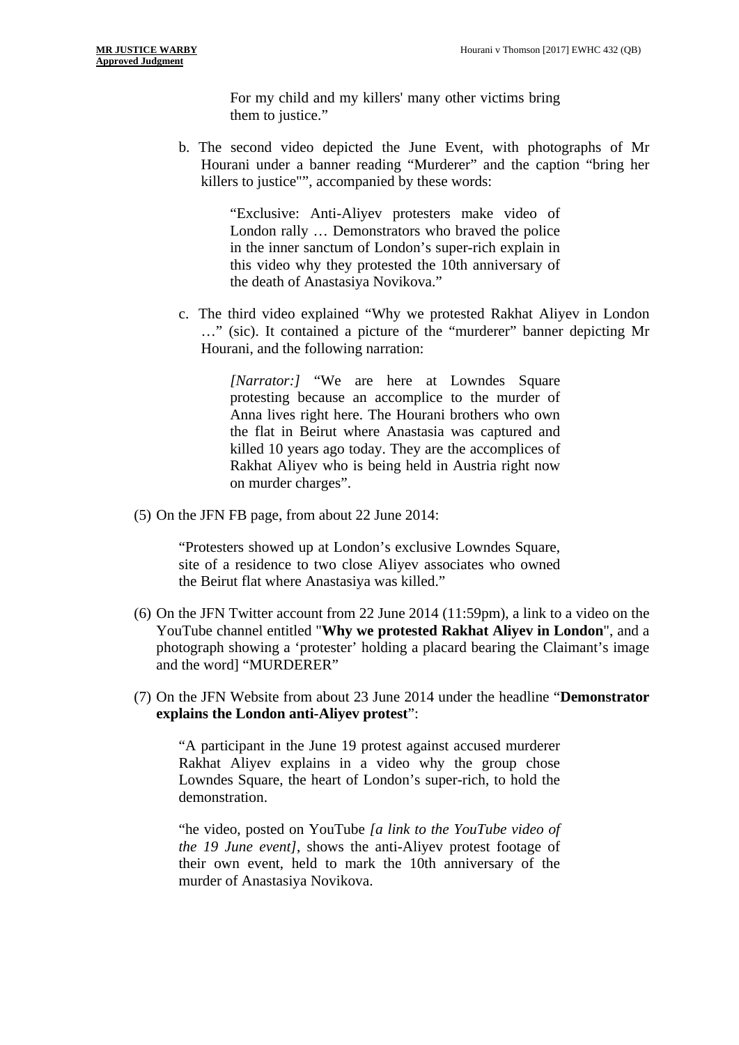For my child and my killers' many other victims bring them to justice."

b. The second video depicted the June Event, with photographs of Mr Hourani under a banner reading "Murderer" and the caption "bring her killers to justice"", accompanied by these words:

> "Exclusive: Anti-Aliyev protesters make video of London rally … Demonstrators who braved the police in the inner sanctum of London's super-rich explain in this video why they protested the 10th anniversary of the death of Anastasiya Novikova."

c. The third video explained "Why we protested Rakhat Aliyev in London …" (sic). It contained a picture of the "murderer" banner depicting Mr Hourani, and the following narration:

> *[Narrator:]* "We are here at Lowndes Square protesting because an accomplice to the murder of Anna lives right here. The Hourani brothers who own the flat in Beirut where Anastasia was captured and killed 10 years ago today. They are the accomplices of Rakhat Aliyev who is being held in Austria right now on murder charges".

(5) On the JFN FB page, from about 22 June 2014:

> "Protesters showed up at London's exclusive Lowndes Square, site of a residence to two close Aliyev associates who owned the Beirut flat where Anastasiya was killed."

(6) On the JFN Twitter account from 22 June 2014 (11:59pm), a link to a video on the YouTube channel entitled "**Why we protested Rakhat Aliyev in London**", and a photograph showing a 'protester' holding a placard bearing the Claimant's image and the word] "MURDERER"

(7) On the JFN Website from about 23 June 2014 under the headline "**Demonstrator explains the London anti-Aliyev protest**":

> "A participant in the June 19 protest against accused murderer Rakhat Aliyev explains in a video why the group chose Lowndes Square, the heart of London's super-rich, to hold the demonstration.
>
> "he video, posted on YouTube *[a link to the YouTube video of the 19 June event]*, shows the anti-Aliyev protest footage of their own event, held to mark the 10th anniversary of the murder of Anastasiya Novikova.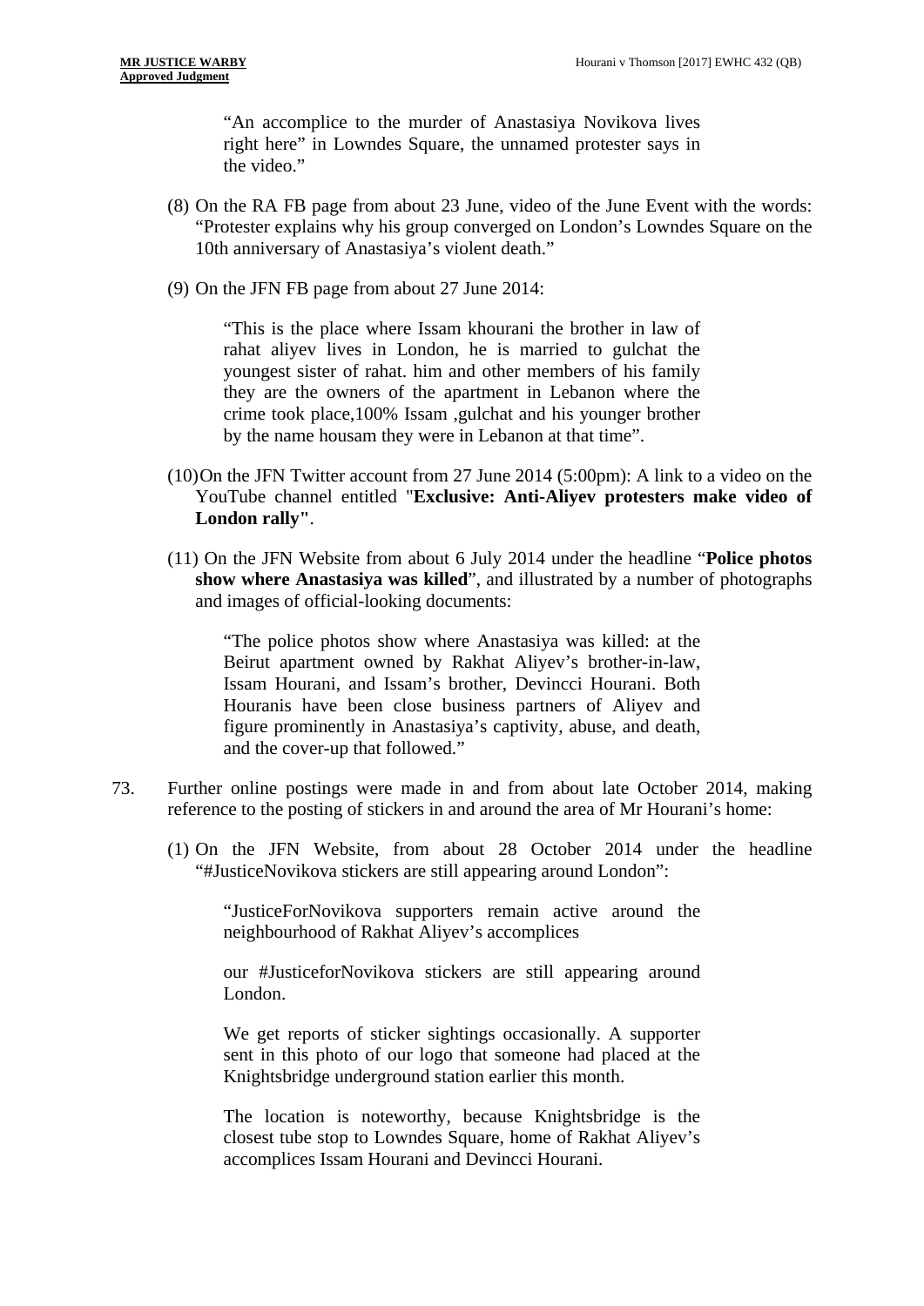"An accomplice to the murder of Anastasiya Novikova lives right here" in Lowndes Square, the unnamed protester says in the video."

(8) On the RA FB page from about 23 June, video of the June Event with the words: "Protester explains why his group converged on London's Lowndes Square on the 10th anniversary of Anastasiya's violent death."

(9) On the JFN FB page from about 27 June 2014:

> "This is the place where Issam khourani the brother in law of rahat aliyev lives in London, he is married to gulchat the youngest sister of rahat. him and other members of his family they are the owners of the apartment in Lebanon where the crime took place,100% Issam ,gulchat and his younger brother by the name housam they were in Lebanon at that time".

(10) On the JFN Twitter account from 27 June 2014 (5:00pm): A link to a video on the YouTube channel entitled "**Exclusive: Anti-Aliyev protesters make video of London rally"**.

(11) On the JFN Website from about 6 July 2014 under the headline "**Police photos show where Anastasiya was killed**", and illustrated by a number of photographs and images of official-looking documents:

> "The police photos show where Anastasiya was killed: at the Beirut apartment owned by Rakhat Aliyev's brother-in-law, Issam Hourani, and Issam's brother, Devincci Hourani. Both Houranis have been close business partners of Aliyev and figure prominently in Anastasiya's captivity, abuse, and death, and the cover-up that followed."

73. Further online postings were made in and from about late October 2014, making reference to the posting of stickers in and around the area of Mr Hourani's home:

(1) On the JFN Website, from about 28 October 2014 under the headline "#JusticeNovikova stickers are still appearing around London":

> "JusticeForNovikova supporters remain active around the neighbourhood of Rakhat Aliyev's accomplices
>
> our #JusticeforNovikova stickers are still appearing around London.
>
> We get reports of sticker sightings occasionally. A supporter sent in this photo of our logo that someone had placed at the Knightsbridge underground station earlier this month.
>
> The location is noteworthy, because Knightsbridge is the closest tube stop to Lowndes Square, home of Rakhat Aliyev's accomplices Issam Hourani and Devincci Hourani.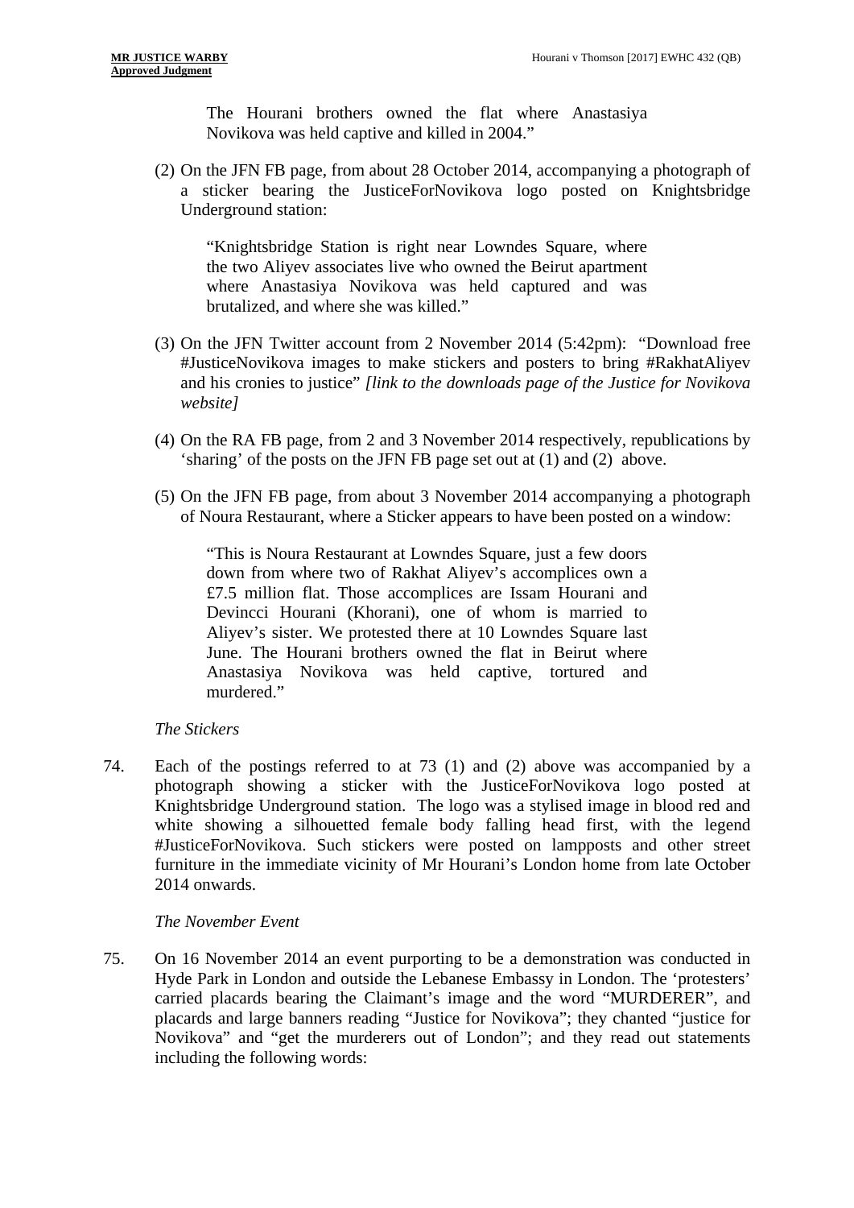> The Hourani brothers owned the flat where Anastasiya Novikova was held captive and killed in 2004."

(2) On the JFN FB page, from about 28 October 2014, accompanying a photograph of a sticker bearing the JusticeForNovikova logo posted on Knightsbridge Underground station:

> "Knightsbridge Station is right near Lowndes Square, where the two Aliyev associates live who owned the Beirut apartment where Anastasiya Novikova was held captured and was brutalized, and where she was killed."

(3) On the JFN Twitter account from 2 November 2014 (5:42pm): "Download free #JusticeNovikova images to make stickers and posters to bring #RakhatAliyev and his cronies to justice" *[link to the downloads page of the Justice for Novikova website]*

(4) On the RA FB page, from 2 and 3 November 2014 respectively, republications by 'sharing' of the posts on the JFN FB page set out at (1) and (2) above.

(5) On the JFN FB page, from about 3 November 2014 accompanying a photograph of Noura Restaurant, where a Sticker appears to have been posted on a window:

> "This is Noura Restaurant at Lowndes Square, just a few doors down from where two of Rakhat Aliyev's accomplices own a £7.5 million flat. Those accomplices are Issam Hourani and Devincci Hourani (Khorani), one of whom is married to Aliyev's sister. We protested there at 10 Lowndes Square last June. The Hourani brothers owned the flat in Beirut where Anastasiya Novikova was held captive, tortured and murdered."

*The Stickers*

74. Each of the postings referred to at 73 (1) and (2) above was accompanied by a photograph showing a sticker with the JusticeForNovikova logo posted at Knightsbridge Underground station. The logo was a stylised image in blood red and white showing a silhouetted female body falling head first, with the legend #JusticeForNovikova. Such stickers were posted on lampposts and other street furniture in the immediate vicinity of Mr Hourani's London home from late October 2014 onwards.

*The November Event*

75. On 16 November 2014 an event purporting to be a demonstration was conducted in Hyde Park in London and outside the Lebanese Embassy in London. The 'protesters' carried placards bearing the Claimant's image and the word "MURDERER", and placards and large banners reading "Justice for Novikova"; they chanted "justice for Novikova" and "get the murderers out of London"; and they read out statements including the following words: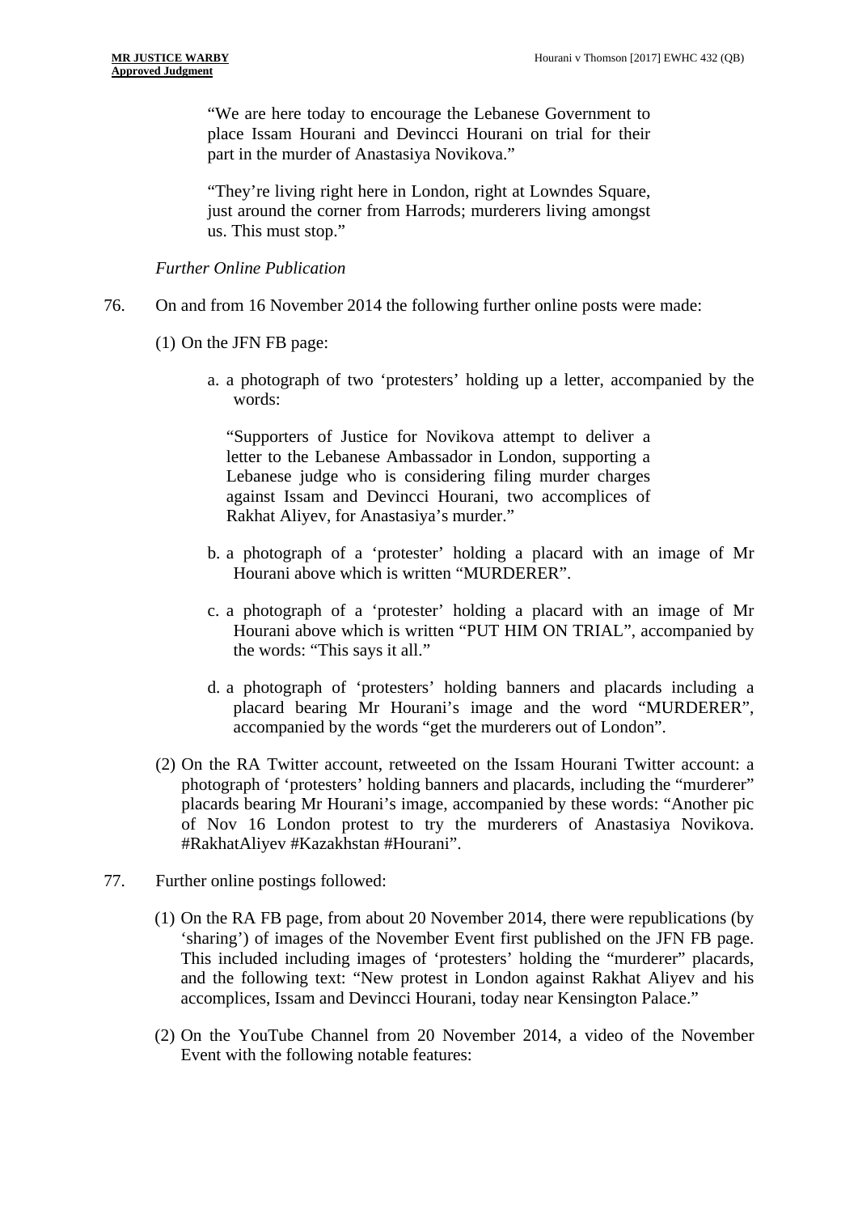> "We are here today to encourage the Lebanese Government to place Issam Hourani and Devincci Hourani on trial for their part in the murder of Anastasiya Novikova."
>
> "They're living right here in London, right at Lowndes Square, just around the corner from Harrods; murderers living amongst us. This must stop."

*Further Online Publication*

76. On and from 16 November 2014 the following further online posts were made:

    (1) On the JFN FB page:

    a. a photograph of two 'protesters' holding up a letter, accompanied by the words:

    > "Supporters of Justice for Novikova attempt to deliver a letter to the Lebanese Ambassador in London, supporting a Lebanese judge who is considering filing murder charges against Issam and Devincci Hourani, two accomplices of Rakhat Aliyev, for Anastasiya's murder."

    b. a photograph of a 'protester' holding a placard with an image of Mr Hourani above which is written "MURDERER".

    c. a photograph of a 'protester' holding a placard with an image of Mr Hourani above which is written "PUT HIM ON TRIAL", accompanied by the words: "This says it all."

    d. a photograph of 'protesters' holding banners and placards including a placard bearing Mr Hourani's image and the word "MURDERER", accompanied by the words "get the murderers out of London".

    (2) On the RA Twitter account, retweeted on the Issam Hourani Twitter account: a photograph of 'protesters' holding banners and placards, including the "murderer" placards bearing Mr Hourani's image, accompanied by these words: "Another pic of Nov 16 London protest to try the murderers of Anastasiya Novikova. #RakhatAliyev #Kazakhstan #Hourani".

77. Further online postings followed:

    (1) On the RA FB page, from about 20 November 2014, there were republications (by 'sharing') of images of the November Event first published on the JFN FB page. This included including images of 'protesters' holding the "murderer" placards, and the following text: "New protest in London against Rakhat Aliyev and his accomplices, Issam and Devincci Hourani, today near Kensington Palace."

    (2) On the YouTube Channel from 20 November 2014, a video of the November Event with the following notable features: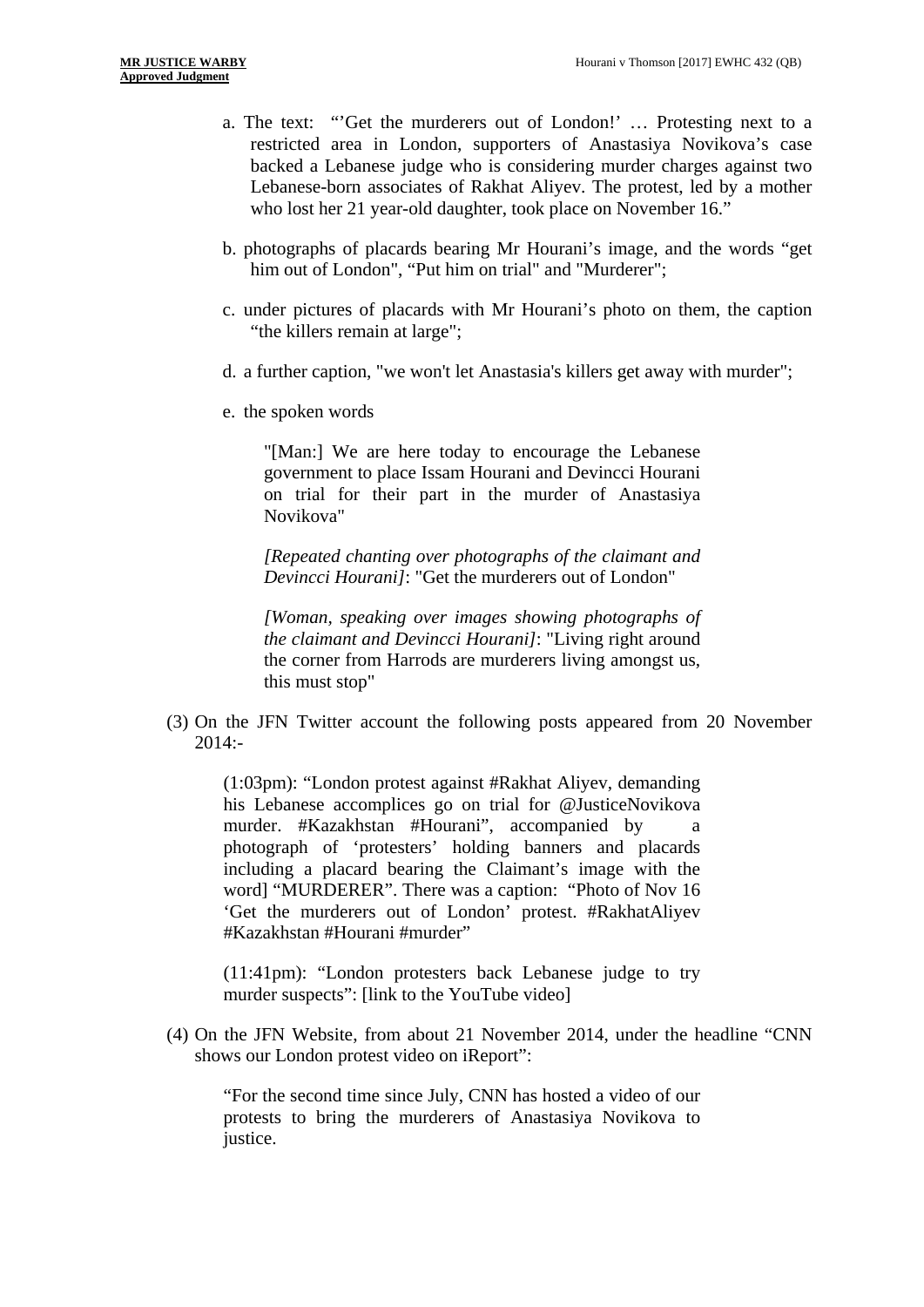a. The text: "'Get the murderers out of London!' … Protesting next to a restricted area in London, supporters of Anastasiya Novikova's case backed a Lebanese judge who is considering murder charges against two Lebanese-born associates of Rakhat Aliyev. The protest, led by a mother who lost her 21 year-old daughter, took place on November 16."

b. photographs of placards bearing Mr Hourani's image, and the words "get him out of London", "Put him on trial" and "Murderer";

c. under pictures of placards with Mr Hourani's photo on them, the caption "the killers remain at large";

d. a further caption, "we won't let Anastasia's killers get away with murder";

e. the spoken words

> "[Man:] We are here today to encourage the Lebanese government to place Issam Hourani and Devincci Hourani on trial for their part in the murder of Anastasiya Novikova"
>
> *[Repeated chanting over photographs of the claimant and Devincci Hourani]*: "Get the murderers out of London"
>
> *[Woman, speaking over images showing photographs of the claimant and Devincci Hourani]*: "Living right around the corner from Harrods are murderers living amongst us, this must stop"

(3) On the JFN Twitter account the following posts appeared from 20 November 2014:-

> (1:03pm): "London protest against #Rakhat Aliyev, demanding his Lebanese accomplices go on trial for @JusticeNovikova murder. #Kazakhstan #Hourani", accompanied by a photograph of 'protesters' holding banners and placards including a placard bearing the Claimant's image with the word] "MURDERER". There was a caption: "Photo of Nov 16 'Get the murderers out of London' protest. #RakhatAliyev #Kazakhstan #Hourani #murder"
>
> (11:41pm): "London protesters back Lebanese judge to try murder suspects": [link to the YouTube video]

(4) On the JFN Website, from about 21 November 2014, under the headline "CNN shows our London protest video on iReport":

> "For the second time since July, CNN has hosted a video of our protests to bring the murderers of Anastasiya Novikova to justice.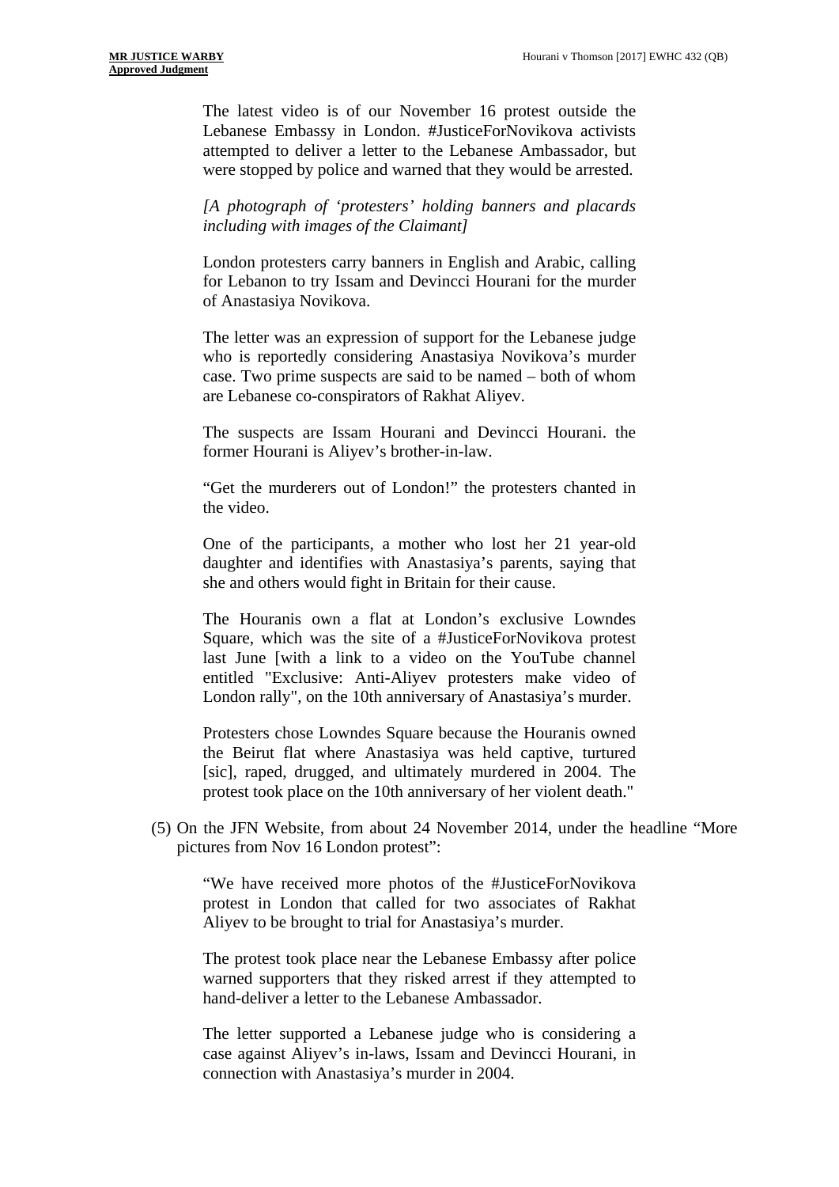> The latest video is of our November 16 protest outside the Lebanese Embassy in London. #JusticeForNovikova activists attempted to deliver a letter to the Lebanese Ambassador, but were stopped by police and warned that they would be arrested.
>
> *[A photograph of 'protesters' holding banners and placards including with images of the Claimant]*
>
> London protesters carry banners in English and Arabic, calling for Lebanon to try Issam and Devincci Hourani for the murder of Anastasiya Novikova.
>
> The letter was an expression of support for the Lebanese judge who is reportedly considering Anastasiya Novikova's murder case. Two prime suspects are said to be named – both of whom are Lebanese co-conspirators of Rakhat Aliyev.
>
> The suspects are Issam Hourani and Devincci Hourani. the former Hourani is Aliyev's brother-in-law.
>
> "Get the murderers out of London!" the protesters chanted in the video.
>
> One of the participants, a mother who lost her 21 year-old daughter and identifies with Anastasiya's parents, saying that she and others would fight in Britain for their cause.
>
> The Houranis own a flat at London's exclusive Lowndes Square, which was the site of a #JusticeForNovikova protest last June [with a link to a video on the YouTube channel entitled "Exclusive: Anti-Aliyev protesters make video of London rally", on the 10th anniversary of Anastasiya's murder.
>
> Protesters chose Lowndes Square because the Houranis owned the Beirut flat where Anastasiya was held captive, turtured [sic], raped, drugged, and ultimately murdered in 2004. The protest took place on the 10th anniversary of her violent death."

(5) On the JFN Website, from about 24 November 2014, under the headline "More pictures from Nov 16 London protest":

> "We have received more photos of the #JusticeForNovikova protest in London that called for two associates of Rakhat Aliyev to be brought to trial for Anastasiya's murder.
>
> The protest took place near the Lebanese Embassy after police warned supporters that they risked arrest if they attempted to hand-deliver a letter to the Lebanese Ambassador.
>
> The letter supported a Lebanese judge who is considering a case against Aliyev's in-laws, Issam and Devincci Hourani, in connection with Anastasiya's murder in 2004.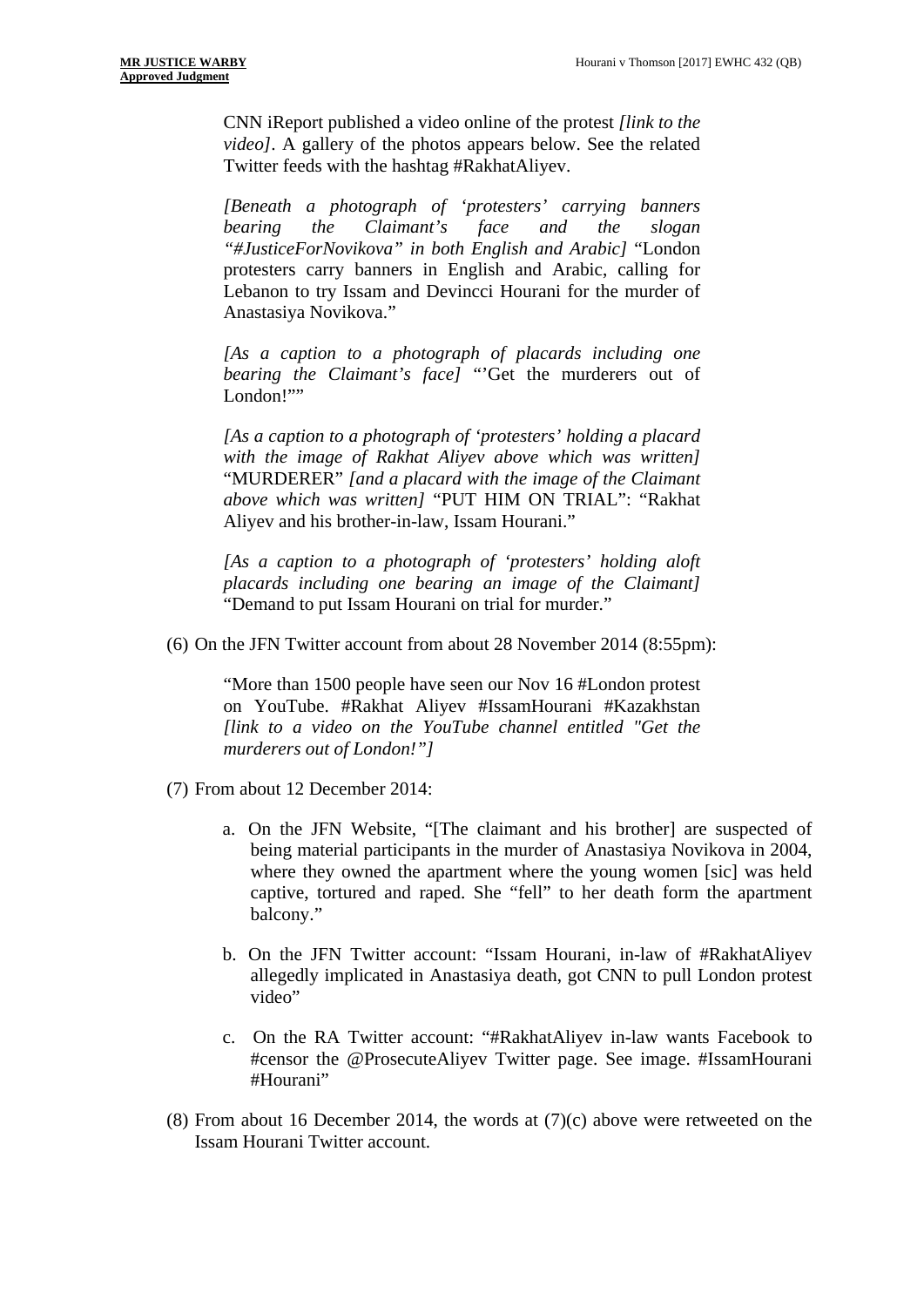CNN iReport published a video online of the protest *[link to the video]*. A gallery of the photos appears below. See the related Twitter feeds with the hashtag #RakhatAliyev.

*[Beneath a photograph of 'protesters' carrying banners bearing the Claimant's face and the slogan "#JusticeForNovikova" in both English and Arabic]* "London protesters carry banners in English and Arabic, calling for Lebanon to try Issam and Devincci Hourani for the murder of Anastasiya Novikova."

*[As a caption to a photograph of placards including one bearing the Claimant's face]* "'Get the murderers out of London!""

*[As a caption to a photograph of 'protesters' holding a placard with the image of Rakhat Aliyev above which was written]* "MURDERER" *[and a placard with the image of the Claimant above which was written]* "PUT HIM ON TRIAL": "Rakhat Aliyev and his brother-in-law, Issam Hourani."

*[As a caption to a photograph of 'protesters' holding aloft placards including one bearing an image of the Claimant]* "Demand to put Issam Hourani on trial for murder."

(6) On the JFN Twitter account from about 28 November 2014 (8:55pm):

> "More than 1500 people have seen our Nov 16 #London protest on YouTube. #Rakhat Aliyev #IssamHourani #Kazakhstan *[link to a video on the YouTube channel entitled "Get the murderers out of London!"]*

(7) From about 12 December 2014:

a. On the JFN Website, "[The claimant and his brother] are suspected of being material participants in the murder of Anastasiya Novikova in 2004, where they owned the apartment where the young women [sic] was held captive, tortured and raped. She "fell" to her death form the apartment balcony."

b. On the JFN Twitter account: "Issam Hourani, in-law of #RakhatAliyev allegedly implicated in Anastasiya death, got CNN to pull London protest video"

c. On the RA Twitter account: "#RakhatAliyev in-law wants Facebook to #censor the @ProsecuteAliyev Twitter page. See image. #IssamHourani #Hourani"

(8) From about 16 December 2014, the words at (7)(c) above were retweeted on the Issam Hourani Twitter account.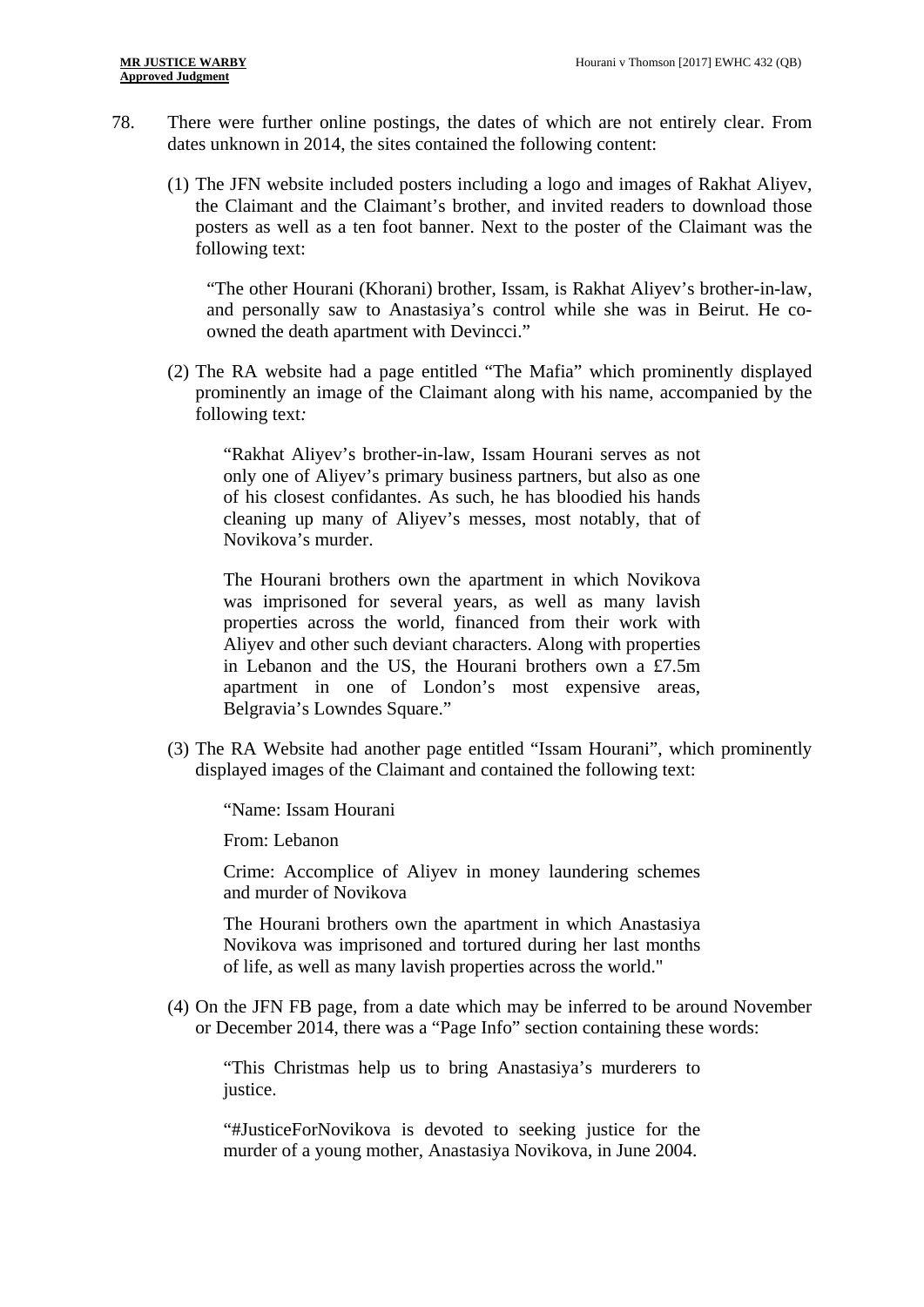78. There were further online postings, the dates of which are not entirely clear. From dates unknown in 2014, the sites contained the following content:

    (1) The JFN website included posters including a logo and images of Rakhat Aliyev, the Claimant and the Claimant's brother, and invited readers to download those posters as well as a ten foot banner. Next to the poster of the Claimant was the following text:

    > "The other Hourani (Khorani) brother, Issam, is Rakhat Aliyev's brother-in-law, and personally saw to Anastasiya's control while she was in Beirut. He co-owned the death apartment with Devincci."

    (2) The RA website had a page entitled "The Mafia" which prominently displayed prominently an image of the Claimant along with his name, accompanied by the following text:

    > "Rakhat Aliyev's brother-in-law, Issam Hourani serves as not only one of Aliyev's primary business partners, but also as one of his closest confidantes. As such, he has bloodied his hands cleaning up many of Aliyev's messes, most notably, that of Novikova's murder.
    >
    > The Hourani brothers own the apartment in which Novikova was imprisoned for several years, as well as many lavish properties across the world, financed from their work with Aliyev and other such deviant characters. Along with properties in Lebanon and the US, the Hourani brothers own a £7.5m apartment in one of London's most expensive areas, Belgravia's Lowndes Square."

    (3) The RA Website had another page entitled "Issam Hourani", which prominently displayed images of the Claimant and contained the following text:

    > "Name: Issam Hourani
    >
    > From: Lebanon
    >
    > Crime: Accomplice of Aliyev in money laundering schemes and murder of Novikova
    >
    > The Hourani brothers own the apartment in which Anastasiya Novikova was imprisoned and tortured during her last months of life, as well as many lavish properties across the world."

    (4) On the JFN FB page, from a date which may be inferred to be around November or December 2014, there was a "Page Info" section containing these words:

    > "This Christmas help us to bring Anastasiya's murderers to justice.
    >
    > "#JusticeForNovikova is devoted to seeking justice for the murder of a young mother, Anastasiya Novikova, in June 2004.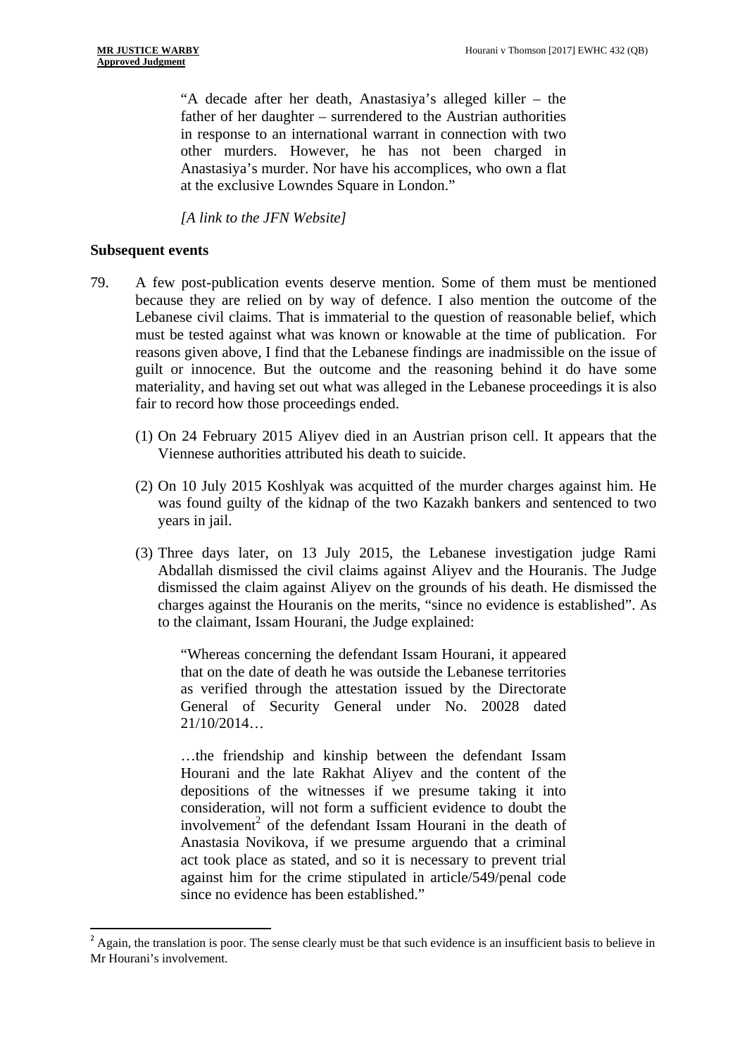> "A decade after her death, Anastasiya's alleged killer – the father of her daughter – surrendered to the Austrian authorities in response to an international warrant in connection with two other murders. However, he has not been charged in Anastasiya's murder. Nor have his accomplices, who own a flat at the exclusive Lowndes Square in London."
>
> *[A link to the JFN Website]*

### Subsequent events

79. A few post-publication events deserve mention. Some of them must be mentioned because they are relied on by way of defence. I also mention the outcome of the Lebanese civil claims. That is immaterial to the question of reasonable belief, which must be tested against what was known or knowable at the time of publication. For reasons given above, I find that the Lebanese findings are inadmissible on the issue of guilt or innocence. But the outcome and the reasoning behind it do have some materiality, and having set out what was alleged in the Lebanese proceedings it is also fair to record how those proceedings ended.

    (1) On 24 February 2015 Aliyev died in an Austrian prison cell. It appears that the Viennese authorities attributed his death to suicide.

    (2) On 10 July 2015 Koshlyak was acquitted of the murder charges against him. He was found guilty of the kidnap of the two Kazakh bankers and sentenced to two years in jail.

    (3) Three days later, on 13 July 2015, the Lebanese investigation judge Rami Abdallah dismissed the civil claims against Aliyev and the Houranis. The Judge dismissed the claim against Aliyev on the grounds of his death. He dismissed the charges against the Houranis on the merits, "since no evidence is established". As to the claimant, Issam Hourani, the Judge explained:

    > "Whereas concerning the defendant Issam Hourani, it appeared that on the date of death he was outside the Lebanese territories as verified through the attestation issued by the Directorate General of Security General under No. 20028 dated 21/10/2014…
    >
    > …the friendship and kinship between the defendant Issam Hourani and the late Rakhat Aliyev and the content of the depositions of the witnesses if we presume taking it into consideration, will not form a sufficient evidence to doubt the involvement[2] of the defendant Issam Hourani in the death of Anastasia Novikova, if we presume arguendo that a criminal act took place as stated, and so it is necessary to prevent trial against him for the crime stipulated in article/549/penal code since no evidence has been established."

[2] Again, the translation is poor. The sense clearly must be that such evidence is an insufficient basis to believe in Mr Hourani's involvement.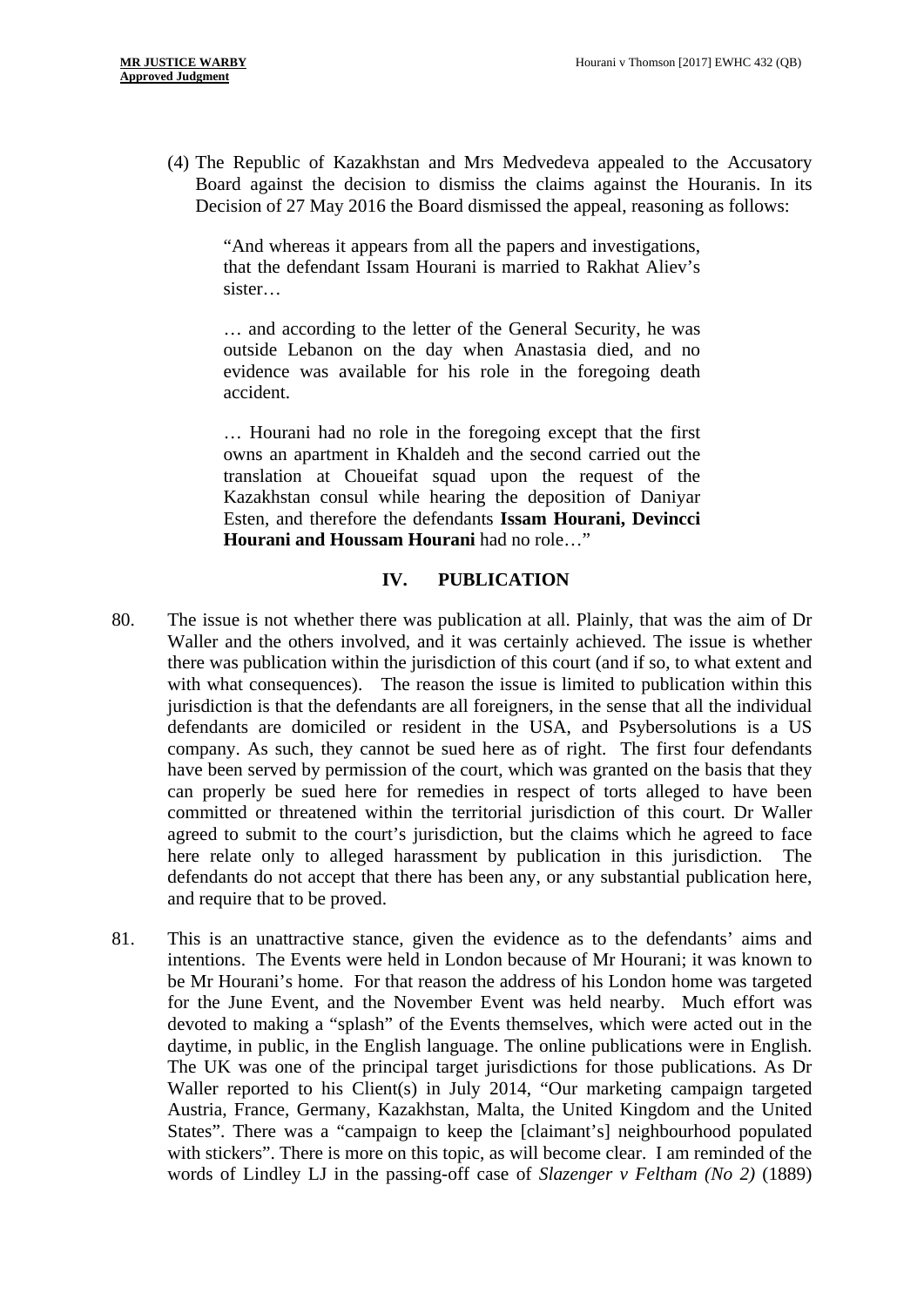(4) The Republic of Kazakhstan and Mrs Medvedeva appealed to the Accusatory Board against the decision to dismiss the claims against the Houranis. In its Decision of 27 May 2016 the Board dismissed the appeal, reasoning as follows:

> "And whereas it appears from all the papers and investigations, that the defendant Issam Hourani is married to Rakhat Aliev's sister…
>
> … and according to the letter of the General Security, he was outside Lebanon on the day when Anastasia died, and no evidence was available for his role in the foregoing death accident.
>
> … Hourani had no role in the foregoing except that the first owns an apartment in Khaldeh and the second carried out the translation at Choueifat squad upon the request of the Kazakhstan consul while hearing the deposition of Daniyar Esten, and therefore the defendants **Issam Hourani, Devincci Hourani and Houssam Hourani** had no role…"

## IV. PUBLICATION

80. The issue is not whether there was publication at all. Plainly, that was the aim of Dr Waller and the others involved, and it was certainly achieved. The issue is whether there was publication within the jurisdiction of this court (and if so, to what extent and with what consequences). The reason the issue is limited to publication within this jurisdiction is that the defendants are all foreigners, in the sense that all the individual defendants are domiciled or resident in the USA, and Psybersolutions is a US company. As such, they cannot be sued here as of right. The first four defendants have been served by permission of the court, which was granted on the basis that they can properly be sued here for remedies in respect of torts alleged to have been committed or threatened within the territorial jurisdiction of this court. Dr Waller agreed to submit to the court's jurisdiction, but the claims which he agreed to face here relate only to alleged harassment by publication in this jurisdiction. The defendants do not accept that there has been any, or any substantial publication here, and require that to be proved.

81. This is an unattractive stance, given the evidence as to the defendants' aims and intentions. The Events were held in London because of Mr Hourani; it was known to be Mr Hourani's home. For that reason the address of his London home was targeted for the June Event, and the November Event was held nearby. Much effort was devoted to making a "splash" of the Events themselves, which were acted out in the daytime, in public, in the English language. The online publications were in English. The UK was one of the principal target jurisdictions for those publications. As Dr Waller reported to his Client(s) in July 2014, "Our marketing campaign targeted Austria, France, Germany, Kazakhstan, Malta, the United Kingdom and the United States". There was a "campaign to keep the [claimant's] neighbourhood populated with stickers". There is more on this topic, as will become clear. I am reminded of the words of Lindley LJ in the passing-off case of *Slazenger v Feltham (No 2)* (1889)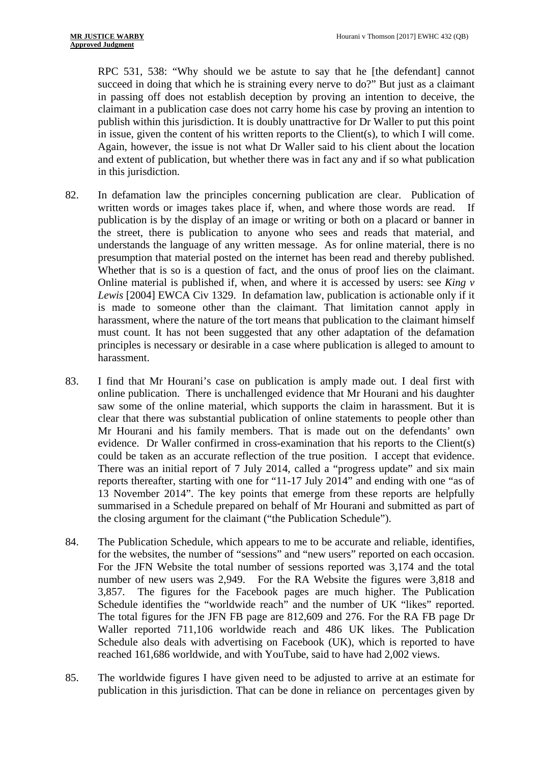RPC 531, 538: "Why should we be astute to say that he [the defendant] cannot succeed in doing that which he is straining every nerve to do?" But just as a claimant in passing off does not establish deception by proving an intention to deceive, the claimant in a publication case does not carry home his case by proving an intention to publish within this jurisdiction. It is doubly unattractive for Dr Waller to put this point in issue, given the content of his written reports to the Client(s), to which I will come. Again, however, the issue is not what Dr Waller said to his client about the location and extent of publication, but whether there was in fact any and if so what publication in this jurisdiction.

82. In defamation law the principles concerning publication are clear. Publication of written words or images takes place if, when, and where those words are read. If publication is by the display of an image or writing or both on a placard or banner in the street, there is publication to anyone who sees and reads that material, and understands the language of any written message. As for online material, there is no presumption that material posted on the internet has been read and thereby published. Whether that is so is a question of fact, and the onus of proof lies on the claimant. Online material is published if, when, and where it is accessed by users: see *King v Lewis* [2004] EWCA Civ 1329. In defamation law, publication is actionable only if it is made to someone other than the claimant. That limitation cannot apply in harassment, where the nature of the tort means that publication to the claimant himself must count. It has not been suggested that any other adaptation of the defamation principles is necessary or desirable in a case where publication is alleged to amount to harassment.

83. I find that Mr Hourani's case on publication is amply made out. I deal first with online publication. There is unchallenged evidence that Mr Hourani and his daughter saw some of the online material, which supports the claim in harassment. But it is clear that there was substantial publication of online statements to people other than Mr Hourani and his family members. That is made out on the defendants' own evidence. Dr Waller confirmed in cross-examination that his reports to the Client(s) could be taken as an accurate reflection of the true position. I accept that evidence. There was an initial report of 7 July 2014, called a "progress update" and six main reports thereafter, starting with one for "11-17 July 2014" and ending with one "as of 13 November 2014". The key points that emerge from these reports are helpfully summarised in a Schedule prepared on behalf of Mr Hourani and submitted as part of the closing argument for the claimant ("the Publication Schedule").

84. The Publication Schedule, which appears to me to be accurate and reliable, identifies, for the websites, the number of "sessions" and "new users" reported on each occasion. For the JFN Website the total number of sessions reported was 3,174 and the total number of new users was 2,949. For the RA Website the figures were 3,818 and 3,857. The figures for the Facebook pages are much higher. The Publication Schedule identifies the "worldwide reach" and the number of UK "likes" reported. The total figures for the JFN FB page are 812,609 and 276. For the RA FB page Dr Waller reported 711,106 worldwide reach and 486 UK likes. The Publication Schedule also deals with advertising on Facebook (UK), which is reported to have reached 161,686 worldwide, and with YouTube, said to have had 2,002 views.

85. The worldwide figures I have given need to be adjusted to arrive at an estimate for publication in this jurisdiction. That can be done in reliance on percentages given by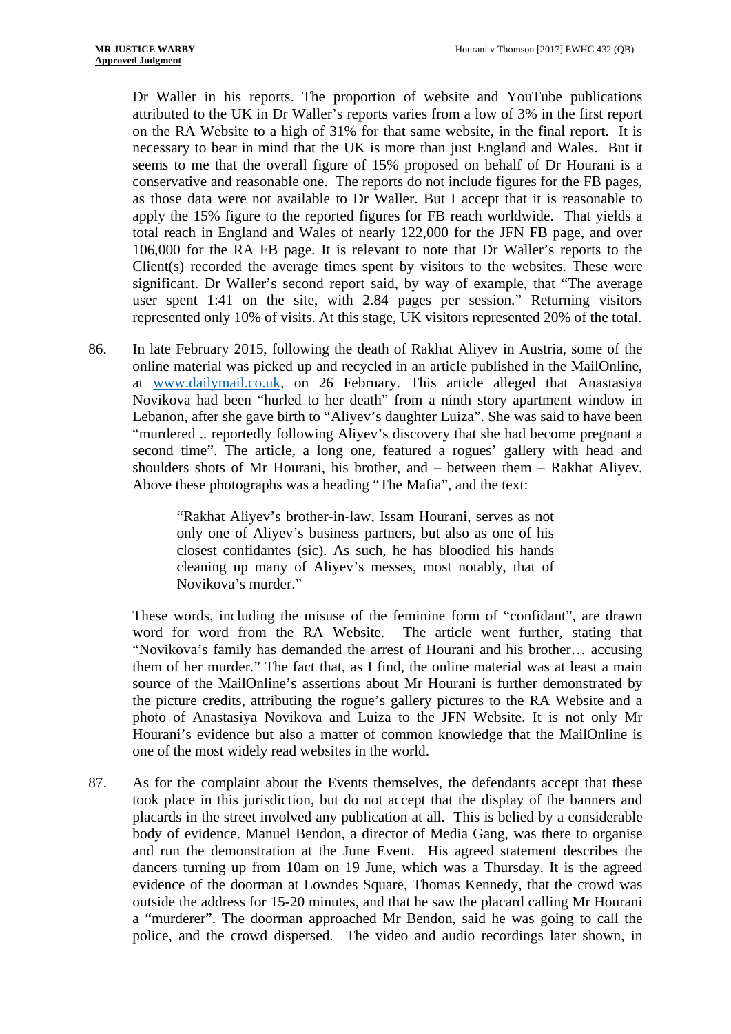Dr Waller in his reports. The proportion of website and YouTube publications attributed to the UK in Dr Waller's reports varies from a low of 3% in the first report on the RA Website to a high of 31% for that same website, in the final report. It is necessary to bear in mind that the UK is more than just England and Wales. But it seems to me that the overall figure of 15% proposed on behalf of Dr Hourani is a conservative and reasonable one. The reports do not include figures for the FB pages, as those data were not available to Dr Waller. But I accept that it is reasonable to apply the 15% figure to the reported figures for FB reach worldwide. That yields a total reach in England and Wales of nearly 122,000 for the JFN FB page, and over 106,000 for the RA FB page. It is relevant to note that Dr Waller's reports to the Client(s) recorded the average times spent by visitors to the websites. These were significant. Dr Waller's second report said, by way of example, that "The average user spent 1:41 on the site, with 2.84 pages per session." Returning visitors represented only 10% of visits. At this stage, UK visitors represented 20% of the total.

86. In late February 2015, following the death of Rakhat Aliyev in Austria, some of the online material was picked up and recycled in an article published in the MailOnline, at www.dailymail.co.uk, on 26 February. This article alleged that Anastasiya Novikova had been "hurled to her death" from a ninth story apartment window in Lebanon, after she gave birth to "Aliyev's daughter Luiza". She was said to have been "murdered .. reportedly following Aliyev's discovery that she had become pregnant a second time". The article, a long one, featured a rogues' gallery with head and shoulders shots of Mr Hourani, his brother, and – between them – Rakhat Aliyev. Above these photographs was a heading "The Mafia", and the text:

> "Rakhat Aliyev's brother-in-law, Issam Hourani, serves as not only one of Aliyev's business partners, but also as one of his closest confidantes (sic). As such, he has bloodied his hands cleaning up many of Aliyev's messes, most notably, that of Novikova's murder."

These words, including the misuse of the feminine form of "confidant", are drawn word for word from the RA Website. The article went further, stating that "Novikova's family has demanded the arrest of Hourani and his brother… accusing them of her murder." The fact that, as I find, the online material was at least a main source of the MailOnline's assertions about Mr Hourani is further demonstrated by the picture credits, attributing the rogue's gallery pictures to the RA Website and a photo of Anastasiya Novikova and Luiza to the JFN Website. It is not only Mr Hourani's evidence but also a matter of common knowledge that the MailOnline is one of the most widely read websites in the world.

87. As for the complaint about the Events themselves, the defendants accept that these took place in this jurisdiction, but do not accept that the display of the banners and placards in the street involved any publication at all. This is belied by a considerable body of evidence. Manuel Bendon, a director of Media Gang, was there to organise and run the demonstration at the June Event. His agreed statement describes the dancers turning up from 10am on 19 June, which was a Thursday. It is the agreed evidence of the doorman at Lowndes Square, Thomas Kennedy, that the crowd was outside the address for 15-20 minutes, and that he saw the placard calling Mr Hourani a "murderer". The doorman approached Mr Bendon, said he was going to call the police, and the crowd dispersed. The video and audio recordings later shown, in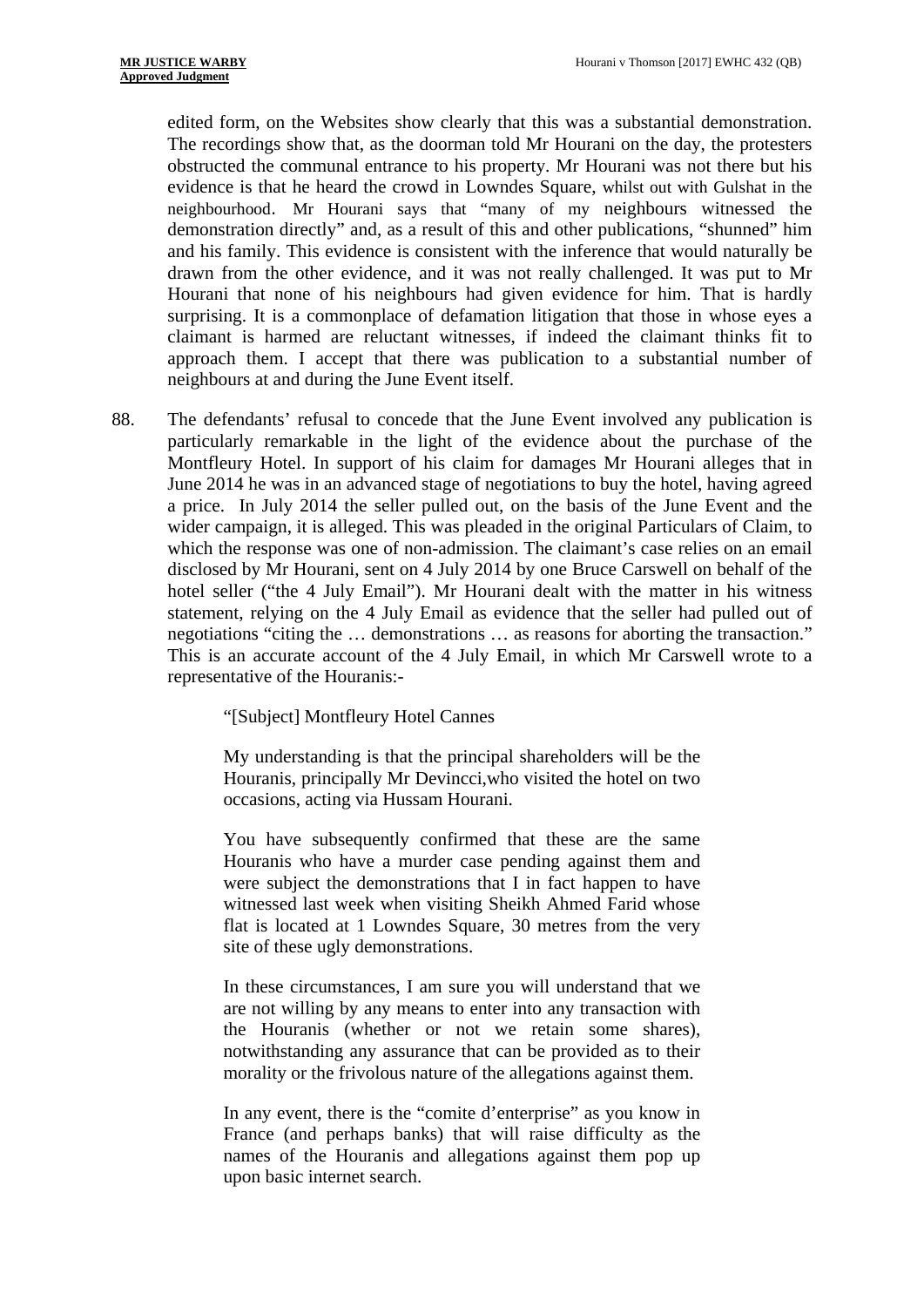edited form, on the Websites show clearly that this was a substantial demonstration. The recordings show that, as the doorman told Mr Hourani on the day, the protesters obstructed the communal entrance to his property. Mr Hourani was not there but his evidence is that he heard the crowd in Lowndes Square, whilst out with Gulshat in the neighbourhood. Mr Hourani says that "many of my neighbours witnessed the demonstration directly" and, as a result of this and other publications, "shunned" him and his family. This evidence is consistent with the inference that would naturally be drawn from the other evidence, and it was not really challenged. It was put to Mr Hourani that none of his neighbours had given evidence for him. That is hardly surprising. It is a commonplace of defamation litigation that those in whose eyes a claimant is harmed are reluctant witnesses, if indeed the claimant thinks fit to approach them. I accept that there was publication to a substantial number of neighbours at and during the June Event itself.

88. The defendants' refusal to concede that the June Event involved any publication is particularly remarkable in the light of the evidence about the purchase of the Montfleury Hotel. In support of his claim for damages Mr Hourani alleges that in June 2014 he was in an advanced stage of negotiations to buy the hotel, having agreed a price. In July 2014 the seller pulled out, on the basis of the June Event and the wider campaign, it is alleged. This was pleaded in the original Particulars of Claim, to which the response was one of non-admission. The claimant's case relies on an email disclosed by Mr Hourani, sent on 4 July 2014 by one Bruce Carswell on behalf of the hotel seller ("the 4 July Email"). Mr Hourani dealt with the matter in his witness statement, relying on the 4 July Email as evidence that the seller had pulled out of negotiations "citing the … demonstrations … as reasons for aborting the transaction." This is an accurate account of the 4 July Email, in which Mr Carswell wrote to a representative of the Houranis:-

> "[Subject] Montfleury Hotel Cannes
>
> My understanding is that the principal shareholders will be the Houranis, principally Mr Devincci,who visited the hotel on two occasions, acting via Hussam Hourani.
>
> You have subsequently confirmed that these are the same Houranis who have a murder case pending against them and were subject the demonstrations that I in fact happen to have witnessed last week when visiting Sheikh Ahmed Farid whose flat is located at 1 Lowndes Square, 30 metres from the very site of these ugly demonstrations.
>
> In these circumstances, I am sure you will understand that we are not willing by any means to enter into any transaction with the Houranis (whether or not we retain some shares), notwithstanding any assurance that can be provided as to their morality or the frivolous nature of the allegations against them.
>
> In any event, there is the "comite d'enterprise" as you know in France (and perhaps banks) that will raise difficulty as the names of the Houranis and allegations against them pop up upon basic internet search.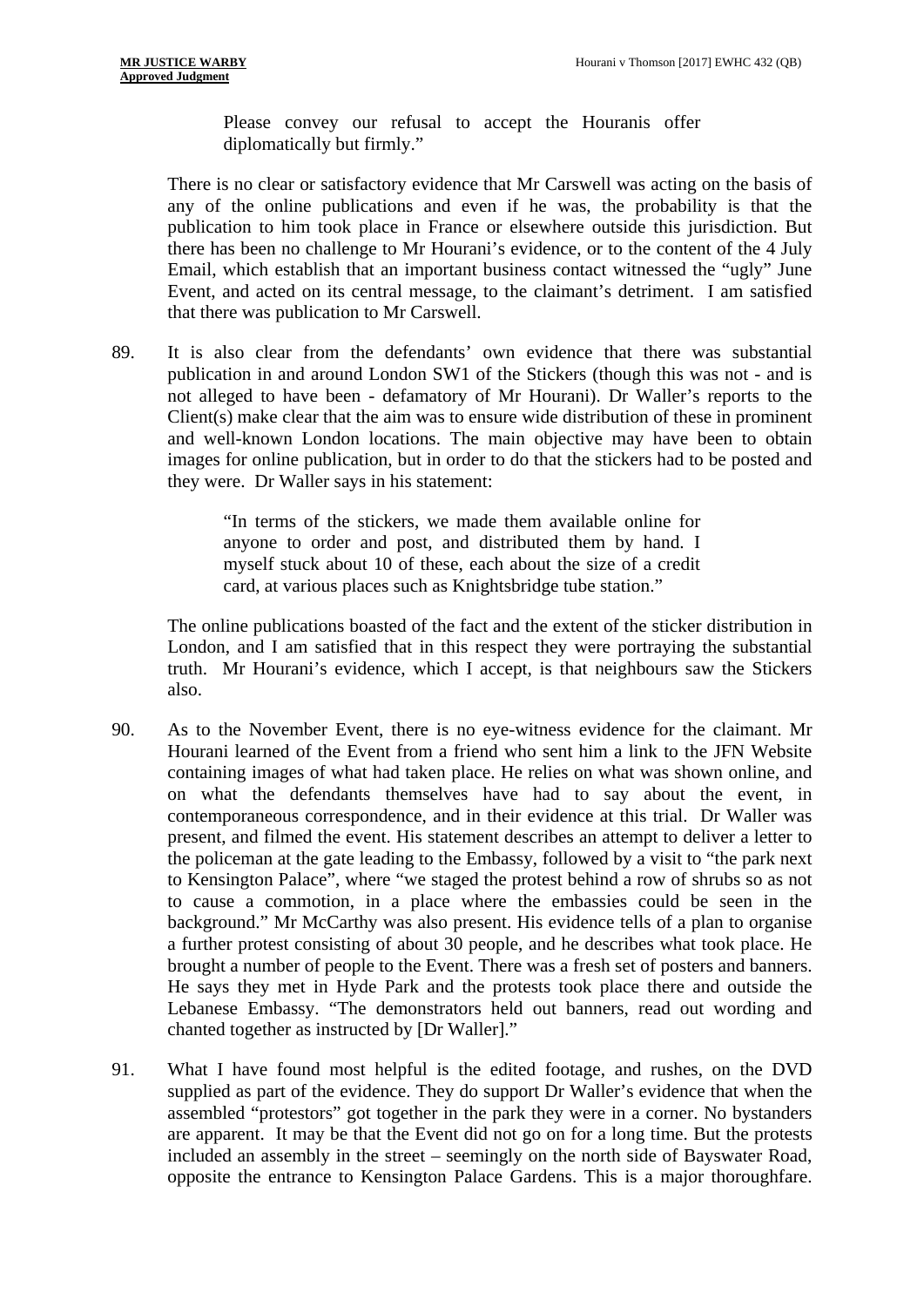> Please convey our refusal to accept the Houranis offer diplomatically but firmly."

There is no clear or satisfactory evidence that Mr Carswell was acting on the basis of any of the online publications and even if he was, the probability is that the publication to him took place in France or elsewhere outside this jurisdiction. But there has been no challenge to Mr Hourani's evidence, or to the content of the 4 July Email, which establish that an important business contact witnessed the "ugly" June Event, and acted on its central message, to the claimant's detriment. I am satisfied that there was publication to Mr Carswell.

89. It is also clear from the defendants' own evidence that there was substantial publication in and around London SW1 of the Stickers (though this was not - and is not alleged to have been - defamatory of Mr Hourani). Dr Waller's reports to the Client(s) make clear that the aim was to ensure wide distribution of these in prominent and well-known London locations. The main objective may have been to obtain images for online publication, but in order to do that the stickers had to be posted and they were. Dr Waller says in his statement:

> "In terms of the stickers, we made them available online for anyone to order and post, and distributed them by hand. I myself stuck about 10 of these, each about the size of a credit card, at various places such as Knightsbridge tube station."

The online publications boasted of the fact and the extent of the sticker distribution in London, and I am satisfied that in this respect they were portraying the substantial truth. Mr Hourani's evidence, which I accept, is that neighbours saw the Stickers also.

90. As to the November Event, there is no eye-witness evidence for the claimant. Mr Hourani learned of the Event from a friend who sent him a link to the JFN Website containing images of what had taken place. He relies on what was shown online, and on what the defendants themselves have had to say about the event, in contemporaneous correspondence, and in their evidence at this trial. Dr Waller was present, and filmed the event. His statement describes an attempt to deliver a letter to the policeman at the gate leading to the Embassy, followed by a visit to "the park next to Kensington Palace", where "we staged the protest behind a row of shrubs so as not to cause a commotion, in a place where the embassies could be seen in the background." Mr McCarthy was also present. His evidence tells of a plan to organise a further protest consisting of about 30 people, and he describes what took place. He brought a number of people to the Event. There was a fresh set of posters and banners. He says they met in Hyde Park and the protests took place there and outside the Lebanese Embassy. "The demonstrators held out banners, read out wording and chanted together as instructed by [Dr Waller]."

91. What I have found most helpful is the edited footage, and rushes, on the DVD supplied as part of the evidence. They do support Dr Waller's evidence that when the assembled "protestors" got together in the park they were in a corner. No bystanders are apparent. It may be that the Event did not go on for a long time. But the protests included an assembly in the street – seemingly on the north side of Bayswater Road, opposite the entrance to Kensington Palace Gardens. This is a major thoroughfare.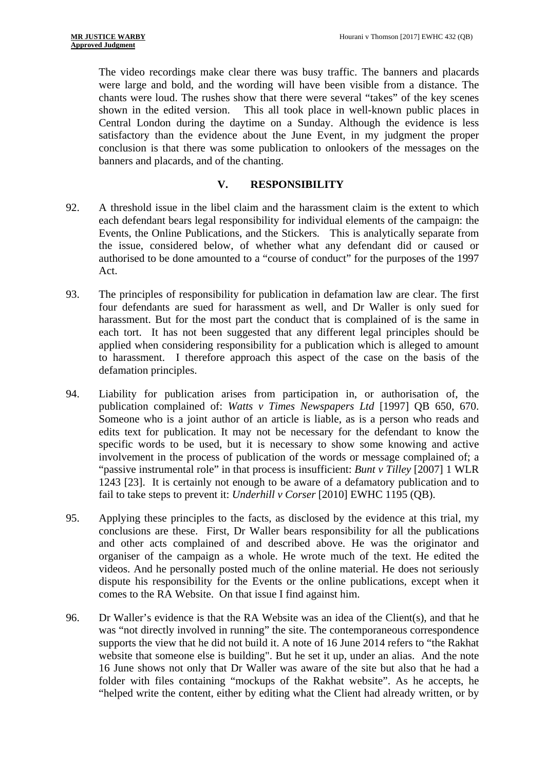The video recordings make clear there was busy traffic. The banners and placards were large and bold, and the wording will have been visible from a distance. The chants were loud. The rushes show that there were several "takes" of the key scenes shown in the edited version. This all took place in well-known public places in Central London during the daytime on a Sunday. Although the evidence is less satisfactory than the evidence about the June Event, in my judgment the proper conclusion is that there was some publication to onlookers of the messages on the banners and placards, and of the chanting.

## V. RESPONSIBILITY

92. A threshold issue in the libel claim and the harassment claim is the extent to which each defendant bears legal responsibility for individual elements of the campaign: the Events, the Online Publications, and the Stickers. This is analytically separate from the issue, considered below, of whether what any defendant did or caused or authorised to be done amounted to a "course of conduct" for the purposes of the 1997 Act.

93. The principles of responsibility for publication in defamation law are clear. The first four defendants are sued for harassment as well, and Dr Waller is only sued for harassment. But for the most part the conduct that is complained of is the same in each tort. It has not been suggested that any different legal principles should be applied when considering responsibility for a publication which is alleged to amount to harassment. I therefore approach this aspect of the case on the basis of the defamation principles.

94. Liability for publication arises from participation in, or authorisation of, the publication complained of: *Watts v Times Newspapers Ltd* [1997] QB 650, 670. Someone who is a joint author of an article is liable, as is a person who reads and edits text for publication. It may not be necessary for the defendant to know the specific words to be used, but it is necessary to show some knowing and active involvement in the process of publication of the words or message complained of; a "passive instrumental role" in that process is insufficient: *Bunt v Tilley* [2007] 1 WLR 1243 [23]. It is certainly not enough to be aware of a defamatory publication and to fail to take steps to prevent it: *Underhill v Corser* [2010] EWHC 1195 (QB).

95. Applying these principles to the facts, as disclosed by the evidence at this trial, my conclusions are these. First, Dr Waller bears responsibility for all the publications and other acts complained of and described above. He was the originator and organiser of the campaign as a whole. He wrote much of the text. He edited the videos. And he personally posted much of the online material. He does not seriously dispute his responsibility for the Events or the online publications, except when it comes to the RA Website. On that issue I find against him.

96. Dr Waller's evidence is that the RA Website was an idea of the Client(s), and that he was "not directly involved in running" the site. The contemporaneous correspondence supports the view that he did not build it. A note of 16 June 2014 refers to "the Rakhat website that someone else is building". But he set it up, under an alias. And the note 16 June shows not only that Dr Waller was aware of the site but also that he had a folder with files containing "mockups of the Rakhat website". As he accepts, he "helped write the content, either by editing what the Client had already written, or by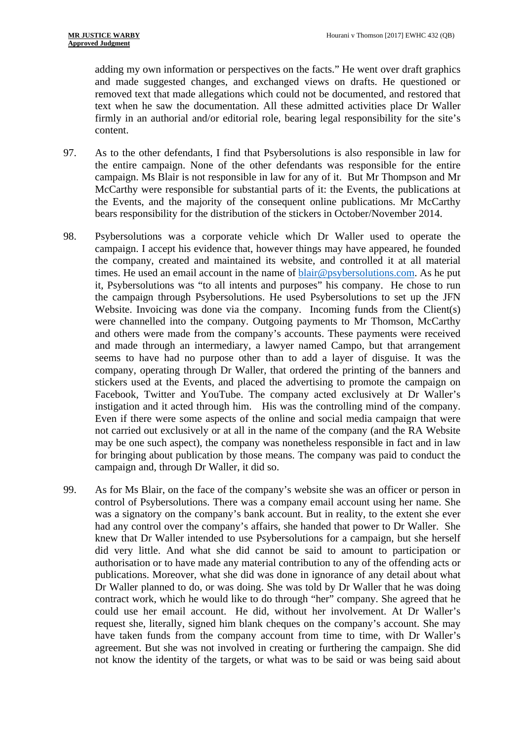adding my own information or perspectives on the facts." He went over draft graphics and made suggested changes, and exchanged views on drafts. He questioned or removed text that made allegations which could not be documented, and restored that text when he saw the documentation. All these admitted activities place Dr Waller firmly in an authorial and/or editorial role, bearing legal responsibility for the site's content.

97. As to the other defendants, I find that Psybersolutions is also responsible in law for the entire campaign. None of the other defendants was responsible for the entire campaign. Ms Blair is not responsible in law for any of it. But Mr Thompson and Mr McCarthy were responsible for substantial parts of it: the Events, the publications at the Events, and the majority of the consequent online publications. Mr McCarthy bears responsibility for the distribution of the stickers in October/November 2014.

98. Psybersolutions was a corporate vehicle which Dr Waller used to operate the campaign. I accept his evidence that, however things may have appeared, he founded the company, created and maintained its website, and controlled it at all material times. He used an email account in the name of blair@psybersolutions.com. As he put it, Psybersolutions was "to all intents and purposes" his company. He chose to run the campaign through Psybersolutions. He used Psybersolutions to set up the JFN Website. Invoicing was done via the company. Incoming funds from the Client(s) were channelled into the company. Outgoing payments to Mr Thomson, McCarthy and others were made from the company's accounts. These payments were received and made through an intermediary, a lawyer named Campo, but that arrangement seems to have had no purpose other than to add a layer of disguise. It was the company, operating through Dr Waller, that ordered the printing of the banners and stickers used at the Events, and placed the advertising to promote the campaign on Facebook, Twitter and YouTube. The company acted exclusively at Dr Waller's instigation and it acted through him. His was the controlling mind of the company. Even if there were some aspects of the online and social media campaign that were not carried out exclusively or at all in the name of the company (and the RA Website may be one such aspect), the company was nonetheless responsible in fact and in law for bringing about publication by those means. The company was paid to conduct the campaign and, through Dr Waller, it did so.

99. As for Ms Blair, on the face of the company's website she was an officer or person in control of Psybersolutions. There was a company email account using her name. She was a signatory on the company's bank account. But in reality, to the extent she ever had any control over the company's affairs, she handed that power to Dr Waller. She knew that Dr Waller intended to use Psybersolutions for a campaign, but she herself did very little. And what she did cannot be said to amount to participation or authorisation or to have made any material contribution to any of the offending acts or publications. Moreover, what she did was done in ignorance of any detail about what Dr Waller planned to do, or was doing. She was told by Dr Waller that he was doing contract work, which he would like to do through "her" company. She agreed that he could use her email account. He did, without her involvement. At Dr Waller's request she, literally, signed him blank cheques on the company's account. She may have taken funds from the company account from time to time, with Dr Waller's agreement. But she was not involved in creating or furthering the campaign. She did not know the identity of the targets, or what was to be said or was being said about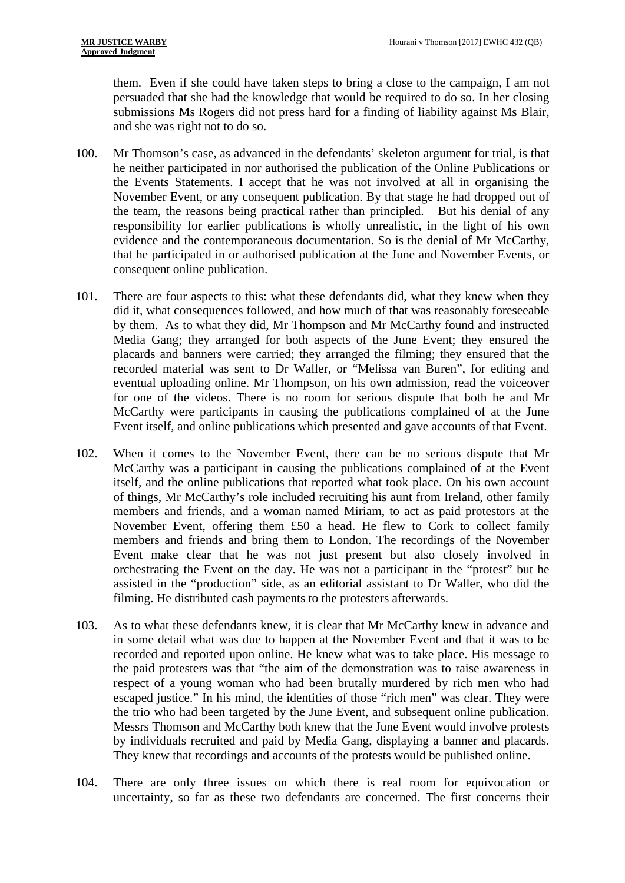them. Even if she could have taken steps to bring a close to the campaign, I am not persuaded that she had the knowledge that would be required to do so. In her closing submissions Ms Rogers did not press hard for a finding of liability against Ms Blair, and she was right not to do so.

100. Mr Thomson's case, as advanced in the defendants' skeleton argument for trial, is that he neither participated in nor authorised the publication of the Online Publications or the Events Statements. I accept that he was not involved at all in organising the November Event, or any consequent publication. By that stage he had dropped out of the team, the reasons being practical rather than principled. But his denial of any responsibility for earlier publications is wholly unrealistic, in the light of his own evidence and the contemporaneous documentation. So is the denial of Mr McCarthy, that he participated in or authorised publication at the June and November Events, or consequent online publication.

101. There are four aspects to this: what these defendants did, what they knew when they did it, what consequences followed, and how much of that was reasonably foreseeable by them. As to what they did, Mr Thompson and Mr McCarthy found and instructed Media Gang; they arranged for both aspects of the June Event; they ensured the placards and banners were carried; they arranged the filming; they ensured that the recorded material was sent to Dr Waller, or "Melissa van Buren", for editing and eventual uploading online. Mr Thompson, on his own admission, read the voiceover for one of the videos. There is no room for serious dispute that both he and Mr McCarthy were participants in causing the publications complained of at the June Event itself, and online publications which presented and gave accounts of that Event.

102. When it comes to the November Event, there can be no serious dispute that Mr McCarthy was a participant in causing the publications complained of at the Event itself, and the online publications that reported what took place. On his own account of things, Mr McCarthy's role included recruiting his aunt from Ireland, other family members and friends, and a woman named Miriam, to act as paid protestors at the November Event, offering them £50 a head. He flew to Cork to collect family members and friends and bring them to London. The recordings of the November Event make clear that he was not just present but also closely involved in orchestrating the Event on the day. He was not a participant in the "protest" but he assisted in the "production" side, as an editorial assistant to Dr Waller, who did the filming. He distributed cash payments to the protesters afterwards.

103. As to what these defendants knew, it is clear that Mr McCarthy knew in advance and in some detail what was due to happen at the November Event and that it was to be recorded and reported upon online. He knew what was to take place. His message to the paid protesters was that "the aim of the demonstration was to raise awareness in respect of a young woman who had been brutally murdered by rich men who had escaped justice." In his mind, the identities of those "rich men" was clear. They were the trio who had been targeted by the June Event, and subsequent online publication. Messrs Thomson and McCarthy both knew that the June Event would involve protests by individuals recruited and paid by Media Gang, displaying a banner and placards. They knew that recordings and accounts of the protests would be published online.

104. There are only three issues on which there is real room for equivocation or uncertainty, so far as these two defendants are concerned. The first concerns their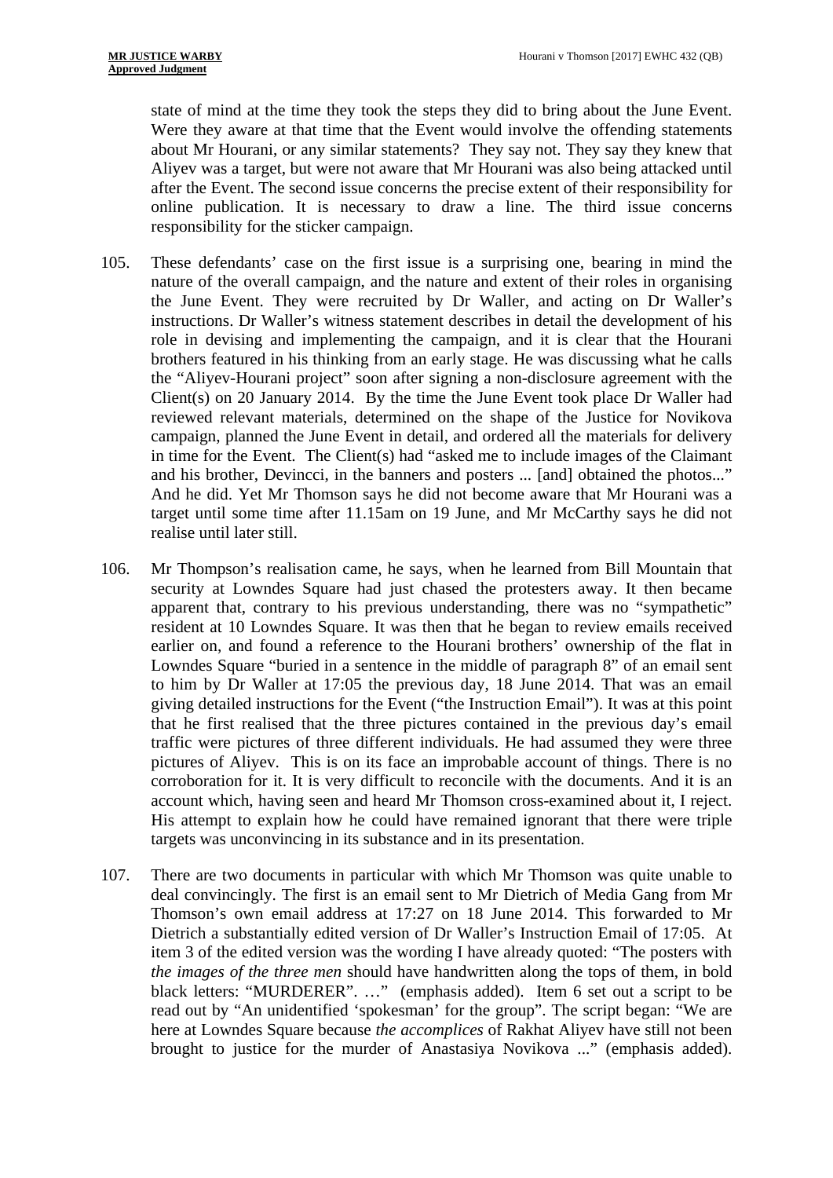state of mind at the time they took the steps they did to bring about the June Event. Were they aware at that time that the Event would involve the offending statements about Mr Hourani, or any similar statements? They say not. They say they knew that Aliyev was a target, but were not aware that Mr Hourani was also being attacked until after the Event. The second issue concerns the precise extent of their responsibility for online publication. It is necessary to draw a line. The third issue concerns responsibility for the sticker campaign.

105. These defendants' case on the first issue is a surprising one, bearing in mind the nature of the overall campaign, and the nature and extent of their roles in organising the June Event. They were recruited by Dr Waller, and acting on Dr Waller's instructions. Dr Waller's witness statement describes in detail the development of his role in devising and implementing the campaign, and it is clear that the Hourani brothers featured in his thinking from an early stage. He was discussing what he calls the "Aliyev-Hourani project" soon after signing a non-disclosure agreement with the Client(s) on 20 January 2014. By the time the June Event took place Dr Waller had reviewed relevant materials, determined on the shape of the Justice for Novikova campaign, planned the June Event in detail, and ordered all the materials for delivery in time for the Event. The Client(s) had "asked me to include images of the Claimant and his brother, Devincci, in the banners and posters ... [and] obtained the photos..." And he did. Yet Mr Thomson says he did not become aware that Mr Hourani was a target until some time after 11.15am on 19 June, and Mr McCarthy says he did not realise until later still.

106. Mr Thompson's realisation came, he says, when he learned from Bill Mountain that security at Lowndes Square had just chased the protesters away. It then became apparent that, contrary to his previous understanding, there was no "sympathetic" resident at 10 Lowndes Square. It was then that he began to review emails received earlier on, and found a reference to the Hourani brothers' ownership of the flat in Lowndes Square "buried in a sentence in the middle of paragraph 8" of an email sent to him by Dr Waller at 17:05 the previous day, 18 June 2014. That was an email giving detailed instructions for the Event ("the Instruction Email"). It was at this point that he first realised that the three pictures contained in the previous day's email traffic were pictures of three different individuals. He had assumed they were three pictures of Aliyev. This is on its face an improbable account of things. There is no corroboration for it. It is very difficult to reconcile with the documents. And it is an account which, having seen and heard Mr Thomson cross-examined about it, I reject. His attempt to explain how he could have remained ignorant that there were triple targets was unconvincing in its substance and in its presentation.

107. There are two documents in particular with which Mr Thomson was quite unable to deal convincingly. The first is an email sent to Mr Dietrich of Media Gang from Mr Thomson's own email address at 17:27 on 18 June 2014. This forwarded to Mr Dietrich a substantially edited version of Dr Waller's Instruction Email of 17:05. At item 3 of the edited version was the wording I have already quoted: "The posters with *the images of the three men* should have handwritten along the tops of them, in bold black letters: "MURDERER". …" (emphasis added). Item 6 set out a script to be read out by "An unidentified 'spokesman' for the group". The script began: "We are here at Lowndes Square because *the accomplices* of Rakhat Aliyev have still not been brought to justice for the murder of Anastasiya Novikova ..." (emphasis added).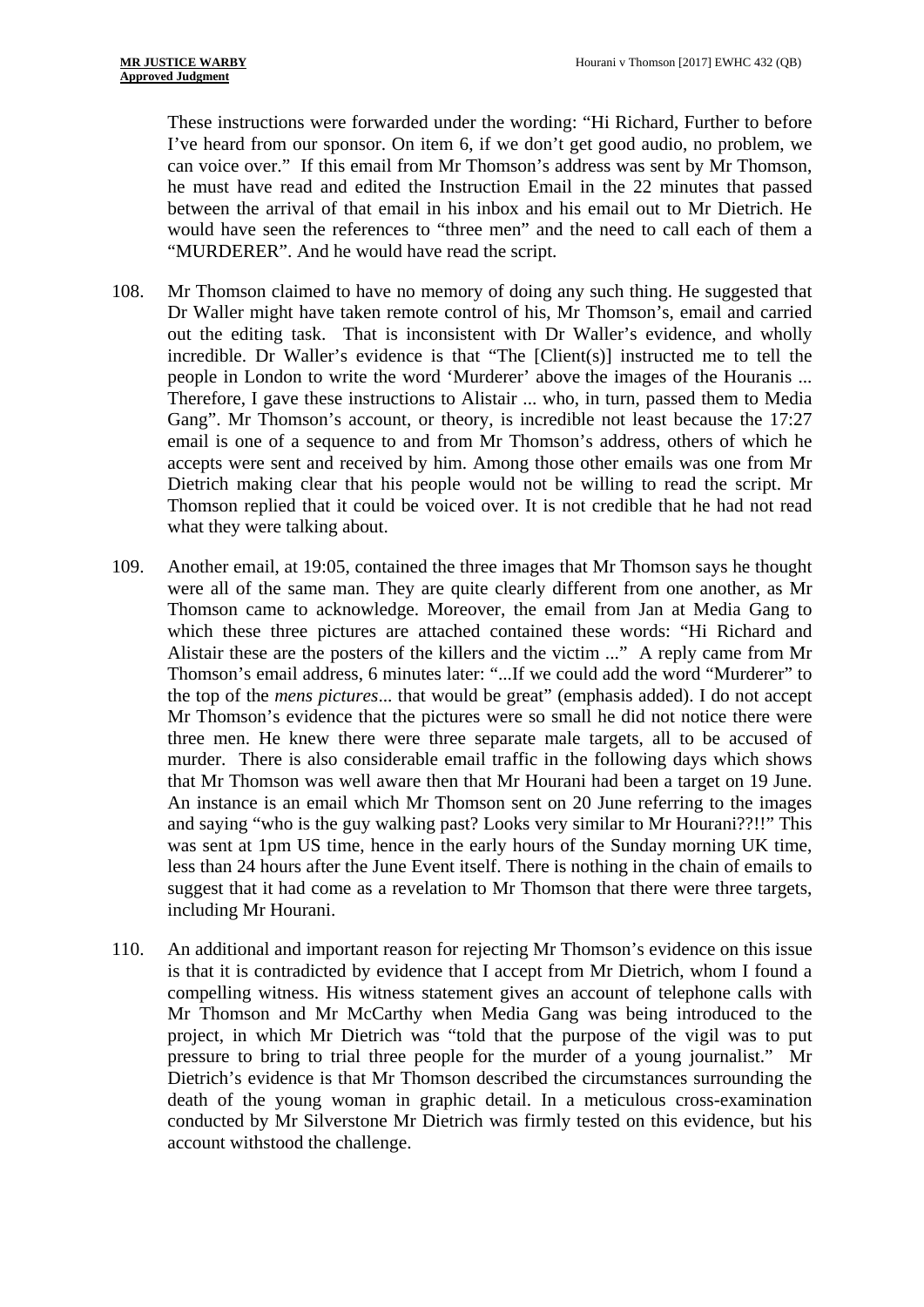These instructions were forwarded under the wording: "Hi Richard, Further to before I've heard from our sponsor. On item 6, if we don't get good audio, no problem, we can voice over." If this email from Mr Thomson's address was sent by Mr Thomson, he must have read and edited the Instruction Email in the 22 minutes that passed between the arrival of that email in his inbox and his email out to Mr Dietrich. He would have seen the references to "three men" and the need to call each of them a "MURDERER". And he would have read the script.

108. Mr Thomson claimed to have no memory of doing any such thing. He suggested that Dr Waller might have taken remote control of his, Mr Thomson's, email and carried out the editing task. That is inconsistent with Dr Waller's evidence, and wholly incredible. Dr Waller's evidence is that "The [Client(s)] instructed me to tell the people in London to write the word 'Murderer' above the images of the Houranis ... Therefore, I gave these instructions to Alistair ... who, in turn, passed them to Media Gang". Mr Thomson's account, or theory, is incredible not least because the 17:27 email is one of a sequence to and from Mr Thomson's address, others of which he accepts were sent and received by him. Among those other emails was one from Mr Dietrich making clear that his people would not be willing to read the script. Mr Thomson replied that it could be voiced over. It is not credible that he had not read what they were talking about.

109. Another email, at 19:05, contained the three images that Mr Thomson says he thought were all of the same man. They are quite clearly different from one another, as Mr Thomson came to acknowledge. Moreover, the email from Jan at Media Gang to which these three pictures are attached contained these words: "Hi Richard and Alistair these are the posters of the killers and the victim ..." A reply came from Mr Thomson's email address, 6 minutes later: "...If we could add the word "Murderer" to the top of the *mens pictures*... that would be great" (emphasis added). I do not accept Mr Thomson's evidence that the pictures were so small he did not notice there were three men. He knew there were three separate male targets, all to be accused of murder. There is also considerable email traffic in the following days which shows that Mr Thomson was well aware then that Mr Hourani had been a target on 19 June. An instance is an email which Mr Thomson sent on 20 June referring to the images and saying "who is the guy walking past? Looks very similar to Mr Hourani??!!" This was sent at 1pm US time, hence in the early hours of the Sunday morning UK time, less than 24 hours after the June Event itself. There is nothing in the chain of emails to suggest that it had come as a revelation to Mr Thomson that there were three targets, including Mr Hourani.

110. An additional and important reason for rejecting Mr Thomson's evidence on this issue is that it is contradicted by evidence that I accept from Mr Dietrich, whom I found a compelling witness. His witness statement gives an account of telephone calls with Mr Thomson and Mr McCarthy when Media Gang was being introduced to the project, in which Mr Dietrich was "told that the purpose of the vigil was to put pressure to bring to trial three people for the murder of a young journalist." Mr Dietrich's evidence is that Mr Thomson described the circumstances surrounding the death of the young woman in graphic detail. In a meticulous cross-examination conducted by Mr Silverstone Mr Dietrich was firmly tested on this evidence, but his account withstood the challenge.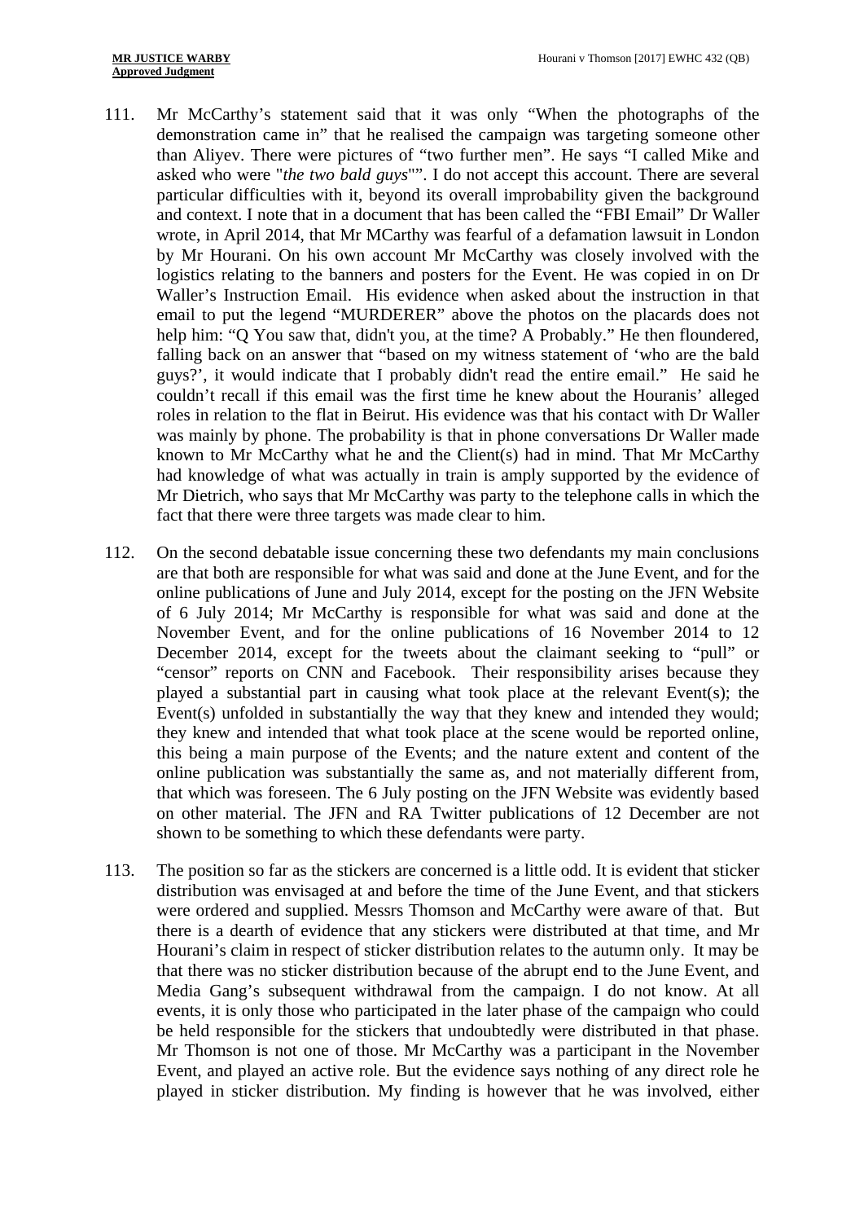111. Mr McCarthy's statement said that it was only "When the photographs of the demonstration came in" that he realised the campaign was targeting someone other than Aliyev. There were pictures of "two further men". He says "I called Mike and asked who were "*the two bald guys*"". I do not accept this account. There are several particular difficulties with it, beyond its overall improbability given the background and context. I note that in a document that has been called the "FBI Email" Dr Waller wrote, in April 2014, that Mr MCarthy was fearful of a defamation lawsuit in London by Mr Hourani. On his own account Mr McCarthy was closely involved with the logistics relating to the banners and posters for the Event. He was copied in on Dr Waller's Instruction Email. His evidence when asked about the instruction in that email to put the legend "MURDERER" above the photos on the placards does not help him: "Q You saw that, didn't you, at the time? A Probably." He then floundered, falling back on an answer that "based on my witness statement of 'who are the bald guys?', it would indicate that I probably didn't read the entire email." He said he couldn't recall if this email was the first time he knew about the Houranis' alleged roles in relation to the flat in Beirut. His evidence was that his contact with Dr Waller was mainly by phone. The probability is that in phone conversations Dr Waller made known to Mr McCarthy what he and the Client(s) had in mind. That Mr McCarthy had knowledge of what was actually in train is amply supported by the evidence of Mr Dietrich, who says that Mr McCarthy was party to the telephone calls in which the fact that there were three targets was made clear to him.

112. On the second debatable issue concerning these two defendants my main conclusions are that both are responsible for what was said and done at the June Event, and for the online publications of June and July 2014, except for the posting on the JFN Website of 6 July 2014; Mr McCarthy is responsible for what was said and done at the November Event, and for the online publications of 16 November 2014 to 12 December 2014, except for the tweets about the claimant seeking to "pull" or "censor" reports on CNN and Facebook. Their responsibility arises because they played a substantial part in causing what took place at the relevant Event(s); the Event(s) unfolded in substantially the way that they knew and intended they would; they knew and intended that what took place at the scene would be reported online, this being a main purpose of the Events; and the nature extent and content of the online publication was substantially the same as, and not materially different from, that which was foreseen. The 6 July posting on the JFN Website was evidently based on other material. The JFN and RA Twitter publications of 12 December are not shown to be something to which these defendants were party.

113. The position so far as the stickers are concerned is a little odd. It is evident that sticker distribution was envisaged at and before the time of the June Event, and that stickers were ordered and supplied. Messrs Thomson and McCarthy were aware of that. But there is a dearth of evidence that any stickers were distributed at that time, and Mr Hourani's claim in respect of sticker distribution relates to the autumn only. It may be that there was no sticker distribution because of the abrupt end to the June Event, and Media Gang's subsequent withdrawal from the campaign. I do not know. At all events, it is only those who participated in the later phase of the campaign who could be held responsible for the stickers that undoubtedly were distributed in that phase. Mr Thomson is not one of those. Mr McCarthy was a participant in the November Event, and played an active role. But the evidence says nothing of any direct role he played in sticker distribution. My finding is however that he was involved, either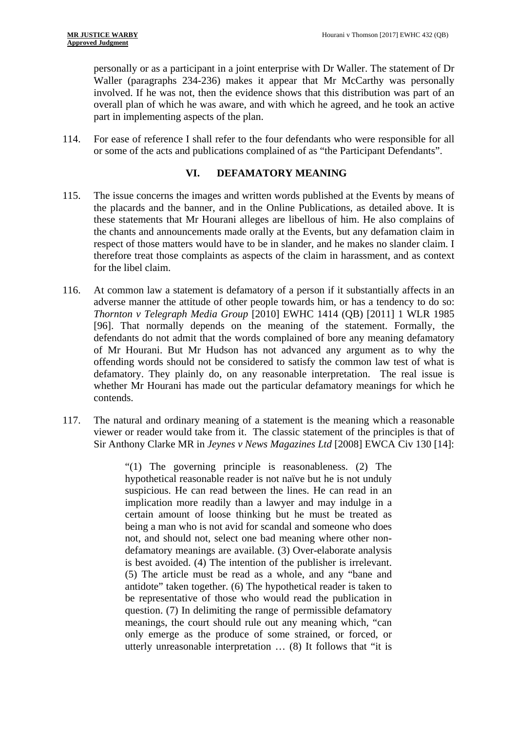personally or as a participant in a joint enterprise with Dr Waller. The statement of Dr Waller (paragraphs 234-236) makes it appear that Mr McCarthy was personally involved. If he was not, then the evidence shows that this distribution was part of an overall plan of which he was aware, and with which he agreed, and he took an active part in implementing aspects of the plan.

114. For ease of reference I shall refer to the four defendants who were responsible for all or some of the acts and publications complained of as "the Participant Defendants".

## VI. DEFAMATORY MEANING

115. The issue concerns the images and written words published at the Events by means of the placards and the banner, and in the Online Publications, as detailed above. It is these statements that Mr Hourani alleges are libellous of him. He also complains of the chants and announcements made orally at the Events, but any defamation claim in respect of those matters would have to be in slander, and he makes no slander claim. I therefore treat those complaints as aspects of the claim in harassment, and as context for the libel claim.

116. At common law a statement is defamatory of a person if it substantially affects in an adverse manner the attitude of other people towards him, or has a tendency to do so: *Thornton v Telegraph Media Group* [2010] EWHC 1414 (QB) [2011] 1 WLR 1985 [96]. That normally depends on the meaning of the statement. Formally, the defendants do not admit that the words complained of bore any meaning defamatory of Mr Hourani. But Mr Hudson has not advanced any argument as to why the offending words should not be considered to satisfy the common law test of what is defamatory. They plainly do, on any reasonable interpretation. The real issue is whether Mr Hourani has made out the particular defamatory meanings for which he contends.

117. The natural and ordinary meaning of a statement is the meaning which a reasonable viewer or reader would take from it. The classic statement of the principles is that of Sir Anthony Clarke MR in *Jeynes v News Magazines Ltd* [2008] EWCA Civ 130 [14]:

> "(1) The governing principle is reasonableness. (2) The hypothetical reasonable reader is not naïve but he is not unduly suspicious. He can read between the lines. He can read in an implication more readily than a lawyer and may indulge in a certain amount of loose thinking but he must be treated as being a man who is not avid for scandal and someone who does not, and should not, select one bad meaning where other non-defamatory meanings are available. (3) Over-elaborate analysis is best avoided. (4) The intention of the publisher is irrelevant. (5) The article must be read as a whole, and any "bane and antidote" taken together. (6) The hypothetical reader is taken to be representative of those who would read the publication in question. (7) In delimiting the range of permissible defamatory meanings, the court should rule out any meaning which, "can only emerge as the produce of some strained, or forced, or utterly unreasonable interpretation … (8) It follows that "it is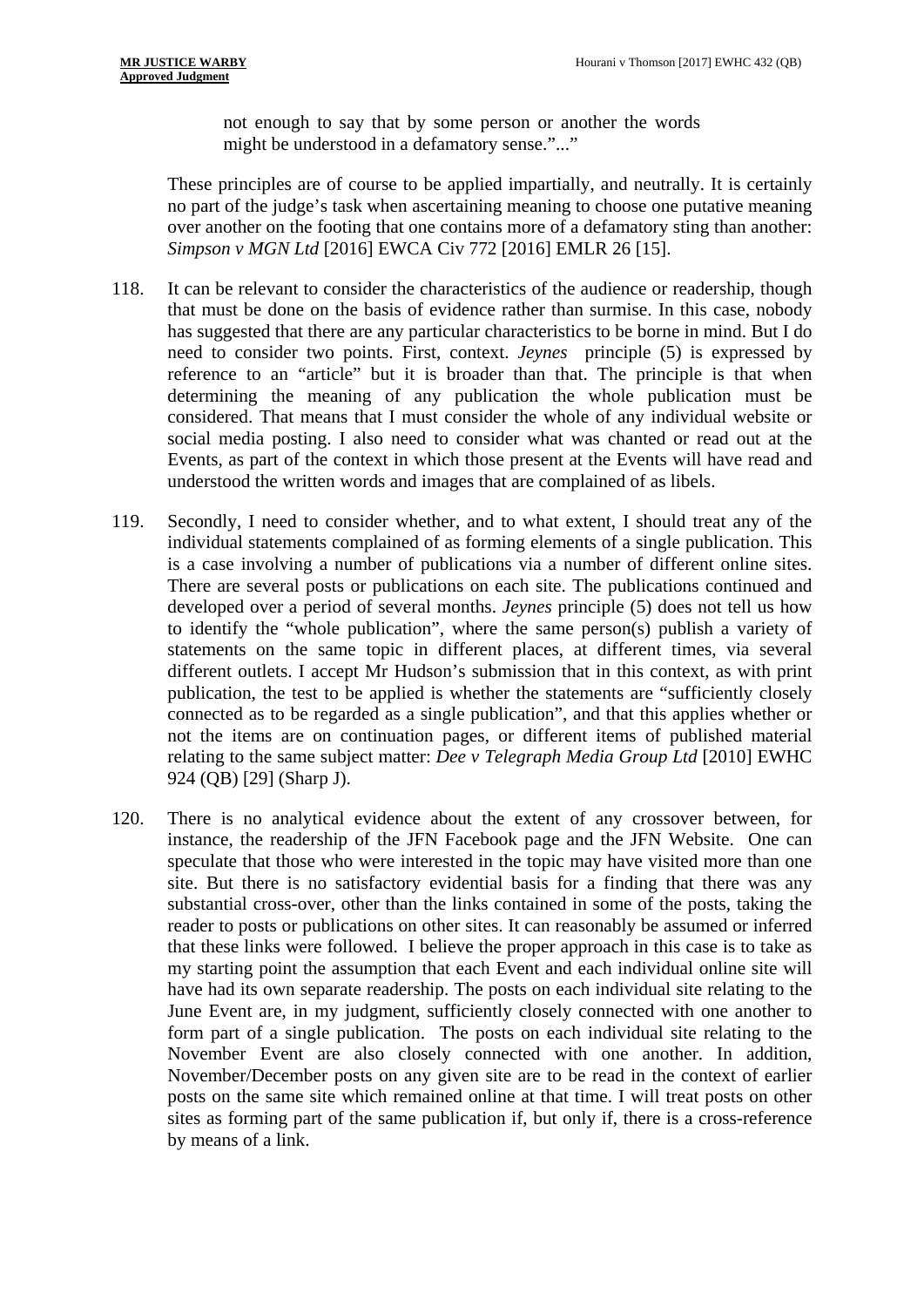not enough to say that by some person or another the words might be understood in a defamatory sense."..."

These principles are of course to be applied impartially, and neutrally. It is certainly no part of the judge's task when ascertaining meaning to choose one putative meaning over another on the footing that one contains more of a defamatory sting than another: *Simpson v MGN Ltd* [2016] EWCA Civ 772 [2016] EMLR 26 [15].

118. It can be relevant to consider the characteristics of the audience or readership, though that must be done on the basis of evidence rather than surmise. In this case, nobody has suggested that there are any particular characteristics to be borne in mind. But I do need to consider two points. First, context. *Jeynes* principle (5) is expressed by reference to an "article" but it is broader than that. The principle is that when determining the meaning of any publication the whole publication must be considered. That means that I must consider the whole of any individual website or social media posting. I also need to consider what was chanted or read out at the Events, as part of the context in which those present at the Events will have read and understood the written words and images that are complained of as libels.

119. Secondly, I need to consider whether, and to what extent, I should treat any of the individual statements complained of as forming elements of a single publication. This is a case involving a number of publications via a number of different online sites. There are several posts or publications on each site. The publications continued and developed over a period of several months. *Jeynes* principle (5) does not tell us how to identify the "whole publication", where the same person(s) publish a variety of statements on the same topic in different places, at different times, via several different outlets. I accept Mr Hudson's submission that in this context, as with print publication, the test to be applied is whether the statements are "sufficiently closely connected as to be regarded as a single publication", and that this applies whether or not the items are on continuation pages, or different items of published material relating to the same subject matter: *Dee v Telegraph Media Group Ltd* [2010] EWHC 924 (QB) [29] (Sharp J).

120. There is no analytical evidence about the extent of any crossover between, for instance, the readership of the JFN Facebook page and the JFN Website. One can speculate that those who were interested in the topic may have visited more than one site. But there is no satisfactory evidential basis for a finding that there was any substantial cross-over, other than the links contained in some of the posts, taking the reader to posts or publications on other sites. It can reasonably be assumed or inferred that these links were followed. I believe the proper approach in this case is to take as my starting point the assumption that each Event and each individual online site will have had its own separate readership. The posts on each individual site relating to the June Event are, in my judgment, sufficiently closely connected with one another to form part of a single publication. The posts on each individual site relating to the November Event are also closely connected with one another. In addition, November/December posts on any given site are to be read in the context of earlier posts on the same site which remained online at that time. I will treat posts on other sites as forming part of the same publication if, but only if, there is a cross-reference by means of a link.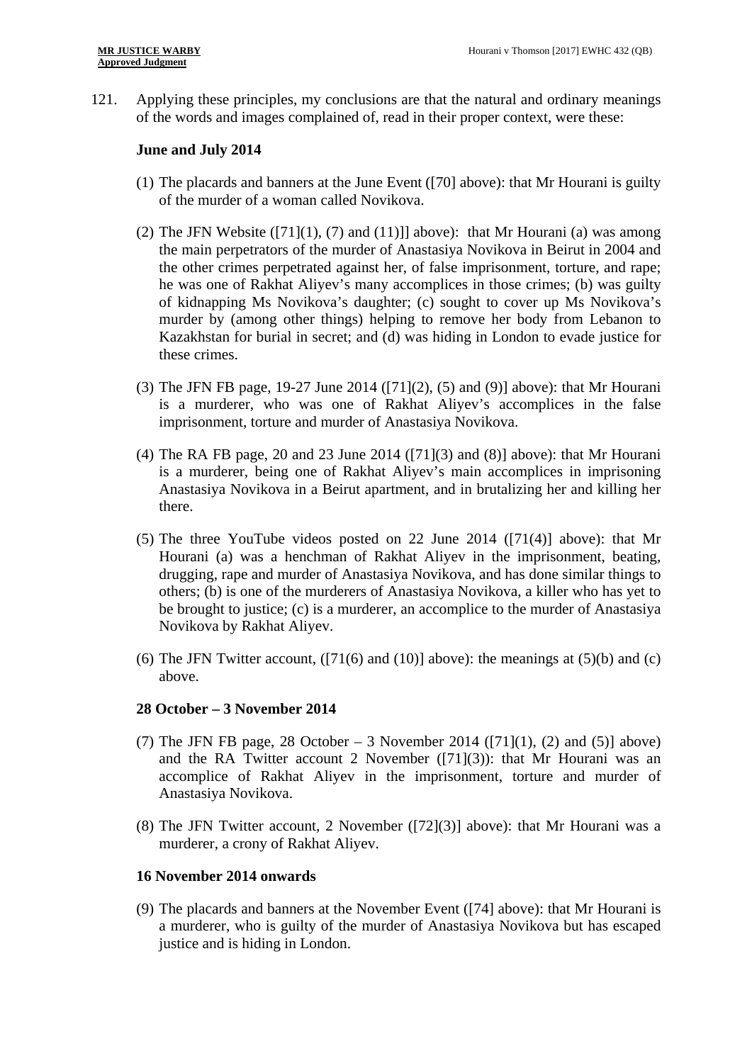121. Applying these principles, my conclusions are that the natural and ordinary meanings of the words and images complained of, read in their proper context, were these:

**June and July 2014**

(1) The placards and banners at the June Event ([70] above): that Mr Hourani is guilty of the murder of a woman called Novikova.

(2) The JFN Website ([71](1), (7) and (11)]] above): that Mr Hourani (a) was among the main perpetrators of the murder of Anastasiya Novikova in Beirut in 2004 and the other crimes perpetrated against her, of false imprisonment, torture, and rape; he was one of Rakhat Aliyev's many accomplices in those crimes; (b) was guilty of kidnapping Ms Novikova's daughter; (c) sought to cover up Ms Novikova's murder by (among other things) helping to remove her body from Lebanon to Kazakhstan for burial in secret; and (d) was hiding in London to evade justice for these crimes.

(3) The JFN FB page, 19-27 June 2014 ([71](2), (5) and (9)] above): that Mr Hourani is a murderer, who was one of Rakhat Aliyev's accomplices in the false imprisonment, torture and murder of Anastasiya Novikova.

(4) The RA FB page, 20 and 23 June 2014 ([71](3) and (8)] above): that Mr Hourani is a murderer, being one of Rakhat Aliyev's main accomplices in imprisoning Anastasiya Novikova in a Beirut apartment, and in brutalizing her and killing her there.

(5) The three YouTube videos posted on 22 June 2014 ([71(4)] above): that Mr Hourani (a) was a henchman of Rakhat Aliyev in the imprisonment, beating, drugging, rape and murder of Anastasiya Novikova, and has done similar things to others; (b) is one of the murderers of Anastasiya Novikova, a killer who has yet to be brought to justice; (c) is a murderer, an accomplice to the murder of Anastasiya Novikova by Rakhat Aliyev.

(6) The JFN Twitter account, ([71(6) and (10)] above): the meanings at (5)(b) and (c) above.

**28 October – 3 November 2014**

(7) The JFN FB page, 28 October – 3 November 2014 ([71](1), (2) and (5)] above) and the RA Twitter account 2 November ([71](3)): that Mr Hourani was an accomplice of Rakhat Aliyev in the imprisonment, torture and murder of Anastasiya Novikova.

(8) The JFN Twitter account, 2 November ([72](3)] above): that Mr Hourani was a murderer, a crony of Rakhat Aliyev.

**16 November 2014 onwards**

(9) The placards and banners at the November Event ([74] above): that Mr Hourani is a murderer, who is guilty of the murder of Anastasiya Novikova but has escaped justice and is hiding in London.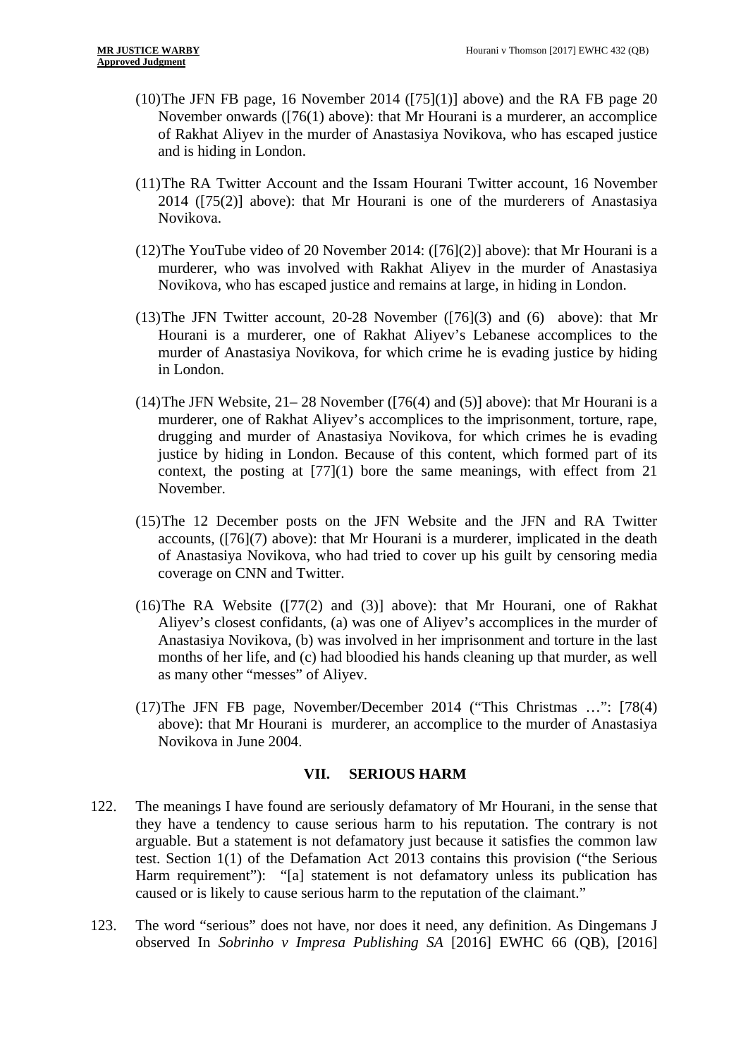(10) The JFN FB page, 16 November 2014 ([75](1)] above) and the RA FB page 20 November onwards ([76(1) above): that Mr Hourani is a murderer, an accomplice of Rakhat Aliyev in the murder of Anastasiya Novikova, who has escaped justice and is hiding in London.

(11) The RA Twitter Account and the Issam Hourani Twitter account, 16 November 2014 ([75(2)] above): that Mr Hourani is one of the murderers of Anastasiya Novikova.

(12) The YouTube video of 20 November 2014: ([76](2)] above): that Mr Hourani is a murderer, who was involved with Rakhat Aliyev in the murder of Anastasiya Novikova, who has escaped justice and remains at large, in hiding in London.

(13) The JFN Twitter account, 20-28 November ([76](3) and (6) above): that Mr Hourani is a murderer, one of Rakhat Aliyev's Lebanese accomplices to the murder of Anastasiya Novikova, for which crime he is evading justice by hiding in London.

(14) The JFN Website, 21– 28 November ([76(4) and (5)] above): that Mr Hourani is a murderer, one of Rakhat Aliyev's accomplices to the imprisonment, torture, rape, drugging and murder of Anastasiya Novikova, for which crimes he is evading justice by hiding in London. Because of this content, which formed part of its context, the posting at [77](1) bore the same meanings, with effect from 21 November.

(15) The 12 December posts on the JFN Website and the JFN and RA Twitter accounts, ([76](7) above): that Mr Hourani is a murderer, implicated in the death of Anastasiya Novikova, who had tried to cover up his guilt by censoring media coverage on CNN and Twitter.

(16) The RA Website ([77(2) and (3)] above): that Mr Hourani, one of Rakhat Aliyev's closest confidants, (a) was one of Aliyev's accomplices in the murder of Anastasiya Novikova, (b) was involved in her imprisonment and torture in the last months of her life, and (c) had bloodied his hands cleaning up that murder, as well as many other "messes" of Aliyev.

(17) The JFN FB page, November/December 2014 ("This Christmas …": [78(4) above): that Mr Hourani is murderer, an accomplice to the murder of Anastasiya Novikova in June 2004.

## VII. SERIOUS HARM

122. The meanings I have found are seriously defamatory of Mr Hourani, in the sense that they have a tendency to cause serious harm to his reputation. The contrary is not arguable. But a statement is not defamatory just because it satisfies the common law test. Section 1(1) of the Defamation Act 2013 contains this provision ("the Serious Harm requirement"): "[a] statement is not defamatory unless its publication has caused or is likely to cause serious harm to the reputation of the claimant."

123. The word "serious" does not have, nor does it need, any definition. As Dingemans J observed In *Sobrinho v Impresa Publishing SA* [2016] EWHC 66 (QB), [2016]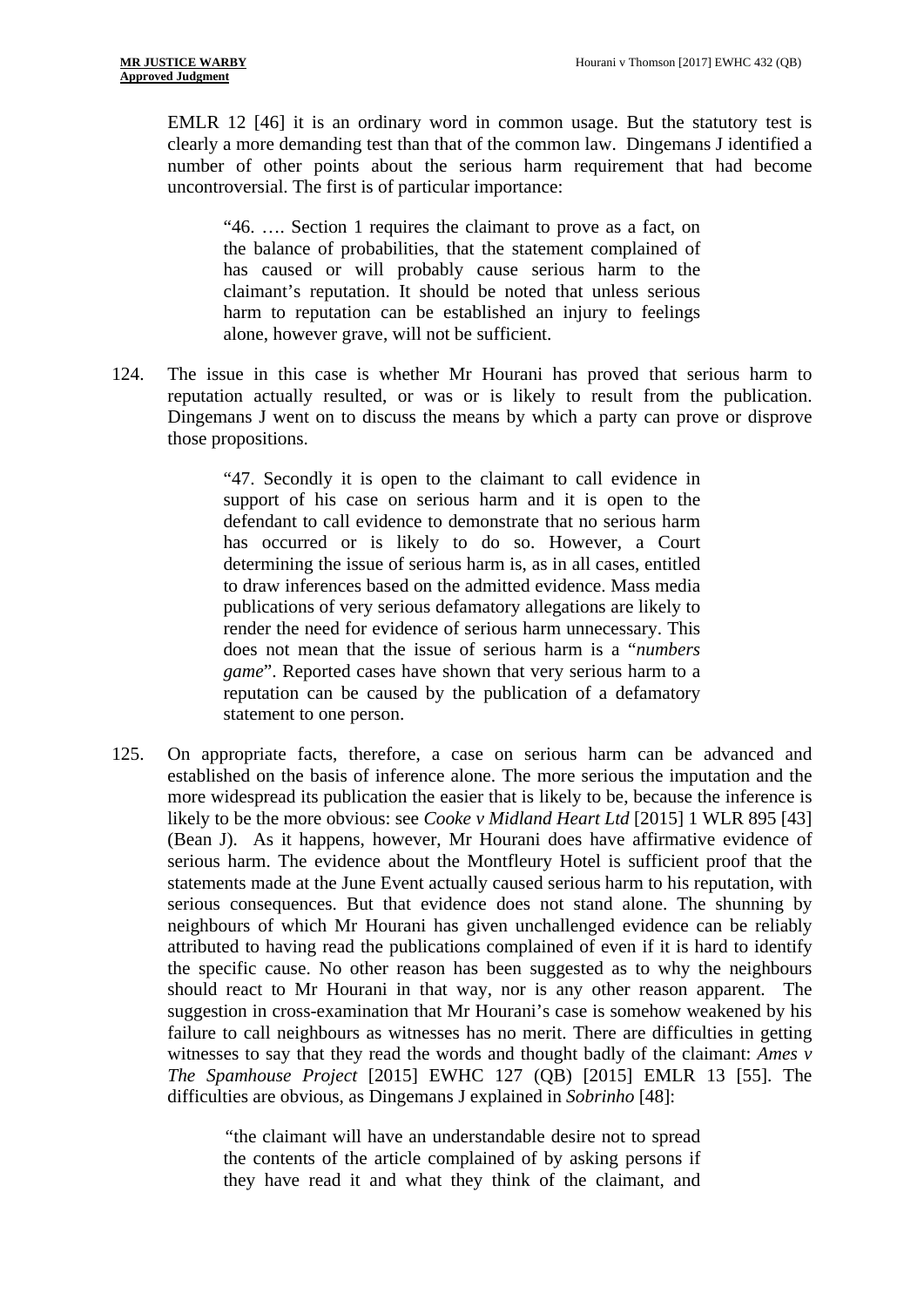EMLR 12 [46] it is an ordinary word in common usage. But the statutory test is clearly a more demanding test than that of the common law. Dingemans J identified a number of other points about the serious harm requirement that had become uncontroversial. The first is of particular importance:

> "46. …. Section 1 requires the claimant to prove as a fact, on the balance of probabilities, that the statement complained of has caused or will probably cause serious harm to the claimant's reputation. It should be noted that unless serious harm to reputation can be established an injury to feelings alone, however grave, will not be sufficient.

124. The issue in this case is whether Mr Hourani has proved that serious harm to reputation actually resulted, or was or is likely to result from the publication. Dingemans J went on to discuss the means by which a party can prove or disprove those propositions.

> "47. Secondly it is open to the claimant to call evidence in support of his case on serious harm and it is open to the defendant to call evidence to demonstrate that no serious harm has occurred or is likely to do so. However, a Court determining the issue of serious harm is, as in all cases, entitled to draw inferences based on the admitted evidence. Mass media publications of very serious defamatory allegations are likely to render the need for evidence of serious harm unnecessary. This does not mean that the issue of serious harm is a "*numbers game*". Reported cases have shown that very serious harm to a reputation can be caused by the publication of a defamatory statement to one person.

125. On appropriate facts, therefore, a case on serious harm can be advanced and established on the basis of inference alone. The more serious the imputation and the more widespread its publication the easier that is likely to be, because the inference is likely to be the more obvious: see *Cooke v Midland Heart Ltd* [2015] 1 WLR 895 [43] (Bean J). As it happens, however, Mr Hourani does have affirmative evidence of serious harm. The evidence about the Montfleury Hotel is sufficient proof that the statements made at the June Event actually caused serious harm to his reputation, with serious consequences. But that evidence does not stand alone. The shunning by neighbours of which Mr Hourani has given unchallenged evidence can be reliably attributed to having read the publications complained of even if it is hard to identify the specific cause. No other reason has been suggested as to why the neighbours should react to Mr Hourani in that way, nor is any other reason apparent. The suggestion in cross-examination that Mr Hourani's case is somehow weakened by his failure to call neighbours as witnesses has no merit. There are difficulties in getting witnesses to say that they read the words and thought badly of the claimant: *Ames v The Spamhouse Project* [2015] EWHC 127 (QB) [2015] EMLR 13 [55]. The difficulties are obvious, as Dingemans J explained in *Sobrinho* [48]:

> "the claimant will have an understandable desire not to spread the contents of the article complained of by asking persons if they have read it and what they think of the claimant, and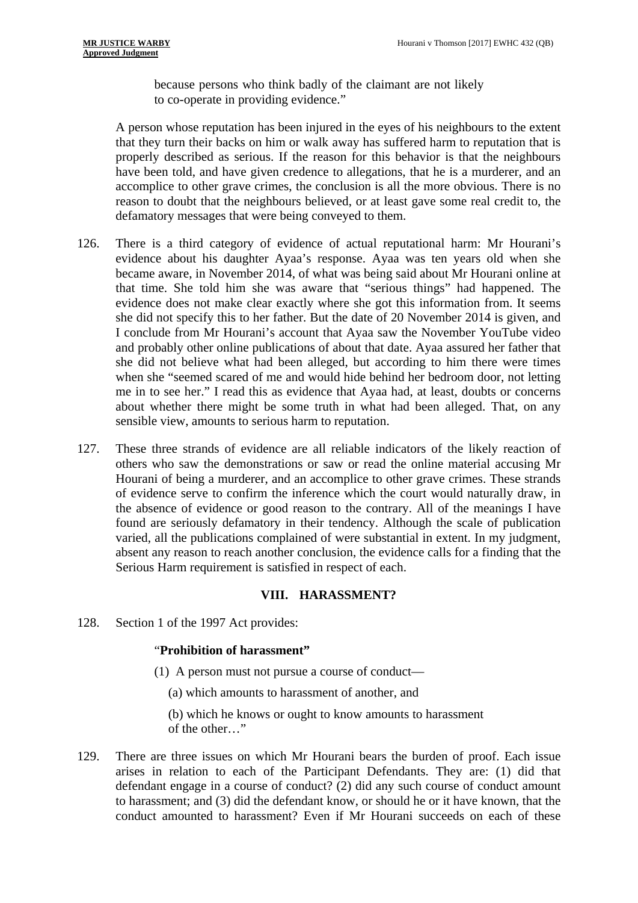because persons who think badly of the claimant are not likely to co-operate in providing evidence."

A person whose reputation has been injured in the eyes of his neighbours to the extent that they turn their backs on him or walk away has suffered harm to reputation that is properly described as serious. If the reason for this behavior is that the neighbours have been told, and have given credence to allegations, that he is a murderer, and an accomplice to other grave crimes, the conclusion is all the more obvious. There is no reason to doubt that the neighbours believed, or at least gave some real credit to, the defamatory messages that were being conveyed to them.

126. There is a third category of evidence of actual reputational harm: Mr Hourani's evidence about his daughter Ayaa's response. Ayaa was ten years old when she became aware, in November 2014, of what was being said about Mr Hourani online at that time. She told him she was aware that "serious things" had happened. The evidence does not make clear exactly where she got this information from. It seems she did not specify this to her father. But the date of 20 November 2014 is given, and I conclude from Mr Hourani's account that Ayaa saw the November YouTube video and probably other online publications of about that date. Ayaa assured her father that she did not believe what had been alleged, but according to him there were times when she "seemed scared of me and would hide behind her bedroom door, not letting me in to see her." I read this as evidence that Ayaa had, at least, doubts or concerns about whether there might be some truth in what had been alleged. That, on any sensible view, amounts to serious harm to reputation.

127. These three strands of evidence are all reliable indicators of the likely reaction of others who saw the demonstrations or saw or read the online material accusing Mr Hourani of being a murderer, and an accomplice to other grave crimes. These strands of evidence serve to confirm the inference which the court would naturally draw, in the absence of evidence or good reason to the contrary. All of the meanings I have found are seriously defamatory in their tendency. Although the scale of publication varied, all the publications complained of were substantial in extent. In my judgment, absent any reason to reach another conclusion, the evidence calls for a finding that the Serious Harm requirement is satisfied in respect of each.

## VIII. HARASSMENT?

128. Section 1 of the 1997 Act provides:

> "**Prohibition of harassment"**
>
> (1) A person must not pursue a course of conduct—
>
> (a) which amounts to harassment of another, and
>
> (b) which he knows or ought to know amounts to harassment of the other…"

129. There are three issues on which Mr Hourani bears the burden of proof. Each issue arises in relation to each of the Participant Defendants. They are: (1) did that defendant engage in a course of conduct? (2) did any such course of conduct amount to harassment; and (3) did the defendant know, or should he or it have known, that the conduct amounted to harassment? Even if Mr Hourani succeeds on each of these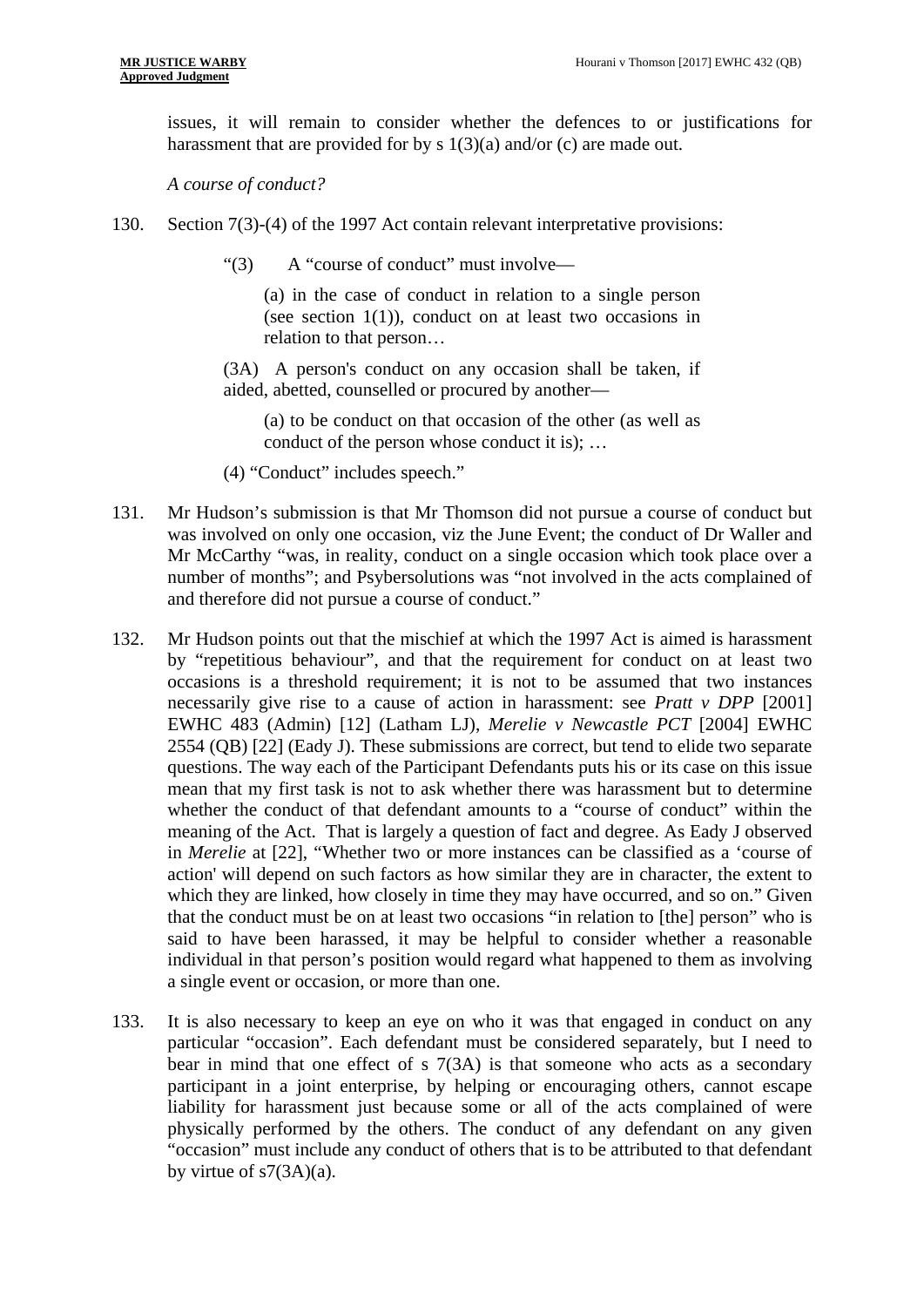issues, it will remain to consider whether the defences to or justifications for harassment that are provided for by s 1(3)(a) and/or (c) are made out.

*A course of conduct?*

130. Section 7(3)-(4) of the 1997 Act contain relevant interpretative provisions:

> "(3) A "course of conduct" must involve—
>
> (a) in the case of conduct in relation to a single person (see section 1(1)), conduct on at least two occasions in relation to that person…
>
> (3A) A person's conduct on any occasion shall be taken, if aided, abetted, counselled or procured by another—
>
> (a) to be conduct on that occasion of the other (as well as conduct of the person whose conduct it is); …
>
> (4) "Conduct" includes speech."

131. Mr Hudson's submission is that Mr Thomson did not pursue a course of conduct but was involved on only one occasion, viz the June Event; the conduct of Dr Waller and Mr McCarthy "was, in reality, conduct on a single occasion which took place over a number of months"; and Psybersolutions was "not involved in the acts complained of and therefore did not pursue a course of conduct."

132. Mr Hudson points out that the mischief at which the 1997 Act is aimed is harassment by "repetitious behaviour", and that the requirement for conduct on at least two occasions is a threshold requirement; it is not to be assumed that two instances necessarily give rise to a cause of action in harassment: see *Pratt v DPP* [2001] EWHC 483 (Admin) [12] (Latham LJ), *Merelie v Newcastle PCT* [2004] EWHC 2554 (QB) [22] (Eady J). These submissions are correct, but tend to elide two separate questions. The way each of the Participant Defendants puts his or its case on this issue mean that my first task is not to ask whether there was harassment but to determine whether the conduct of that defendant amounts to a "course of conduct" within the meaning of the Act. That is largely a question of fact and degree. As Eady J observed in *Merelie* at [22], "Whether two or more instances can be classified as a 'course of action' will depend on such factors as how similar they are in character, the extent to which they are linked, how closely in time they may have occurred, and so on." Given that the conduct must be on at least two occasions "in relation to [the] person" who is said to have been harassed, it may be helpful to consider whether a reasonable individual in that person's position would regard what happened to them as involving a single event or occasion, or more than one.

133. It is also necessary to keep an eye on who it was that engaged in conduct on any particular "occasion". Each defendant must be considered separately, but I need to bear in mind that one effect of s 7(3A) is that someone who acts as a secondary participant in a joint enterprise, by helping or encouraging others, cannot escape liability for harassment just because some or all of the acts complained of were physically performed by the others. The conduct of any defendant on any given "occasion" must include any conduct of others that is to be attributed to that defendant by virtue of s7(3A)(a).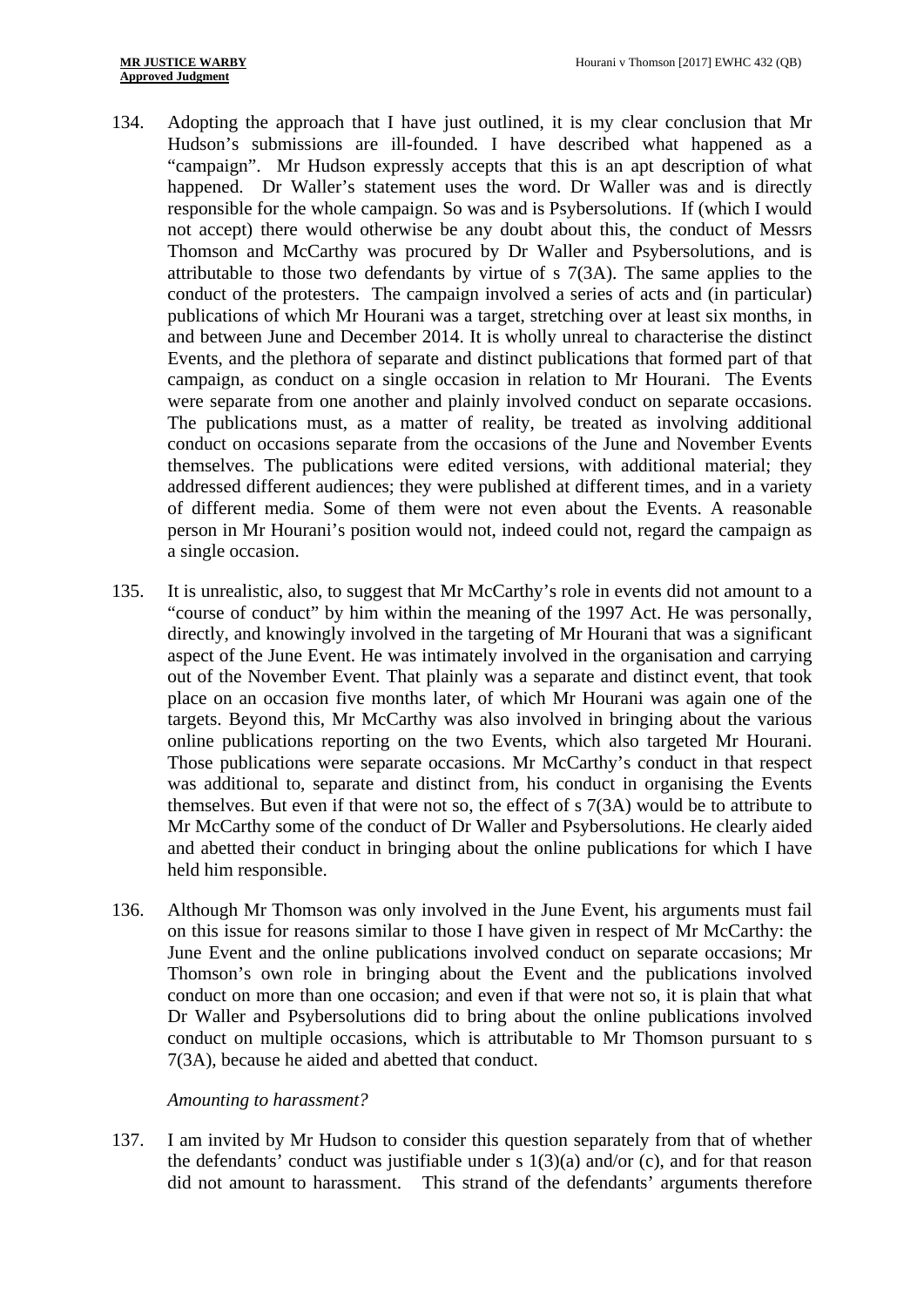134. Adopting the approach that I have just outlined, it is my clear conclusion that Mr Hudson's submissions are ill-founded. I have described what happened as a "campaign". Mr Hudson expressly accepts that this is an apt description of what happened. Dr Waller's statement uses the word. Dr Waller was and is directly responsible for the whole campaign. So was and is Psybersolutions. If (which I would not accept) there would otherwise be any doubt about this, the conduct of Messrs Thomson and McCarthy was procured by Dr Waller and Psybersolutions, and is attributable to those two defendants by virtue of s 7(3A). The same applies to the conduct of the protesters. The campaign involved a series of acts and (in particular) publications of which Mr Hourani was a target, stretching over at least six months, in and between June and December 2014. It is wholly unreal to characterise the distinct Events, and the plethora of separate and distinct publications that formed part of that campaign, as conduct on a single occasion in relation to Mr Hourani. The Events were separate from one another and plainly involved conduct on separate occasions. The publications must, as a matter of reality, be treated as involving additional conduct on occasions separate from the occasions of the June and November Events themselves. The publications were edited versions, with additional material; they addressed different audiences; they were published at different times, and in a variety of different media. Some of them were not even about the Events. A reasonable person in Mr Hourani's position would not, indeed could not, regard the campaign as a single occasion.

135. It is unrealistic, also, to suggest that Mr McCarthy's role in events did not amount to a "course of conduct" by him within the meaning of the 1997 Act. He was personally, directly, and knowingly involved in the targeting of Mr Hourani that was a significant aspect of the June Event. He was intimately involved in the organisation and carrying out of the November Event. That plainly was a separate and distinct event, that took place on an occasion five months later, of which Mr Hourani was again one of the targets. Beyond this, Mr McCarthy was also involved in bringing about the various online publications reporting on the two Events, which also targeted Mr Hourani. Those publications were separate occasions. Mr McCarthy's conduct in that respect was additional to, separate and distinct from, his conduct in organising the Events themselves. But even if that were not so, the effect of s 7(3A) would be to attribute to Mr McCarthy some of the conduct of Dr Waller and Psybersolutions. He clearly aided and abetted their conduct in bringing about the online publications for which I have held him responsible.

136. Although Mr Thomson was only involved in the June Event, his arguments must fail on this issue for reasons similar to those I have given in respect of Mr McCarthy: the June Event and the online publications involved conduct on separate occasions; Mr Thomson's own role in bringing about the Event and the publications involved conduct on more than one occasion; and even if that were not so, it is plain that what Dr Waller and Psybersolutions did to bring about the online publications involved conduct on multiple occasions, which is attributable to Mr Thomson pursuant to s 7(3A), because he aided and abetted that conduct.

*Amounting to harassment?*

137. I am invited by Mr Hudson to consider this question separately from that of whether the defendants' conduct was justifiable under s 1(3)(a) and/or (c), and for that reason did not amount to harassment. This strand of the defendants' arguments therefore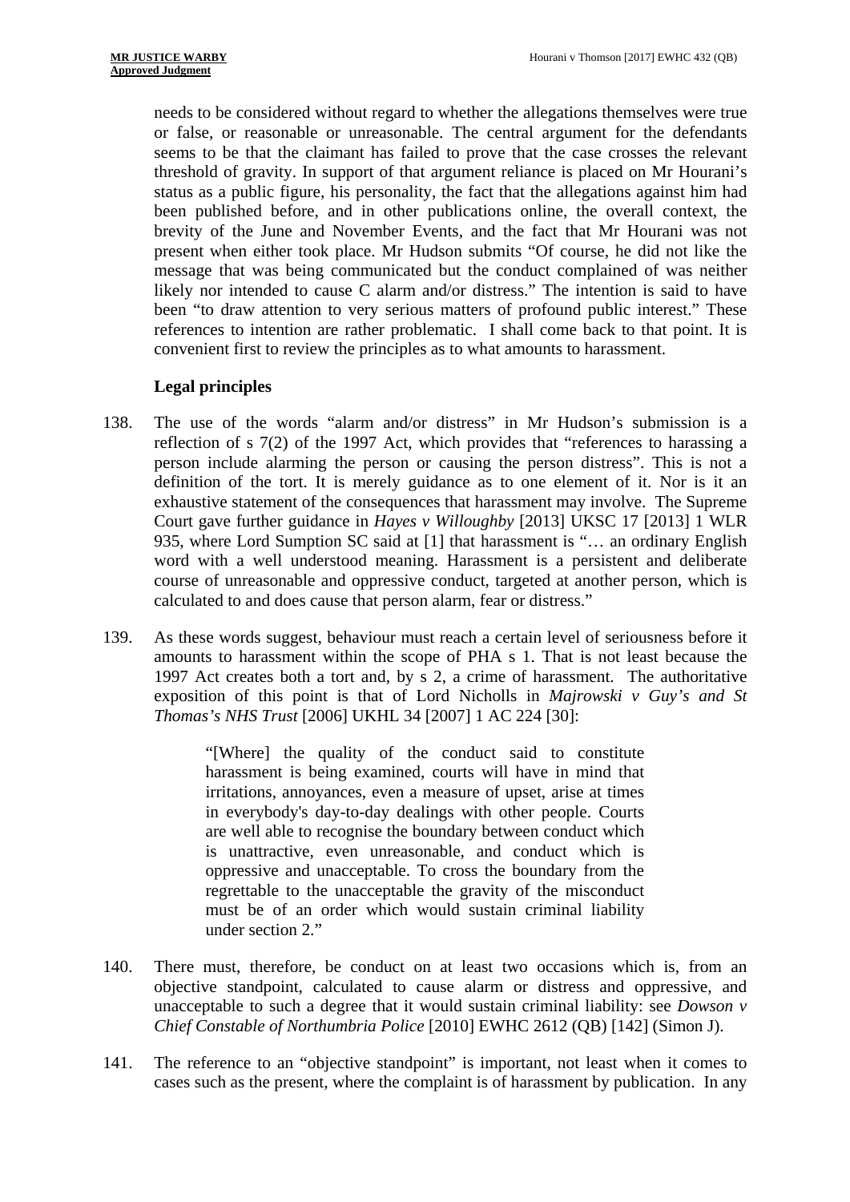needs to be considered without regard to whether the allegations themselves were true or false, or reasonable or unreasonable. The central argument for the defendants seems to be that the claimant has failed to prove that the case crosses the relevant threshold of gravity. In support of that argument reliance is placed on Mr Hourani's status as a public figure, his personality, the fact that the allegations against him had been published before, and in other publications online, the overall context, the brevity of the June and November Events, and the fact that Mr Hourani was not present when either took place. Mr Hudson submits "Of course, he did not like the message that was being communicated but the conduct complained of was neither likely nor intended to cause C alarm and/or distress." The intention is said to have been "to draw attention to very serious matters of profound public interest." These references to intention are rather problematic. I shall come back to that point. It is convenient first to review the principles as to what amounts to harassment.

### Legal principles

138. The use of the words "alarm and/or distress" in Mr Hudson's submission is a reflection of s 7(2) of the 1997 Act, which provides that "references to harassing a person include alarming the person or causing the person distress". This is not a definition of the tort. It is merely guidance as to one element of it. Nor is it an exhaustive statement of the consequences that harassment may involve. The Supreme Court gave further guidance in *Hayes v Willoughby* [2013] UKSC 17 [2013] 1 WLR 935, where Lord Sumption SC said at [1] that harassment is "… an ordinary English word with a well understood meaning. Harassment is a persistent and deliberate course of unreasonable and oppressive conduct, targeted at another person, which is calculated to and does cause that person alarm, fear or distress."

139. As these words suggest, behaviour must reach a certain level of seriousness before it amounts to harassment within the scope of PHA s 1. That is not least because the 1997 Act creates both a tort and, by s 2, a crime of harassment. The authoritative exposition of this point is that of Lord Nicholls in *Majrowski v Guy's and St Thomas's NHS Trust* [2006] UKHL 34 [2007] 1 AC 224 [30]:

> "[Where] the quality of the conduct said to constitute harassment is being examined, courts will have in mind that irritations, annoyances, even a measure of upset, arise at times in everybody's day-to-day dealings with other people. Courts are well able to recognise the boundary between conduct which is unattractive, even unreasonable, and conduct which is oppressive and unacceptable. To cross the boundary from the regrettable to the unacceptable the gravity of the misconduct must be of an order which would sustain criminal liability under section 2."

140. There must, therefore, be conduct on at least two occasions which is, from an objective standpoint, calculated to cause alarm or distress and oppressive, and unacceptable to such a degree that it would sustain criminal liability: see *Dowson v Chief Constable of Northumbria Police* [2010] EWHC 2612 (QB) [142] (Simon J).

141. The reference to an "objective standpoint" is important, not least when it comes to cases such as the present, where the complaint is of harassment by publication. In any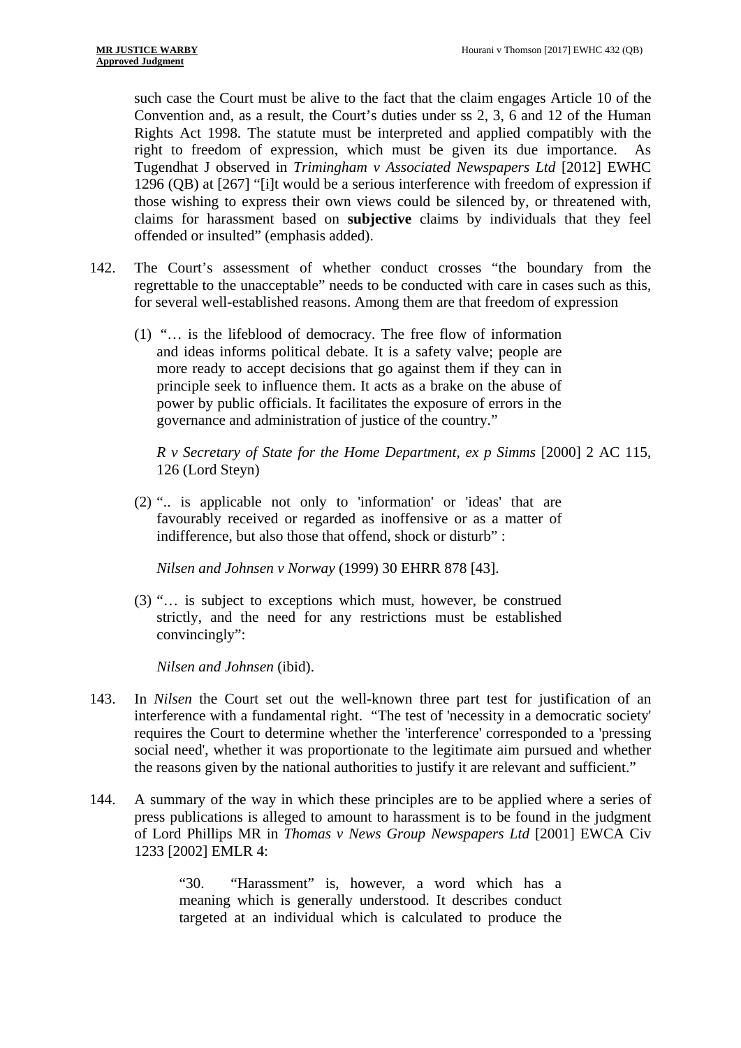such case the Court must be alive to the fact that the claim engages Article 10 of the Convention and, as a result, the Court's duties under ss 2, 3, 6 and 12 of the Human Rights Act 1998. The statute must be interpreted and applied compatibly with the right to freedom of expression, which must be given its due importance. As Tugendhat J observed in *Trimingham v Associated Newspapers Ltd* [2012] EWHC 1296 (QB) at [267] "[i]t would be a serious interference with freedom of expression if those wishing to express their own views could be silenced by, or threatened with, claims for harassment based on **subjective** claims by individuals that they feel offended or insulted" (emphasis added).

142. The Court's assessment of whether conduct crosses "the boundary from the regrettable to the unacceptable" needs to be conducted with care in cases such as this, for several well-established reasons. Among them are that freedom of expression

(1) "… is the lifeblood of democracy. The free flow of information and ideas informs political debate. It is a safety valve; people are more ready to accept decisions that go against them if they can in principle seek to influence them. It acts as a brake on the abuse of power by public officials. It facilitates the exposure of errors in the governance and administration of justice of the country."

*R v Secretary of State for the Home Department, ex p Simms* [2000] 2 AC 115, 126 (Lord Steyn)

(2) ".. is applicable not only to 'information' or 'ideas' that are favourably received or regarded as inoffensive or as a matter of indifference, but also those that offend, shock or disturb" :

*Nilsen and Johnsen v Norway* (1999) 30 EHRR 878 [43].

(3) "… is subject to exceptions which must, however, be construed strictly, and the need for any restrictions must be established convincingly":

*Nilsen and Johnsen* (ibid).

143. In *Nilsen* the Court set out the well-known three part test for justification of an interference with a fundamental right. "The test of 'necessity in a democratic society' requires the Court to determine whether the 'interference' corresponded to a 'pressing social need', whether it was proportionate to the legitimate aim pursued and whether the reasons given by the national authorities to justify it are relevant and sufficient."

144. A summary of the way in which these principles are to be applied where a series of press publications is alleged to amount to harassment is to be found in the judgment of Lord Phillips MR in *Thomas v News Group Newspapers Ltd* [2001] EWCA Civ 1233 [2002] EMLR 4:

> "30. "Harassment" is, however, a word which has a meaning which is generally understood. It describes conduct targeted at an individual which is calculated to produce the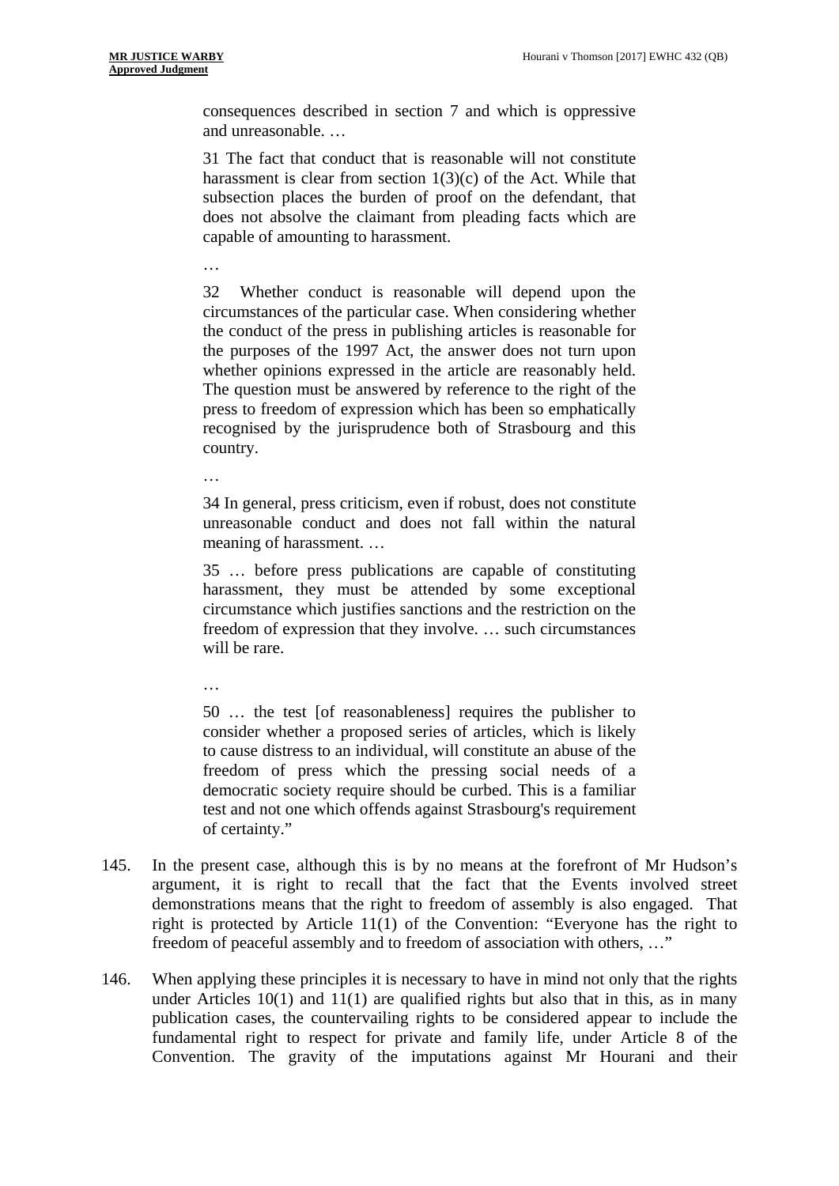> consequences described in section 7 and which is oppressive and unreasonable. …
>
> 31 The fact that conduct that is reasonable will not constitute harassment is clear from section 1(3)(c) of the Act. While that subsection places the burden of proof on the defendant, that does not absolve the claimant from pleading facts which are capable of amounting to harassment.
>
> …
>
> 32 Whether conduct is reasonable will depend upon the circumstances of the particular case. When considering whether the conduct of the press in publishing articles is reasonable for the purposes of the 1997 Act, the answer does not turn upon whether opinions expressed in the article are reasonably held. The question must be answered by reference to the right of the press to freedom of expression which has been so emphatically recognised by the jurisprudence both of Strasbourg and this country.
>
> …
>
> 34 In general, press criticism, even if robust, does not constitute unreasonable conduct and does not fall within the natural meaning of harassment. …
>
> 35 … before press publications are capable of constituting harassment, they must be attended by some exceptional circumstance which justifies sanctions and the restriction on the freedom of expression that they involve. … such circumstances will be rare.
>
> …
>
> 50 … the test [of reasonableness] requires the publisher to consider whether a proposed series of articles, which is likely to cause distress to an individual, will constitute an abuse of the freedom of press which the pressing social needs of a democratic society require should be curbed. This is a familiar test and not one which offends against Strasbourg's requirement of certainty."

145. In the present case, although this is by no means at the forefront of Mr Hudson's argument, it is right to recall that the fact that the Events involved street demonstrations means that the right to freedom of assembly is also engaged. That right is protected by Article 11(1) of the Convention: "Everyone has the right to freedom of peaceful assembly and to freedom of association with others, …"

146. When applying these principles it is necessary to have in mind not only that the rights under Articles 10(1) and 11(1) are qualified rights but also that in this, as in many publication cases, the countervailing rights to be considered appear to include the fundamental right to respect for private and family life, under Article 8 of the Convention. The gravity of the imputations against Mr Hourani and their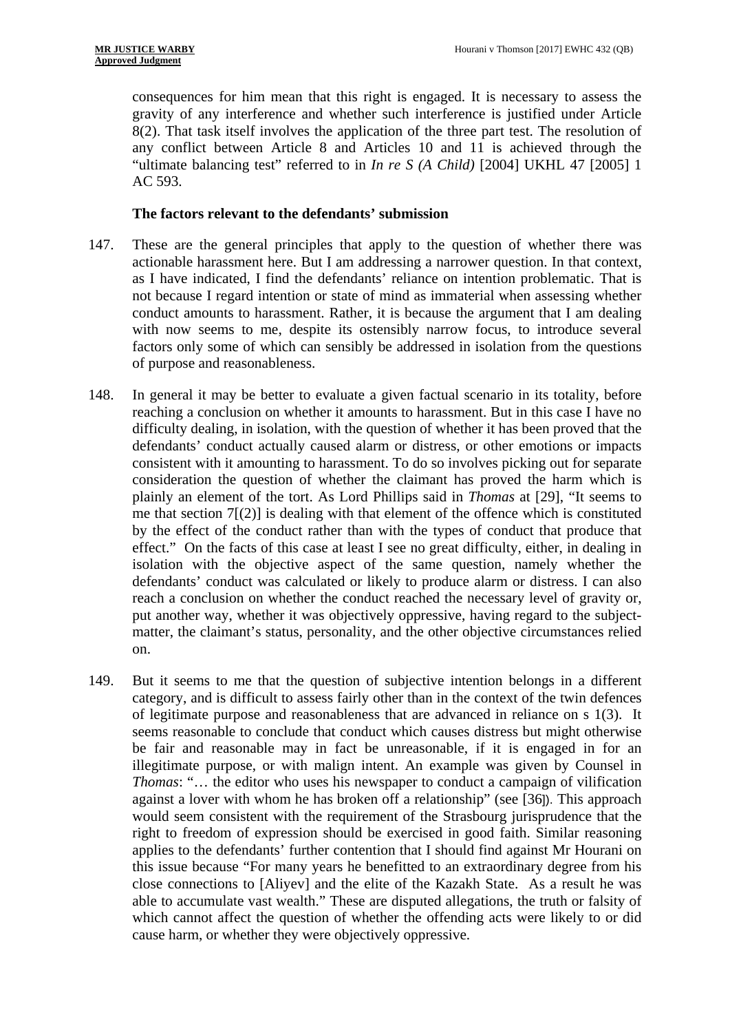consequences for him mean that this right is engaged. It is necessary to assess the gravity of any interference and whether such interference is justified under Article 8(2). That task itself involves the application of the three part test. The resolution of any conflict between Article 8 and Articles 10 and 11 is achieved through the "ultimate balancing test" referred to in *In re S (A Child)* [2004] UKHL 47 [2005] 1 AC 593.

**The factors relevant to the defendants' submission**

147. These are the general principles that apply to the question of whether there was actionable harassment here. But I am addressing a narrower question. In that context, as I have indicated, I find the defendants' reliance on intention problematic. That is not because I regard intention or state of mind as immaterial when assessing whether conduct amounts to harassment. Rather, it is because the argument that I am dealing with now seems to me, despite its ostensibly narrow focus, to introduce several factors only some of which can sensibly be addressed in isolation from the questions of purpose and reasonableness.

148. In general it may be better to evaluate a given factual scenario in its totality, before reaching a conclusion on whether it amounts to harassment. But in this case I have no difficulty dealing, in isolation, with the question of whether it has been proved that the defendants' conduct actually caused alarm or distress, or other emotions or impacts consistent with it amounting to harassment. To do so involves picking out for separate consideration the question of whether the claimant has proved the harm which is plainly an element of the tort. As Lord Phillips said in *Thomas* at [29], "It seems to me that section 7[(2)] is dealing with that element of the offence which is constituted by the effect of the conduct rather than with the types of conduct that produce that effect." On the facts of this case at least I see no great difficulty, either, in dealing in isolation with the objective aspect of the same question, namely whether the defendants' conduct was calculated or likely to produce alarm or distress. I can also reach a conclusion on whether the conduct reached the necessary level of gravity or, put another way, whether it was objectively oppressive, having regard to the subject-matter, the claimant's status, personality, and the other objective circumstances relied on.

149. But it seems to me that the question of subjective intention belongs in a different category, and is difficult to assess fairly other than in the context of the twin defences of legitimate purpose and reasonableness that are advanced in reliance on s 1(3). It seems reasonable to conclude that conduct which causes distress but might otherwise be fair and reasonable may in fact be unreasonable, if it is engaged in for an illegitimate purpose, or with malign intent. An example was given by Counsel in *Thomas*: "… the editor who uses his newspaper to conduct a campaign of vilification against a lover with whom he has broken off a relationship" (see [36]). This approach would seem consistent with the requirement of the Strasbourg jurisprudence that the right to freedom of expression should be exercised in good faith. Similar reasoning applies to the defendants' further contention that I should find against Mr Hourani on this issue because "For many years he benefitted to an extraordinary degree from his close connections to [Aliyev] and the elite of the Kazakh State. As a result he was able to accumulate vast wealth." These are disputed allegations, the truth or falsity of which cannot affect the question of whether the offending acts were likely to or did cause harm, or whether they were objectively oppressive.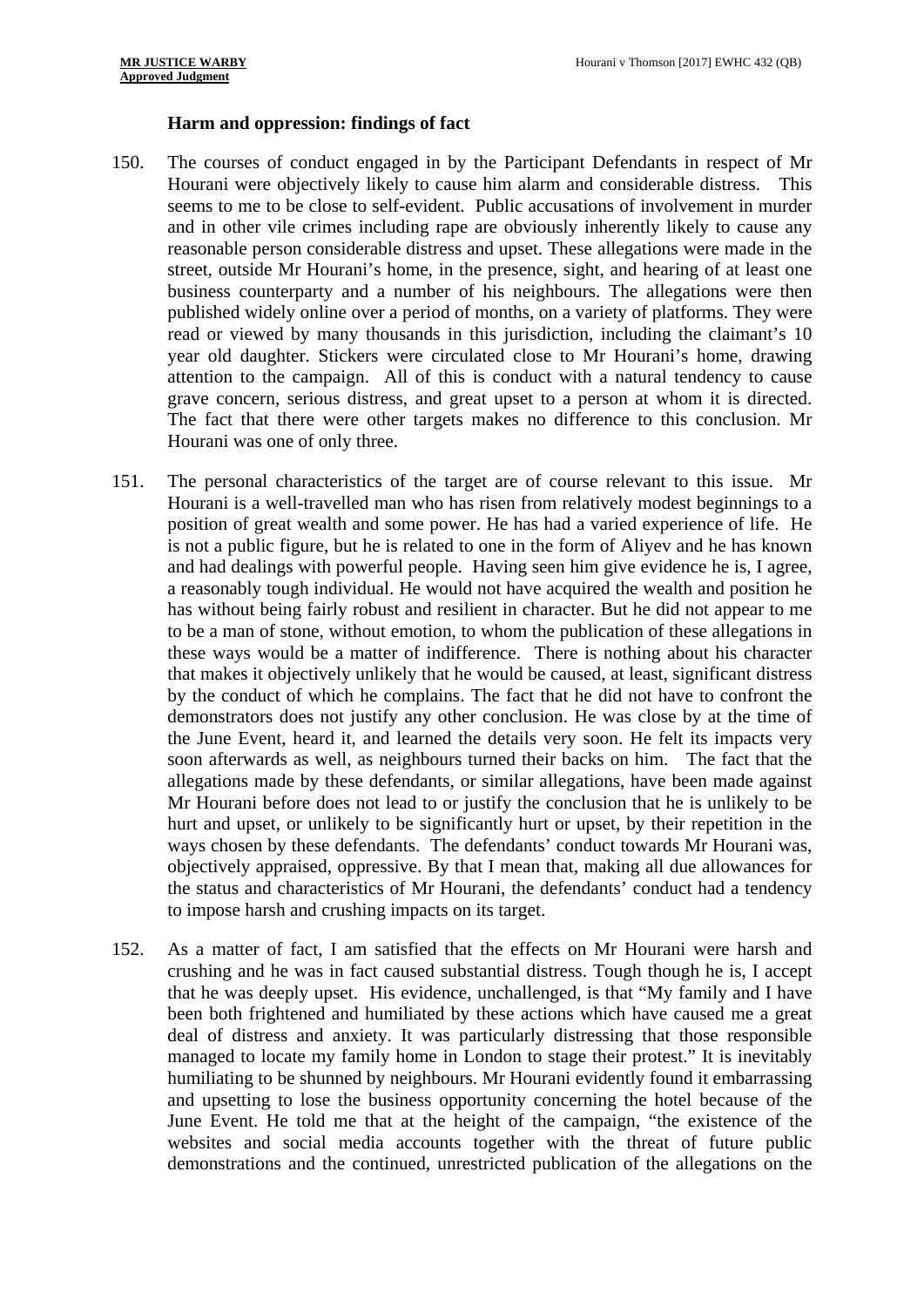### Harm and oppression: findings of fact

150. The courses of conduct engaged in by the Participant Defendants in respect of Mr Hourani were objectively likely to cause him alarm and considerable distress. This seems to me to be close to self-evident. Public accusations of involvement in murder and in other vile crimes including rape are obviously inherently likely to cause any reasonable person considerable distress and upset. These allegations were made in the street, outside Mr Hourani's home, in the presence, sight, and hearing of at least one business counterparty and a number of his neighbours. The allegations were then published widely online over a period of months, on a variety of platforms. They were read or viewed by many thousands in this jurisdiction, including the claimant's 10 year old daughter. Stickers were circulated close to Mr Hourani's home, drawing attention to the campaign. All of this is conduct with a natural tendency to cause grave concern, serious distress, and great upset to a person at whom it is directed. The fact that there were other targets makes no difference to this conclusion. Mr Hourani was one of only three.

151. The personal characteristics of the target are of course relevant to this issue. Mr Hourani is a well-travelled man who has risen from relatively modest beginnings to a position of great wealth and some power. He has had a varied experience of life. He is not a public figure, but he is related to one in the form of Aliyev and he has known and had dealings with powerful people. Having seen him give evidence he is, I agree, a reasonably tough individual. He would not have acquired the wealth and position he has without being fairly robust and resilient in character. But he did not appear to me to be a man of stone, without emotion, to whom the publication of these allegations in these ways would be a matter of indifference. There is nothing about his character that makes it objectively unlikely that he would be caused, at least, significant distress by the conduct of which he complains. The fact that he did not have to confront the demonstrators does not justify any other conclusion. He was close by at the time of the June Event, heard it, and learned the details very soon. He felt its impacts very soon afterwards as well, as neighbours turned their backs on him. The fact that the allegations made by these defendants, or similar allegations, have been made against Mr Hourani before does not lead to or justify the conclusion that he is unlikely to be hurt and upset, or unlikely to be significantly hurt or upset, by their repetition in the ways chosen by these defendants. The defendants' conduct towards Mr Hourani was, objectively appraised, oppressive. By that I mean that, making all due allowances for the status and characteristics of Mr Hourani, the defendants' conduct had a tendency to impose harsh and crushing impacts on its target.

152. As a matter of fact, I am satisfied that the effects on Mr Hourani were harsh and crushing and he was in fact caused substantial distress. Tough though he is, I accept that he was deeply upset. His evidence, unchallenged, is that "My family and I have been both frightened and humiliated by these actions which have caused me a great deal of distress and anxiety. It was particularly distressing that those responsible managed to locate my family home in London to stage their protest." It is inevitably humiliating to be shunned by neighbours. Mr Hourani evidently found it embarrassing and upsetting to lose the business opportunity concerning the hotel because of the June Event. He told me that at the height of the campaign, "the existence of the websites and social media accounts together with the threat of future public demonstrations and the continued, unrestricted publication of the allegations on the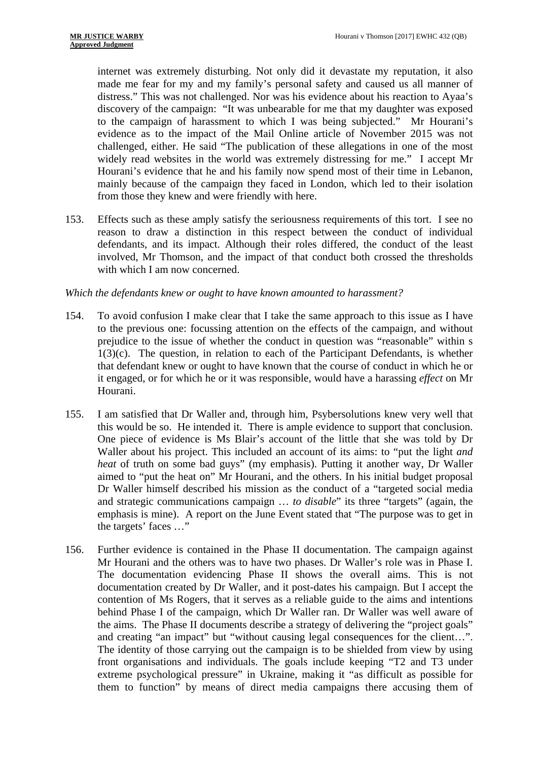internet was extremely disturbing. Not only did it devastate my reputation, it also made me fear for my and my family's personal safety and caused us all manner of distress." This was not challenged. Nor was his evidence about his reaction to Ayaa's discovery of the campaign: "It was unbearable for me that my daughter was exposed to the campaign of harassment to which I was being subjected." Mr Hourani's evidence as to the impact of the Mail Online article of November 2015 was not challenged, either. He said "The publication of these allegations in one of the most widely read websites in the world was extremely distressing for me." I accept Mr Hourani's evidence that he and his family now spend most of their time in Lebanon, mainly because of the campaign they faced in London, which led to their isolation from those they knew and were friendly with here.

153. Effects such as these amply satisfy the seriousness requirements of this tort. I see no reason to draw a distinction in this respect between the conduct of individual defendants, and its impact. Although their roles differed, the conduct of the least involved, Mr Thomson, and the impact of that conduct both crossed the thresholds with which I am now concerned.

*Which the defendants knew or ought to have known amounted to harassment?*

154. To avoid confusion I make clear that I take the same approach to this issue as I have to the previous one: focussing attention on the effects of the campaign, and without prejudice to the issue of whether the conduct in question was "reasonable" within s 1(3)(c). The question, in relation to each of the Participant Defendants, is whether that defendant knew or ought to have known that the course of conduct in which he or it engaged, or for which he or it was responsible, would have a harassing *effect* on Mr Hourani.

155. I am satisfied that Dr Waller and, through him, Psybersolutions knew very well that this would be so. He intended it. There is ample evidence to support that conclusion. One piece of evidence is Ms Blair's account of the little that she was told by Dr Waller about his project. This included an account of its aims: to "put the light *and heat* of truth on some bad guys" (my emphasis). Putting it another way, Dr Waller aimed to "put the heat on" Mr Hourani, and the others. In his initial budget proposal Dr Waller himself described his mission as the conduct of a "targeted social media and strategic communications campaign … *to disable*" its three "targets" (again, the emphasis is mine). A report on the June Event stated that "The purpose was to get in the targets' faces …"

156. Further evidence is contained in the Phase II documentation. The campaign against Mr Hourani and the others was to have two phases. Dr Waller's role was in Phase I. The documentation evidencing Phase II shows the overall aims. This is not documentation created by Dr Waller, and it post-dates his campaign. But I accept the contention of Ms Rogers, that it serves as a reliable guide to the aims and intentions behind Phase I of the campaign, which Dr Waller ran. Dr Waller was well aware of the aims. The Phase II documents describe a strategy of delivering the "project goals" and creating "an impact" but "without causing legal consequences for the client…". The identity of those carrying out the campaign is to be shielded from view by using front organisations and individuals. The goals include keeping "T2 and T3 under extreme psychological pressure" in Ukraine, making it "as difficult as possible for them to function" by means of direct media campaigns there accusing them of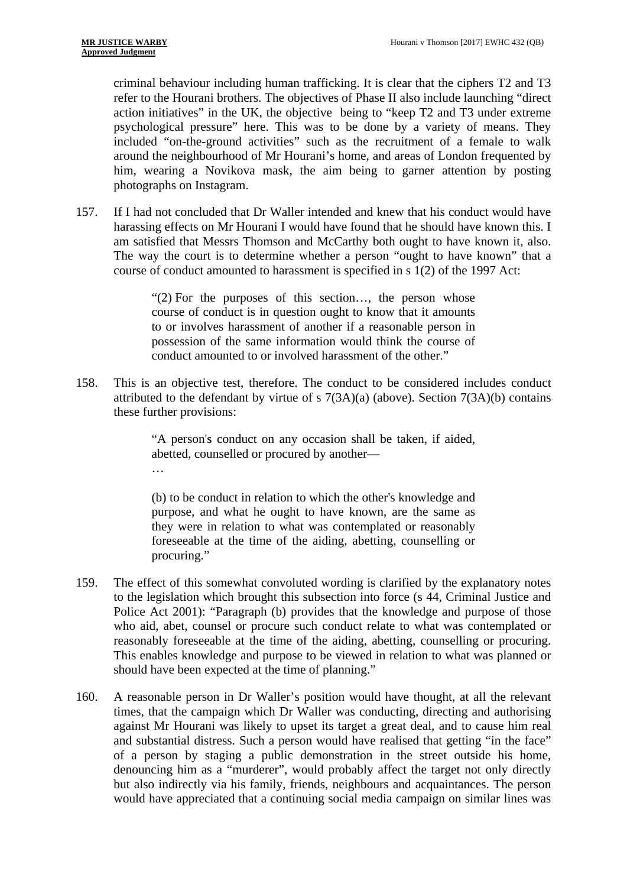criminal behaviour including human trafficking. It is clear that the ciphers T2 and T3 refer to the Hourani brothers. The objectives of Phase II also include launching "direct action initiatives" in the UK, the objective being to "keep T2 and T3 under extreme psychological pressure" here. This was to be done by a variety of means. They included "on-the-ground activities" such as the recruitment of a female to walk around the neighbourhood of Mr Hourani's home, and areas of London frequented by him, wearing a Novikova mask, the aim being to garner attention by posting photographs on Instagram.

157. If I had not concluded that Dr Waller intended and knew that his conduct would have harassing effects on Mr Hourani I would have found that he should have known this. I am satisfied that Messrs Thomson and McCarthy both ought to have known it, also. The way the court is to determine whether a person "ought to have known" that a course of conduct amounted to harassment is specified in s 1(2) of the 1997 Act:

> "(2) For the purposes of this section…, the person whose course of conduct is in question ought to know that it amounts to or involves harassment of another if a reasonable person in possession of the same information would think the course of conduct amounted to or involved harassment of the other."

158. This is an objective test, therefore. The conduct to be considered includes conduct attributed to the defendant by virtue of s 7(3A)(a) (above). Section 7(3A)(b) contains these further provisions:

> "A person's conduct on any occasion shall be taken, if aided, abetted, counselled or procured by another—
>
> …
>
> (b) to be conduct in relation to which the other's knowledge and purpose, and what he ought to have known, are the same as they were in relation to what was contemplated or reasonably foreseeable at the time of the aiding, abetting, counselling or procuring."

159. The effect of this somewhat convoluted wording is clarified by the explanatory notes to the legislation which brought this subsection into force (s 44, Criminal Justice and Police Act 2001): "Paragraph (b) provides that the knowledge and purpose of those who aid, abet, counsel or procure such conduct relate to what was contemplated or reasonably foreseeable at the time of the aiding, abetting, counselling or procuring. This enables knowledge and purpose to be viewed in relation to what was planned or should have been expected at the time of planning."

160. A reasonable person in Dr Waller's position would have thought, at all the relevant times, that the campaign which Dr Waller was conducting, directing and authorising against Mr Hourani was likely to upset its target a great deal, and to cause him real and substantial distress. Such a person would have realised that getting "in the face" of a person by staging a public demonstration in the street outside his home, denouncing him as a "murderer", would probably affect the target not only directly but also indirectly via his family, friends, neighbours and acquaintances. The person would have appreciated that a continuing social media campaign on similar lines was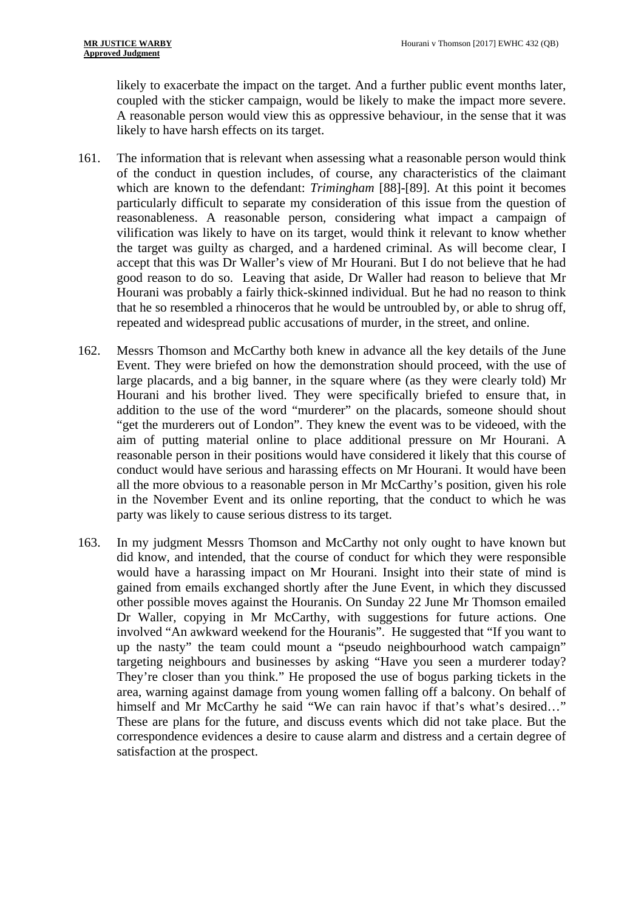likely to exacerbate the impact on the target. And a further public event months later, coupled with the sticker campaign, would be likely to make the impact more severe. A reasonable person would view this as oppressive behaviour, in the sense that it was likely to have harsh effects on its target.

161. The information that is relevant when assessing what a reasonable person would think of the conduct in question includes, of course, any characteristics of the claimant which are known to the defendant: *Trimingham* [88]-[89]. At this point it becomes particularly difficult to separate my consideration of this issue from the question of reasonableness. A reasonable person, considering what impact a campaign of vilification was likely to have on its target, would think it relevant to know whether the target was guilty as charged, and a hardened criminal. As will become clear, I accept that this was Dr Waller's view of Mr Hourani. But I do not believe that he had good reason to do so. Leaving that aside, Dr Waller had reason to believe that Mr Hourani was probably a fairly thick-skinned individual. But he had no reason to think that he so resembled a rhinoceros that he would be untroubled by, or able to shrug off, repeated and widespread public accusations of murder, in the street, and online.

162. Messrs Thomson and McCarthy both knew in advance all the key details of the June Event. They were briefed on how the demonstration should proceed, with the use of large placards, and a big banner, in the square where (as they were clearly told) Mr Hourani and his brother lived. They were specifically briefed to ensure that, in addition to the use of the word "murderer" on the placards, someone should shout "get the murderers out of London". They knew the event was to be videoed, with the aim of putting material online to place additional pressure on Mr Hourani. A reasonable person in their positions would have considered it likely that this course of conduct would have serious and harassing effects on Mr Hourani. It would have been all the more obvious to a reasonable person in Mr McCarthy's position, given his role in the November Event and its online reporting, that the conduct to which he was party was likely to cause serious distress to its target.

163. In my judgment Messrs Thomson and McCarthy not only ought to have known but did know, and intended, that the course of conduct for which they were responsible would have a harassing impact on Mr Hourani. Insight into their state of mind is gained from emails exchanged shortly after the June Event, in which they discussed other possible moves against the Houranis. On Sunday 22 June Mr Thomson emailed Dr Waller, copying in Mr McCarthy, with suggestions for future actions. One involved "An awkward weekend for the Houranis". He suggested that "If you want to up the nasty" the team could mount a "pseudo neighbourhood watch campaign" targeting neighbours and businesses by asking "Have you seen a murderer today? They're closer than you think." He proposed the use of bogus parking tickets in the area, warning against damage from young women falling off a balcony. On behalf of himself and Mr McCarthy he said "We can rain havoc if that's what's desired…" These are plans for the future, and discuss events which did not take place. But the correspondence evidences a desire to cause alarm and distress and a certain degree of satisfaction at the prospect.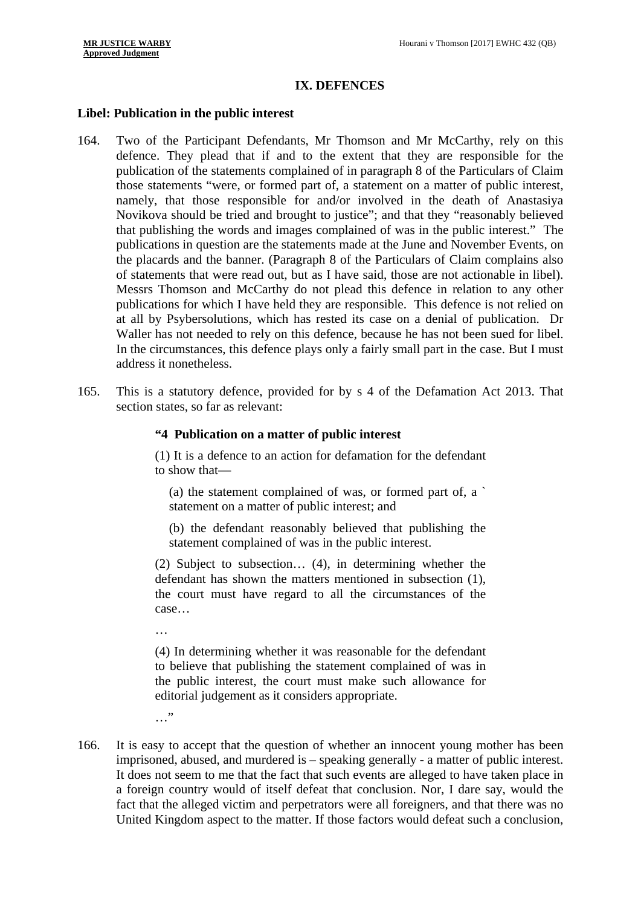## IX. DEFENCES

### Libel: Publication in the public interest

164. Two of the Participant Defendants, Mr Thomson and Mr McCarthy, rely on this defence. They plead that if and to the extent that they are responsible for the publication of the statements complained of in paragraph 8 of the Particulars of Claim those statements "were, or formed part of, a statement on a matter of public interest, namely, that those responsible for and/or involved in the death of Anastasiya Novikova should be tried and brought to justice"; and that they "reasonably believed that publishing the words and images complained of was in the public interest." The publications in question are the statements made at the June and November Events, on the placards and the banner. (Paragraph 8 of the Particulars of Claim complains also of statements that were read out, but as I have said, those are not actionable in libel). Messrs Thomson and McCarthy do not plead this defence in relation to any other publications for which I have held they are responsible. This defence is not relied on at all by Psybersolutions, which has rested its case on a denial of publication. Dr Waller has not needed to rely on this defence, because he has not been sued for libel. In the circumstances, this defence plays only a fairly small part in the case. But I must address it nonetheless.

165. This is a statutory defence, provided for by s 4 of the Defamation Act 2013. That section states, so far as relevant:

> **"4 Publication on a matter of public interest**
>
> (1) It is a defence to an action for defamation for the defendant to show that—
>
> (a) the statement complained of was, or formed part of, a ` statement on a matter of public interest; and
>
> (b) the defendant reasonably believed that publishing the statement complained of was in the public interest.
>
> (2) Subject to subsection… (4), in determining whether the defendant has shown the matters mentioned in subsection (1), the court must have regard to all the circumstances of the case…
>
> …
>
> (4) In determining whether it was reasonable for the defendant to believe that publishing the statement complained of was in the public interest, the court must make such allowance for editorial judgement as it considers appropriate.
>
> …"

166. It is easy to accept that the question of whether an innocent young mother has been imprisoned, abused, and murdered is – speaking generally - a matter of public interest. It does not seem to me that the fact that such events are alleged to have taken place in a foreign country would of itself defeat that conclusion. Nor, I dare say, would the fact that the alleged victim and perpetrators were all foreigners, and that there was no United Kingdom aspect to the matter. If those factors would defeat such a conclusion,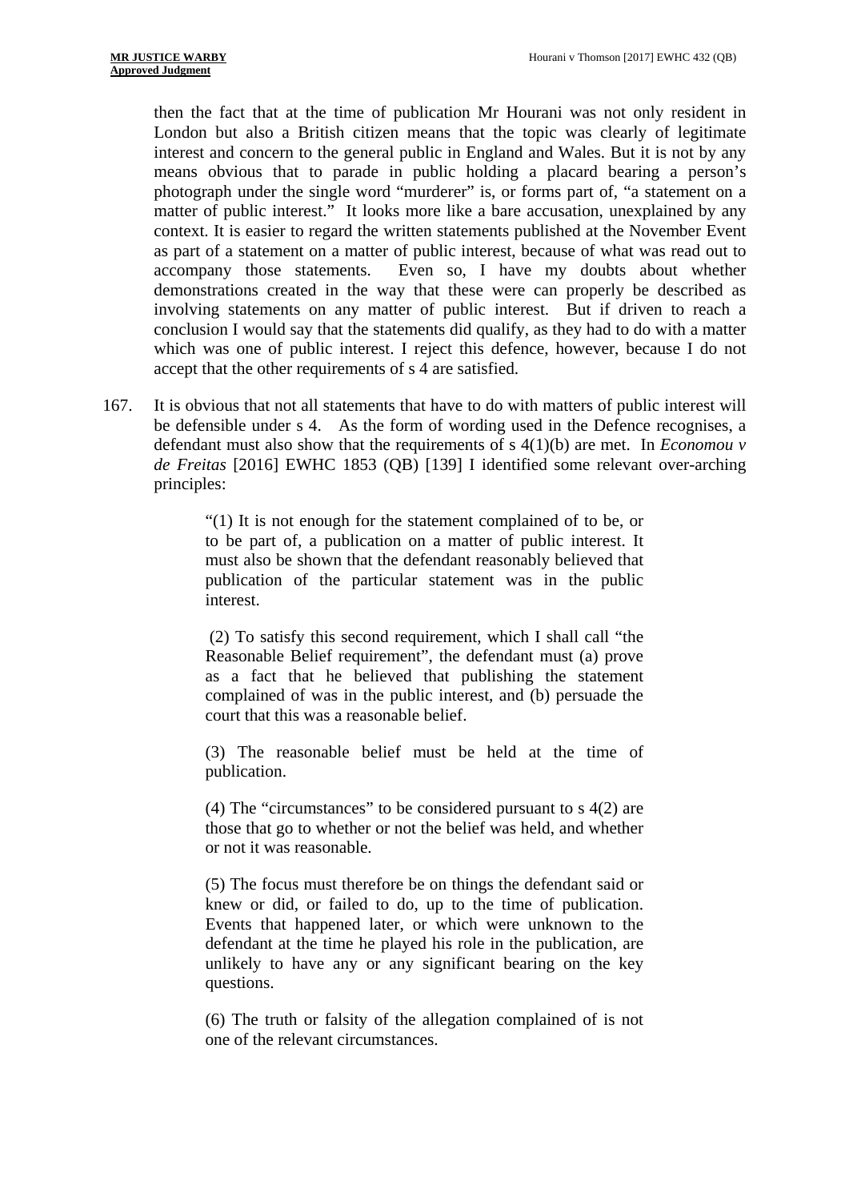then the fact that at the time of publication Mr Hourani was not only resident in London but also a British citizen means that the topic was clearly of legitimate interest and concern to the general public in England and Wales. But it is not by any means obvious that to parade in public holding a placard bearing a person's photograph under the single word "murderer" is, or forms part of, "a statement on a matter of public interest." It looks more like a bare accusation, unexplained by any context. It is easier to regard the written statements published at the November Event as part of a statement on a matter of public interest, because of what was read out to accompany those statements. Even so, I have my doubts about whether demonstrations created in the way that these were can properly be described as involving statements on any matter of public interest. But if driven to reach a conclusion I would say that the statements did qualify, as they had to do with a matter which was one of public interest. I reject this defence, however, because I do not accept that the other requirements of s 4 are satisfied.

167. It is obvious that not all statements that have to do with matters of public interest will be defensible under s 4. As the form of wording used in the Defence recognises, a defendant must also show that the requirements of s 4(1)(b) are met. In *Economou v de Freitas* [2016] EWHC 1853 (QB) [139] I identified some relevant over-arching principles:

> "(1) It is not enough for the statement complained of to be, or to be part of, a publication on a matter of public interest. It must also be shown that the defendant reasonably believed that publication of the particular statement was in the public interest.
>
> (2) To satisfy this second requirement, which I shall call "the Reasonable Belief requirement", the defendant must (a) prove as a fact that he believed that publishing the statement complained of was in the public interest, and (b) persuade the court that this was a reasonable belief.
>
> (3) The reasonable belief must be held at the time of publication.
>
> (4) The "circumstances" to be considered pursuant to s 4(2) are those that go to whether or not the belief was held, and whether or not it was reasonable.
>
> (5) The focus must therefore be on things the defendant said or knew or did, or failed to do, up to the time of publication. Events that happened later, or which were unknown to the defendant at the time he played his role in the publication, are unlikely to have any or any significant bearing on the key questions.
>
> (6) The truth or falsity of the allegation complained of is not one of the relevant circumstances.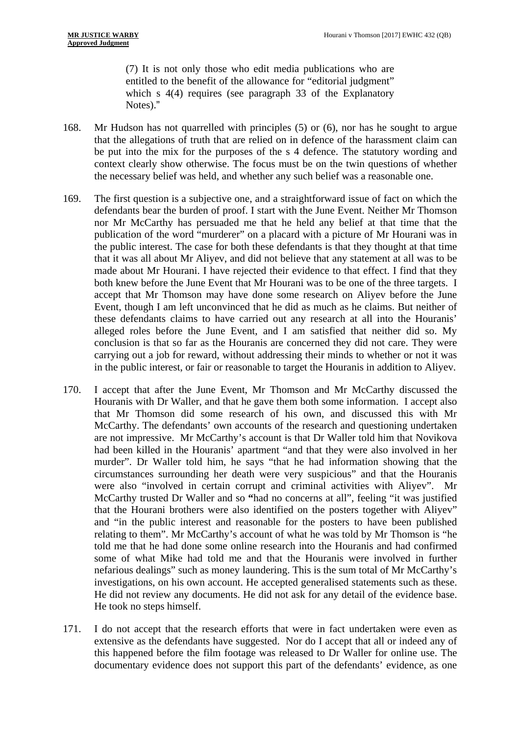> (7) It is not only those who edit media publications who are entitled to the benefit of the allowance for "editorial judgment" which s 4(4) requires (see paragraph 33 of the Explanatory Notes)."

168. Mr Hudson has not quarrelled with principles (5) or (6), nor has he sought to argue that the allegations of truth that are relied on in defence of the harassment claim can be put into the mix for the purposes of the s 4 defence. The statutory wording and context clearly show otherwise. The focus must be on the twin questions of whether the necessary belief was held, and whether any such belief was a reasonable one.

169. The first question is a subjective one, and a straightforward issue of fact on which the defendants bear the burden of proof. I start with the June Event. Neither Mr Thomson nor Mr McCarthy has persuaded me that he held any belief at that time that the publication of the word "murderer" on a placard with a picture of Mr Hourani was in the public interest. The case for both these defendants is that they thought at that time that it was all about Mr Aliyev, and did not believe that any statement at all was to be made about Mr Hourani. I have rejected their evidence to that effect. I find that they both knew before the June Event that Mr Hourani was to be one of the three targets. I accept that Mr Thomson may have done some research on Aliyev before the June Event, though I am left unconvinced that he did as much as he claims. But neither of these defendants claims to have carried out any research at all into the Houranis' alleged roles before the June Event, and I am satisfied that neither did so. My conclusion is that so far as the Houranis are concerned they did not care. They were carrying out a job for reward, without addressing their minds to whether or not it was in the public interest, or fair or reasonable to target the Houranis in addition to Aliyev.

170. I accept that after the June Event, Mr Thomson and Mr McCarthy discussed the Houranis with Dr Waller, and that he gave them both some information. I accept also that Mr Thomson did some research of his own, and discussed this with Mr McCarthy. The defendants' own accounts of the research and questioning undertaken are not impressive. Mr McCarthy's account is that Dr Waller told him that Novikova had been killed in the Houranis' apartment "and that they were also involved in her murder". Dr Waller told him, he says "that he had information showing that the circumstances surrounding her death were very suspicious" and that the Houranis were also "involved in certain corrupt and criminal activities with Aliyev". Mr McCarthy trusted Dr Waller and so "had no concerns at all", feeling "it was justified that the Hourani brothers were also identified on the posters together with Aliyev" and "in the public interest and reasonable for the posters to have been published relating to them". Mr McCarthy's account of what he was told by Mr Thomson is "he told me that he had done some online research into the Houranis and had confirmed some of what Mike had told me and that the Houranis were involved in further nefarious dealings" such as money laundering. This is the sum total of Mr McCarthy's investigations, on his own account. He accepted generalised statements such as these. He did not review any documents. He did not ask for any detail of the evidence base. He took no steps himself.

171. I do not accept that the research efforts that were in fact undertaken were even as extensive as the defendants have suggested. Nor do I accept that all or indeed any of this happened before the film footage was released to Dr Waller for online use. The documentary evidence does not support this part of the defendants' evidence, as one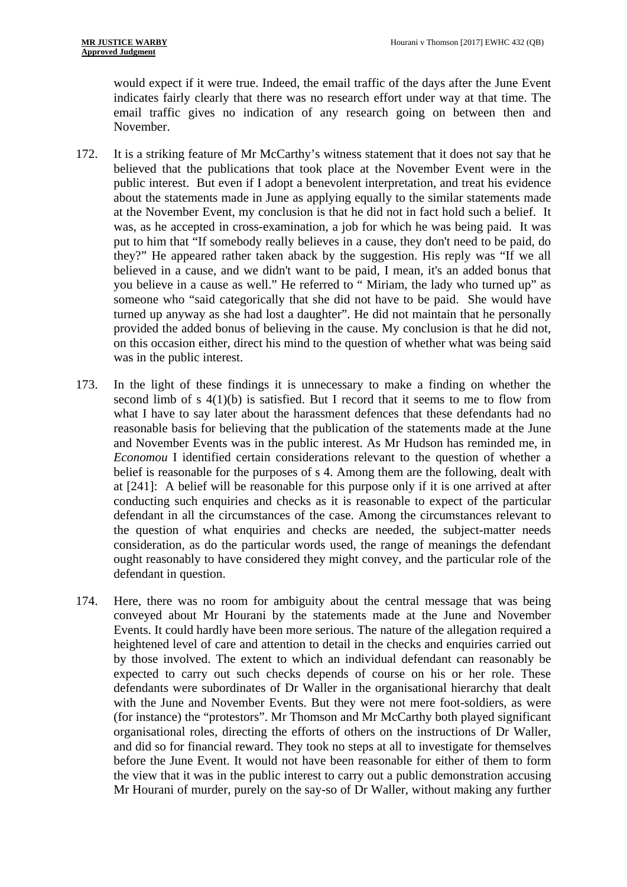would expect if it were true. Indeed, the email traffic of the days after the June Event indicates fairly clearly that there was no research effort under way at that time. The email traffic gives no indication of any research going on between then and November.

172. It is a striking feature of Mr McCarthy's witness statement that it does not say that he believed that the publications that took place at the November Event were in the public interest. But even if I adopt a benevolent interpretation, and treat his evidence about the statements made in June as applying equally to the similar statements made at the November Event, my conclusion is that he did not in fact hold such a belief. It was, as he accepted in cross-examination, a job for which he was being paid. It was put to him that "If somebody really believes in a cause, they don't need to be paid, do they?" He appeared rather taken aback by the suggestion. His reply was "If we all believed in a cause, and we didn't want to be paid, I mean, it's an added bonus that you believe in a cause as well." He referred to " Miriam, the lady who turned up" as someone who "said categorically that she did not have to be paid. She would have turned up anyway as she had lost a daughter". He did not maintain that he personally provided the added bonus of believing in the cause. My conclusion is that he did not, on this occasion either, direct his mind to the question of whether what was being said was in the public interest.

173. In the light of these findings it is unnecessary to make a finding on whether the second limb of s 4(1)(b) is satisfied. But I record that it seems to me to flow from what I have to say later about the harassment defences that these defendants had no reasonable basis for believing that the publication of the statements made at the June and November Events was in the public interest. As Mr Hudson has reminded me, in *Economou* I identified certain considerations relevant to the question of whether a belief is reasonable for the purposes of s 4. Among them are the following, dealt with at [241]: A belief will be reasonable for this purpose only if it is one arrived at after conducting such enquiries and checks as it is reasonable to expect of the particular defendant in all the circumstances of the case. Among the circumstances relevant to the question of what enquiries and checks are needed, the subject-matter needs consideration, as do the particular words used, the range of meanings the defendant ought reasonably to have considered they might convey, and the particular role of the defendant in question.

174. Here, there was no room for ambiguity about the central message that was being conveyed about Mr Hourani by the statements made at the June and November Events. It could hardly have been more serious. The nature of the allegation required a heightened level of care and attention to detail in the checks and enquiries carried out by those involved. The extent to which an individual defendant can reasonably be expected to carry out such checks depends of course on his or her role. These defendants were subordinates of Dr Waller in the organisational hierarchy that dealt with the June and November Events. But they were not mere foot-soldiers, as were (for instance) the "protestors". Mr Thomson and Mr McCarthy both played significant organisational roles, directing the efforts of others on the instructions of Dr Waller, and did so for financial reward. They took no steps at all to investigate for themselves before the June Event. It would not have been reasonable for either of them to form the view that it was in the public interest to carry out a public demonstration accusing Mr Hourani of murder, purely on the say-so of Dr Waller, without making any further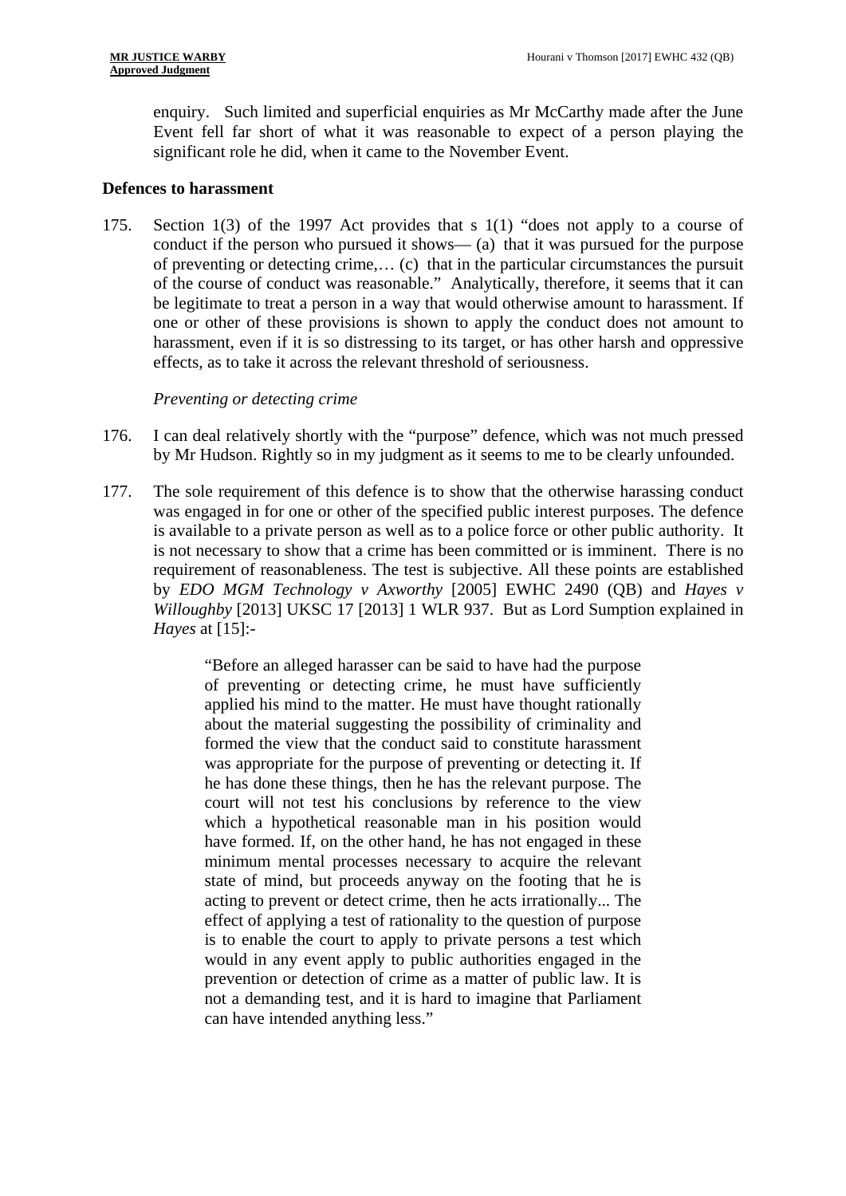enquiry. Such limited and superficial enquiries as Mr McCarthy made after the June Event fell far short of what it was reasonable to expect of a person playing the significant role he did, when it came to the November Event.

## Defences to harassment

175. Section 1(3) of the 1997 Act provides that s 1(1) "does not apply to a course of conduct if the person who pursued it shows— (a) that it was pursued for the purpose of preventing or detecting crime,… (c) that in the particular circumstances the pursuit of the course of conduct was reasonable." Analytically, therefore, it seems that it can be legitimate to treat a person in a way that would otherwise amount to harassment. If one or other of these provisions is shown to apply the conduct does not amount to harassment, even if it is so distressing to its target, or has other harsh and oppressive effects, as to take it across the relevant threshold of seriousness.

*Preventing or detecting crime*

176. I can deal relatively shortly with the "purpose" defence, which was not much pressed by Mr Hudson. Rightly so in my judgment as it seems to me to be clearly unfounded.

177. The sole requirement of this defence is to show that the otherwise harassing conduct was engaged in for one or other of the specified public interest purposes. The defence is available to a private person as well as to a police force or other public authority. It is not necessary to show that a crime has been committed or is imminent. There is no requirement of reasonableness. The test is subjective. All these points are established by *EDO MGM Technology v Axworthy* [2005] EWHC 2490 (QB) and *Hayes v Willoughby* [2013] UKSC 17 [2013] 1 WLR 937. But as Lord Sumption explained in *Hayes* at [15]:-

> "Before an alleged harasser can be said to have had the purpose of preventing or detecting crime, he must have sufficiently applied his mind to the matter. He must have thought rationally about the material suggesting the possibility of criminality and formed the view that the conduct said to constitute harassment was appropriate for the purpose of preventing or detecting it. If he has done these things, then he has the relevant purpose. The court will not test his conclusions by reference to the view which a hypothetical reasonable man in his position would have formed. If, on the other hand, he has not engaged in these minimum mental processes necessary to acquire the relevant state of mind, but proceeds anyway on the footing that he is acting to prevent or detect crime, then he acts irrationally... The effect of applying a test of rationality to the question of purpose is to enable the court to apply to private persons a test which would in any event apply to public authorities engaged in the prevention or detection of crime as a matter of public law. It is not a demanding test, and it is hard to imagine that Parliament can have intended anything less."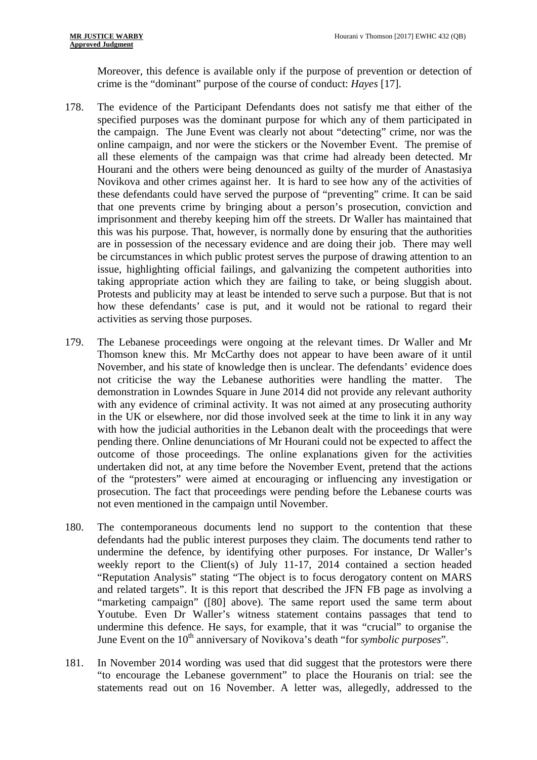Moreover, this defence is available only if the purpose of prevention or detection of crime is the "dominant" purpose of the course of conduct: *Hayes* [17].

178. The evidence of the Participant Defendants does not satisfy me that either of the specified purposes was the dominant purpose for which any of them participated in the campaign. The June Event was clearly not about "detecting" crime, nor was the online campaign, and nor were the stickers or the November Event. The premise of all these elements of the campaign was that crime had already been detected. Mr Hourani and the others were being denounced as guilty of the murder of Anastasiya Novikova and other crimes against her. It is hard to see how any of the activities of these defendants could have served the purpose of "preventing" crime. It can be said that one prevents crime by bringing about a person's prosecution, conviction and imprisonment and thereby keeping him off the streets. Dr Waller has maintained that this was his purpose. That, however, is normally done by ensuring that the authorities are in possession of the necessary evidence and are doing their job. There may well be circumstances in which public protest serves the purpose of drawing attention to an issue, highlighting official failings, and galvanizing the competent authorities into taking appropriate action which they are failing to take, or being sluggish about. Protests and publicity may at least be intended to serve such a purpose. But that is not how these defendants' case is put, and it would not be rational to regard their activities as serving those purposes.

179. The Lebanese proceedings were ongoing at the relevant times. Dr Waller and Mr Thomson knew this. Mr McCarthy does not appear to have been aware of it until November, and his state of knowledge then is unclear. The defendants' evidence does not criticise the way the Lebanese authorities were handling the matter. The demonstration in Lowndes Square in June 2014 did not provide any relevant authority with any evidence of criminal activity. It was not aimed at any prosecuting authority in the UK or elsewhere, nor did those involved seek at the time to link it in any way with how the judicial authorities in the Lebanon dealt with the proceedings that were pending there. Online denunciations of Mr Hourani could not be expected to affect the outcome of those proceedings. The online explanations given for the activities undertaken did not, at any time before the November Event, pretend that the actions of the "protesters" were aimed at encouraging or influencing any investigation or prosecution. The fact that proceedings were pending before the Lebanese courts was not even mentioned in the campaign until November.

180. The contemporaneous documents lend no support to the contention that these defendants had the public interest purposes they claim. The documents tend rather to undermine the defence, by identifying other purposes. For instance, Dr Waller's weekly report to the Client(s) of July 11-17, 2014 contained a section headed "Reputation Analysis" stating "The object is to focus derogatory content on MARS and related targets". It is this report that described the JFN FB page as involving a "marketing campaign" ([80] above). The same report used the same term about Youtube. Even Dr Waller's witness statement contains passages that tend to undermine this defence. He says, for example, that it was "crucial" to organise the June Event on the 10th anniversary of Novikova's death "for *symbolic purposes*".

181. In November 2014 wording was used that did suggest that the protestors were there "to encourage the Lebanese government" to place the Houranis on trial: see the statements read out on 16 November. A letter was, allegedly, addressed to the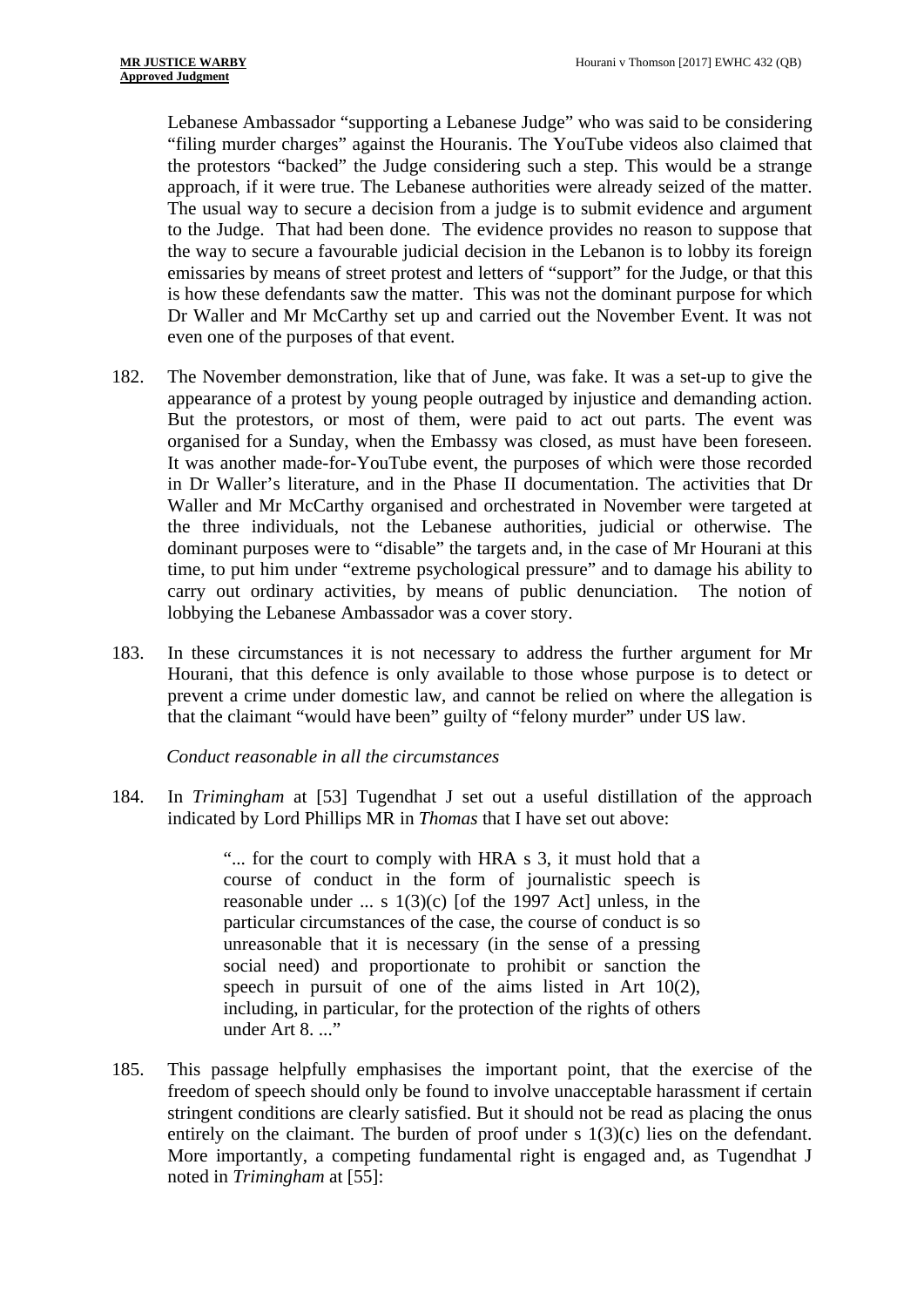Lebanese Ambassador "supporting a Lebanese Judge" who was said to be considering "filing murder charges" against the Houranis. The YouTube videos also claimed that the protestors "backed" the Judge considering such a step. This would be a strange approach, if it were true. The Lebanese authorities were already seized of the matter. The usual way to secure a decision from a judge is to submit evidence and argument to the Judge. That had been done. The evidence provides no reason to suppose that the way to secure a favourable judicial decision in the Lebanon is to lobby its foreign emissaries by means of street protest and letters of "support" for the Judge, or that this is how these defendants saw the matter. This was not the dominant purpose for which Dr Waller and Mr McCarthy set up and carried out the November Event. It was not even one of the purposes of that event.

182. The November demonstration, like that of June, was fake. It was a set-up to give the appearance of a protest by young people outraged by injustice and demanding action. But the protestors, or most of them, were paid to act out parts. The event was organised for a Sunday, when the Embassy was closed, as must have been foreseen. It was another made-for-YouTube event, the purposes of which were those recorded in Dr Waller's literature, and in the Phase II documentation. The activities that Dr Waller and Mr McCarthy organised and orchestrated in November were targeted at the three individuals, not the Lebanese authorities, judicial or otherwise. The dominant purposes were to "disable" the targets and, in the case of Mr Hourani at this time, to put him under "extreme psychological pressure" and to damage his ability to carry out ordinary activities, by means of public denunciation. The notion of lobbying the Lebanese Ambassador was a cover story.

183. In these circumstances it is not necessary to address the further argument for Mr Hourani, that this defence is only available to those whose purpose is to detect or prevent a crime under domestic law, and cannot be relied on where the allegation is that the claimant "would have been" guilty of "felony murder" under US law.

*Conduct reasonable in all the circumstances*

184. In *Trimingham* at [53] Tugendhat J set out a useful distillation of the approach indicated by Lord Phillips MR in *Thomas* that I have set out above:

> "... for the court to comply with HRA s 3, it must hold that a course of conduct in the form of journalistic speech is reasonable under ... s 1(3)(c) [of the 1997 Act] unless, in the particular circumstances of the case, the course of conduct is so unreasonable that it is necessary (in the sense of a pressing social need) and proportionate to prohibit or sanction the speech in pursuit of one of the aims listed in Art 10(2), including, in particular, for the protection of the rights of others under Art 8. ..."

185. This passage helpfully emphasises the important point, that the exercise of the freedom of speech should only be found to involve unacceptable harassment if certain stringent conditions are clearly satisfied. But it should not be read as placing the onus entirely on the claimant. The burden of proof under s 1(3)(c) lies on the defendant. More importantly, a competing fundamental right is engaged and, as Tugendhat J noted in *Trimingham* at [55]: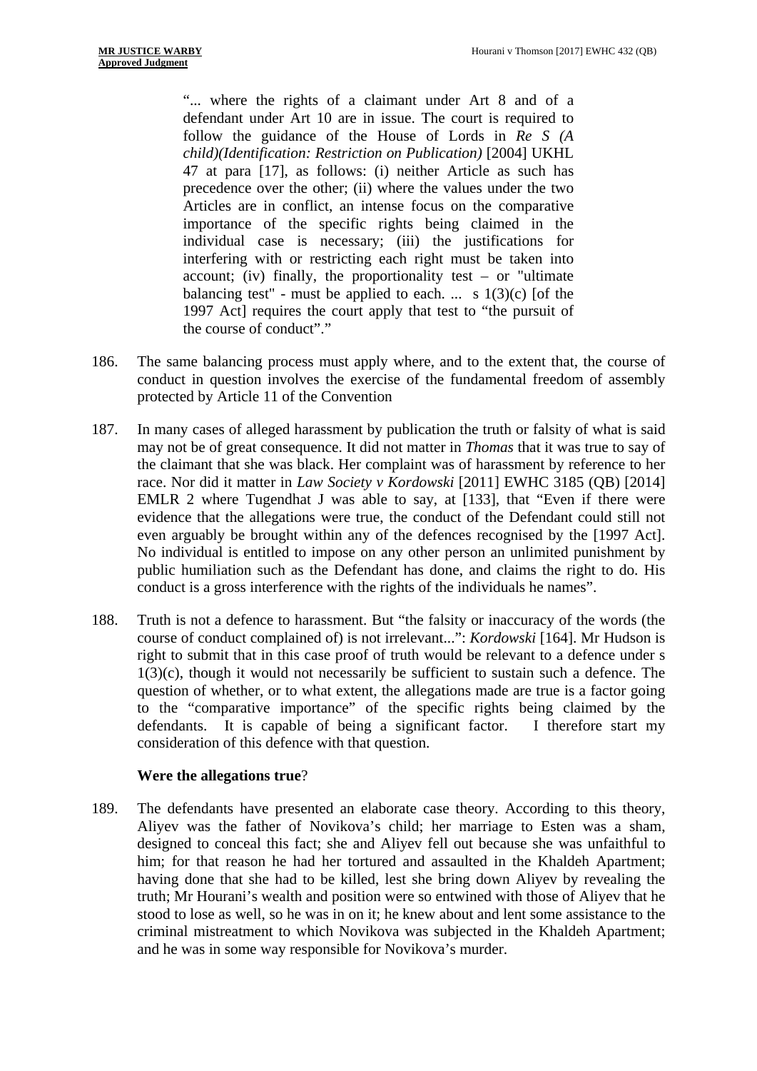> "... where the rights of a claimant under Art 8 and of a defendant under Art 10 are in issue. The court is required to follow the guidance of the House of Lords in *Re S (A child)(Identification: Restriction on Publication)* [2004] UKHL 47 at para [17], as follows: (i) neither Article as such has precedence over the other; (ii) where the values under the two Articles are in conflict, an intense focus on the comparative importance of the specific rights being claimed in the individual case is necessary; (iii) the justifications for interfering with or restricting each right must be taken into account; (iv) finally, the proportionality test – or "ultimate balancing test" - must be applied to each. ... s 1(3)(c) [of the 1997 Act] requires the court apply that test to "the pursuit of the course of conduct"."

186. The same balancing process must apply where, and to the extent that, the course of conduct in question involves the exercise of the fundamental freedom of assembly protected by Article 11 of the Convention

187. In many cases of alleged harassment by publication the truth or falsity of what is said may not be of great consequence. It did not matter in *Thomas* that it was true to say of the claimant that she was black. Her complaint was of harassment by reference to her race. Nor did it matter in *Law Society v Kordowski* [2011] EWHC 3185 (QB) [2014] EMLR 2 where Tugendhat J was able to say, at [133], that "Even if there were evidence that the allegations were true, the conduct of the Defendant could still not even arguably be brought within any of the defences recognised by the [1997 Act]. No individual is entitled to impose on any other person an unlimited punishment by public humiliation such as the Defendant has done, and claims the right to do. His conduct is a gross interference with the rights of the individuals he names".

188. Truth is not a defence to harassment. But "the falsity or inaccuracy of the words (the course of conduct complained of) is not irrelevant...": *Kordowski* [164]. Mr Hudson is right to submit that in this case proof of truth would be relevant to a defence under s 1(3)(c), though it would not necessarily be sufficient to sustain such a defence. The question of whether, or to what extent, the allegations made are true is a factor going to the "comparative importance" of the specific rights being claimed by the defendants. It is capable of being a significant factor. I therefore start my consideration of this defence with that question.

**Were the allegations true**?

189. The defendants have presented an elaborate case theory. According to this theory, Aliyev was the father of Novikova's child; her marriage to Esten was a sham, designed to conceal this fact; she and Aliyev fell out because she was unfaithful to him; for that reason he had her tortured and assaulted in the Khaldeh Apartment; having done that she had to be killed, lest she bring down Aliyev by revealing the truth; Mr Hourani's wealth and position were so entwined with those of Aliyev that he stood to lose as well, so he was in on it; he knew about and lent some assistance to the criminal mistreatment to which Novikova was subjected in the Khaldeh Apartment; and he was in some way responsible for Novikova's murder.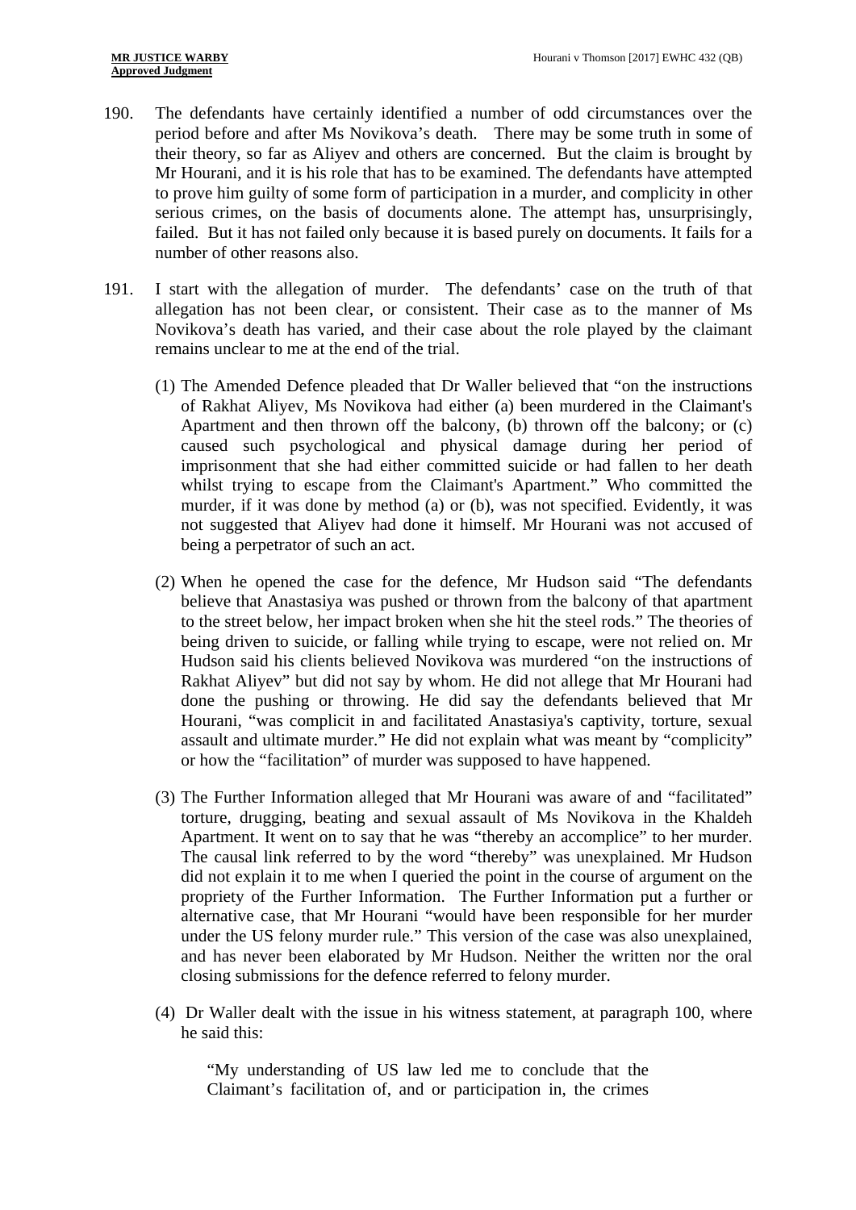190. The defendants have certainly identified a number of odd circumstances over the period before and after Ms Novikova's death. There may be some truth in some of their theory, so far as Aliyev and others are concerned. But the claim is brought by Mr Hourani, and it is his role that has to be examined. The defendants have attempted to prove him guilty of some form of participation in a murder, and complicity in other serious crimes, on the basis of documents alone. The attempt has, unsurprisingly, failed. But it has not failed only because it is based purely on documents. It fails for a number of other reasons also.

191. I start with the allegation of murder. The defendants' case on the truth of that allegation has not been clear, or consistent. Their case as to the manner of Ms Novikova's death has varied, and their case about the role played by the claimant remains unclear to me at the end of the trial.

   (1) The Amended Defence pleaded that Dr Waller believed that "on the instructions of Rakhat Aliyev, Ms Novikova had either (a) been murdered in the Claimant's Apartment and then thrown off the balcony, (b) thrown off the balcony; or (c) caused such psychological and physical damage during her period of imprisonment that she had either committed suicide or had fallen to her death whilst trying to escape from the Claimant's Apartment." Who committed the murder, if it was done by method (a) or (b), was not specified. Evidently, it was not suggested that Aliyev had done it himself. Mr Hourani was not accused of being a perpetrator of such an act.

   (2) When he opened the case for the defence, Mr Hudson said "The defendants believe that Anastasiya was pushed or thrown from the balcony of that apartment to the street below, her impact broken when she hit the steel rods." The theories of being driven to suicide, or falling while trying to escape, were not relied on. Mr Hudson said his clients believed Novikova was murdered "on the instructions of Rakhat Aliyev" but did not say by whom. He did not allege that Mr Hourani had done the pushing or throwing. He did say the defendants believed that Mr Hourani, "was complicit in and facilitated Anastasiya's captivity, torture, sexual assault and ultimate murder." He did not explain what was meant by "complicity" or how the "facilitation" of murder was supposed to have happened.

   (3) The Further Information alleged that Mr Hourani was aware of and "facilitated" torture, drugging, beating and sexual assault of Ms Novikova in the Khaldeh Apartment. It went on to say that he was "thereby an accomplice" to her murder. The causal link referred to by the word "thereby" was unexplained. Mr Hudson did not explain it to me when I queried the point in the course of argument on the propriety of the Further Information. The Further Information put a further or alternative case, that Mr Hourani "would have been responsible for her murder under the US felony murder rule." This version of the case was also unexplained, and has never been elaborated by Mr Hudson. Neither the written nor the oral closing submissions for the defence referred to felony murder.

   (4) Dr Waller dealt with the issue in his witness statement, at paragraph 100, where he said this:

   > "My understanding of US law led me to conclude that the Claimant's facilitation of, and or participation in, the crimes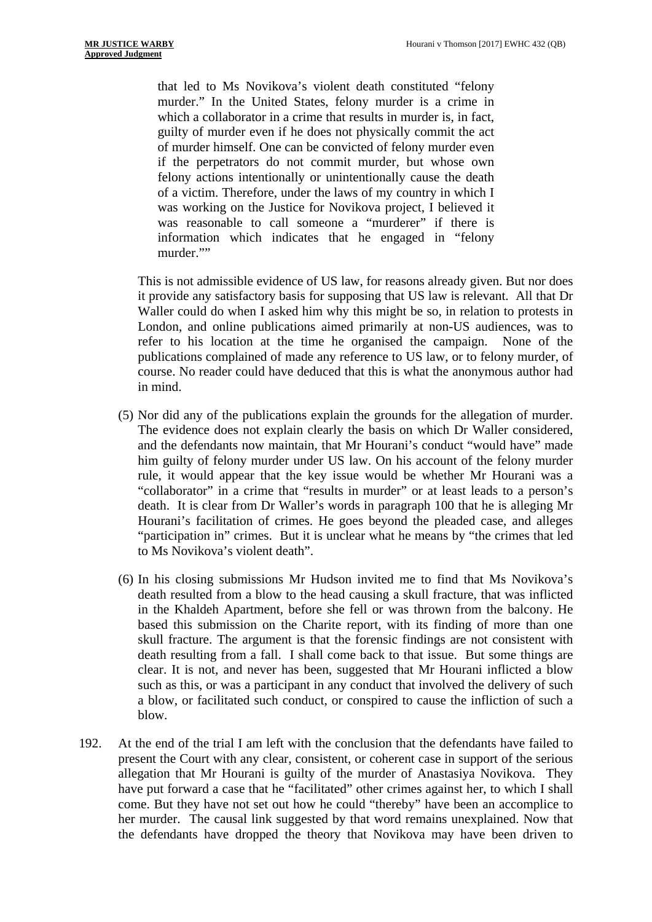> that led to Ms Novikova's violent death constituted "felony murder." In the United States, felony murder is a crime in which a collaborator in a crime that results in murder is, in fact, guilty of murder even if he does not physically commit the act of murder himself. One can be convicted of felony murder even if the perpetrators do not commit murder, but whose own felony actions intentionally or unintentionally cause the death of a victim. Therefore, under the laws of my country in which I was working on the Justice for Novikova project, I believed it was reasonable to call someone a "murderer" if there is information which indicates that he engaged in "felony murder.""

This is not admissible evidence of US law, for reasons already given. But nor does it provide any satisfactory basis for supposing that US law is relevant. All that Dr Waller could do when I asked him why this might be so, in relation to protests in London, and online publications aimed primarily at non-US audiences, was to refer to his location at the time he organised the campaign. None of the publications complained of made any reference to US law, or to felony murder, of course. No reader could have deduced that this is what the anonymous author had in mind.

(5) Nor did any of the publications explain the grounds for the allegation of murder. The evidence does not explain clearly the basis on which Dr Waller considered, and the defendants now maintain, that Mr Hourani's conduct "would have" made him guilty of felony murder under US law. On his account of the felony murder rule, it would appear that the key issue would be whether Mr Hourani was a "collaborator" in a crime that "results in murder" or at least leads to a person's death. It is clear from Dr Waller's words in paragraph 100 that he is alleging Mr Hourani's facilitation of crimes. He goes beyond the pleaded case, and alleges "participation in" crimes. But it is unclear what he means by "the crimes that led to Ms Novikova's violent death".

(6) In his closing submissions Mr Hudson invited me to find that Ms Novikova's death resulted from a blow to the head causing a skull fracture, that was inflicted in the Khaldeh Apartment, before she fell or was thrown from the balcony. He based this submission on the Charite report, with its finding of more than one skull fracture. The argument is that the forensic findings are not consistent with death resulting from a fall. I shall come back to that issue. But some things are clear. It is not, and never has been, suggested that Mr Hourani inflicted a blow such as this, or was a participant in any conduct that involved the delivery of such a blow, or facilitated such conduct, or conspired to cause the infliction of such a blow.

192. At the end of the trial I am left with the conclusion that the defendants have failed to present the Court with any clear, consistent, or coherent case in support of the serious allegation that Mr Hourani is guilty of the murder of Anastasiya Novikova. They have put forward a case that he "facilitated" other crimes against her, to which I shall come. But they have not set out how he could "thereby" have been an accomplice to her murder. The causal link suggested by that word remains unexplained. Now that the defendants have dropped the theory that Novikova may have been driven to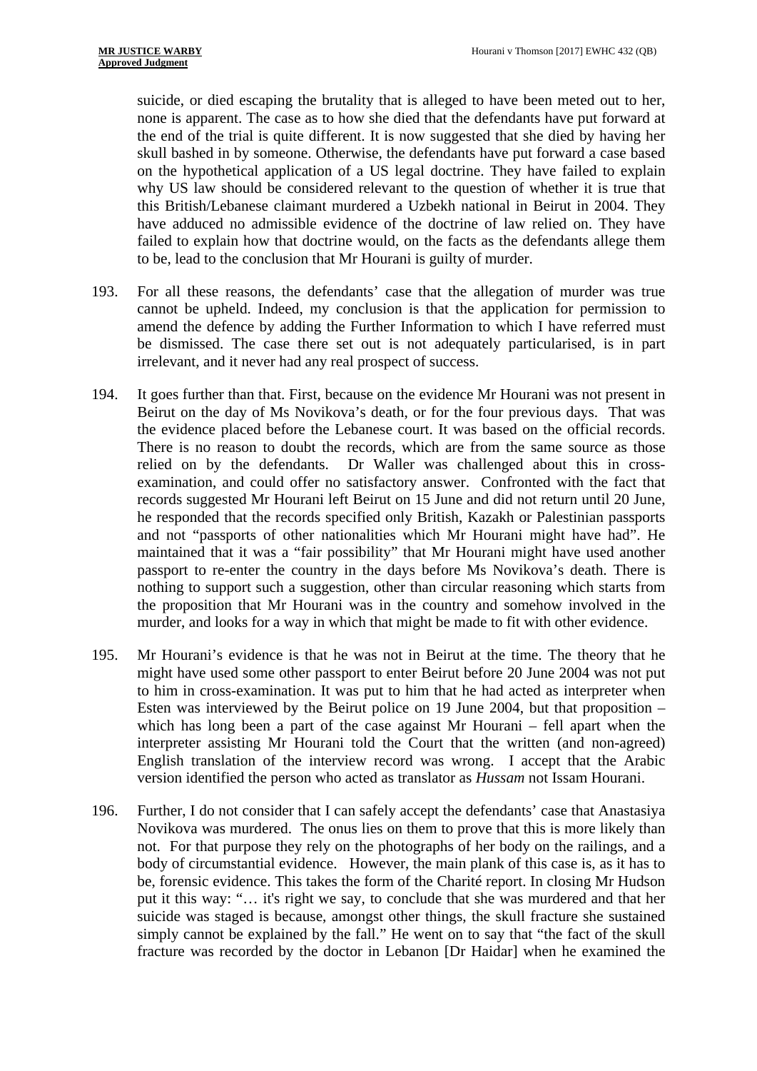suicide, or died escaping the brutality that is alleged to have been meted out to her, none is apparent. The case as to how she died that the defendants have put forward at the end of the trial is quite different. It is now suggested that she died by having her skull bashed in by someone. Otherwise, the defendants have put forward a case based on the hypothetical application of a US legal doctrine. They have failed to explain why US law should be considered relevant to the question of whether it is true that this British/Lebanese claimant murdered a Uzbekh national in Beirut in 2004. They have adduced no admissible evidence of the doctrine of law relied on. They have failed to explain how that doctrine would, on the facts as the defendants allege them to be, lead to the conclusion that Mr Hourani is guilty of murder.

193. For all these reasons, the defendants' case that the allegation of murder was true cannot be upheld. Indeed, my conclusion is that the application for permission to amend the defence by adding the Further Information to which I have referred must be dismissed. The case there set out is not adequately particularised, is in part irrelevant, and it never had any real prospect of success.

194. It goes further than that. First, because on the evidence Mr Hourani was not present in Beirut on the day of Ms Novikova's death, or for the four previous days. That was the evidence placed before the Lebanese court. It was based on the official records. There is no reason to doubt the records, which are from the same source as those relied on by the defendants. Dr Waller was challenged about this in cross-examination, and could offer no satisfactory answer. Confronted with the fact that records suggested Mr Hourani left Beirut on 15 June and did not return until 20 June, he responded that the records specified only British, Kazakh or Palestinian passports and not "passports of other nationalities which Mr Hourani might have had". He maintained that it was a "fair possibility" that Mr Hourani might have used another passport to re-enter the country in the days before Ms Novikova's death. There is nothing to support such a suggestion, other than circular reasoning which starts from the proposition that Mr Hourani was in the country and somehow involved in the murder, and looks for a way in which that might be made to fit with other evidence.

195. Mr Hourani's evidence is that he was not in Beirut at the time. The theory that he might have used some other passport to enter Beirut before 20 June 2004 was not put to him in cross-examination. It was put to him that he had acted as interpreter when Esten was interviewed by the Beirut police on 19 June 2004, but that proposition – which has long been a part of the case against Mr Hourani – fell apart when the interpreter assisting Mr Hourani told the Court that the written (and non-agreed) English translation of the interview record was wrong. I accept that the Arabic version identified the person who acted as translator as *Hussam* not Issam Hourani.

196. Further, I do not consider that I can safely accept the defendants' case that Anastasiya Novikova was murdered. The onus lies on them to prove that this is more likely than not. For that purpose they rely on the photographs of her body on the railings, and a body of circumstantial evidence. However, the main plank of this case is, as it has to be, forensic evidence. This takes the form of the Charité report. In closing Mr Hudson put it this way: "… it's right we say, to conclude that she was murdered and that her suicide was staged is because, amongst other things, the skull fracture she sustained simply cannot be explained by the fall." He went on to say that "the fact of the skull fracture was recorded by the doctor in Lebanon [Dr Haidar] when he examined the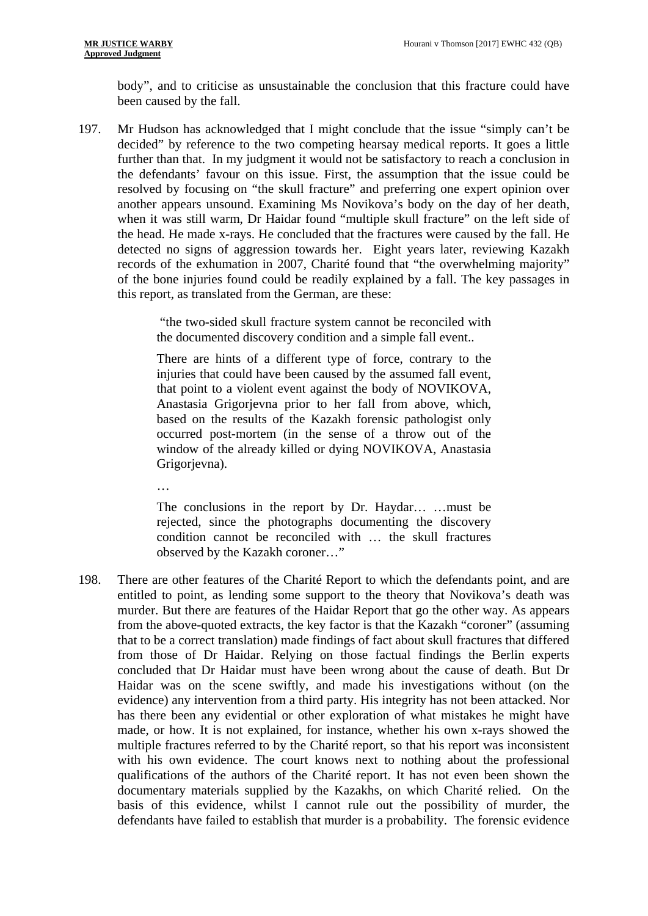body", and to criticise as unsustainable the conclusion that this fracture could have been caused by the fall.

197. Mr Hudson has acknowledged that I might conclude that the issue "simply can't be decided" by reference to the two competing hearsay medical reports. It goes a little further than that. In my judgment it would not be satisfactory to reach a conclusion in the defendants' favour on this issue. First, the assumption that the issue could be resolved by focusing on "the skull fracture" and preferring one expert opinion over another appears unsound. Examining Ms Novikova's body on the day of her death, when it was still warm, Dr Haidar found "multiple skull fracture" on the left side of the head. He made x-rays. He concluded that the fractures were caused by the fall. He detected no signs of aggression towards her. Eight years later, reviewing Kazakh records of the exhumation in 2007, Charité found that "the overwhelming majority" of the bone injuries found could be readily explained by a fall. The key passages in this report, as translated from the German, are these:

> "the two-sided skull fracture system cannot be reconciled with the documented discovery condition and a simple fall event..
>
> There are hints of a different type of force, contrary to the injuries that could have been caused by the assumed fall event, that point to a violent event against the body of NOVIKOVA, Anastasia Grigorjevna prior to her fall from above, which, based on the results of the Kazakh forensic pathologist only occurred post-mortem (in the sense of a throw out of the window of the already killed or dying NOVIKOVA, Anastasia Grigorjevna).
>
> …
>
> The conclusions in the report by Dr. Haydar… …must be rejected, since the photographs documenting the discovery condition cannot be reconciled with … the skull fractures observed by the Kazakh coroner…"

198. There are other features of the Charité Report to which the defendants point, and are entitled to point, as lending some support to the theory that Novikova's death was murder. But there are features of the Haidar Report that go the other way. As appears from the above-quoted extracts, the key factor is that the Kazakh "coroner" (assuming that to be a correct translation) made findings of fact about skull fractures that differed from those of Dr Haidar. Relying on those factual findings the Berlin experts concluded that Dr Haidar must have been wrong about the cause of death. But Dr Haidar was on the scene swiftly, and made his investigations without (on the evidence) any intervention from a third party. His integrity has not been attacked. Nor has there been any evidential or other exploration of what mistakes he might have made, or how. It is not explained, for instance, whether his own x-rays showed the multiple fractures referred to by the Charité report, so that his report was inconsistent with his own evidence. The court knows next to nothing about the professional qualifications of the authors of the Charité report. It has not even been shown the documentary materials supplied by the Kazakhs, on which Charité relied. On the basis of this evidence, whilst I cannot rule out the possibility of murder, the defendants have failed to establish that murder is a probability. The forensic evidence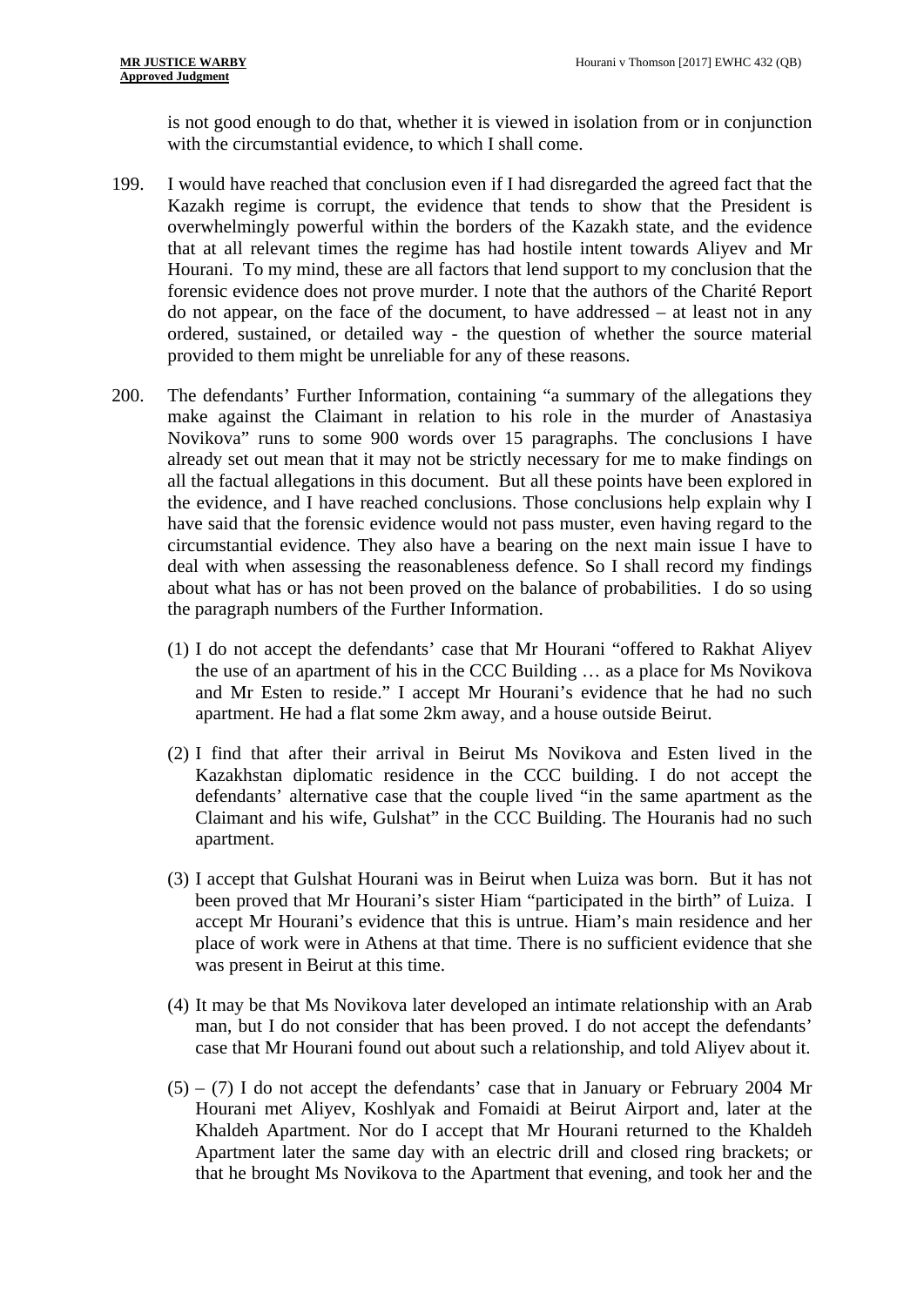is not good enough to do that, whether it is viewed in isolation from or in conjunction with the circumstantial evidence, to which I shall come.

199. I would have reached that conclusion even if I had disregarded the agreed fact that the Kazakh regime is corrupt, the evidence that tends to show that the President is overwhelmingly powerful within the borders of the Kazakh state, and the evidence that at all relevant times the regime has had hostile intent towards Aliyev and Mr Hourani. To my mind, these are all factors that lend support to my conclusion that the forensic evidence does not prove murder. I note that the authors of the Charité Report do not appear, on the face of the document, to have addressed – at least not in any ordered, sustained, or detailed way - the question of whether the source material provided to them might be unreliable for any of these reasons.

200. The defendants' Further Information, containing "a summary of the allegations they make against the Claimant in relation to his role in the murder of Anastasiya Novikova" runs to some 900 words over 15 paragraphs. The conclusions I have already set out mean that it may not be strictly necessary for me to make findings on all the factual allegations in this document. But all these points have been explored in the evidence, and I have reached conclusions. Those conclusions help explain why I have said that the forensic evidence would not pass muster, even having regard to the circumstantial evidence. They also have a bearing on the next main issue I have to deal with when assessing the reasonableness defence. So I shall record my findings about what has or has not been proved on the balance of probabilities. I do so using the paragraph numbers of the Further Information.

(1) I do not accept the defendants' case that Mr Hourani "offered to Rakhat Aliyev the use of an apartment of his in the CCC Building … as a place for Ms Novikova and Mr Esten to reside." I accept Mr Hourani's evidence that he had no such apartment. He had a flat some 2km away, and a house outside Beirut.

(2) I find that after their arrival in Beirut Ms Novikova and Esten lived in the Kazakhstan diplomatic residence in the CCC building. I do not accept the defendants' alternative case that the couple lived "in the same apartment as the Claimant and his wife, Gulshat" in the CCC Building. The Houranis had no such apartment.

(3) I accept that Gulshat Hourani was in Beirut when Luiza was born. But it has not been proved that Mr Hourani's sister Hiam "participated in the birth" of Luiza. I accept Mr Hourani's evidence that this is untrue. Hiam's main residence and her place of work were in Athens at that time. There is no sufficient evidence that she was present in Beirut at this time.

(4) It may be that Ms Novikova later developed an intimate relationship with an Arab man, but I do not consider that has been proved. I do not accept the defendants' case that Mr Hourani found out about such a relationship, and told Aliyev about it.

(5) – (7) I do not accept the defendants' case that in January or February 2004 Mr Hourani met Aliyev, Koshlyak and Fomaidi at Beirut Airport and, later at the Khaldeh Apartment. Nor do I accept that Mr Hourani returned to the Khaldeh Apartment later the same day with an electric drill and closed ring brackets; or that he brought Ms Novikova to the Apartment that evening, and took her and the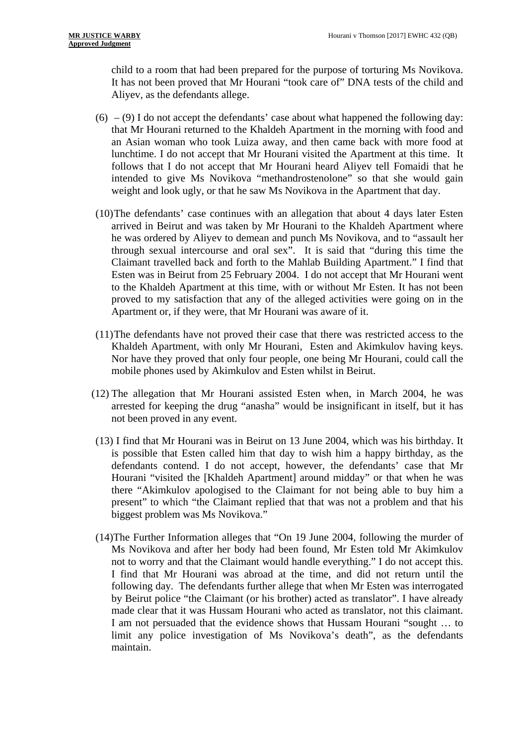child to a room that had been prepared for the purpose of torturing Ms Novikova. It has not been proved that Mr Hourani "took care of" DNA tests of the child and Aliyev, as the defendants allege.

(6) – (9) I do not accept the defendants' case about what happened the following day: that Mr Hourani returned to the Khaldeh Apartment in the morning with food and an Asian woman who took Luiza away, and then came back with more food at lunchtime. I do not accept that Mr Hourani visited the Apartment at this time. It follows that I do not accept that Mr Hourani heard Aliyev tell Fomaidi that he intended to give Ms Novikova "methandrostenolone" so that she would gain weight and look ugly, or that he saw Ms Novikova in the Apartment that day.

(10) The defendants' case continues with an allegation that about 4 days later Esten arrived in Beirut and was taken by Mr Hourani to the Khaldeh Apartment where he was ordered by Aliyev to demean and punch Ms Novikova, and to "assault her through sexual intercourse and oral sex". It is said that "during this time the Claimant travelled back and forth to the Mahlab Building Apartment." I find that Esten was in Beirut from 25 February 2004. I do not accept that Mr Hourani went to the Khaldeh Apartment at this time, with or without Mr Esten. It has not been proved to my satisfaction that any of the alleged activities were going on in the Apartment or, if they were, that Mr Hourani was aware of it.

(11) The defendants have not proved their case that there was restricted access to the Khaldeh Apartment, with only Mr Hourani, Esten and Akimkulov having keys. Nor have they proved that only four people, one being Mr Hourani, could call the mobile phones used by Akimkulov and Esten whilst in Beirut.

(12) The allegation that Mr Hourani assisted Esten when, in March 2004, he was arrested for keeping the drug "anasha" would be insignificant in itself, but it has not been proved in any event.

(13) I find that Mr Hourani was in Beirut on 13 June 2004, which was his birthday. It is possible that Esten called him that day to wish him a happy birthday, as the defendants contend. I do not accept, however, the defendants' case that Mr Hourani "visited the [Khaldeh Apartment] around midday" or that when he was there "Akimkulov apologised to the Claimant for not being able to buy him a present" to which "the Claimant replied that that was not a problem and that his biggest problem was Ms Novikova."

(14) The Further Information alleges that "On 19 June 2004, following the murder of Ms Novikova and after her body had been found, Mr Esten told Mr Akimkulov not to worry and that the Claimant would handle everything." I do not accept this. I find that Mr Hourani was abroad at the time, and did not return until the following day. The defendants further allege that when Mr Esten was interrogated by Beirut police "the Claimant (or his brother) acted as translator". I have already made clear that it was Hussam Hourani who acted as translator, not this claimant. I am not persuaded that the evidence shows that Hussam Hourani "sought … to limit any police investigation of Ms Novikova's death", as the defendants maintain.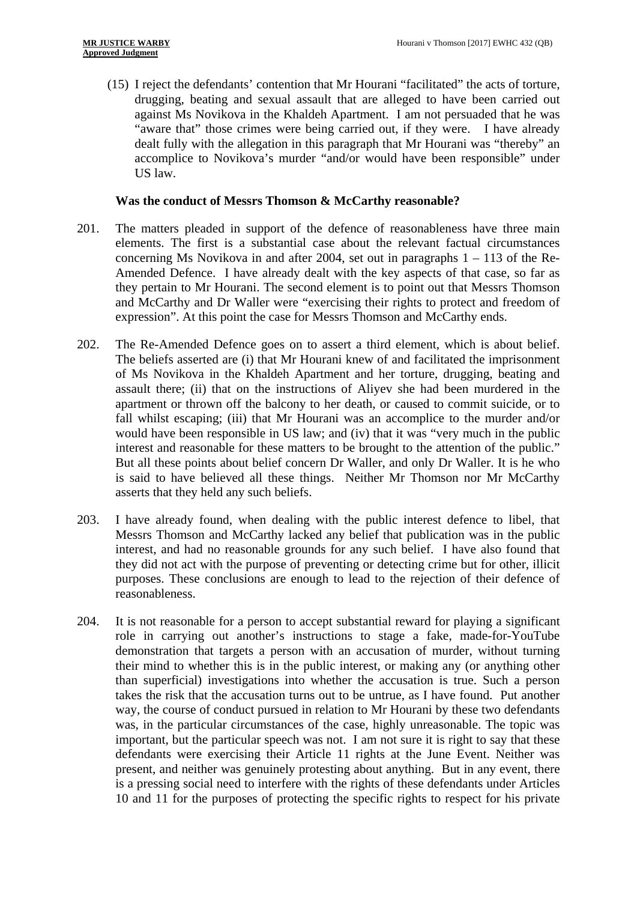(15) I reject the defendants' contention that Mr Hourani "facilitated" the acts of torture, drugging, beating and sexual assault that are alleged to have been carried out against Ms Novikova in the Khaldeh Apartment. I am not persuaded that he was "aware that" those crimes were being carried out, if they were. I have already dealt fully with the allegation in this paragraph that Mr Hourani was "thereby" an accomplice to Novikova's murder "and/or would have been responsible" under US law.

**Was the conduct of Messrs Thomson & McCarthy reasonable?**

201. The matters pleaded in support of the defence of reasonableness have three main elements. The first is a substantial case about the relevant factual circumstances concerning Ms Novikova in and after 2004, set out in paragraphs 1 – 113 of the Re-Amended Defence. I have already dealt with the key aspects of that case, so far as they pertain to Mr Hourani. The second element is to point out that Messrs Thomson and McCarthy and Dr Waller were "exercising their rights to protect and freedom of expression". At this point the case for Messrs Thomson and McCarthy ends.

202. The Re-Amended Defence goes on to assert a third element, which is about belief. The beliefs asserted are (i) that Mr Hourani knew of and facilitated the imprisonment of Ms Novikova in the Khaldeh Apartment and her torture, drugging, beating and assault there; (ii) that on the instructions of Aliyev she had been murdered in the apartment or thrown off the balcony to her death, or caused to commit suicide, or to fall whilst escaping; (iii) that Mr Hourani was an accomplice to the murder and/or would have been responsible in US law; and (iv) that it was "very much in the public interest and reasonable for these matters to be brought to the attention of the public." But all these points about belief concern Dr Waller, and only Dr Waller. It is he who is said to have believed all these things. Neither Mr Thomson nor Mr McCarthy asserts that they held any such beliefs.

203. I have already found, when dealing with the public interest defence to libel, that Messrs Thomson and McCarthy lacked any belief that publication was in the public interest, and had no reasonable grounds for any such belief. I have also found that they did not act with the purpose of preventing or detecting crime but for other, illicit purposes. These conclusions are enough to lead to the rejection of their defence of reasonableness.

204. It is not reasonable for a person to accept substantial reward for playing a significant role in carrying out another's instructions to stage a fake, made-for-YouTube demonstration that targets a person with an accusation of murder, without turning their mind to whether this is in the public interest, or making any (or anything other than superficial) investigations into whether the accusation is true. Such a person takes the risk that the accusation turns out to be untrue, as I have found. Put another way, the course of conduct pursued in relation to Mr Hourani by these two defendants was, in the particular circumstances of the case, highly unreasonable. The topic was important, but the particular speech was not. I am not sure it is right to say that these defendants were exercising their Article 11 rights at the June Event. Neither was present, and neither was genuinely protesting about anything. But in any event, there is a pressing social need to interfere with the rights of these defendants under Articles 10 and 11 for the purposes of protecting the specific rights to respect for his private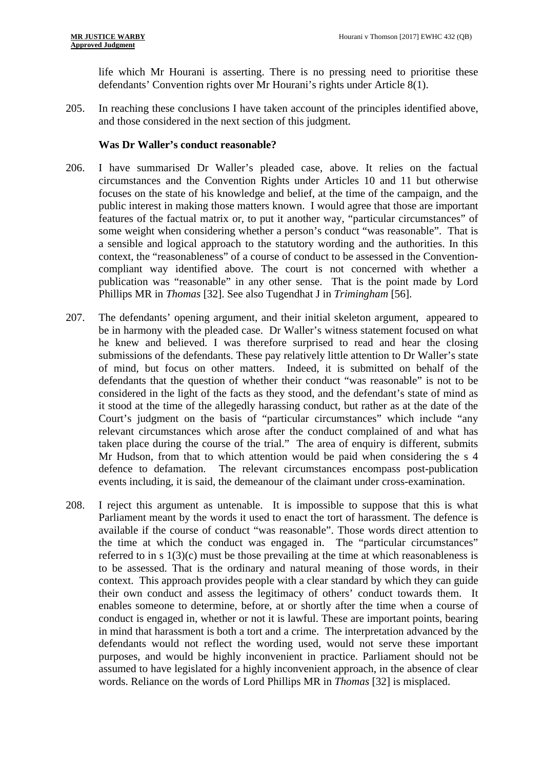life which Mr Hourani is asserting. There is no pressing need to prioritise these defendants' Convention rights over Mr Hourani's rights under Article 8(1).

205. In reaching these conclusions I have taken account of the principles identified above, and those considered in the next section of this judgment.

**Was Dr Waller's conduct reasonable?**

206. I have summarised Dr Waller's pleaded case, above. It relies on the factual circumstances and the Convention Rights under Articles 10 and 11 but otherwise focuses on the state of his knowledge and belief, at the time of the campaign, and the public interest in making those matters known. I would agree that those are important features of the factual matrix or, to put it another way, "particular circumstances" of some weight when considering whether a person's conduct "was reasonable". That is a sensible and logical approach to the statutory wording and the authorities. In this context, the "reasonableness" of a course of conduct to be assessed in the Convention-compliant way identified above. The court is not concerned with whether a publication was "reasonable" in any other sense. That is the point made by Lord Phillips MR in *Thomas* [32]. See also Tugendhat J in *Trimingham* [56].

207. The defendants' opening argument, and their initial skeleton argument, appeared to be in harmony with the pleaded case. Dr Waller's witness statement focused on what he knew and believed. I was therefore surprised to read and hear the closing submissions of the defendants. These pay relatively little attention to Dr Waller's state of mind, but focus on other matters. Indeed, it is submitted on behalf of the defendants that the question of whether their conduct "was reasonable" is not to be considered in the light of the facts as they stood, and the defendant's state of mind as it stood at the time of the allegedly harassing conduct, but rather as at the date of the Court's judgment on the basis of "particular circumstances" which include "any relevant circumstances which arose after the conduct complained of and what has taken place during the course of the trial." The area of enquiry is different, submits Mr Hudson, from that to which attention would be paid when considering the s 4 defence to defamation. The relevant circumstances encompass post-publication events including, it is said, the demeanour of the claimant under cross-examination.

208. I reject this argument as untenable. It is impossible to suppose that this is what Parliament meant by the words it used to enact the tort of harassment. The defence is available if the course of conduct "was reasonable". Those words direct attention to the time at which the conduct was engaged in. The "particular circumstances" referred to in s 1(3)(c) must be those prevailing at the time at which reasonableness is to be assessed. That is the ordinary and natural meaning of those words, in their context. This approach provides people with a clear standard by which they can guide their own conduct and assess the legitimacy of others' conduct towards them. It enables someone to determine, before, at or shortly after the time when a course of conduct is engaged in, whether or not it is lawful. These are important points, bearing in mind that harassment is both a tort and a crime. The interpretation advanced by the defendants would not reflect the wording used, would not serve these important purposes, and would be highly inconvenient in practice. Parliament should not be assumed to have legislated for a highly inconvenient approach, in the absence of clear words. Reliance on the words of Lord Phillips MR in *Thomas* [32] is misplaced.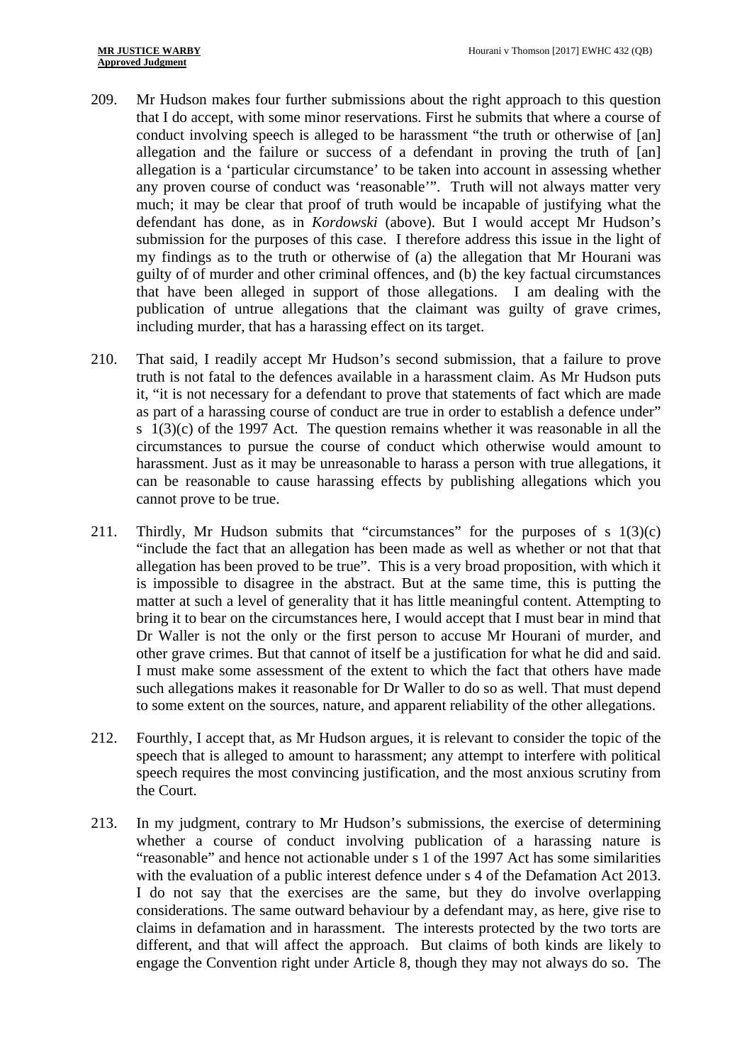209. Mr Hudson makes four further submissions about the right approach to this question that I do accept, with some minor reservations. First he submits that where a course of conduct involving speech is alleged to be harassment "the truth or otherwise of [an] allegation and the failure or success of a defendant in proving the truth of [an] allegation is a 'particular circumstance' to be taken into account in assessing whether any proven course of conduct was 'reasonable'". Truth will not always matter very much; it may be clear that proof of truth would be incapable of justifying what the defendant has done, as in *Kordowski* (above). But I would accept Mr Hudson's submission for the purposes of this case. I therefore address this issue in the light of my findings as to the truth or otherwise of (a) the allegation that Mr Hourani was guilty of of murder and other criminal offences, and (b) the key factual circumstances that have been alleged in support of those allegations. I am dealing with the publication of untrue allegations that the claimant was guilty of grave crimes, including murder, that has a harassing effect on its target.

210. That said, I readily accept Mr Hudson's second submission, that a failure to prove truth is not fatal to the defences available in a harassment claim. As Mr Hudson puts it, "it is not necessary for a defendant to prove that statements of fact which are made as part of a harassing course of conduct are true in order to establish a defence under" s 1(3)(c) of the 1997 Act. The question remains whether it was reasonable in all the circumstances to pursue the course of conduct which otherwise would amount to harassment. Just as it may be unreasonable to harass a person with true allegations, it can be reasonable to cause harassing effects by publishing allegations which you cannot prove to be true.

211. Thirdly, Mr Hudson submits that "circumstances" for the purposes of s 1(3)(c) "include the fact that an allegation has been made as well as whether or not that that allegation has been proved to be true". This is a very broad proposition, with which it is impossible to disagree in the abstract. But at the same time, this is putting the matter at such a level of generality that it has little meaningful content. Attempting to bring it to bear on the circumstances here, I would accept that I must bear in mind that Dr Waller is not the only or the first person to accuse Mr Hourani of murder, and other grave crimes. But that cannot of itself be a justification for what he did and said. I must make some assessment of the extent to which the fact that others have made such allegations makes it reasonable for Dr Waller to do so as well. That must depend to some extent on the sources, nature, and apparent reliability of the other allegations.

212. Fourthly, I accept that, as Mr Hudson argues, it is relevant to consider the topic of the speech that is alleged to amount to harassment; any attempt to interfere with political speech requires the most convincing justification, and the most anxious scrutiny from the Court.

213. In my judgment, contrary to Mr Hudson's submissions, the exercise of determining whether a course of conduct involving publication of a harassing nature is "reasonable" and hence not actionable under s 1 of the 1997 Act has some similarities with the evaluation of a public interest defence under s 4 of the Defamation Act 2013. I do not say that the exercises are the same, but they do involve overlapping considerations. The same outward behaviour by a defendant may, as here, give rise to claims in defamation and in harassment. The interests protected by the two torts are different, and that will affect the approach. But claims of both kinds are likely to engage the Convention right under Article 8, though they may not always do so. The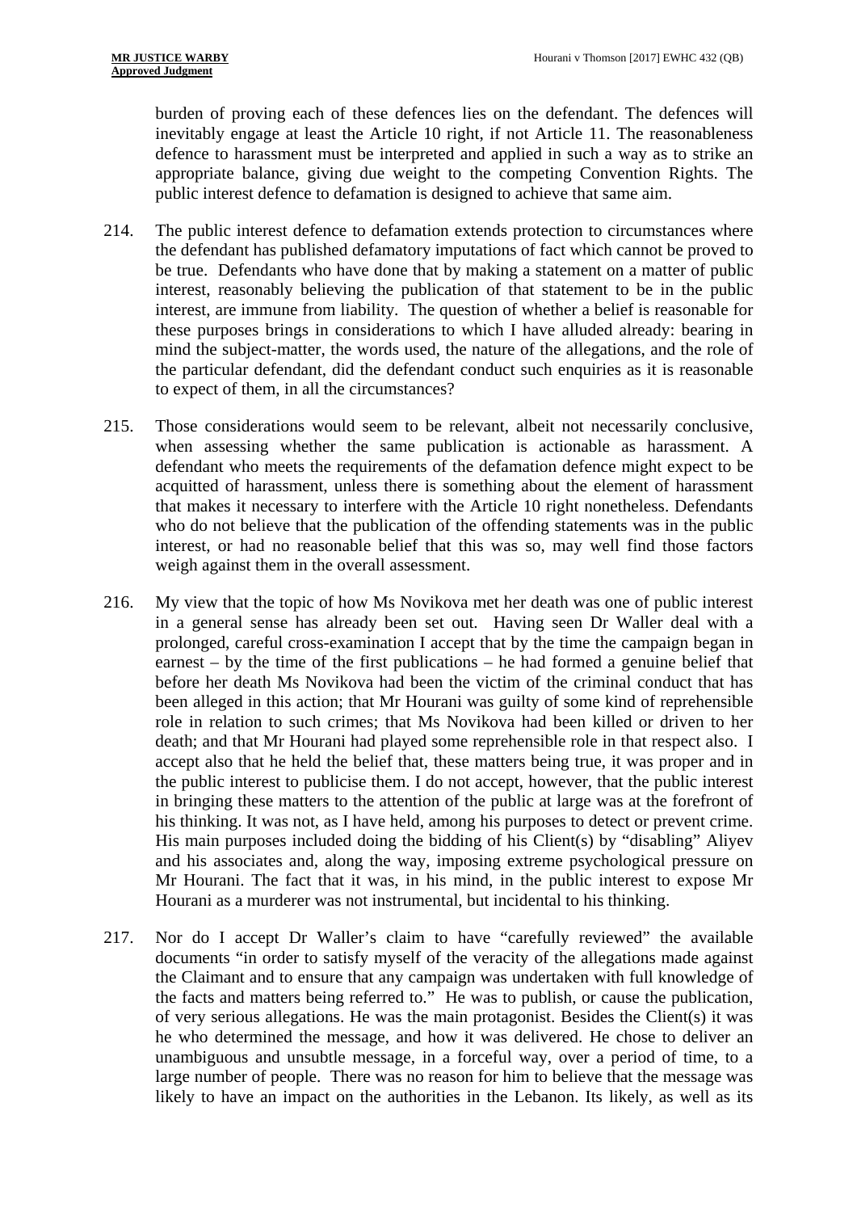burden of proving each of these defences lies on the defendant. The defences will inevitably engage at least the Article 10 right, if not Article 11. The reasonableness defence to harassment must be interpreted and applied in such a way as to strike an appropriate balance, giving due weight to the competing Convention Rights. The public interest defence to defamation is designed to achieve that same aim.

214. The public interest defence to defamation extends protection to circumstances where the defendant has published defamatory imputations of fact which cannot be proved to be true. Defendants who have done that by making a statement on a matter of public interest, reasonably believing the publication of that statement to be in the public interest, are immune from liability. The question of whether a belief is reasonable for these purposes brings in considerations to which I have alluded already: bearing in mind the subject-matter, the words used, the nature of the allegations, and the role of the particular defendant, did the defendant conduct such enquiries as it is reasonable to expect of them, in all the circumstances?

215. Those considerations would seem to be relevant, albeit not necessarily conclusive, when assessing whether the same publication is actionable as harassment. A defendant who meets the requirements of the defamation defence might expect to be acquitted of harassment, unless there is something about the element of harassment that makes it necessary to interfere with the Article 10 right nonetheless. Defendants who do not believe that the publication of the offending statements was in the public interest, or had no reasonable belief that this was so, may well find those factors weigh against them in the overall assessment.

216. My view that the topic of how Ms Novikova met her death was one of public interest in a general sense has already been set out. Having seen Dr Waller deal with a prolonged, careful cross-examination I accept that by the time the campaign began in earnest – by the time of the first publications – he had formed a genuine belief that before her death Ms Novikova had been the victim of the criminal conduct that has been alleged in this action; that Mr Hourani was guilty of some kind of reprehensible role in relation to such crimes; that Ms Novikova had been killed or driven to her death; and that Mr Hourani had played some reprehensible role in that respect also. I accept also that he held the belief that, these matters being true, it was proper and in the public interest to publicise them. I do not accept, however, that the public interest in bringing these matters to the attention of the public at large was at the forefront of his thinking. It was not, as I have held, among his purposes to detect or prevent crime. His main purposes included doing the bidding of his Client(s) by "disabling" Aliyev and his associates and, along the way, imposing extreme psychological pressure on Mr Hourani. The fact that it was, in his mind, in the public interest to expose Mr Hourani as a murderer was not instrumental, but incidental to his thinking.

217. Nor do I accept Dr Waller's claim to have "carefully reviewed" the available documents "in order to satisfy myself of the veracity of the allegations made against the Claimant and to ensure that any campaign was undertaken with full knowledge of the facts and matters being referred to." He was to publish, or cause the publication, of very serious allegations. He was the main protagonist. Besides the Client(s) it was he who determined the message, and how it was delivered. He chose to deliver an unambiguous and unsubtle message, in a forceful way, over a period of time, to a large number of people. There was no reason for him to believe that the message was likely to have an impact on the authorities in the Lebanon. Its likely, as well as its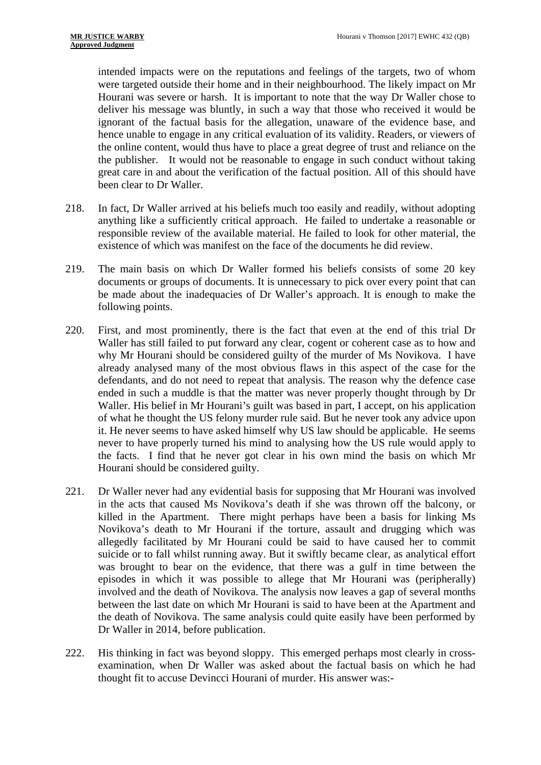intended impacts were on the reputations and feelings of the targets, two of whom were targeted outside their home and in their neighbourhood. The likely impact on Mr Hourani was severe or harsh. It is important to note that the way Dr Waller chose to deliver his message was bluntly, in such a way that those who received it would be ignorant of the factual basis for the allegation, unaware of the evidence base, and hence unable to engage in any critical evaluation of its validity. Readers, or viewers of the online content, would thus have to place a great degree of trust and reliance on the the publisher. It would not be reasonable to engage in such conduct without taking great care in and about the verification of the factual position. All of this should have been clear to Dr Waller.

218. In fact, Dr Waller arrived at his beliefs much too easily and readily, without adopting anything like a sufficiently critical approach. He failed to undertake a reasonable or responsible review of the available material. He failed to look for other material, the existence of which was manifest on the face of the documents he did review.

219. The main basis on which Dr Waller formed his beliefs consists of some 20 key documents or groups of documents. It is unnecessary to pick over every point that can be made about the inadequacies of Dr Waller's approach. It is enough to make the following points.

220. First, and most prominently, there is the fact that even at the end of this trial Dr Waller has still failed to put forward any clear, cogent or coherent case as to how and why Mr Hourani should be considered guilty of the murder of Ms Novikova. I have already analysed many of the most obvious flaws in this aspect of the case for the defendants, and do not need to repeat that analysis. The reason why the defence case ended in such a muddle is that the matter was never properly thought through by Dr Waller. His belief in Mr Hourani's guilt was based in part, I accept, on his application of what he thought the US felony murder rule said. But he never took any advice upon it. He never seems to have asked himself why US law should be applicable. He seems never to have properly turned his mind to analysing how the US rule would apply to the facts. I find that he never got clear in his own mind the basis on which Mr Hourani should be considered guilty.

221. Dr Waller never had any evidential basis for supposing that Mr Hourani was involved in the acts that caused Ms Novikova's death if she was thrown off the balcony, or killed in the Apartment. There might perhaps have been a basis for linking Ms Novikova's death to Mr Hourani if the torture, assault and drugging which was allegedly facilitated by Mr Hourani could be said to have caused her to commit suicide or to fall whilst running away. But it swiftly became clear, as analytical effort was brought to bear on the evidence, that there was a gulf in time between the episodes in which it was possible to allege that Mr Hourani was (peripherally) involved and the death of Novikova. The analysis now leaves a gap of several months between the last date on which Mr Hourani is said to have been at the Apartment and the death of Novikova. The same analysis could quite easily have been performed by Dr Waller in 2014, before publication.

222. His thinking in fact was beyond sloppy. This emerged perhaps most clearly in cross-examination, when Dr Waller was asked about the factual basis on which he had thought fit to accuse Devincci Hourani of murder. His answer was:-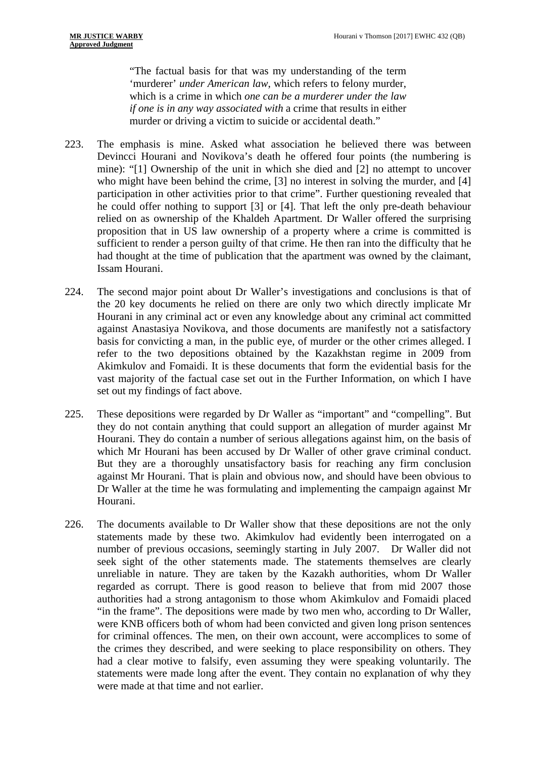> "The factual basis for that was my understanding of the term 'murderer' *under American law*, which refers to felony murder, which is a crime in which *one can be a murderer under the law if one is in any way associated with* a crime that results in either murder or driving a victim to suicide or accidental death."

223. The emphasis is mine. Asked what association he believed there was between Devincci Hourani and Novikova's death he offered four points (the numbering is mine): "[1] Ownership of the unit in which she died and [2] no attempt to uncover who might have been behind the crime, [3] no interest in solving the murder, and [4] participation in other activities prior to that crime". Further questioning revealed that he could offer nothing to support [3] or [4]. That left the only pre-death behaviour relied on as ownership of the Khaldeh Apartment. Dr Waller offered the surprising proposition that in US law ownership of a property where a crime is committed is sufficient to render a person guilty of that crime. He then ran into the difficulty that he had thought at the time of publication that the apartment was owned by the claimant, Issam Hourani.

224. The second major point about Dr Waller's investigations and conclusions is that of the 20 key documents he relied on there are only two which directly implicate Mr Hourani in any criminal act or even any knowledge about any criminal act committed against Anastasiya Novikova, and those documents are manifestly not a satisfactory basis for convicting a man, in the public eye, of murder or the other crimes alleged. I refer to the two depositions obtained by the Kazakhstan regime in 2009 from Akimkulov and Fomaidi. It is these documents that form the evidential basis for the vast majority of the factual case set out in the Further Information, on which I have set out my findings of fact above.

225. These depositions were regarded by Dr Waller as "important" and "compelling". But they do not contain anything that could support an allegation of murder against Mr Hourani. They do contain a number of serious allegations against him, on the basis of which Mr Hourani has been accused by Dr Waller of other grave criminal conduct. But they are a thoroughly unsatisfactory basis for reaching any firm conclusion against Mr Hourani. That is plain and obvious now, and should have been obvious to Dr Waller at the time he was formulating and implementing the campaign against Mr Hourani.

226. The documents available to Dr Waller show that these depositions are not the only statements made by these two. Akimkulov had evidently been interrogated on a number of previous occasions, seemingly starting in July 2007. Dr Waller did not seek sight of the other statements made. The statements themselves are clearly unreliable in nature. They are taken by the Kazakh authorities, whom Dr Waller regarded as corrupt. There is good reason to believe that from mid 2007 those authorities had a strong antagonism to those whom Akimkulov and Fomaidi placed "in the frame". The depositions were made by two men who, according to Dr Waller, were KNB officers both of whom had been convicted and given long prison sentences for criminal offences. The men, on their own account, were accomplices to some of the crimes they described, and were seeking to place responsibility on others. They had a clear motive to falsify, even assuming they were speaking voluntarily. The statements were made long after the event. They contain no explanation of why they were made at that time and not earlier.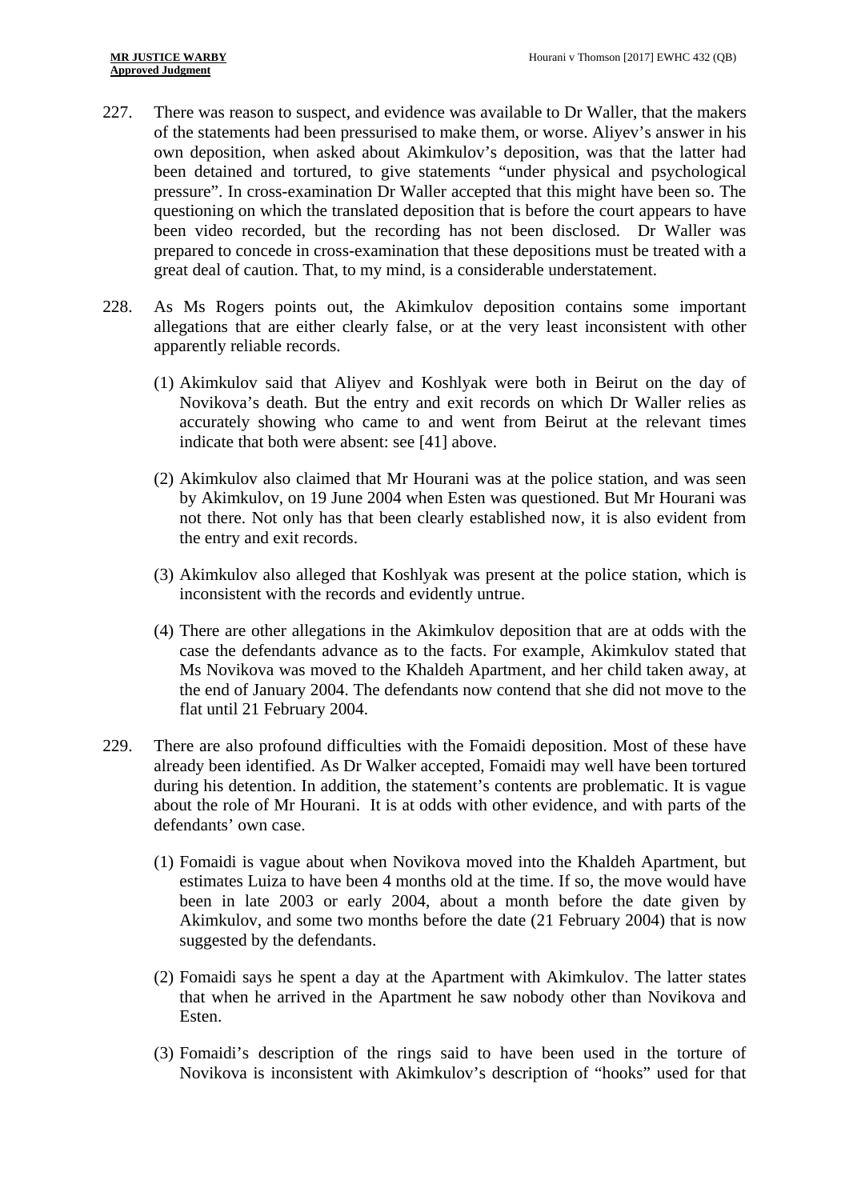227. There was reason to suspect, and evidence was available to Dr Waller, that the makers of the statements had been pressurised to make them, or worse. Aliyev's answer in his own deposition, when asked about Akimkulov's deposition, was that the latter had been detained and tortured, to give statements "under physical and psychological pressure". In cross-examination Dr Waller accepted that this might have been so. The questioning on which the translated deposition that is before the court appears to have been video recorded, but the recording has not been disclosed. Dr Waller was prepared to concede in cross-examination that these depositions must be treated with a great deal of caution. That, to my mind, is a considerable understatement.

228. As Ms Rogers points out, the Akimkulov deposition contains some important allegations that are either clearly false, or at the very least inconsistent with other apparently reliable records.

   (1) Akimkulov said that Aliyev and Koshlyak were both in Beirut on the day of Novikova's death. But the entry and exit records on which Dr Waller relies as accurately showing who came to and went from Beirut at the relevant times indicate that both were absent: see [41] above.

   (2) Akimkulov also claimed that Mr Hourani was at the police station, and was seen by Akimkulov, on 19 June 2004 when Esten was questioned. But Mr Hourani was not there. Not only has that been clearly established now, it is also evident from the entry and exit records.

   (3) Akimkulov also alleged that Koshlyak was present at the police station, which is inconsistent with the records and evidently untrue.

   (4) There are other allegations in the Akimkulov deposition that are at odds with the case the defendants advance as to the facts. For example, Akimkulov stated that Ms Novikova was moved to the Khaldeh Apartment, and her child taken away, at the end of January 2004. The defendants now contend that she did not move to the flat until 21 February 2004.

229. There are also profound difficulties with the Fomaidi deposition. Most of these have already been identified. As Dr Walker accepted, Fomaidi may well have been tortured during his detention. In addition, the statement's contents are problematic. It is vague about the role of Mr Hourani. It is at odds with other evidence, and with parts of the defendants' own case.

   (1) Fomaidi is vague about when Novikova moved into the Khaldeh Apartment, but estimates Luiza to have been 4 months old at the time. If so, the move would have been in late 2003 or early 2004, about a month before the date given by Akimkulov, and some two months before the date (21 February 2004) that is now suggested by the defendants.

   (2) Fomaidi says he spent a day at the Apartment with Akimkulov. The latter states that when he arrived in the Apartment he saw nobody other than Novikova and Esten.

   (3) Fomaidi's description of the rings said to have been used in the torture of Novikova is inconsistent with Akimkulov's description of "hooks" used for that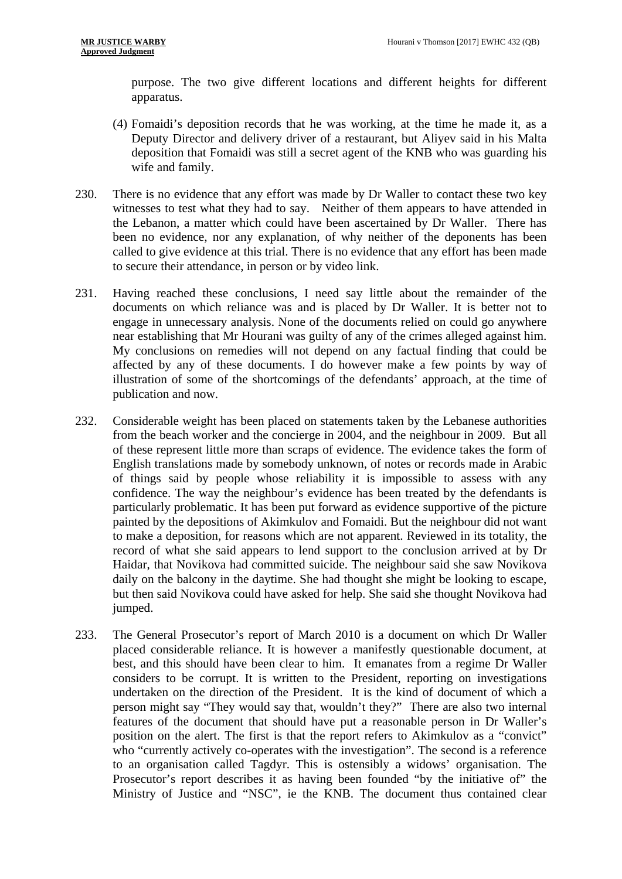purpose. The two give different locations and different heights for different apparatus.

(4) Fomaidi's deposition records that he was working, at the time he made it, as a Deputy Director and delivery driver of a restaurant, but Aliyev said in his Malta deposition that Fomaidi was still a secret agent of the KNB who was guarding his wife and family.

230. There is no evidence that any effort was made by Dr Waller to contact these two key witnesses to test what they had to say. Neither of them appears to have attended in the Lebanon, a matter which could have been ascertained by Dr Waller. There has been no evidence, nor any explanation, of why neither of the deponents has been called to give evidence at this trial. There is no evidence that any effort has been made to secure their attendance, in person or by video link.

231. Having reached these conclusions, I need say little about the remainder of the documents on which reliance was and is placed by Dr Waller. It is better not to engage in unnecessary analysis. None of the documents relied on could go anywhere near establishing that Mr Hourani was guilty of any of the crimes alleged against him. My conclusions on remedies will not depend on any factual finding that could be affected by any of these documents. I do however make a few points by way of illustration of some of the shortcomings of the defendants' approach, at the time of publication and now.

232. Considerable weight has been placed on statements taken by the Lebanese authorities from the beach worker and the concierge in 2004, and the neighbour in 2009. But all of these represent little more than scraps of evidence. The evidence takes the form of English translations made by somebody unknown, of notes or records made in Arabic of things said by people whose reliability it is impossible to assess with any confidence. The way the neighbour's evidence has been treated by the defendants is particularly problematic. It has been put forward as evidence supportive of the picture painted by the depositions of Akimkulov and Fomaidi. But the neighbour did not want to make a deposition, for reasons which are not apparent. Reviewed in its totality, the record of what she said appears to lend support to the conclusion arrived at by Dr Haidar, that Novikova had committed suicide. The neighbour said she saw Novikova daily on the balcony in the daytime. She had thought she might be looking to escape, but then said Novikova could have asked for help. She said she thought Novikova had jumped.

233. The General Prosecutor's report of March 2010 is a document on which Dr Waller placed considerable reliance. It is however a manifestly questionable document, at best, and this should have been clear to him. It emanates from a regime Dr Waller considers to be corrupt. It is written to the President, reporting on investigations undertaken on the direction of the President. It is the kind of document of which a person might say "They would say that, wouldn't they?" There are also two internal features of the document that should have put a reasonable person in Dr Waller's position on the alert. The first is that the report refers to Akimkulov as a "convict" who "currently actively co-operates with the investigation". The second is a reference to an organisation called Tagdyr. This is ostensibly a widows' organisation. The Prosecutor's report describes it as having been founded "by the initiative of" the Ministry of Justice and "NSC", ie the KNB. The document thus contained clear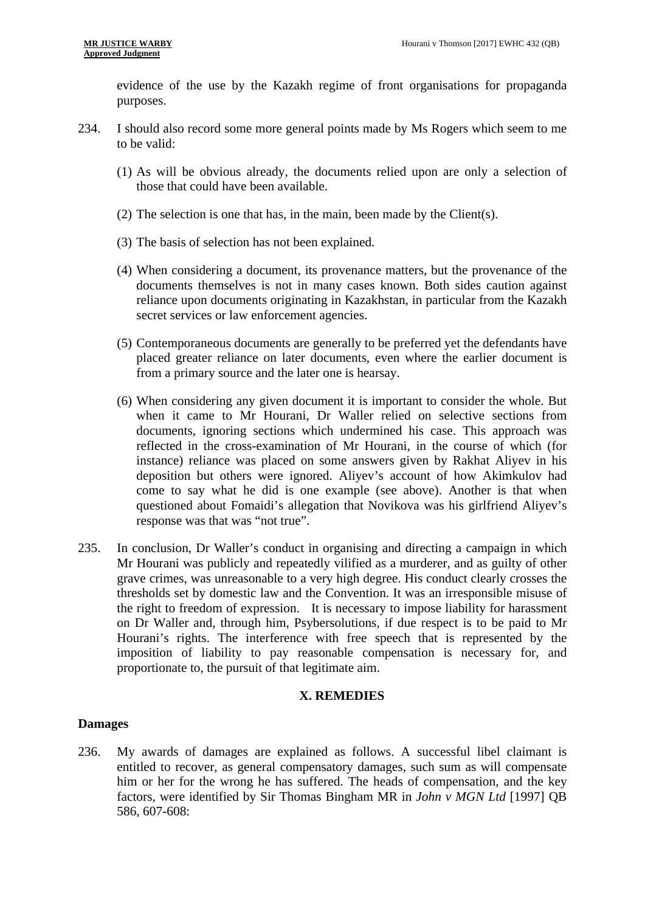evidence of the use by the Kazakh regime of front organisations for propaganda purposes.

234. I should also record some more general points made by Ms Rogers which seem to me to be valid:

(1) As will be obvious already, the documents relied upon are only a selection of those that could have been available.

(2) The selection is one that has, in the main, been made by the Client(s).

(3) The basis of selection has not been explained.

(4) When considering a document, its provenance matters, but the provenance of the documents themselves is not in many cases known. Both sides caution against reliance upon documents originating in Kazakhstan, in particular from the Kazakh secret services or law enforcement agencies.

(5) Contemporaneous documents are generally to be preferred yet the defendants have placed greater reliance on later documents, even where the earlier document is from a primary source and the later one is hearsay.

(6) When considering any given document it is important to consider the whole. But when it came to Mr Hourani, Dr Waller relied on selective sections from documents, ignoring sections which undermined his case. This approach was reflected in the cross-examination of Mr Hourani, in the course of which (for instance) reliance was placed on some answers given by Rakhat Aliyev in his deposition but others were ignored. Aliyev's account of how Akimkulov had come to say what he did is one example (see above). Another is that when questioned about Fomaidi's allegation that Novikova was his girlfriend Aliyev's response was that was "not true".

235. In conclusion, Dr Waller's conduct in organising and directing a campaign in which Mr Hourani was publicly and repeatedly vilified as a murderer, and as guilty of other grave crimes, was unreasonable to a very high degree. His conduct clearly crosses the thresholds set by domestic law and the Convention. It was an irresponsible misuse of the right to freedom of expression. It is necessary to impose liability for harassment on Dr Waller and, through him, Psybersolutions, if due respect is to be paid to Mr Hourani's rights. The interference with free speech that is represented by the imposition of liability to pay reasonable compensation is necessary for, and proportionate to, the pursuit of that legitimate aim.

## X. REMEDIES

### Damages

236. My awards of damages are explained as follows. A successful libel claimant is entitled to recover, as general compensatory damages, such sum as will compensate him or her for the wrong he has suffered. The heads of compensation, and the key factors, were identified by Sir Thomas Bingham MR in *John v MGN Ltd* [1997] QB 586, 607-608: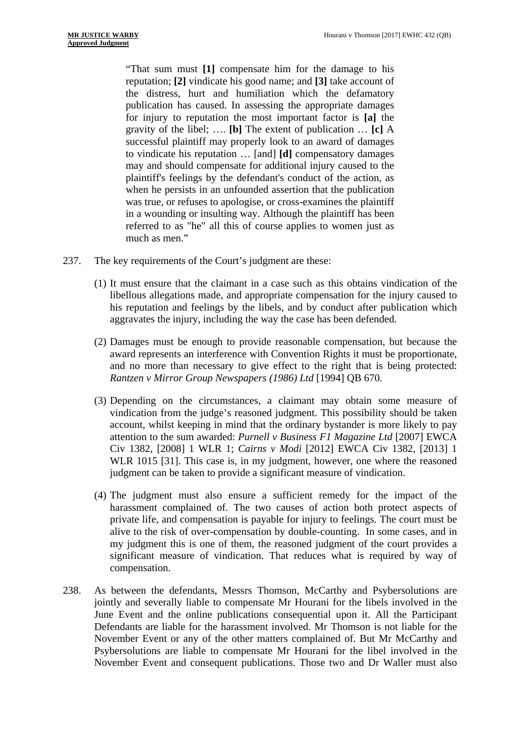> "That sum must **[1]** compensate him for the damage to his reputation; **[2]** vindicate his good name; and **[3]** take account of the distress, hurt and humiliation which the defamatory publication has caused. In assessing the appropriate damages for injury to reputation the most important factor is **[a]** the gravity of the libel; …. **[b]** The extent of publication … **[c]** A successful plaintiff may properly look to an award of damages to vindicate his reputation … [and] **[d]** compensatory damages may and should compensate for additional injury caused to the plaintiff's feelings by the defendant's conduct of the action, as when he persists in an unfounded assertion that the publication was true, or refuses to apologise, or cross-examines the plaintiff in a wounding or insulting way. Although the plaintiff has been referred to as "he" all this of course applies to women just as much as men."

237. The key requirements of the Court's judgment are these:

(1) It must ensure that the claimant in a case such as this obtains vindication of the libellous allegations made, and appropriate compensation for the injury caused to his reputation and feelings by the libels, and by conduct after publication which aggravates the injury, including the way the case has been defended.

(2) Damages must be enough to provide reasonable compensation, but because the award represents an interference with Convention Rights it must be proportionate, and no more than necessary to give effect to the right that is being protected: *Rantzen v Mirror Group Newspapers (1986) Ltd* [1994] QB 670.

(3) Depending on the circumstances, a claimant may obtain some measure of vindication from the judge's reasoned judgment. This possibility should be taken account, whilst keeping in mind that the ordinary bystander is more likely to pay attention to the sum awarded: *Purnell v Business F1 Magazine Ltd* [2007] EWCA Civ 1382, [2008] 1 WLR 1; *Cairns v Modi* [2012] EWCA Civ 1382, [2013] 1 WLR 1015 [31]. This case is, in my judgment, however, one where the reasoned judgment can be taken to provide a significant measure of vindication.

(4) The judgment must also ensure a sufficient remedy for the impact of the harassment complained of. The two causes of action both protect aspects of private life, and compensation is payable for injury to feelings. The court must be alive to the risk of over-compensation by double-counting. In some cases, and in my judgment this is one of them, the reasoned judgment of the court provides a significant measure of vindication. That reduces what is required by way of compensation.

238. As between the defendants, Messrs Thomson, McCarthy and Psybersolutions are jointly and severally liable to compensate Mr Hourani for the libels involved in the June Event and the online publications consequential upon it. All the Participant Defendants are liable for the harassment involved. Mr Thomson is not liable for the November Event or any of the other matters complained of. But Mr McCarthy and Psybersolutions are liable to compensate Mr Hourani for the libel involved in the November Event and consequent publications. Those two and Dr Waller must also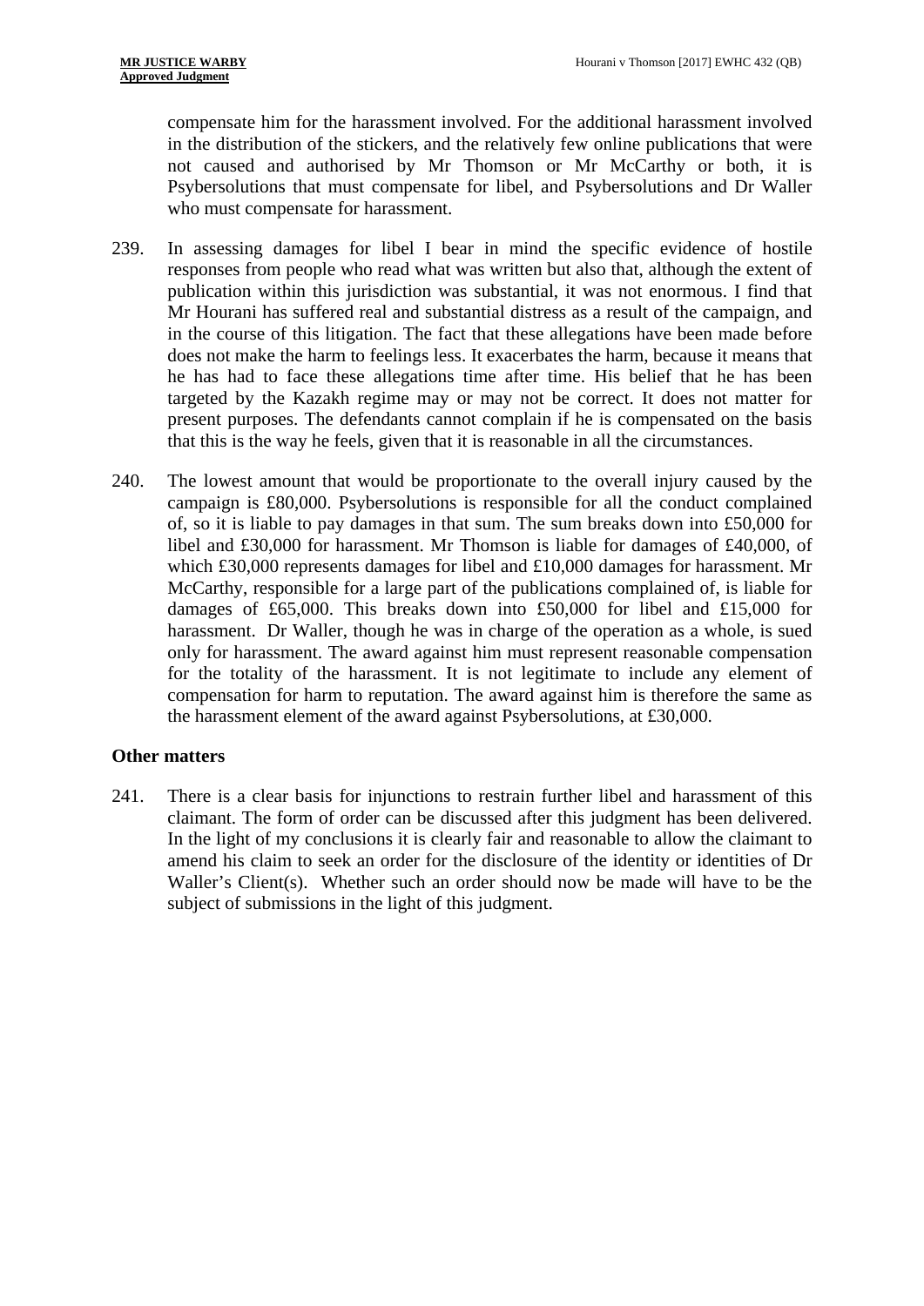compensate him for the harassment involved. For the additional harassment involved in the distribution of the stickers, and the relatively few online publications that were not caused and authorised by Mr Thomson or Mr McCarthy or both, it is Psybersolutions that must compensate for libel, and Psybersolutions and Dr Waller who must compensate for harassment.

239. In assessing damages for libel I bear in mind the specific evidence of hostile responses from people who read what was written but also that, although the extent of publication within this jurisdiction was substantial, it was not enormous. I find that Mr Hourani has suffered real and substantial distress as a result of the campaign, and in the course of this litigation. The fact that these allegations have been made before does not make the harm to feelings less. It exacerbates the harm, because it means that he has had to face these allegations time after time. His belief that he has been targeted by the Kazakh regime may or may not be correct. It does not matter for present purposes. The defendants cannot complain if he is compensated on the basis that this is the way he feels, given that it is reasonable in all the circumstances.

240. The lowest amount that would be proportionate to the overall injury caused by the campaign is £80,000. Psybersolutions is responsible for all the conduct complained of, so it is liable to pay damages in that sum. The sum breaks down into £50,000 for libel and £30,000 for harassment. Mr Thomson is liable for damages of £40,000, of which £30,000 represents damages for libel and £10,000 damages for harassment. Mr McCarthy, responsible for a large part of the publications complained of, is liable for damages of £65,000. This breaks down into £50,000 for libel and £15,000 for harassment. Dr Waller, though he was in charge of the operation as a whole, is sued only for harassment. The award against him must represent reasonable compensation for the totality of the harassment. It is not legitimate to include any element of compensation for harm to reputation. The award against him is therefore the same as the harassment element of the award against Psybersolutions, at £30,000.

## Other matters

241. There is a clear basis for injunctions to restrain further libel and harassment of this claimant. The form of order can be discussed after this judgment has been delivered. In the light of my conclusions it is clearly fair and reasonable to allow the claimant to amend his claim to seek an order for the disclosure of the identity or identities of Dr Waller's Client(s). Whether such an order should now be made will have to be the subject of submissions in the light of this judgment.